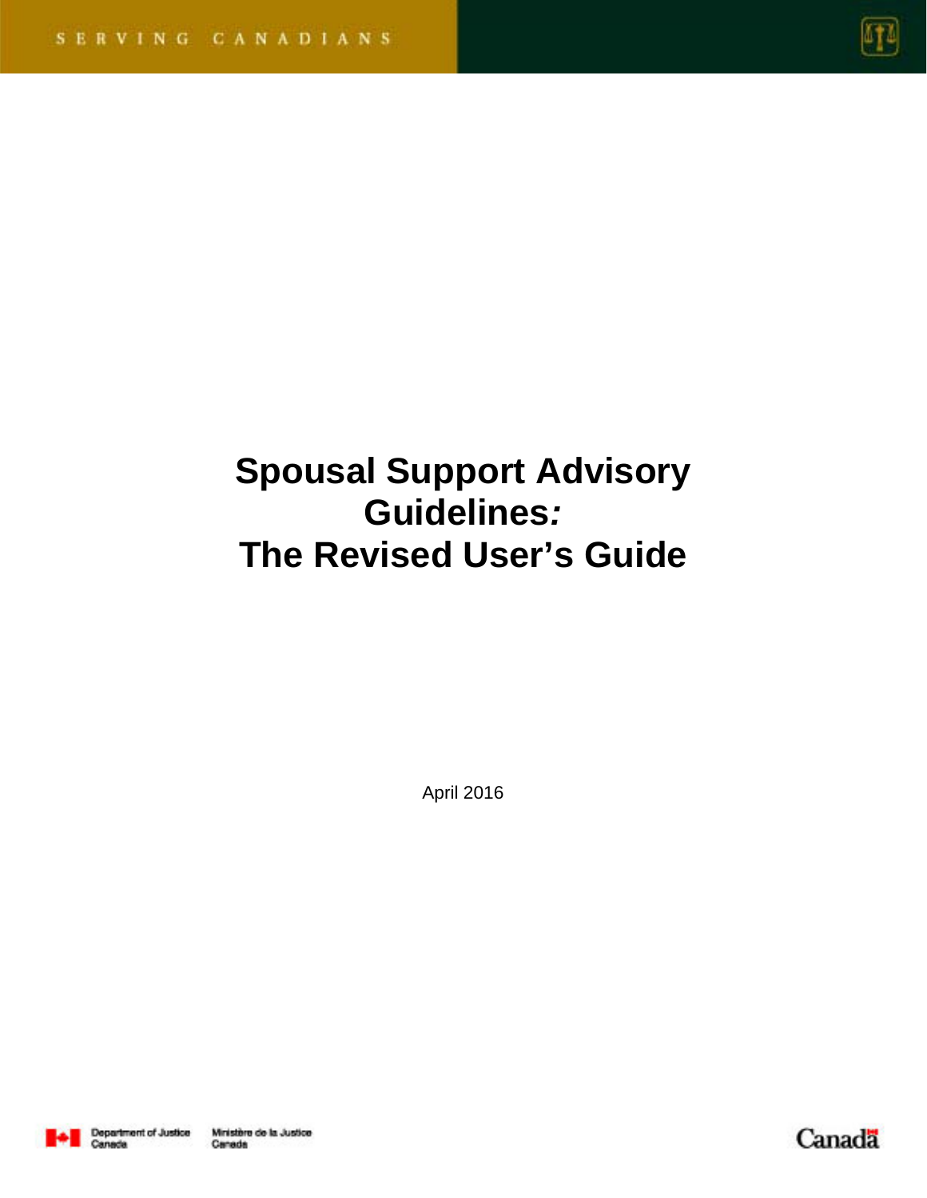SERVING CANADIANS

# Spousal Support Advisory Guidelines*:* The Revised User's Guide

April 2016

Department of Justice Canada — Ministère de la Justice Canada

Canada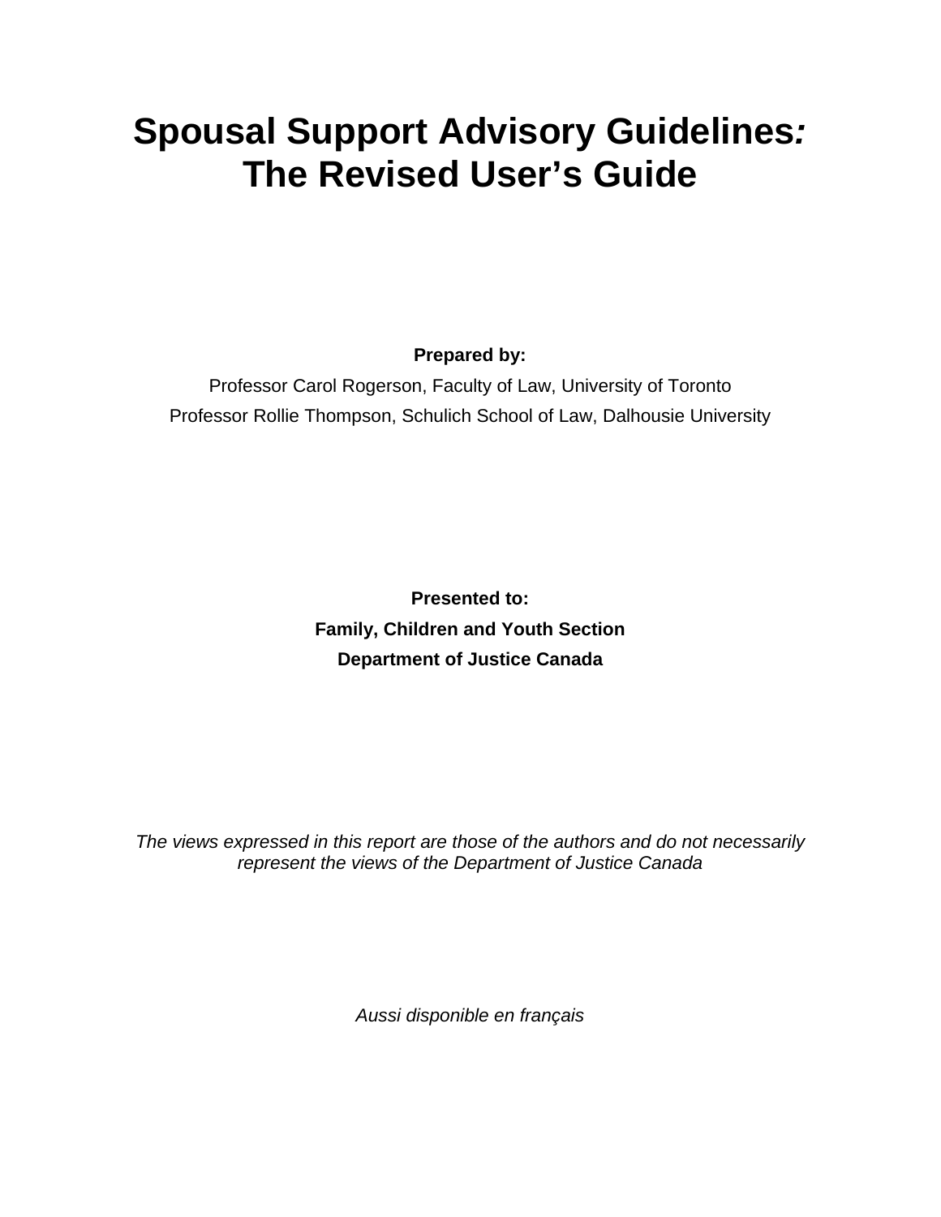# Spousal Support Advisory Guidelines*:* The Revised User's Guide

**Prepared by:**

Professor Carol Rogerson, Faculty of Law, University of Toronto

Professor Rollie Thompson, Schulich School of Law, Dalhousie University

**Presented to:**

**Family, Children and Youth Section**

**Department of Justice Canada**

*The views expressed in this report are those of the authors and do not necessarily represent the views of the Department of Justice Canada*

*Aussi disponible en français*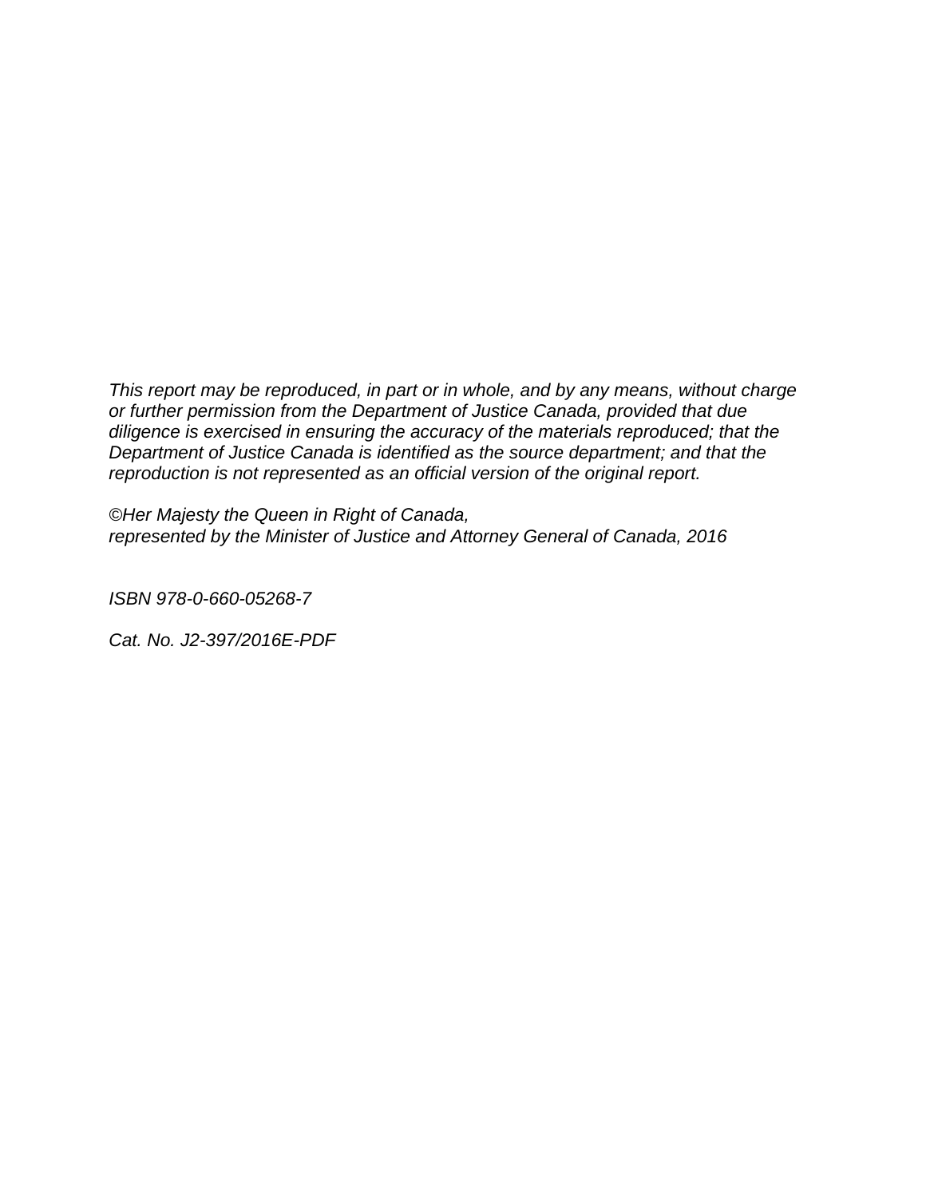*This report may be reproduced, in part or in whole, and by any means, without charge or further permission from the Department of Justice Canada, provided that due diligence is exercised in ensuring the accuracy of the materials reproduced; that the Department of Justice Canada is identified as the source department; and that the reproduction is not represented as an official version of the original report.*

*©Her Majesty the Queen in Right of Canada,*
*represented by the Minister of Justice and Attorney General of Canada, 2016*

*ISBN 978-0-660-05268-7*

*Cat. No. J2-397/2016E-PDF*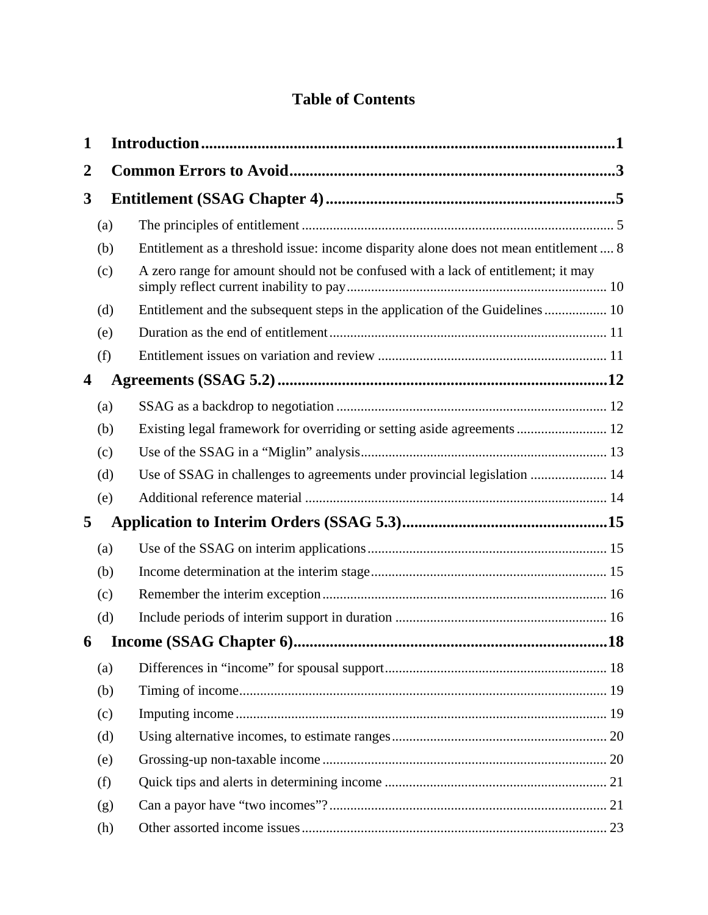# Table of Contents

**1 Introduction** ..... 1

**2 Common Errors to Avoid** ..... 3

**3 Entitlement (SSAG Chapter 4)** ..... 5

- (a) The principles of entitlement ..... 5
- (b) Entitlement as a threshold issue: income disparity alone does not mean entitlement ..... 8
- (c) A zero range for amount should not be confused with a lack of entitlement; it may simply reflect current inability to pay ..... 10
- (d) Entitlement and the subsequent steps in the application of the Guidelines ..... 10
- (e) Duration as the end of entitlement ..... 11
- (f) Entitlement issues on variation and review ..... 11

**4 Agreements (SSAG 5.2)** ..... 12

- (a) SSAG as a backdrop to negotiation ..... 12
- (b) Existing legal framework for overriding or setting aside agreements ..... 12
- (c) Use of the SSAG in a "Miglin" analysis ..... 13
- (d) Use of SSAG in challenges to agreements under provincial legislation ..... 14
- (e) Additional reference material ..... 14

**5 Application to Interim Orders (SSAG 5.3)** ..... 15

- (a) Use of the SSAG on interim applications ..... 15
- (b) Income determination at the interim stage ..... 15
- (c) Remember the interim exception ..... 16
- (d) Include periods of interim support in duration ..... 16

**6 Income (SSAG Chapter 6)** ..... 18

- (a) Differences in "income" for spousal support ..... 18
- (b) Timing of income ..... 19
- (c) Imputing income ..... 19
- (d) Using alternative incomes, to estimate ranges ..... 20
- (e) Grossing-up non-taxable income ..... 20
- (f) Quick tips and alerts in determining income ..... 21
- (g) Can a payor have "two incomes"? ..... 21
- (h) Other assorted income issues ..... 23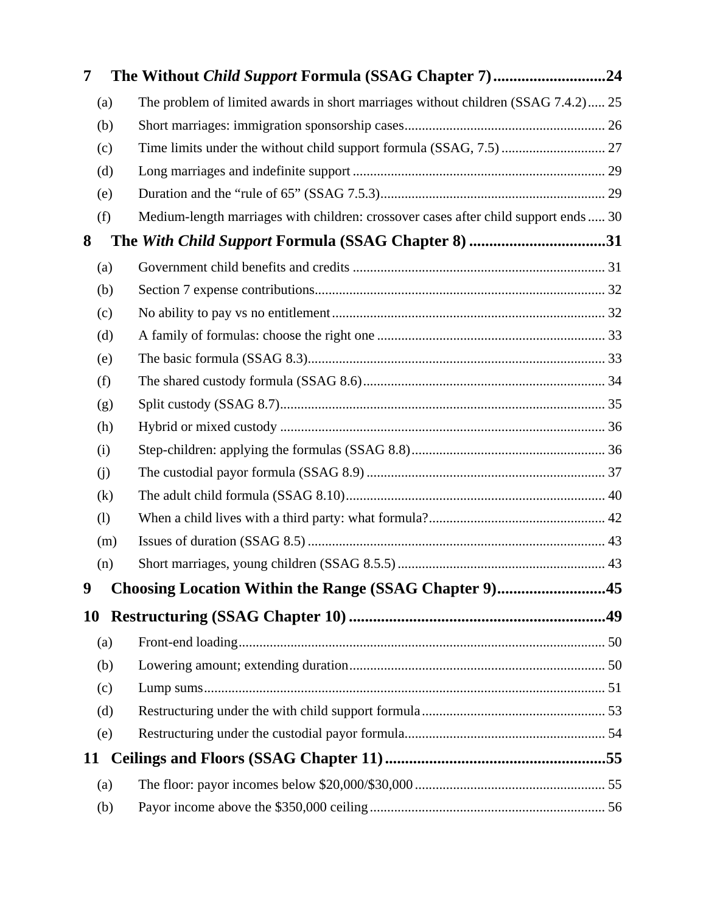**7 The Without *Child Support* Formula (SSAG Chapter 7) ............................24**

(a) The problem of limited awards in short marriages without children (SSAG 7.4.2) ..... 25

(b) Short marriages: immigration sponsorship cases ......................................................... 26

(c) Time limits under the without child support formula (SSAG, 7.5) .............................. 27

(d) Long marriages and indefinite support ......................................................................... 29

(e) Duration and the "rule of 65" (SSAG 7.5.3) ................................................................. 29

(f) Medium-length marriages with children: crossover cases after child support ends ..... 30

**8 The *With Child Support* Formula (SSAG Chapter 8) ..................................31**

(a) Government child benefits and credits ......................................................................... 31

(b) Section 7 expense contributions .................................................................................... 32

(c) No ability to pay vs no entitlement ............................................................................... 32

(d) A family of formulas: choose the right one .................................................................. 33

(e) The basic formula (SSAG 8.3) ...................................................................................... 33

(f) The shared custody formula (SSAG 8.6) ...................................................................... 34

(g) Split custody (SSAG 8.7) .............................................................................................. 35

(h) Hybrid or mixed custody .............................................................................................. 36

(i) Step-children: applying the formulas (SSAG 8.8) ........................................................ 36

(j) The custodial payor formula (SSAG 8.9) ..................................................................... 37

(k) The adult child formula (SSAG 8.10) ........................................................................... 40

(l) When a child lives with a third party: what formula? ................................................... 42

(m) Issues of duration (SSAG 8.5) ...................................................................................... 43

(n) Short marriages, young children (SSAG 8.5.5) ............................................................ 43

**9 Choosing Location Within the Range (SSAG Chapter 9) ...........................45**

**10 Restructuring (SSAG Chapter 10) .................................................................49**

(a) Front-end loading .......................................................................................................... 50

(b) Lowering amount; extending duration .......................................................................... 50

(c) Lump sums .................................................................................................................... 51

(d) Restructuring under the with child support formula ..................................................... 53

(e) Restructuring under the custodial payor formula .......................................................... 54

**11 Ceilings and Floors (SSAG Chapter 11) ........................................................55**

(a) The floor: payor incomes below $20,000/$30,000 ....................................................... 55

(b) Payor income above the $350,000 ceiling .................................................................... 56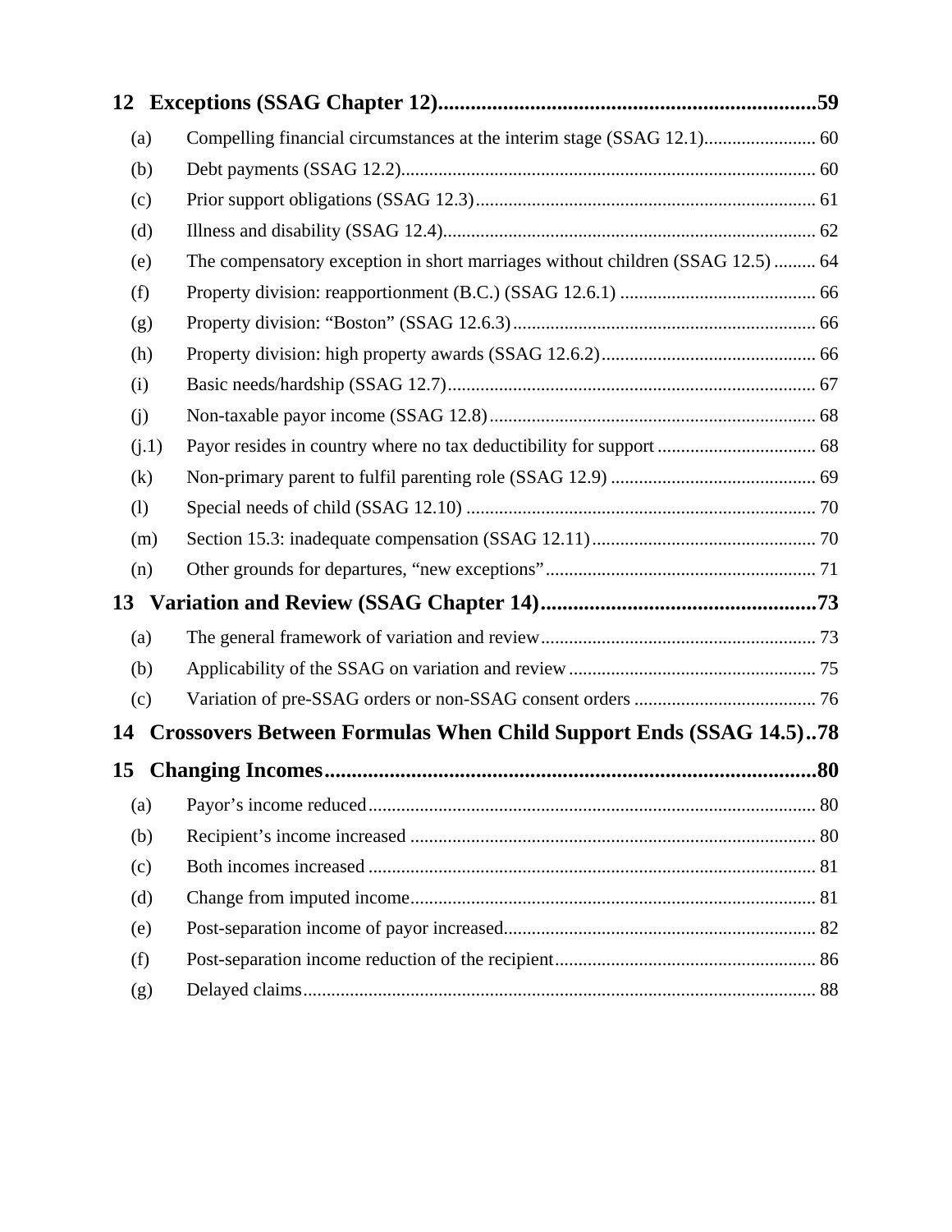**12 Exceptions (SSAG Chapter 12)......................................................................59**

(a) Compelling financial circumstances at the interim stage (SSAG 12.1)........................ 60

(b) Debt payments (SSAG 12.2)........................................................................................ 60

(c) Prior support obligations (SSAG 12.3)........................................................................ 61

(d) Illness and disability (SSAG 12.4)............................................................................... 62

(e) The compensatory exception in short marriages without children (SSAG 12.5)......... 64

(f) Property division: reapportionment (B.C.) (SSAG 12.6.1) .......................................... 66

(g) Property division: "Boston" (SSAG 12.6.3)................................................................ 66

(h) Property division: high property awards (SSAG 12.6.2)............................................. 66

(i) Basic needs/hardship (SSAG 12.7).............................................................................. 67

(j) Non-taxable payor income (SSAG 12.8)..................................................................... 68

(j.1) Payor resides in country where no tax deductibility for support ................................. 68

(k) Non-primary parent to fulfil parenting role (SSAG 12.9) ........................................... 69

(l) Special needs of child (SSAG 12.10) .......................................................................... 70

(m) Section 15.3: inadequate compensation (SSAG 12.11)................................................ 70

(n) Other grounds for departures, "new exceptions"......................................................... 71

**13 Variation and Review (SSAG Chapter 14)...................................................73**

(a) The general framework of variation and review.......................................................... 73

(b) Applicability of the SSAG on variation and review.................................................... 75

(c) Variation of pre-SSAG orders or non-SSAG consent orders ...................................... 76

**14 Crossovers Between Formulas When Child Support Ends (SSAG 14.5)..78**

**15 Changing Incomes..........................................................................................80**

(a) Payor's income reduced............................................................................................... 80

(b) Recipient's income increased ...................................................................................... 80

(c) Both incomes increased ............................................................................................... 81

(d) Change from imputed income...................................................................................... 81

(e) Post-separation income of payor increased.................................................................. 82

(f) Post-separation income reduction of the recipient....................................................... 86

(g) Delayed claims............................................................................................................. 88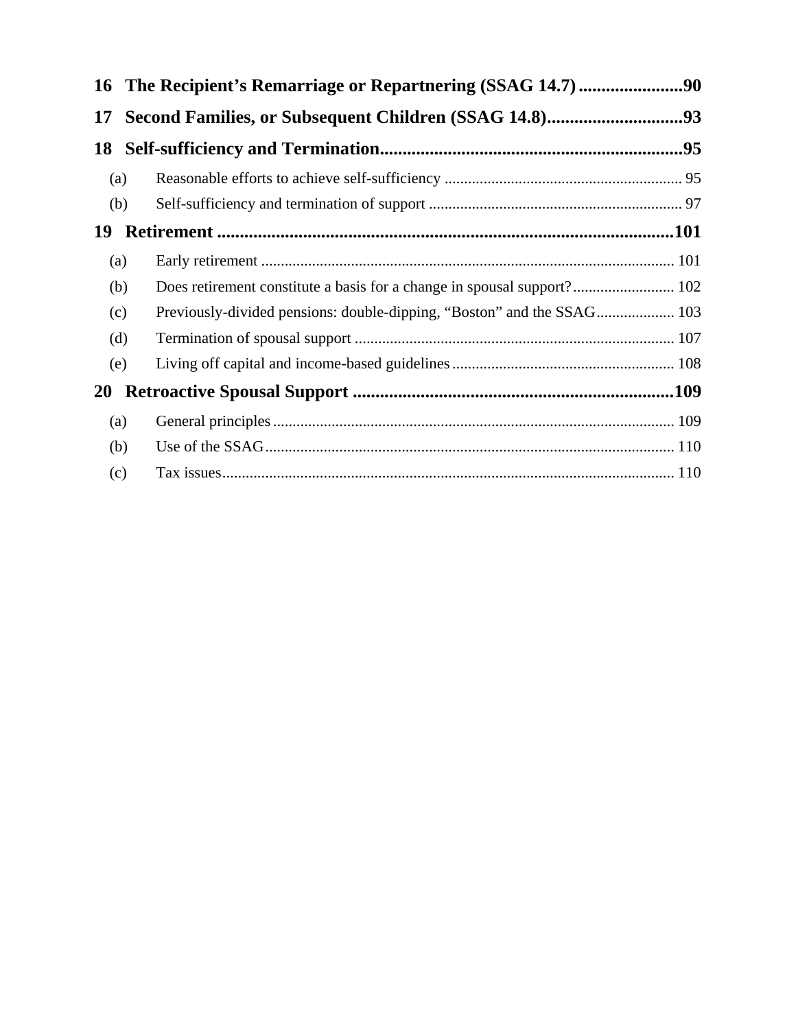**16 The Recipient's Remarriage or Repartnering (SSAG 14.7) ....................... 90**

**17 Second Families, or Subsequent Children (SSAG 14.8) .............................. 93**

**18 Self-sufficiency and Termination ................................................................... 95**

(a) Reasonable efforts to achieve self-sufficiency ............................................................ 95

(b) Self-sufficiency and termination of support ................................................................ 97

**19 Retirement ..................................................................................................... 101**

(a) Early retirement ......................................................................................................... 101

(b) Does retirement constitute a basis for a change in spousal support? .......................... 102

(c) Previously-divided pensions: double-dipping, "Boston" and the SSAG .................... 103

(d) Termination of spousal support ................................................................................. 107

(e) Living off capital and income-based guidelines ......................................................... 108

**20 Retroactive Spousal Support ....................................................................... 109**

(a) General principles ...................................................................................................... 109

(b) Use of the SSAG ........................................................................................................ 110

(c) Tax issues ................................................................................................................... 110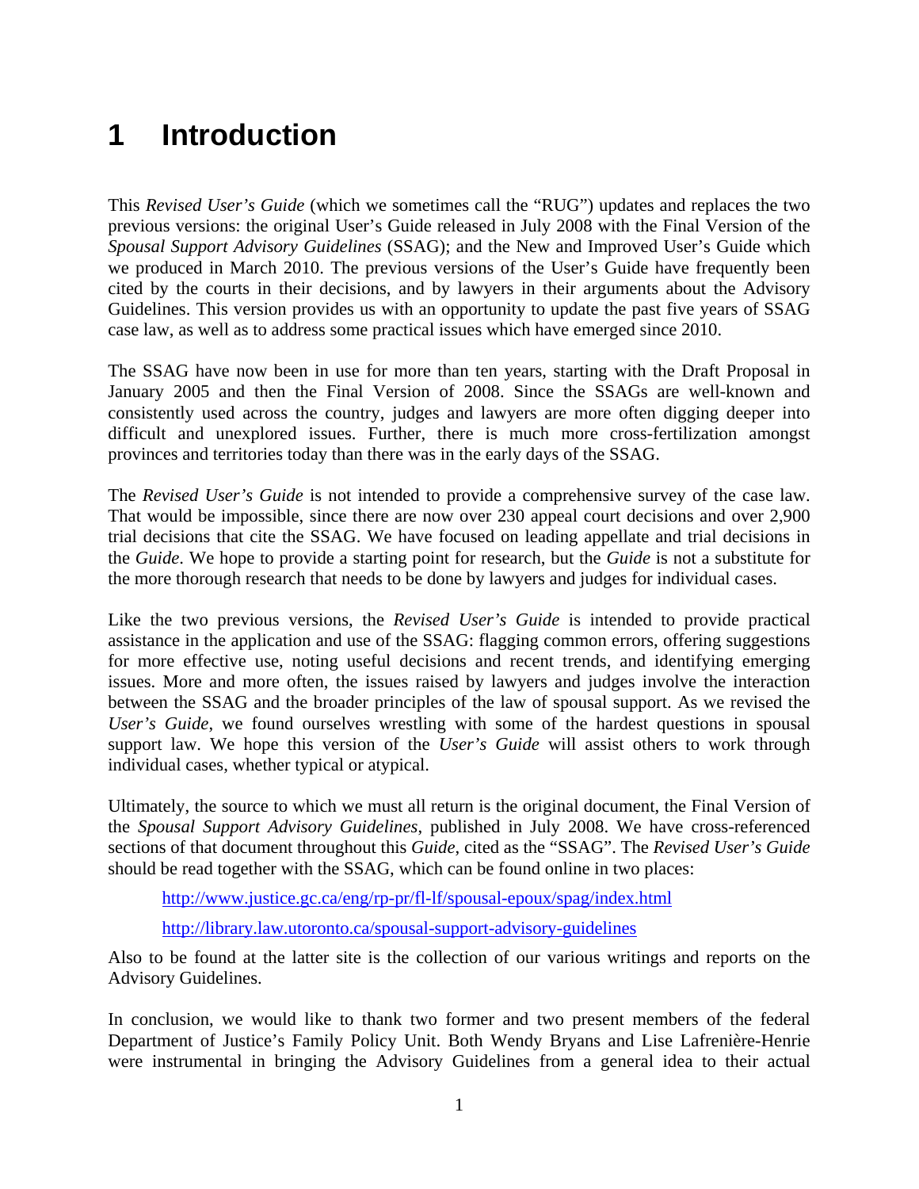# 1 Introduction

This *Revised User's Guide* (which we sometimes call the "RUG") updates and replaces the two previous versions: the original User's Guide released in July 2008 with the Final Version of the *Spousal Support Advisory Guidelines* (SSAG); and the New and Improved User's Guide which we produced in March 2010. The previous versions of the User's Guide have frequently been cited by the courts in their decisions, and by lawyers in their arguments about the Advisory Guidelines. This version provides us with an opportunity to update the past five years of SSAG case law, as well as to address some practical issues which have emerged since 2010.

The SSAG have now been in use for more than ten years, starting with the Draft Proposal in January 2005 and then the Final Version of 2008. Since the SSAGs are well-known and consistently used across the country, judges and lawyers are more often digging deeper into difficult and unexplored issues. Further, there is much more cross-fertilization amongst provinces and territories today than there was in the early days of the SSAG.

The *Revised User's Guide* is not intended to provide a comprehensive survey of the case law. That would be impossible, since there are now over 230 appeal court decisions and over 2,900 trial decisions that cite the SSAG. We have focused on leading appellate and trial decisions in the *Guide*. We hope to provide a starting point for research, but the *Guide* is not a substitute for the more thorough research that needs to be done by lawyers and judges for individual cases.

Like the two previous versions, the *Revised User's Guide* is intended to provide practical assistance in the application and use of the SSAG: flagging common errors, offering suggestions for more effective use, noting useful decisions and recent trends, and identifying emerging issues. More and more often, the issues raised by lawyers and judges involve the interaction between the SSAG and the broader principles of the law of spousal support. As we revised the *User's Guide*, we found ourselves wrestling with some of the hardest questions in spousal support law. We hope this version of the *User's Guide* will assist others to work through individual cases, whether typical or atypical.

Ultimately, the source to which we must all return is the original document, the Final Version of the *Spousal Support Advisory Guidelines*, published in July 2008. We have cross-referenced sections of that document throughout this *Guide*, cited as the "SSAG". The *Revised User's Guide* should be read together with the SSAG, which can be found online in two places:

> http://www.justice.gc.ca/eng/rp-pr/fl-lf/spousal-epoux/spag/index.html
>
> http://library.law.utoronto.ca/spousal-support-advisory-guidelines

Also to be found at the latter site is the collection of our various writings and reports on the Advisory Guidelines.

In conclusion, we would like to thank two former and two present members of the federal Department of Justice's Family Policy Unit. Both Wendy Bryans and Lise Lafrenière-Henrie were instrumental in bringing the Advisory Guidelines from a general idea to their actual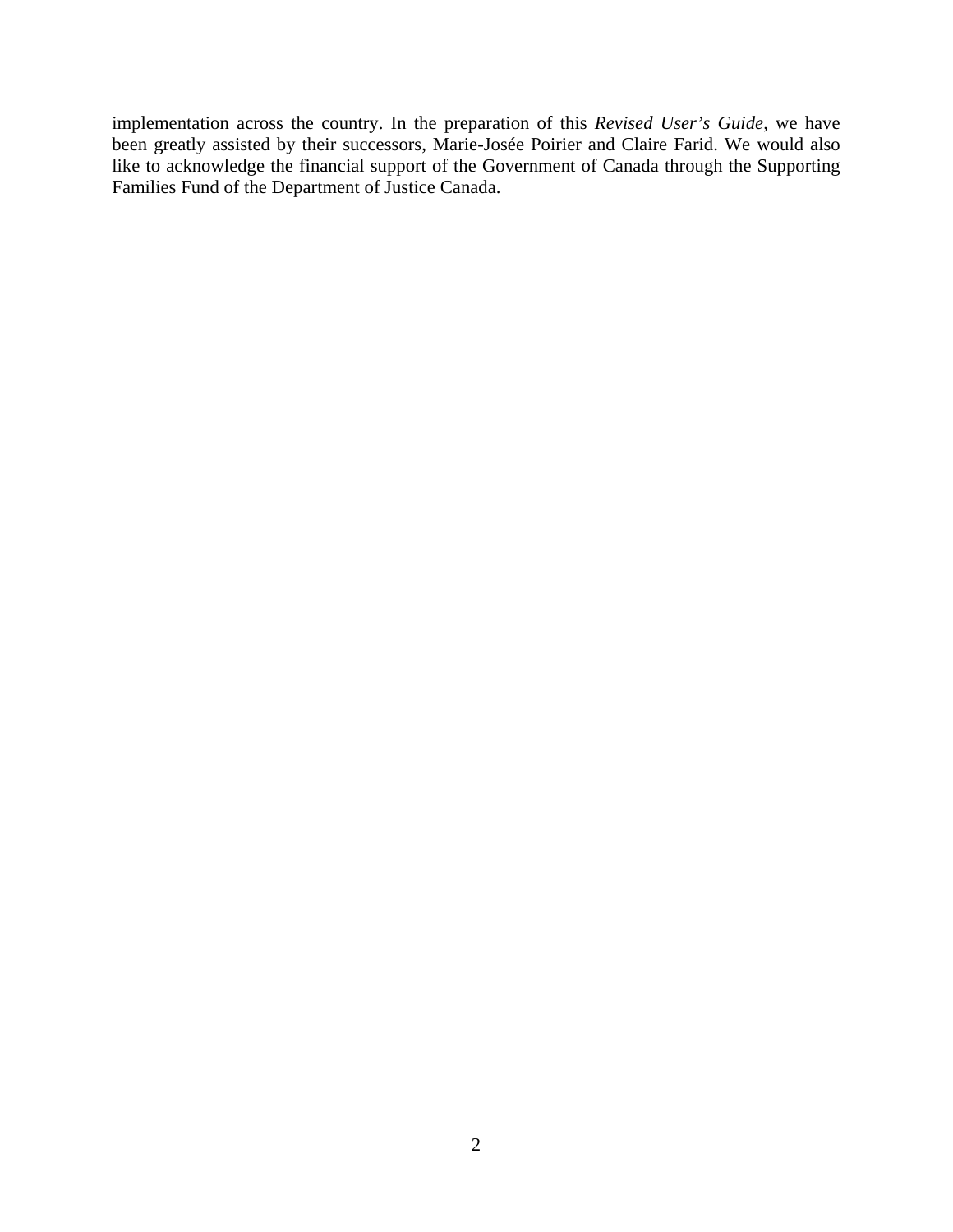implementation across the country. In the preparation of this *Revised User's Guide*, we have been greatly assisted by their successors, Marie-Josée Poirier and Claire Farid. We would also like to acknowledge the financial support of the Government of Canada through the Supporting Families Fund of the Department of Justice Canada.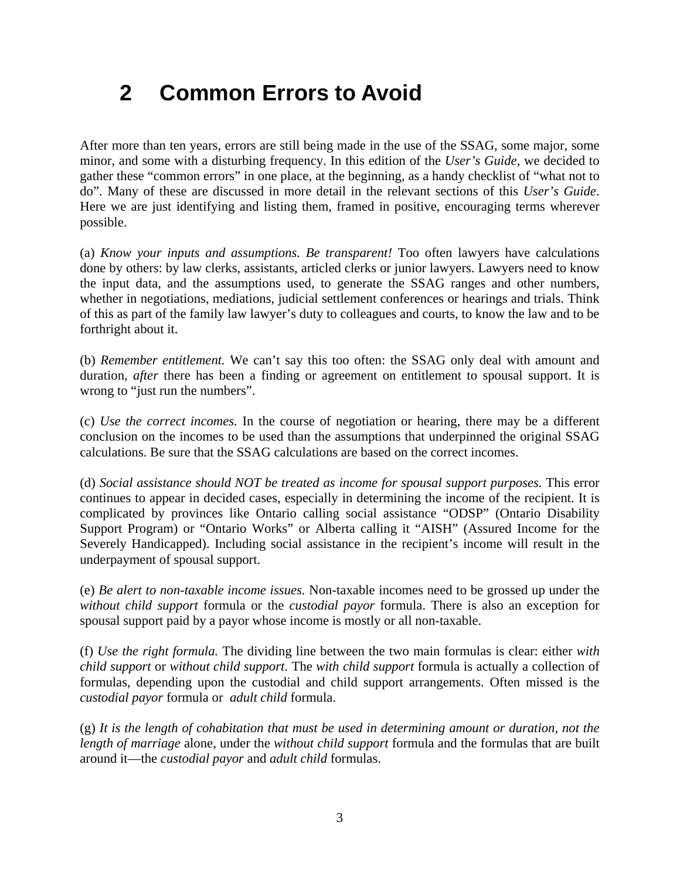# 2 Common Errors to Avoid

After more than ten years, errors are still being made in the use of the SSAG, some major, some minor, and some with a disturbing frequency. In this edition of the *User's Guide*, we decided to gather these "common errors" in one place, at the beginning, as a handy checklist of "what not to do". Many of these are discussed in more detail in the relevant sections of this *User's Guide*. Here we are just identifying and listing them, framed in positive, encouraging terms wherever possible.

(a) *Know your inputs and assumptions. Be transparent!* Too often lawyers have calculations done by others: by law clerks, assistants, articled clerks or junior lawyers. Lawyers need to know the input data, and the assumptions used, to generate the SSAG ranges and other numbers, whether in negotiations, mediations, judicial settlement conferences or hearings and trials. Think of this as part of the family law lawyer's duty to colleagues and courts, to know the law and to be forthright about it.

(b) *Remember entitlement.* We can't say this too often: the SSAG only deal with amount and duration, *after* there has been a finding or agreement on entitlement to spousal support. It is wrong to "just run the numbers".

(c) *Use the correct incomes.* In the course of negotiation or hearing, there may be a different conclusion on the incomes to be used than the assumptions that underpinned the original SSAG calculations. Be sure that the SSAG calculations are based on the correct incomes.

(d) *Social assistance should NOT be treated as income for spousal support purposes.* This error continues to appear in decided cases, especially in determining the income of the recipient. It is complicated by provinces like Ontario calling social assistance "ODSP" (Ontario Disability Support Program) or "Ontario Works" or Alberta calling it "AISH" (Assured Income for the Severely Handicapped). Including social assistance in the recipient's income will result in the underpayment of spousal support.

(e) *Be alert to non-taxable income issues.* Non-taxable incomes need to be grossed up under the *without child support* formula or the *custodial payor* formula. There is also an exception for spousal support paid by a payor whose income is mostly or all non-taxable.

(f) *Use the right formula.* The dividing line between the two main formulas is clear: either *with child support* or *without child support*. The *with child support* formula is actually a collection of formulas, depending upon the custodial and child support arrangements. Often missed is the *custodial payor* formula or *adult child* formula.

(g) *It is the length of cohabitation that must be used in determining amount or duration, not the length of marriage* alone, under the *without child support* formula and the formulas that are built around it—the *custodial payor* and *adult child* formulas.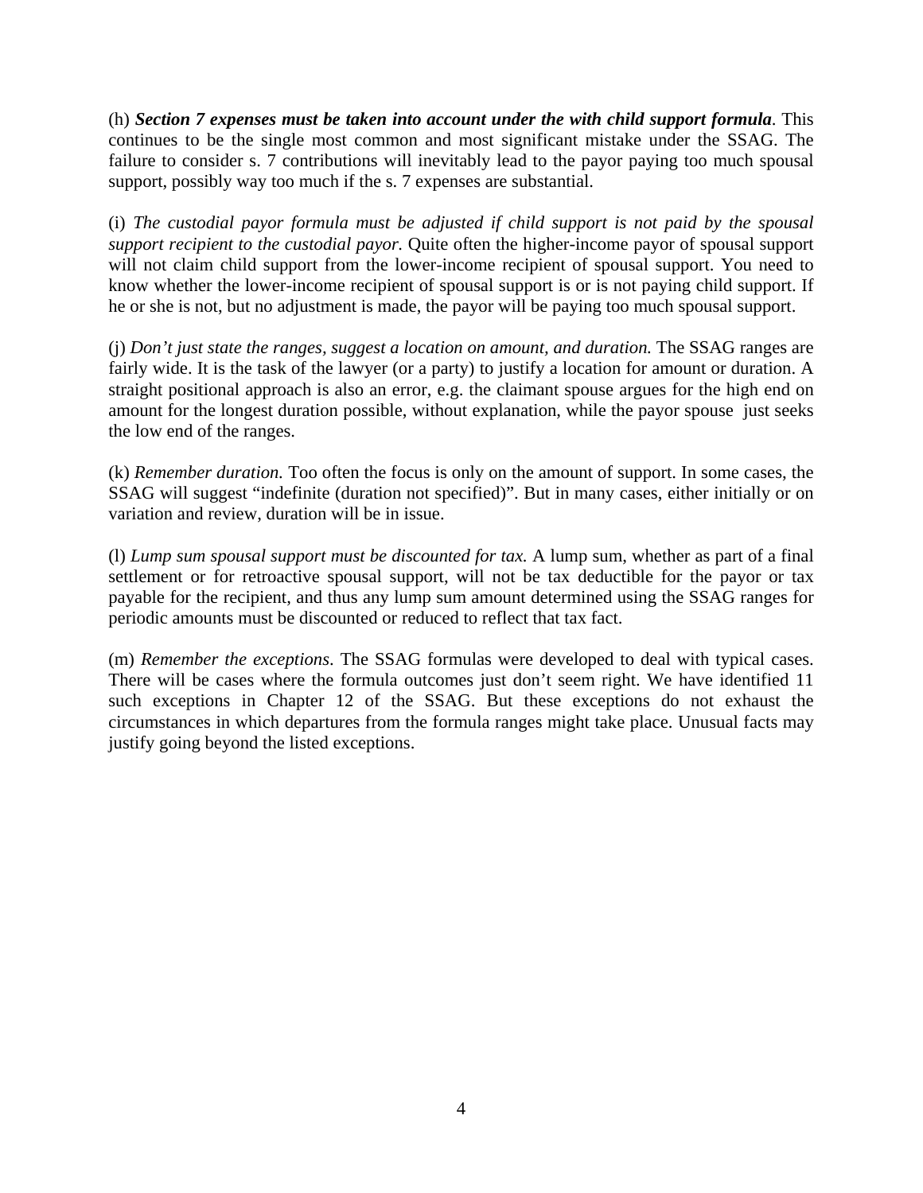(h) ***Section 7 expenses must be taken into account under the with child support formula***. This continues to be the single most common and most significant mistake under the SSAG. The failure to consider s. 7 contributions will inevitably lead to the payor paying too much spousal support, possibly way too much if the s. 7 expenses are substantial.

(i) *The custodial payor formula must be adjusted if child support is not paid by the spousal support recipient to the custodial payor.* Quite often the higher-income payor of spousal support will not claim child support from the lower-income recipient of spousal support. You need to know whether the lower-income recipient of spousal support is or is not paying child support. If he or she is not, but no adjustment is made, the payor will be paying too much spousal support.

(j) *Don't just state the ranges, suggest a location on amount, and duration.* The SSAG ranges are fairly wide. It is the task of the lawyer (or a party) to justify a location for amount or duration. A straight positional approach is also an error, e.g. the claimant spouse argues for the high end on amount for the longest duration possible, without explanation, while the payor spouse just seeks the low end of the ranges.

(k) *Remember duration.* Too often the focus is only on the amount of support. In some cases, the SSAG will suggest "indefinite (duration not specified)". But in many cases, either initially or on variation and review, duration will be in issue.

(l) *Lump sum spousal support must be discounted for tax.* A lump sum, whether as part of a final settlement or for retroactive spousal support, will not be tax deductible for the payor or tax payable for the recipient, and thus any lump sum amount determined using the SSAG ranges for periodic amounts must be discounted or reduced to reflect that tax fact.

(m) *Remember the exceptions*. The SSAG formulas were developed to deal with typical cases. There will be cases where the formula outcomes just don't seem right. We have identified 11 such exceptions in Chapter 12 of the SSAG. But these exceptions do not exhaust the circumstances in which departures from the formula ranges might take place. Unusual facts may justify going beyond the listed exceptions.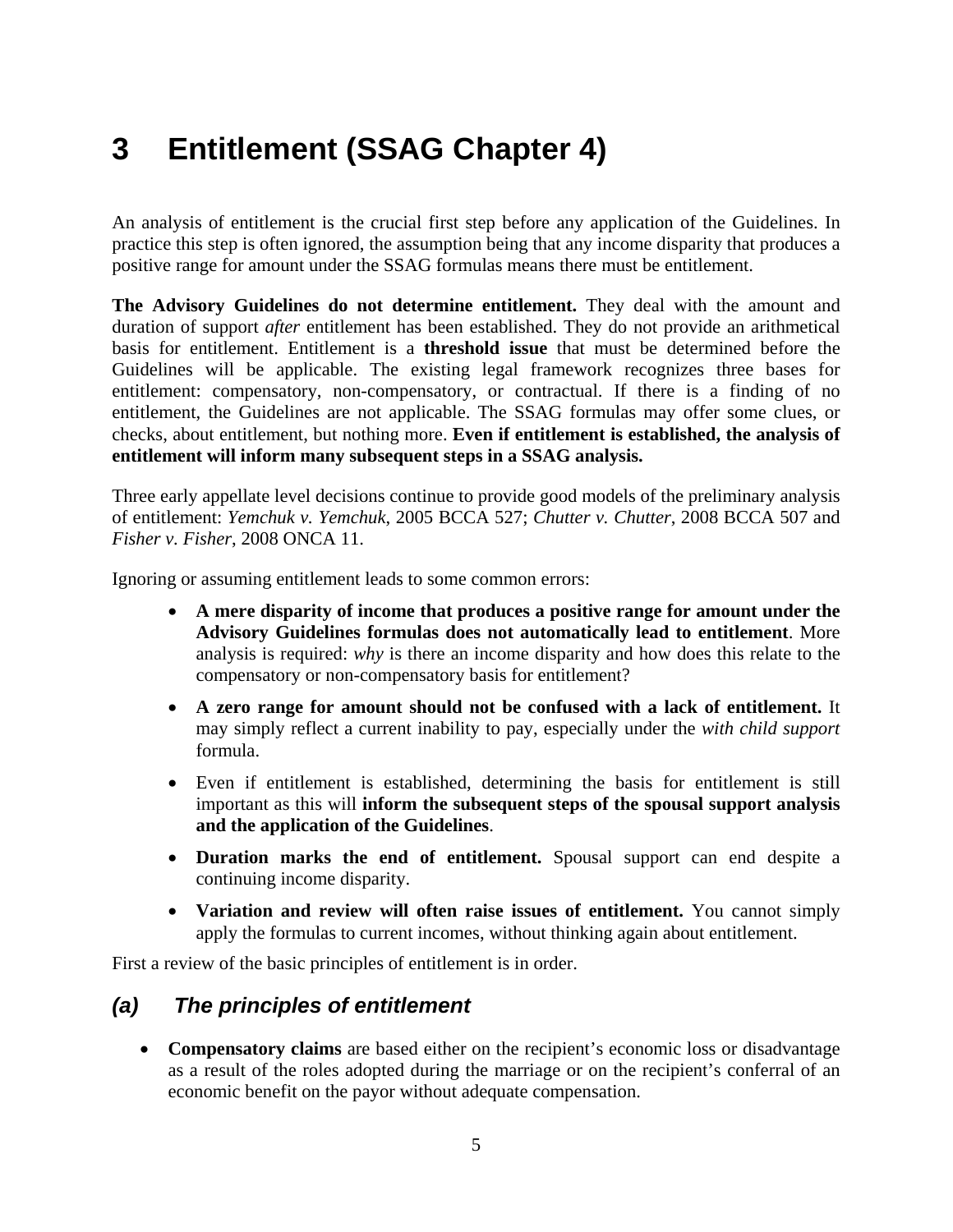# 3 Entitlement (SSAG Chapter 4)

An analysis of entitlement is the crucial first step before any application of the Guidelines. In practice this step is often ignored, the assumption being that any income disparity that produces a positive range for amount under the SSAG formulas means there must be entitlement.

**The Advisory Guidelines do not determine entitlement.** They deal with the amount and duration of support *after* entitlement has been established. They do not provide an arithmetical basis for entitlement. Entitlement is a **threshold issue** that must be determined before the Guidelines will be applicable. The existing legal framework recognizes three bases for entitlement: compensatory, non-compensatory, or contractual. If there is a finding of no entitlement, the Guidelines are not applicable. The SSAG formulas may offer some clues, or checks, about entitlement, but nothing more. **Even if entitlement is established, the analysis of entitlement will inform many subsequent steps in a SSAG analysis.**

Three early appellate level decisions continue to provide good models of the preliminary analysis of entitlement: *Yemchuk v. Yemchuk*, 2005 BCCA 527; *Chutter v. Chutter*, 2008 BCCA 507 and *Fisher v. Fisher*, 2008 ONCA 11.

Ignoring or assuming entitlement leads to some common errors:

- **A mere disparity of income that produces a positive range for amount under the Advisory Guidelines formulas does not automatically lead to entitlement**. More analysis is required: *why* is there an income disparity and how does this relate to the compensatory or non-compensatory basis for entitlement?
- **A zero range for amount should not be confused with a lack of entitlement.** It may simply reflect a current inability to pay, especially under the *with child support* formula.
- Even if entitlement is established, determining the basis for entitlement is still important as this will **inform the subsequent steps of the spousal support analysis and the application of the Guidelines**.
- **Duration marks the end of entitlement.** Spousal support can end despite a continuing income disparity.
- **Variation and review will often raise issues of entitlement.** You cannot simply apply the formulas to current incomes, without thinking again about entitlement.

First a review of the basic principles of entitlement is in order.

## *(a) The principles of entitlement*

- **Compensatory claims** are based either on the recipient's economic loss or disadvantage as a result of the roles adopted during the marriage or on the recipient's conferral of an economic benefit on the payor without adequate compensation.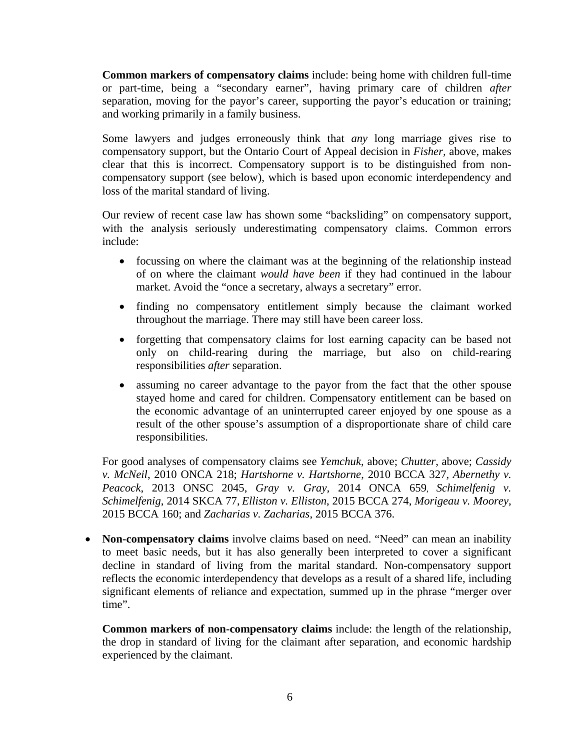**Common markers of compensatory claims** include: being home with children full-time or part-time, being a "secondary earner", having primary care of children *after* separation, moving for the payor's career, supporting the payor's education or training; and working primarily in a family business.

Some lawyers and judges erroneously think that *any* long marriage gives rise to compensatory support, but the Ontario Court of Appeal decision in *Fisher,* above, makes clear that this is incorrect. Compensatory support is to be distinguished from non-compensatory support (see below), which is based upon economic interdependency and loss of the marital standard of living.

Our review of recent case law has shown some "backsliding" on compensatory support, with the analysis seriously underestimating compensatory claims. Common errors include:

- focussing on where the claimant was at the beginning of the relationship instead of on where the claimant *would have been* if they had continued in the labour market. Avoid the "once a secretary, always a secretary" error.
- finding no compensatory entitlement simply because the claimant worked throughout the marriage. There may still have been career loss.
- forgetting that compensatory claims for lost earning capacity can be based not only on child-rearing during the marriage, but also on child-rearing responsibilities *after* separation.
- assuming no career advantage to the payor from the fact that the other spouse stayed home and cared for children. Compensatory entitlement can be based on the economic advantage of an uninterrupted career enjoyed by one spouse as a result of the other spouse's assumption of a disproportionate share of child care responsibilities.

For good analyses of compensatory claims see *Yemchuk*, above; *Chutter*, above; *Cassidy v. McNeil*, 2010 ONCA 218; *Hartshorne v. Hartshorne*, 2010 BCCA 327, *Abernethy v. Peacock*, 2013 ONSC 2045, *Gray v. Gray,* 2014 ONCA 659, *Schimelfenig v. Schimelfenig*, 2014 SKCA 77, *Elliston v. Elliston*, 2015 BCCA 274, *Morigeau v. Moorey*, 2015 BCCA 160; and *Zacharias v. Zacharias*, 2015 BCCA 376.

- **Non-compensatory claims** involve claims based on need. "Need" can mean an inability to meet basic needs, but it has also generally been interpreted to cover a significant decline in standard of living from the marital standard. Non-compensatory support reflects the economic interdependency that develops as a result of a shared life, including significant elements of reliance and expectation, summed up in the phrase "merger over time".

  **Common markers of non-compensatory claims** include: the length of the relationship, the drop in standard of living for the claimant after separation, and economic hardship experienced by the claimant.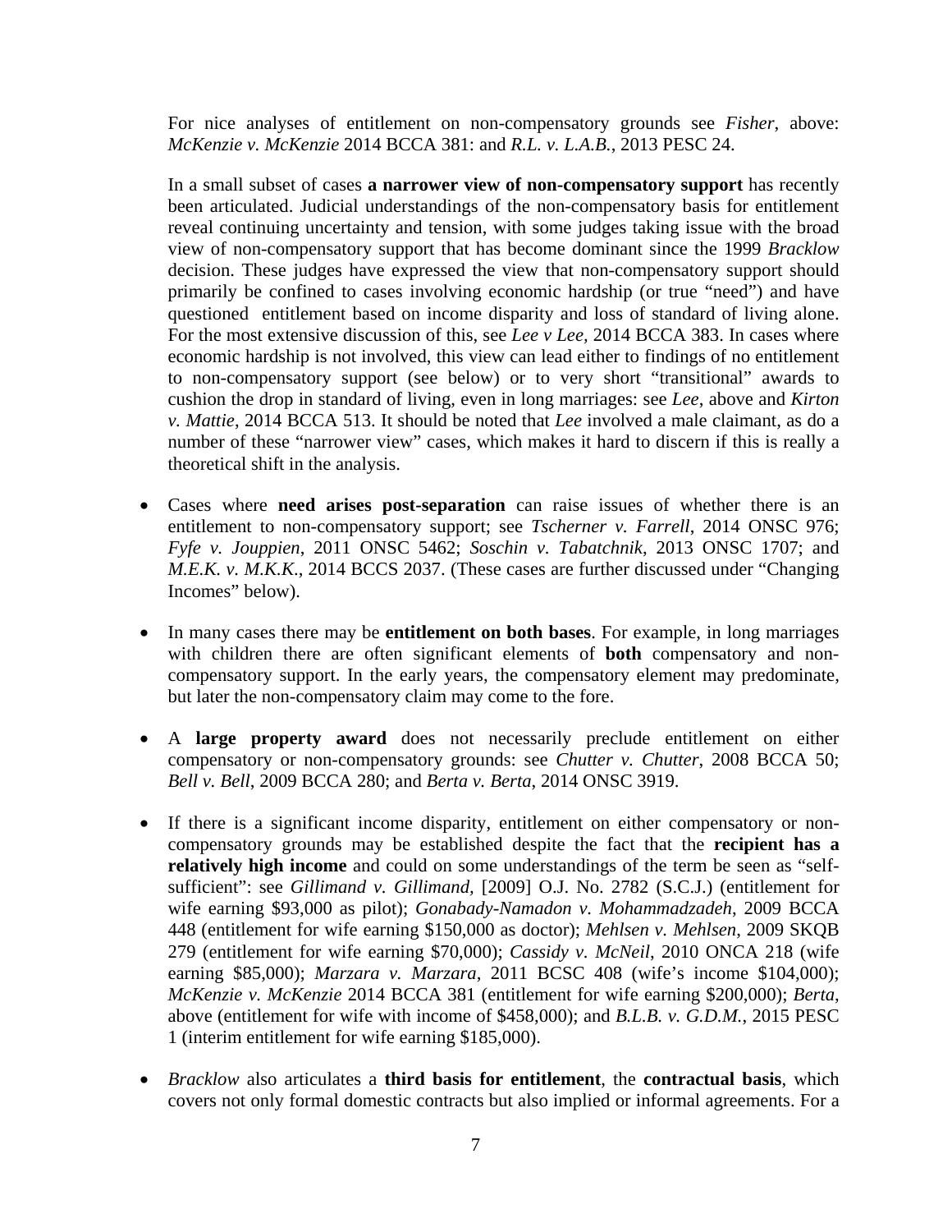For nice analyses of entitlement on non-compensatory grounds see *Fisher*, above: *McKenzie v. McKenzie* 2014 BCCA 381: and *R.L. v. L.A.B.*, 2013 PESC 24.

In a small subset of cases **a narrower view of non-compensatory support** has recently been articulated. Judicial understandings of the non-compensatory basis for entitlement reveal continuing uncertainty and tension, with some judges taking issue with the broad view of non-compensatory support that has become dominant since the 1999 *Bracklow* decision. These judges have expressed the view that non-compensatory support should primarily be confined to cases involving economic hardship (or true "need") and have questioned entitlement based on income disparity and loss of standard of living alone. For the most extensive discussion of this, see *Lee v Lee*, 2014 BCCA 383. In cases where economic hardship is not involved, this view can lead either to findings of no entitlement to non-compensatory support (see below) or to very short "transitional" awards to cushion the drop in standard of living, even in long marriages: see *Lee*, above and *Kirton v. Mattie*, 2014 BCCA 513. It should be noted that *Lee* involved a male claimant, as do a number of these "narrower view" cases, which makes it hard to discern if this is really a theoretical shift in the analysis.

- Cases where **need arises post-separation** can raise issues of whether there is an entitlement to non-compensatory support; see *Tscherner v. Farrell*, 2014 ONSC 976; *Fyfe v. Jouppien*, 2011 ONSC 5462; *Soschin v. Tabatchnik*, 2013 ONSC 1707; and *M.E.K. v. M.K.K.*, 2014 BCCS 2037. (These cases are further discussed under "Changing Incomes" below).

- In many cases there may be **entitlement on both bases**. For example, in long marriages with children there are often significant elements of **both** compensatory and non-compensatory support. In the early years, the compensatory element may predominate, but later the non-compensatory claim may come to the fore.

- A **large property award** does not necessarily preclude entitlement on either compensatory or non-compensatory grounds: see *Chutter v. Chutter*, 2008 BCCA 50; *Bell v. Bell*, 2009 BCCA 280; and *Berta v. Berta*, 2014 ONSC 3919.

- If there is a significant income disparity, entitlement on either compensatory or non-compensatory grounds may be established despite the fact that the **recipient has a relatively high income** and could on some understandings of the term be seen as "self-sufficient": see *Gillimand v. Gillimand,* [2009] O.J. No. 2782 (S.C.J.) (entitlement for wife earning $93,000 as pilot); *Gonabady-Namadon v. Mohammadzadeh*, 2009 BCCA 448 (entitlement for wife earning $150,000 as doctor); *Mehlsen v. Mehlsen*, 2009 SKQB 279 (entitlement for wife earning $70,000); *Cassidy v. McNeil*, 2010 ONCA 218 (wife earning $85,000); *Marzara v. Marzara*, 2011 BCSC 408 (wife's income $104,000); *McKenzie v. McKenzie* 2014 BCCA 381 (entitlement for wife earning $200,000); *Berta*, above (entitlement for wife with income of $458,000); and *B.L.B. v. G.D.M.*, 2015 PESC 1 (interim entitlement for wife earning $185,000).

- *Bracklow* also articulates a **third basis for entitlement**, the **contractual basis**, which covers not only formal domestic contracts but also implied or informal agreements. For a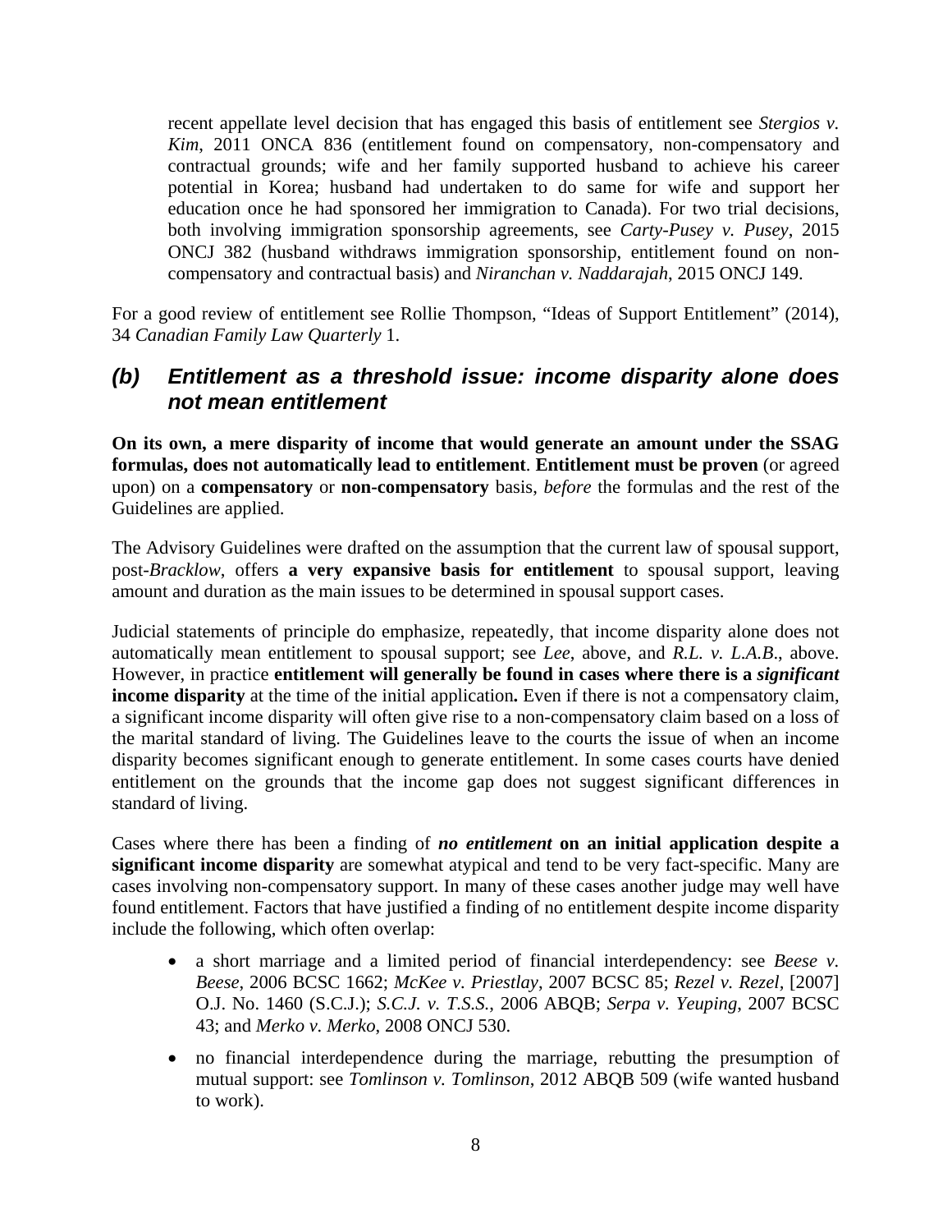recent appellate level decision that has engaged this basis of entitlement see *Stergios v. Kim*, 2011 ONCA 836 (entitlement found on compensatory, non-compensatory and contractual grounds; wife and her family supported husband to achieve his career potential in Korea; husband had undertaken to do same for wife and support her education once he had sponsored her immigration to Canada). For two trial decisions, both involving immigration sponsorship agreements, see *Carty-Pusey v. Pusey*, 2015 ONCJ 382 (husband withdraws immigration sponsorship, entitlement found on non-compensatory and contractual basis) and *Niranchan v. Naddarajah*, 2015 ONCJ 149.

For a good review of entitlement see Rollie Thompson, "Ideas of Support Entitlement" (2014), 34 *Canadian Family Law Quarterly* 1.

### *(b) Entitlement as a threshold issue: income disparity alone does not mean entitlement*

**On its own, a mere disparity of income that would generate an amount under the SSAG formulas, does not automatically lead to entitlement**. **Entitlement must be proven** (or agreed upon) on a **compensatory** or **non-compensatory** basis, *before* the formulas and the rest of the Guidelines are applied.

The Advisory Guidelines were drafted on the assumption that the current law of spousal support, post-*Bracklow*, offers **a very expansive basis for entitlement** to spousal support, leaving amount and duration as the main issues to be determined in spousal support cases.

Judicial statements of principle do emphasize, repeatedly, that income disparity alone does not automatically mean entitlement to spousal support; see *Lee*, above, and *R.L. v. L.A.B*., above. However, in practice **entitlement will generally be found in cases where there is a *significant* income disparity** at the time of the initial application**.** Even if there is not a compensatory claim, a significant income disparity will often give rise to a non-compensatory claim based on a loss of the marital standard of living. The Guidelines leave to the courts the issue of when an income disparity becomes significant enough to generate entitlement. In some cases courts have denied entitlement on the grounds that the income gap does not suggest significant differences in standard of living.

Cases where there has been a finding of ***no entitlement*** **on an initial application despite a significant income disparity** are somewhat atypical and tend to be very fact-specific. Many are cases involving non-compensatory support. In many of these cases another judge may well have found entitlement. Factors that have justified a finding of no entitlement despite income disparity include the following, which often overlap:

- a short marriage and a limited period of financial interdependency: see *Beese v. Beese*, 2006 BCSC 1662; *McKee v. Priestlay*, 2007 BCSC 85; *Rezel v. Rezel*, [2007] O.J. No. 1460 (S.C.J.); *S.C.J. v. T.S.S.*, 2006 ABQB; *Serpa v. Yeuping*, 2007 BCSC 43; and *Merko v. Merko*, 2008 ONCJ 530.
- no financial interdependence during the marriage, rebutting the presumption of mutual support: see *Tomlinson v. Tomlinson*, 2012 ABQB 509 (wife wanted husband to work).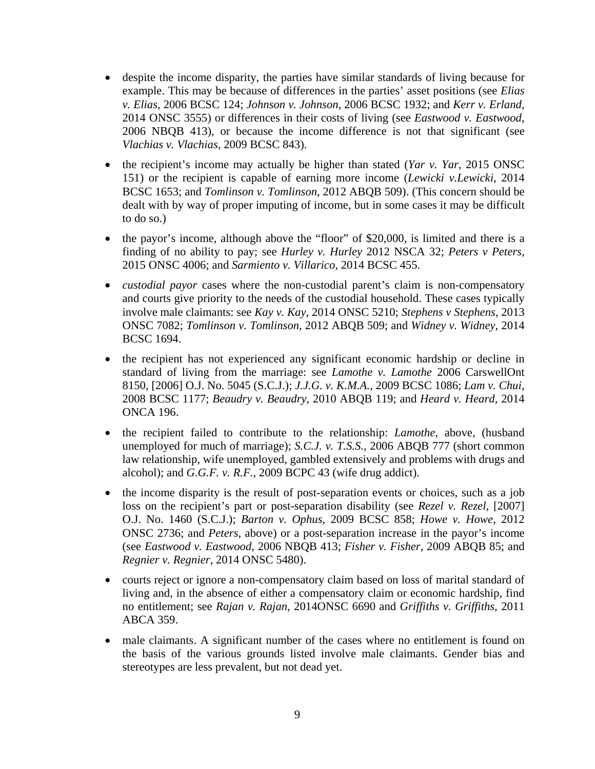- despite the income disparity, the parties have similar standards of living because for example. This may be because of differences in the parties' asset positions (see *Elias v. Elias*, 2006 BCSC 124; *Johnson v. Johnson*, 2006 BCSC 1932; and *Kerr v. Erland*, 2014 ONSC 3555) or differences in their costs of living (see *Eastwood v. Eastwood*, 2006 NBQB 413), or because the income difference is not that significant (see *Vlachias v. Vlachias*, 2009 BCSC 843).

- the recipient's income may actually be higher than stated (*Yar v. Yar,* 2015 ONSC 151) or the recipient is capable of earning more income (*Lewicki v.Lewicki*, 2014 BCSC 1653; and *Tomlinson v. Tomlinson*, 2012 ABQB 509). (This concern should be dealt with by way of proper imputing of income, but in some cases it may be difficult to do so.)

- the payor's income, although above the "floor" of $20,000, is limited and there is a finding of no ability to pay; see *Hurley v. Hurley* 2012 NSCA 32; *Peters v Peters*, 2015 ONSC 4006; and *Sarmiento v. Villarico,* 2014 BCSC 455.

- *custodial payor* cases where the non-custodial parent's claim is non-compensatory and courts give priority to the needs of the custodial household. These cases typically involve male claimants: see *Kay v. Kay*, 2014 ONSC 5210; *Stephens v Stephens*, 2013 ONSC 7082; *Tomlinson v. Tomlinson*, 2012 ABQB 509; and *Widney v. Widney*, 2014 BCSC 1694.

- the recipient has not experienced any significant economic hardship or decline in standard of living from the marriage: see *Lamothe v. Lamothe* 2006 CarswellOnt 8150, [2006] O.J. No. 5045 (S.C.J.); *J.J.G. v. K.M.A.*, 2009 BCSC 1086; *Lam v. Chui*, 2008 BCSC 1177; *Beaudry v. Beaudry*, 2010 ABQB 119; and *Heard v. Heard*, 2014 ONCA 196.

- the recipient failed to contribute to the relationship: *Lamothe*, above, (husband unemployed for much of marriage); *S.C.J. v. T.S.S.*, 2006 ABQB 777 (short common law relationship, wife unemployed, gambled extensively and problems with drugs and alcohol); and *G.G.F. v. R.F.*, 2009 BCPC 43 (wife drug addict).

- the income disparity is the result of post-separation events or choices, such as a job loss on the recipient's part or post-separation disability (see *Rezel v. Rezel*, [2007] O.J. No. 1460 (S.C.J.); *Barton v. Ophus*, 2009 BCSC 858; *Howe v. Howe*, 2012 ONSC 2736; and *Peters*, above) or a post-separation increase in the payor's income (see *Eastwood v. Eastwood*, 2006 NBQB 413; *Fisher v. Fisher*, 2009 ABQB 85; and *Regnier v. Regnier*, 2014 ONSC 5480).

- courts reject or ignore a non-compensatory claim based on loss of marital standard of living and, in the absence of either a compensatory claim or economic hardship, find no entitlement; see *Rajan v. Rajan*, 2014ONSC 6690 and *Griffiths v. Griffiths*, 2011 ABCA 359.

- male claimants. A significant number of the cases where no entitlement is found on the basis of the various grounds listed involve male claimants. Gender bias and stereotypes are less prevalent, but not dead yet.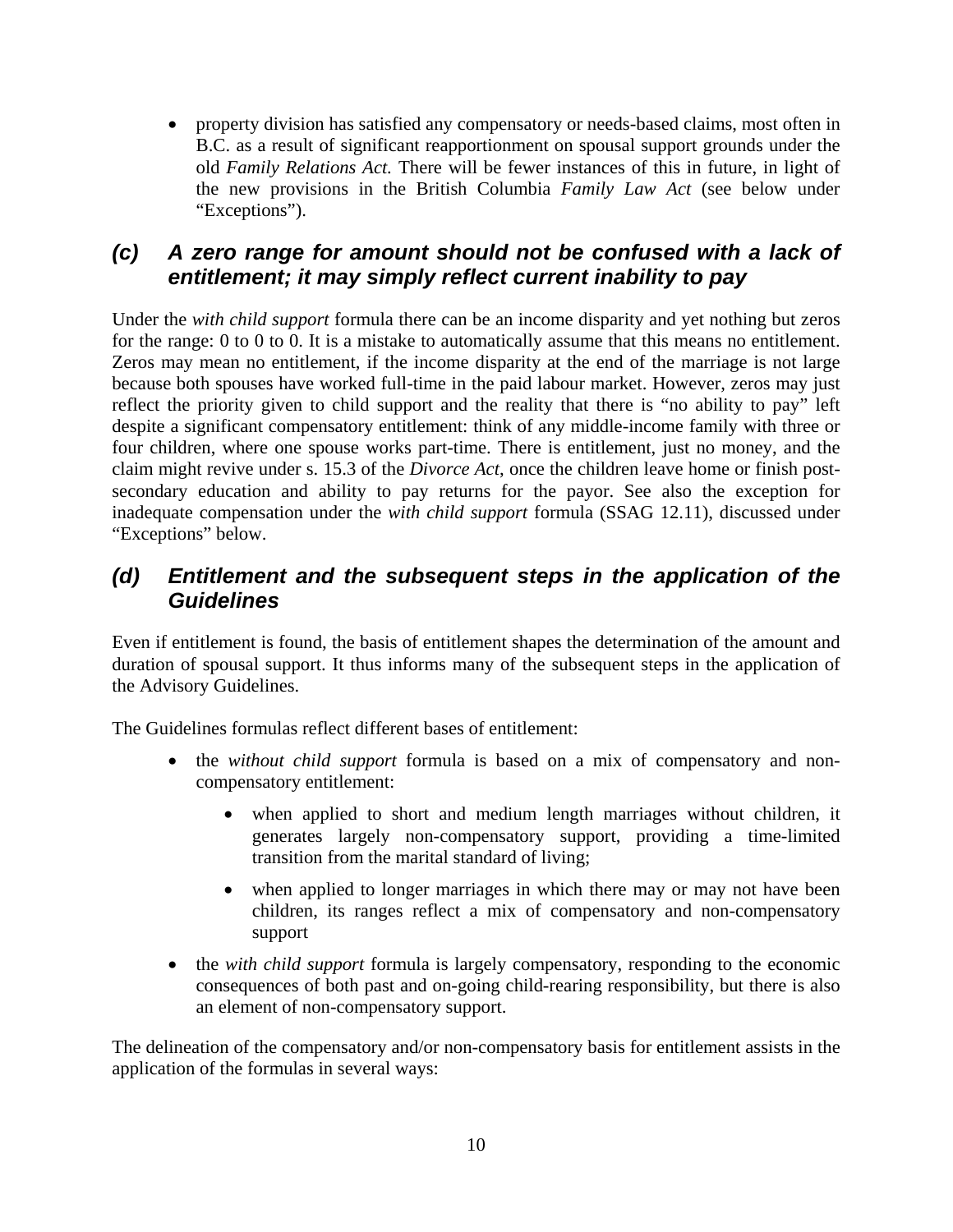- property division has satisfied any compensatory or needs-based claims, most often in B.C. as a result of significant reapportionment on spousal support grounds under the old *Family Relations Act.* There will be fewer instances of this in future, in light of the new provisions in the British Columbia *Family Law Act* (see below under "Exceptions").

### *(c) A zero range for amount should not be confused with a lack of entitlement; it may simply reflect current inability to pay*

Under the *with child support* formula there can be an income disparity and yet nothing but zeros for the range: 0 to 0 to 0. It is a mistake to automatically assume that this means no entitlement. Zeros may mean no entitlement, if the income disparity at the end of the marriage is not large because both spouses have worked full-time in the paid labour market. However, zeros may just reflect the priority given to child support and the reality that there is "no ability to pay" left despite a significant compensatory entitlement: think of any middle-income family with three or four children, where one spouse works part-time. There is entitlement, just no money, and the claim might revive under s. 15.3 of the *Divorce Act*, once the children leave home or finish post-secondary education and ability to pay returns for the payor. See also the exception for inadequate compensation under the *with child support* formula (SSAG 12.11), discussed under "Exceptions" below.

### *(d) Entitlement and the subsequent steps in the application of the Guidelines*

Even if entitlement is found, the basis of entitlement shapes the determination of the amount and duration of spousal support. It thus informs many of the subsequent steps in the application of the Advisory Guidelines.

The Guidelines formulas reflect different bases of entitlement:

- the *without child support* formula is based on a mix of compensatory and non-compensatory entitlement:
  - when applied to short and medium length marriages without children, it generates largely non-compensatory support, providing a time-limited transition from the marital standard of living;
  - when applied to longer marriages in which there may or may not have been children, its ranges reflect a mix of compensatory and non-compensatory support
- the *with child support* formula is largely compensatory, responding to the economic consequences of both past and on-going child-rearing responsibility, but there is also an element of non-compensatory support.

The delineation of the compensatory and/or non-compensatory basis for entitlement assists in the application of the formulas in several ways: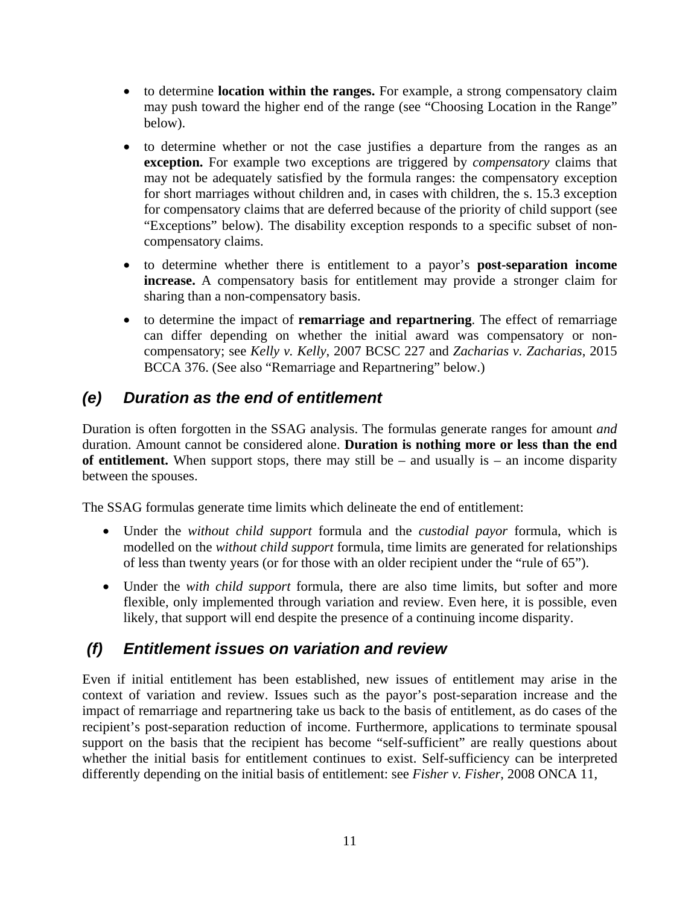- to determine **location within the ranges.** For example, a strong compensatory claim may push toward the higher end of the range (see "Choosing Location in the Range" below).
- to determine whether or not the case justifies a departure from the ranges as an **exception.** For example two exceptions are triggered by *compensatory* claims that may not be adequately satisfied by the formula ranges: the compensatory exception for short marriages without children and, in cases with children, the s. 15.3 exception for compensatory claims that are deferred because of the priority of child support (see "Exceptions" below). The disability exception responds to a specific subset of non-compensatory claims.
- to determine whether there is entitlement to a payor's **post-separation income increase.** A compensatory basis for entitlement may provide a stronger claim for sharing than a non-compensatory basis.
- to determine the impact of **remarriage and repartnering**. The effect of remarriage can differ depending on whether the initial award was compensatory or non-compensatory; see *Kelly v. Kelly*, 2007 BCSC 227 and *Zacharias v. Zacharias*, 2015 BCCA 376. (See also "Remarriage and Repartnering" below.)

## *(e) Duration as the end of entitlement*

Duration is often forgotten in the SSAG analysis. The formulas generate ranges for amount *and* duration. Amount cannot be considered alone. **Duration is nothing more or less than the end of entitlement.** When support stops, there may still be – and usually is – an income disparity between the spouses.

The SSAG formulas generate time limits which delineate the end of entitlement:

- Under the *without child support* formula and the *custodial payor* formula, which is modelled on the *without child support* formula, time limits are generated for relationships of less than twenty years (or for those with an older recipient under the "rule of 65").
- Under the *with child support* formula, there are also time limits, but softer and more flexible, only implemented through variation and review. Even here, it is possible, even likely, that support will end despite the presence of a continuing income disparity.

## *(f) Entitlement issues on variation and review*

Even if initial entitlement has been established, new issues of entitlement may arise in the context of variation and review. Issues such as the payor's post-separation increase and the impact of remarriage and repartnering take us back to the basis of entitlement, as do cases of the recipient's post-separation reduction of income. Furthermore, applications to terminate spousal support on the basis that the recipient has become "self-sufficient" are really questions about whether the initial basis for entitlement continues to exist. Self-sufficiency can be interpreted differently depending on the initial basis of entitlement: see *Fisher v. Fisher*, 2008 ONCA 11,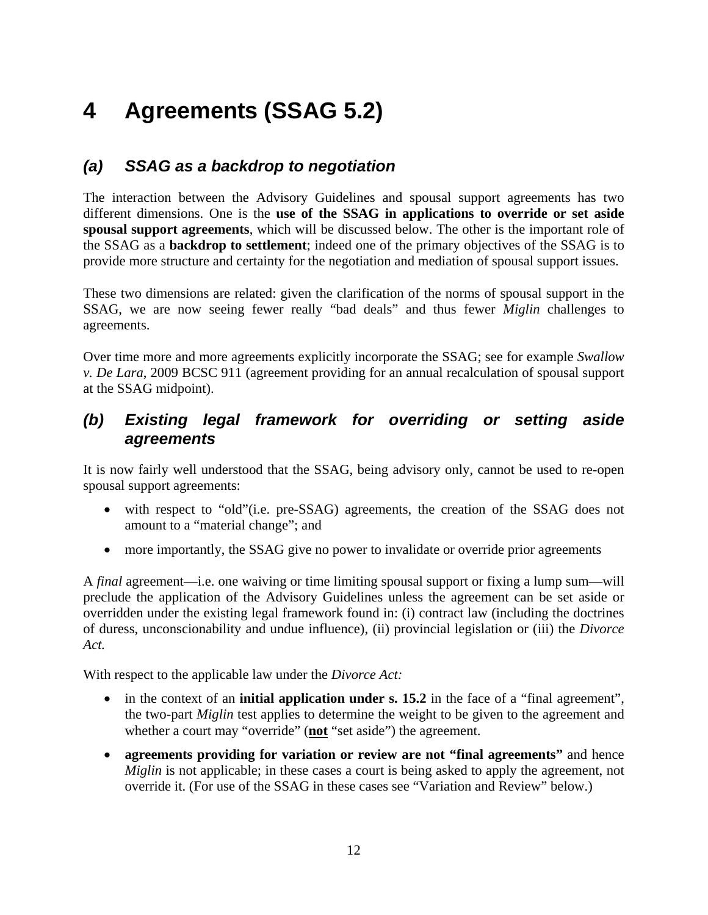# 4 Agreements (SSAG 5.2)

## *(a) SSAG as a backdrop to negotiation*

The interaction between the Advisory Guidelines and spousal support agreements has two different dimensions. One is the **use of the SSAG in applications to override or set aside spousal support agreements**, which will be discussed below. The other is the important role of the SSAG as a **backdrop to settlement**; indeed one of the primary objectives of the SSAG is to provide more structure and certainty for the negotiation and mediation of spousal support issues.

These two dimensions are related: given the clarification of the norms of spousal support in the SSAG, we are now seeing fewer really "bad deals" and thus fewer *Miglin* challenges to agreements.

Over time more and more agreements explicitly incorporate the SSAG; see for example *Swallow v. De Lara*, 2009 BCSC 911 (agreement providing for an annual recalculation of spousal support at the SSAG midpoint).

## *(b) Existing legal framework for overriding or setting aside agreements*

It is now fairly well understood that the SSAG, being advisory only, cannot be used to re-open spousal support agreements:

- with respect to "old"(i.e. pre-SSAG) agreements, the creation of the SSAG does not amount to a "material change"; and
- more importantly, the SSAG give no power to invalidate or override prior agreements

A *final* agreement—i.e. one waiving or time limiting spousal support or fixing a lump sum—will preclude the application of the Advisory Guidelines unless the agreement can be set aside or overridden under the existing legal framework found in: (i) contract law (including the doctrines of duress, unconscionability and undue influence), (ii) provincial legislation or (iii) the *Divorce Act.*

With respect to the applicable law under the *Divorce Act:*

- in the context of an **initial application under s. 15.2** in the face of a "final agreement", the two-part *Miglin* test applies to determine the weight to be given to the agreement and whether a court may "override" (**<u>not</u>** "set aside") the agreement.
- **agreements providing for variation or review are not "final agreements"** and hence *Miglin* is not applicable; in these cases a court is being asked to apply the agreement, not override it. (For use of the SSAG in these cases see "Variation and Review" below.)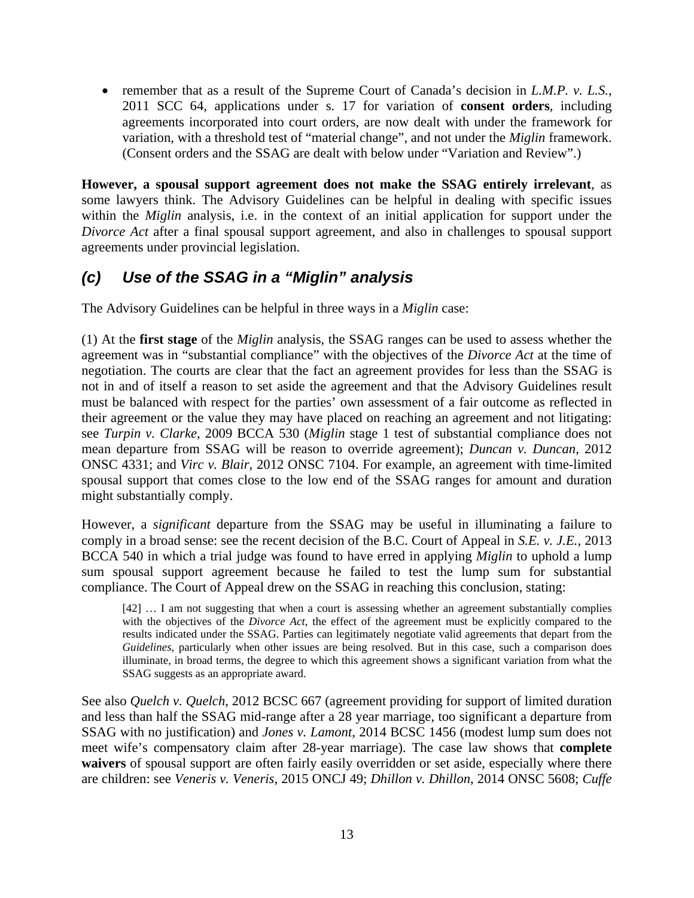- remember that as a result of the Supreme Court of Canada's decision in *L.M.P. v. L.S.*, 2011 SCC 64, applications under s. 17 for variation of **consent orders**, including agreements incorporated into court orders, are now dealt with under the framework for variation, with a threshold test of "material change", and not under the *Miglin* framework. (Consent orders and the SSAG are dealt with below under "Variation and Review".)

**However, a spousal support agreement does not make the SSAG entirely irrelevant**, as some lawyers think. The Advisory Guidelines can be helpful in dealing with specific issues within the *Miglin* analysis, i.e. in the context of an initial application for support under the *Divorce Act* after a final spousal support agreement, and also in challenges to spousal support agreements under provincial legislation.

## *(c) Use of the SSAG in a "Miglin" analysis*

The Advisory Guidelines can be helpful in three ways in a *Miglin* case:

(1) At the **first stage** of the *Miglin* analysis, the SSAG ranges can be used to assess whether the agreement was in "substantial compliance" with the objectives of the *Divorce Act* at the time of negotiation. The courts are clear that the fact an agreement provides for less than the SSAG is not in and of itself a reason to set aside the agreement and that the Advisory Guidelines result must be balanced with respect for the parties' own assessment of a fair outcome as reflected in their agreement or the value they may have placed on reaching an agreement and not litigating: see *Turpin v. Clarke*, 2009 BCCA 530 (*Miglin* stage 1 test of substantial compliance does not mean departure from SSAG will be reason to override agreement); *Duncan v. Duncan*, 2012 ONSC 4331; and *Virc v. Blair*, 2012 ONSC 7104. For example, an agreement with time-limited spousal support that comes close to the low end of the SSAG ranges for amount and duration might substantially comply.

However, a *significant* departure from the SSAG may be useful in illuminating a failure to comply in a broad sense: see the recent decision of the B.C. Court of Appeal in *S.E. v. J.E.*, 2013 BCCA 540 in which a trial judge was found to have erred in applying *Miglin* to uphold a lump sum spousal support agreement because he failed to test the lump sum for substantial compliance. The Court of Appeal drew on the SSAG in reaching this conclusion, stating:

> [42] … I am not suggesting that when a court is assessing whether an agreement substantially complies with the objectives of the *Divorce Act,* the effect of the agreement must be explicitly compared to the results indicated under the SSAG. Parties can legitimately negotiate valid agreements that depart from the *Guidelines*, particularly when other issues are being resolved. But in this case, such a comparison does illuminate, in broad terms, the degree to which this agreement shows a significant variation from what the SSAG suggests as an appropriate award.

See also *Quelch v. Quelch*, 2012 BCSC 667 (agreement providing for support of limited duration and less than half the SSAG mid-range after a 28 year marriage, too significant a departure from SSAG with no justification) and *Jones v. Lamont*, 2014 BCSC 1456 (modest lump sum does not meet wife's compensatory claim after 28-year marriage). The case law shows that **complete waivers** of spousal support are often fairly easily overridden or set aside, especially where there are children: see *Veneris v. Veneris*, 2015 ONCJ 49; *Dhillon v. Dhillon*, 2014 ONSC 5608; *Cuffe*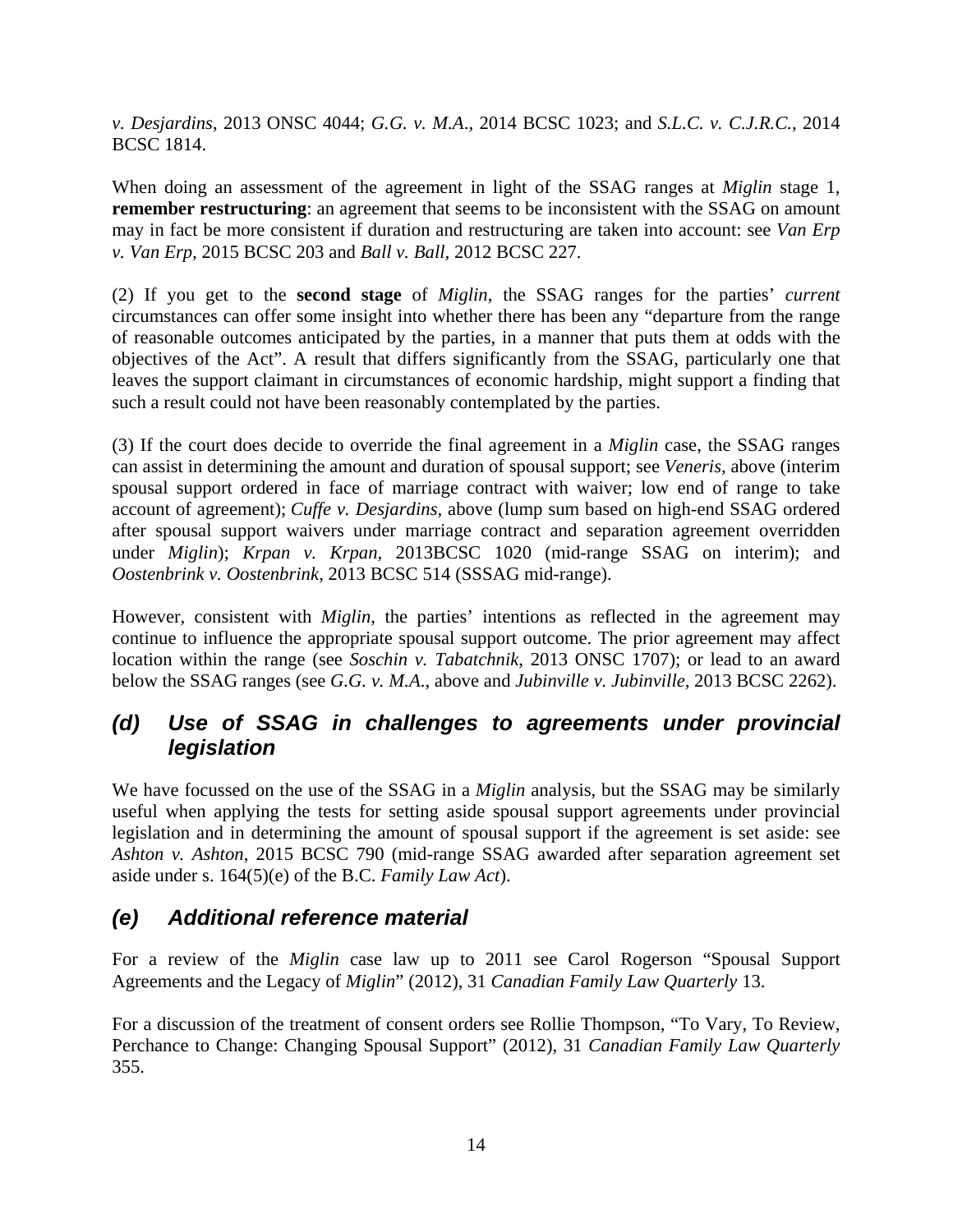*v. Desjardins*, 2013 ONSC 4044; *G.G. v. M.A.*, 2014 BCSC 1023; and *S.L.C. v. C.J.R.C.*, 2014 BCSC 1814.

When doing an assessment of the agreement in light of the SSAG ranges at *Miglin* stage 1, **remember restructuring**: an agreement that seems to be inconsistent with the SSAG on amount may in fact be more consistent if duration and restructuring are taken into account: see *Van Erp v. Van Erp*, 2015 BCSC 203 and *Ball v. Ball*, 2012 BCSC 227.

(2) If you get to the **second stage** of *Miglin*, the SSAG ranges for the parties' *current* circumstances can offer some insight into whether there has been any "departure from the range of reasonable outcomes anticipated by the parties, in a manner that puts them at odds with the objectives of the Act". A result that differs significantly from the SSAG, particularly one that leaves the support claimant in circumstances of economic hardship, might support a finding that such a result could not have been reasonably contemplated by the parties.

(3) If the court does decide to override the final agreement in a *Miglin* case, the SSAG ranges can assist in determining the amount and duration of spousal support; see *Veneris*, above (interim spousal support ordered in face of marriage contract with waiver; low end of range to take account of agreement); *Cuffe v. Desjardins*, above (lump sum based on high-end SSAG ordered after spousal support waivers under marriage contract and separation agreement overridden under *Miglin*); *Krpan v. Krpan*, 2013BCSC 1020 (mid-range SSAG on interim); and *Oostenbrink v. Oostenbrink*, 2013 BCSC 514 (SSSAG mid-range).

However, consistent with *Miglin*, the parties' intentions as reflected in the agreement may continue to influence the appropriate spousal support outcome. The prior agreement may affect location within the range (see *Soschin v. Tabatchnik*, 2013 ONSC 1707); or lead to an award below the SSAG ranges (see *G.G. v. M.A.*, above and *Jubinville v. Jubinville*, 2013 BCSC 2262).

### *(d) Use of SSAG in challenges to agreements under provincial legislation*

We have focussed on the use of the SSAG in a *Miglin* analysis, but the SSAG may be similarly useful when applying the tests for setting aside spousal support agreements under provincial legislation and in determining the amount of spousal support if the agreement is set aside: see *Ashton v. Ashton*, 2015 BCSC 790 (mid-range SSAG awarded after separation agreement set aside under s. 164(5)(e) of the B.C. *Family Law Act*).

### *(e) Additional reference material*

For a review of the *Miglin* case law up to 2011 see Carol Rogerson "Spousal Support Agreements and the Legacy of *Miglin*" (2012), 31 *Canadian Family Law Quarterly* 13.

For a discussion of the treatment of consent orders see Rollie Thompson, "To Vary, To Review, Perchance to Change: Changing Spousal Support" (2012), 31 *Canadian Family Law Quarterly* 355.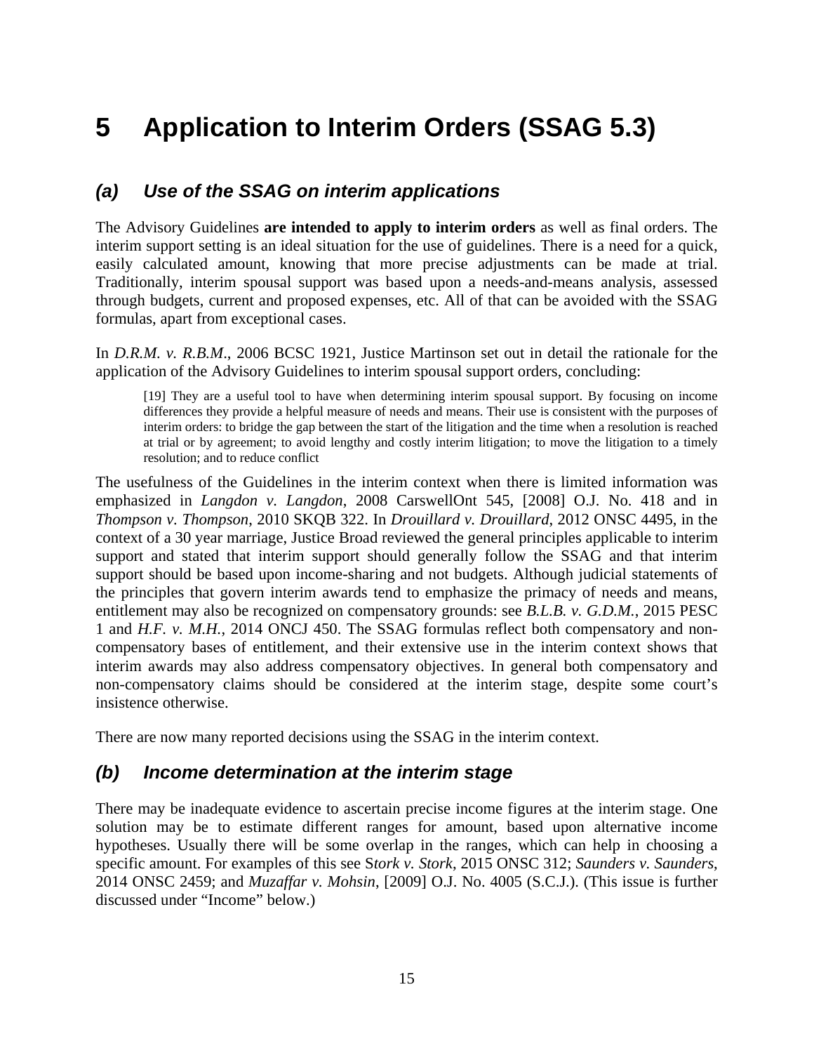# 5 Application to Interim Orders (SSAG 5.3)

## *(a) Use of the SSAG on interim applications*

The Advisory Guidelines **are intended to apply to interim orders** as well as final orders. The interim support setting is an ideal situation for the use of guidelines. There is a need for a quick, easily calculated amount, knowing that more precise adjustments can be made at trial. Traditionally, interim spousal support was based upon a needs-and-means analysis, assessed through budgets, current and proposed expenses, etc. All of that can be avoided with the SSAG formulas, apart from exceptional cases.

In *D.R.M. v. R.B.M*., 2006 BCSC 1921, Justice Martinson set out in detail the rationale for the application of the Advisory Guidelines to interim spousal support orders, concluding:

> [19] They are a useful tool to have when determining interim spousal support. By focusing on income differences they provide a helpful measure of needs and means. Their use is consistent with the purposes of interim orders: to bridge the gap between the start of the litigation and the time when a resolution is reached at trial or by agreement; to avoid lengthy and costly interim litigation; to move the litigation to a timely resolution; and to reduce conflict

The usefulness of the Guidelines in the interim context when there is limited information was emphasized in *Langdon v. Langdon*, 2008 CarswellOnt 545, [2008] O.J. No. 418 and in *Thompson v. Thompson*, 2010 SKQB 322. In *Drouillard v. Drouillard*, 2012 ONSC 4495, in the context of a 30 year marriage, Justice Broad reviewed the general principles applicable to interim support and stated that interim support should generally follow the SSAG and that interim support should be based upon income-sharing and not budgets. Although judicial statements of the principles that govern interim awards tend to emphasize the primacy of needs and means, entitlement may also be recognized on compensatory grounds: see *B.L.B. v. G.D.M.*, 2015 PESC 1 and *H.F. v. M.H.*, 2014 ONCJ 450. The SSAG formulas reflect both compensatory and non-compensatory bases of entitlement, and their extensive use in the interim context shows that interim awards may also address compensatory objectives. In general both compensatory and non-compensatory claims should be considered at the interim stage, despite some court's insistence otherwise.

There are now many reported decisions using the SSAG in the interim context.

## *(b) Income determination at the interim stage*

There may be inadequate evidence to ascertain precise income figures at the interim stage. One solution may be to estimate different ranges for amount, based upon alternative income hypotheses. Usually there will be some overlap in the ranges, which can help in choosing a specific amount. For examples of this see S*tork v. Stork*, 2015 ONSC 312; *Saunders v. Saunders*, 2014 ONSC 2459; and *Muzaffar v. Mohsin*, [2009] O.J. No. 4005 (S.C.J.). (This issue is further discussed under "Income" below.)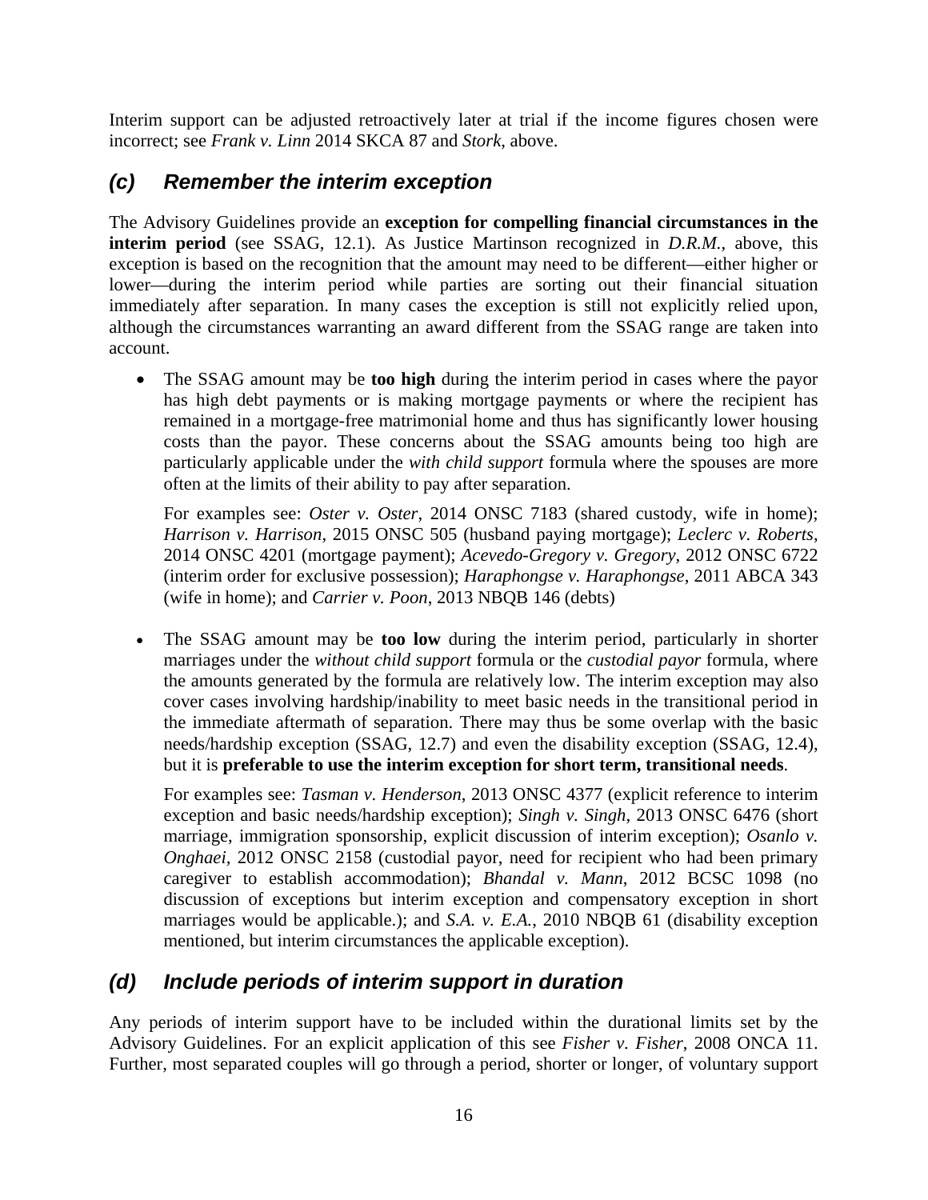Interim support can be adjusted retroactively later at trial if the income figures chosen were incorrect; see *Frank v. Linn* 2014 SKCA 87 and *Stork*, above.

### *(c) Remember the interim exception*

The Advisory Guidelines provide an **exception for compelling financial circumstances in the interim period** (see SSAG, 12.1). As Justice Martinson recognized in *D.R.M.*, above, this exception is based on the recognition that the amount may need to be different—either higher or lower—during the interim period while parties are sorting out their financial situation immediately after separation. In many cases the exception is still not explicitly relied upon, although the circumstances warranting an award different from the SSAG range are taken into account.

- The SSAG amount may be **too high** during the interim period in cases where the payor has high debt payments or is making mortgage payments or where the recipient has remained in a mortgage-free matrimonial home and thus has significantly lower housing costs than the payor. These concerns about the SSAG amounts being too high are particularly applicable under the *with child support* formula where the spouses are more often at the limits of their ability to pay after separation.

  For examples see: *Oster v. Oster*, 2014 ONSC 7183 (shared custody, wife in home); *Harrison v. Harrison*, 2015 ONSC 505 (husband paying mortgage); *Leclerc v. Roberts*, 2014 ONSC 4201 (mortgage payment); *Acevedo-Gregory v. Gregory*, 2012 ONSC 6722 (interim order for exclusive possession); *Haraphongse v. Haraphongse*, 2011 ABCA 343 (wife in home); and *Carrier v. Poon*, 2013 NBQB 146 (debts)

- The SSAG amount may be **too low** during the interim period, particularly in shorter marriages under the *without child support* formula or the *custodial payor* formula, where the amounts generated by the formula are relatively low. The interim exception may also cover cases involving hardship/inability to meet basic needs in the transitional period in the immediate aftermath of separation. There may thus be some overlap with the basic needs/hardship exception (SSAG, 12.7) and even the disability exception (SSAG, 12.4), but it is **preferable to use the interim exception for short term, transitional needs**.

  For examples see: *Tasman v. Henderson*, 2013 ONSC 4377 (explicit reference to interim exception and basic needs/hardship exception); *Singh v. Singh*, 2013 ONSC 6476 (short marriage, immigration sponsorship, explicit discussion of interim exception); *Osanlo v. Onghaei*, 2012 ONSC 2158 (custodial payor, need for recipient who had been primary caregiver to establish accommodation); *Bhandal v. Mann*, 2012 BCSC 1098 (no discussion of exceptions but interim exception and compensatory exception in short marriages would be applicable.); and *S.A. v. E.A.*, 2010 NBQB 61 (disability exception mentioned, but interim circumstances the applicable exception).

### *(d) Include periods of interim support in duration*

Any periods of interim support have to be included within the durational limits set by the Advisory Guidelines. For an explicit application of this see *Fisher v. Fisher*, 2008 ONCA 11. Further, most separated couples will go through a period, shorter or longer, of voluntary support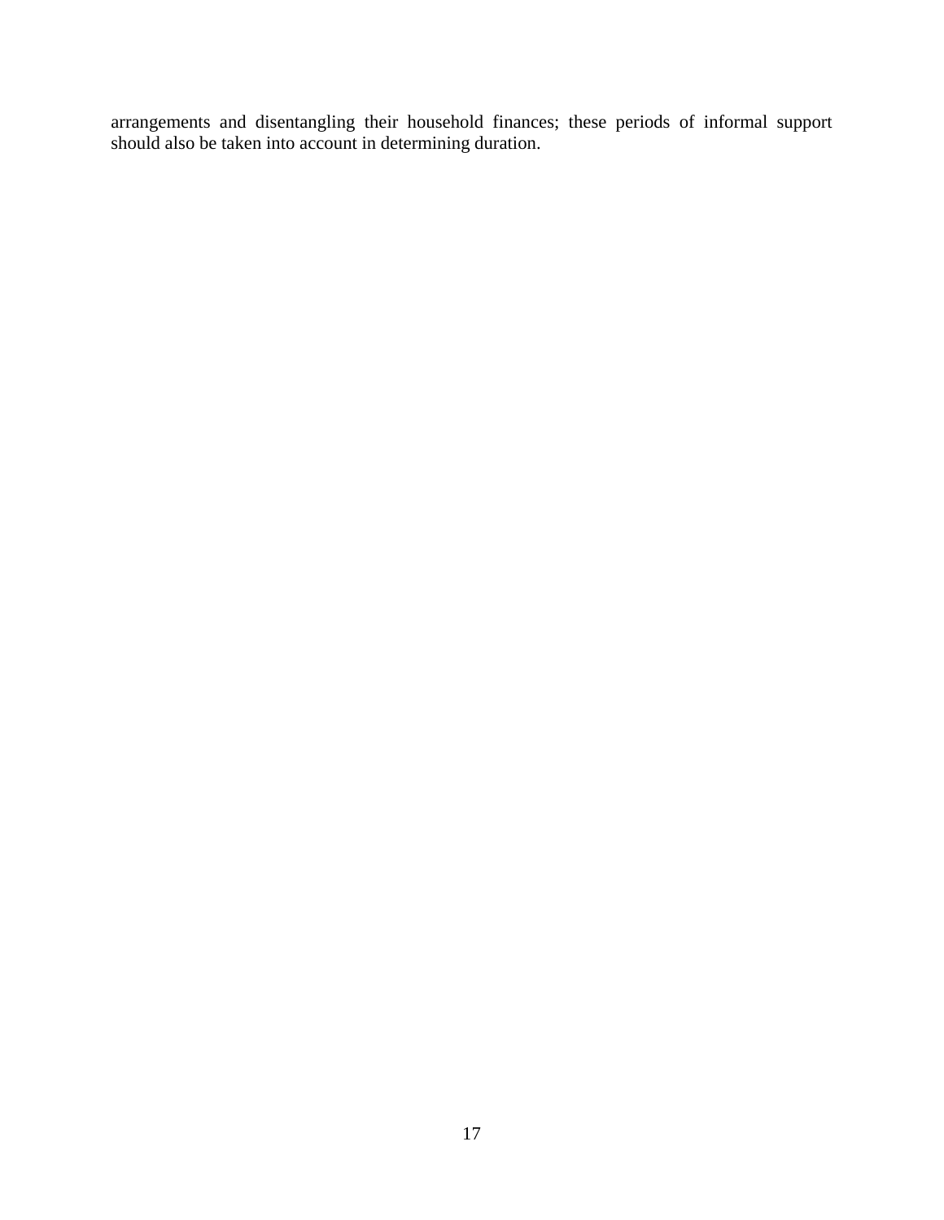arrangements and disentangling their household finances; these periods of informal support should also be taken into account in determining duration.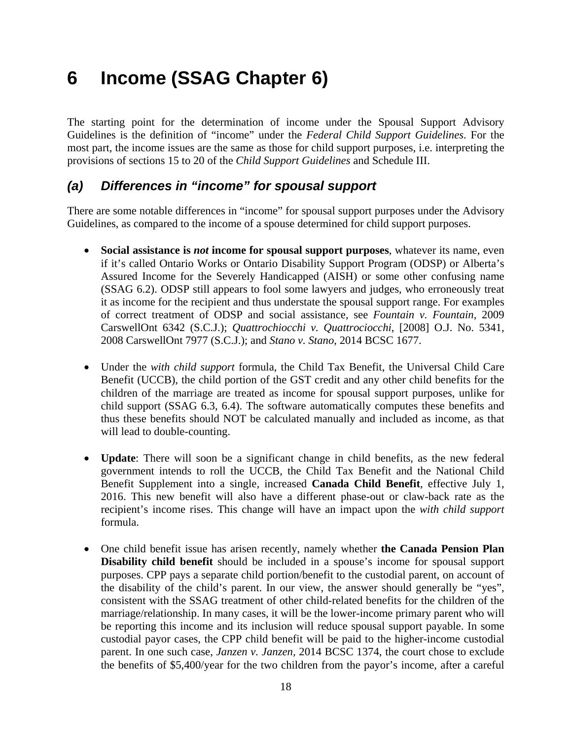# 6 Income (SSAG Chapter 6)

The starting point for the determination of income under the Spousal Support Advisory Guidelines is the definition of "income" under the *Federal Child Support Guidelines*. For the most part, the income issues are the same as those for child support purposes, i.e. interpreting the provisions of sections 15 to 20 of the *Child Support Guidelines* and Schedule III.

## *(a) Differences in "income" for spousal support*

There are some notable differences in "income" for spousal support purposes under the Advisory Guidelines, as compared to the income of a spouse determined for child support purposes.

- **Social assistance is *not* income for spousal support purposes**, whatever its name, even if it's called Ontario Works or Ontario Disability Support Program (ODSP) or Alberta's Assured Income for the Severely Handicapped (AISH) or some other confusing name (SSAG 6.2). ODSP still appears to fool some lawyers and judges, who erroneously treat it as income for the recipient and thus understate the spousal support range. For examples of correct treatment of ODSP and social assistance, see *Fountain v. Fountain*, 2009 CarswellOnt 6342 (S.C.J.); *Quattrochiocchi v. Quattrociocchi*, [2008] O.J. No. 5341, 2008 CarswellOnt 7977 (S.C.J.); and *Stano v. Stano*, 2014 BCSC 1677.

- Under the *with child support* formula, the Child Tax Benefit, the Universal Child Care Benefit (UCCB), the child portion of the GST credit and any other child benefits for the children of the marriage are treated as income for spousal support purposes, unlike for child support (SSAG 6.3, 6.4). The software automatically computes these benefits and thus these benefits should NOT be calculated manually and included as income, as that will lead to double-counting.

- **Update**: There will soon be a significant change in child benefits, as the new federal government intends to roll the UCCB, the Child Tax Benefit and the National Child Benefit Supplement into a single, increased **Canada Child Benefit**, effective July 1, 2016. This new benefit will also have a different phase-out or claw-back rate as the recipient's income rises. This change will have an impact upon the *with child support* formula.

- One child benefit issue has arisen recently, namely whether **the Canada Pension Plan Disability child benefit** should be included in a spouse's income for spousal support purposes. CPP pays a separate child portion/benefit to the custodial parent, on account of the disability of the child's parent. In our view, the answer should generally be "yes", consistent with the SSAG treatment of other child-related benefits for the children of the marriage/relationship. In many cases, it will be the lower-income primary parent who will be reporting this income and its inclusion will reduce spousal support payable. In some custodial payor cases, the CPP child benefit will be paid to the higher-income custodial parent. In one such case, *Janzen v. Janzen*, 2014 BCSC 1374, the court chose to exclude the benefits of $5,400/year for the two children from the payor's income, after a careful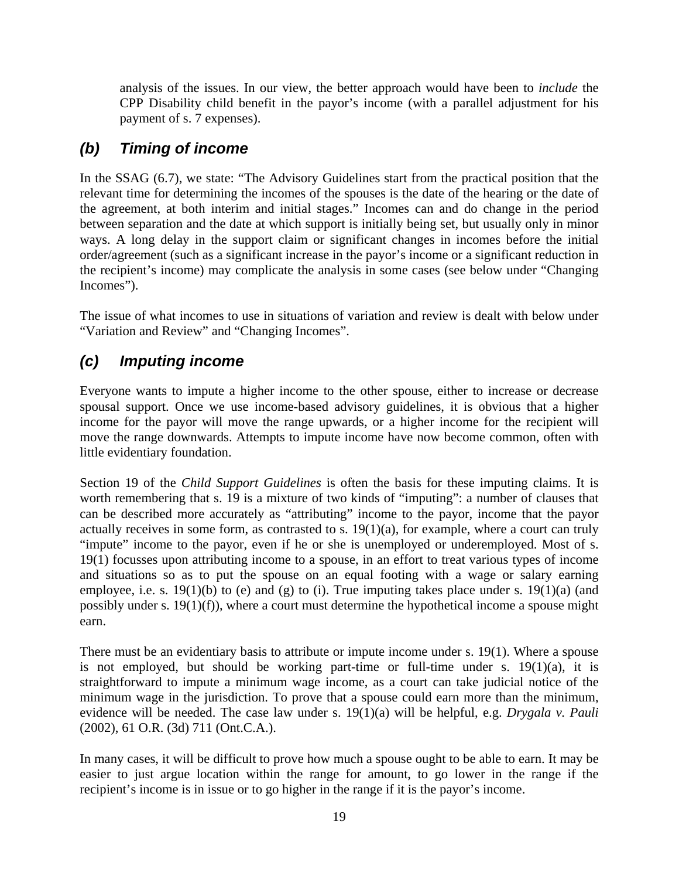analysis of the issues. In our view, the better approach would have been to *include* the CPP Disability child benefit in the payor's income (with a parallel adjustment for his payment of s. 7 expenses).

### *(b) Timing of income*

In the SSAG (6.7), we state: "The Advisory Guidelines start from the practical position that the relevant time for determining the incomes of the spouses is the date of the hearing or the date of the agreement, at both interim and initial stages." Incomes can and do change in the period between separation and the date at which support is initially being set, but usually only in minor ways. A long delay in the support claim or significant changes in incomes before the initial order/agreement (such as a significant increase in the payor's income or a significant reduction in the recipient's income) may complicate the analysis in some cases (see below under "Changing Incomes").

The issue of what incomes to use in situations of variation and review is dealt with below under "Variation and Review" and "Changing Incomes".

### *(c) Imputing income*

Everyone wants to impute a higher income to the other spouse, either to increase or decrease spousal support. Once we use income-based advisory guidelines, it is obvious that a higher income for the payor will move the range upwards, or a higher income for the recipient will move the range downwards. Attempts to impute income have now become common, often with little evidentiary foundation.

Section 19 of the *Child Support Guidelines* is often the basis for these imputing claims. It is worth remembering that s. 19 is a mixture of two kinds of "imputing": a number of clauses that can be described more accurately as "attributing" income to the payor, income that the payor actually receives in some form, as contrasted to s. 19(1)(a), for example, where a court can truly "impute" income to the payor, even if he or she is unemployed or underemployed. Most of s. 19(1) focusses upon attributing income to a spouse, in an effort to treat various types of income and situations so as to put the spouse on an equal footing with a wage or salary earning employee, i.e. s. 19(1)(b) to (e) and (g) to (i). True imputing takes place under s. 19(1)(a) (and possibly under s. 19(1)(f)), where a court must determine the hypothetical income a spouse might earn.

There must be an evidentiary basis to attribute or impute income under s. 19(1). Where a spouse is not employed, but should be working part-time or full-time under s. 19(1)(a), it is straightforward to impute a minimum wage income, as a court can take judicial notice of the minimum wage in the jurisdiction. To prove that a spouse could earn more than the minimum, evidence will be needed. The case law under s. 19(1)(a) will be helpful, e.g. *Drygala v. Pauli* (2002), 61 O.R. (3d) 711 (Ont.C.A.).

In many cases, it will be difficult to prove how much a spouse ought to be able to earn. It may be easier to just argue location within the range for amount, to go lower in the range if the recipient's income is in issue or to go higher in the range if it is the payor's income.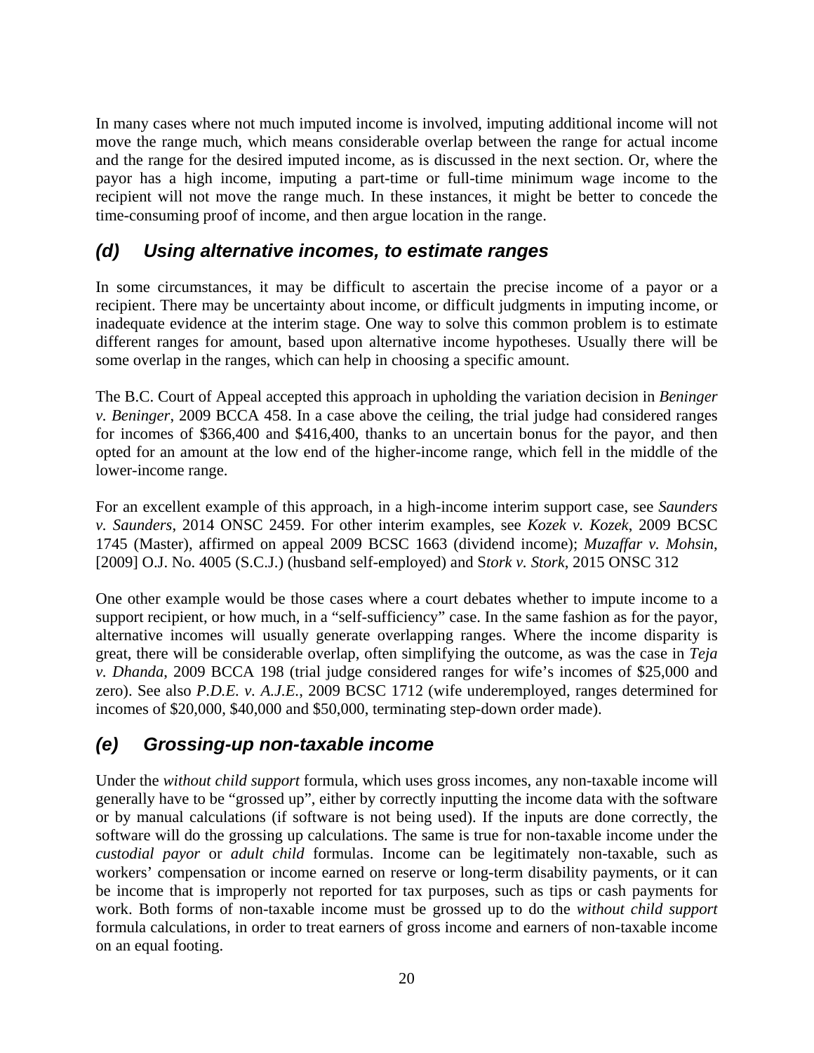In many cases where not much imputed income is involved, imputing additional income will not move the range much, which means considerable overlap between the range for actual income and the range for the desired imputed income, as is discussed in the next section. Or, where the payor has a high income, imputing a part-time or full-time minimum wage income to the recipient will not move the range much. In these instances, it might be better to concede the time-consuming proof of income, and then argue location in the range.

### *(d) Using alternative incomes, to estimate ranges*

In some circumstances, it may be difficult to ascertain the precise income of a payor or a recipient. There may be uncertainty about income, or difficult judgments in imputing income, or inadequate evidence at the interim stage. One way to solve this common problem is to estimate different ranges for amount, based upon alternative income hypotheses. Usually there will be some overlap in the ranges, which can help in choosing a specific amount.

The B.C. Court of Appeal accepted this approach in upholding the variation decision in *Beninger v. Beninger*, 2009 BCCA 458. In a case above the ceiling, the trial judge had considered ranges for incomes of $366,400 and $416,400, thanks to an uncertain bonus for the payor, and then opted for an amount at the low end of the higher-income range, which fell in the middle of the lower-income range.

For an excellent example of this approach, in a high-income interim support case, see *Saunders v. Saunders*, 2014 ONSC 2459. For other interim examples, see *Kozek v. Kozek*, 2009 BCSC 1745 (Master), affirmed on appeal 2009 BCSC 1663 (dividend income); *Muzaffar v. Mohsin*, [2009] O.J. No. 4005 (S.C.J.) (husband self-employed) and S*tork v. Stork*, 2015 ONSC 312

One other example would be those cases where a court debates whether to impute income to a support recipient, or how much, in a "self-sufficiency" case. In the same fashion as for the payor, alternative incomes will usually generate overlapping ranges. Where the income disparity is great, there will be considerable overlap, often simplifying the outcome, as was the case in *Teja v. Dhanda*, 2009 BCCA 198 (trial judge considered ranges for wife's incomes of $25,000 and zero). See also *P.D.E. v. A.J.E.*, 2009 BCSC 1712 (wife underemployed, ranges determined for incomes of $20,000, $40,000 and $50,000, terminating step-down order made).

### *(e) Grossing-up non-taxable income*

Under the *without child support* formula, which uses gross incomes, any non-taxable income will generally have to be "grossed up", either by correctly inputting the income data with the software or by manual calculations (if software is not being used). If the inputs are done correctly, the software will do the grossing up calculations. The same is true for non-taxable income under the *custodial payor* or *adult child* formulas. Income can be legitimately non-taxable, such as workers' compensation or income earned on reserve or long-term disability payments, or it can be income that is improperly not reported for tax purposes, such as tips or cash payments for work. Both forms of non-taxable income must be grossed up to do the *without child support* formula calculations, in order to treat earners of gross income and earners of non-taxable income on an equal footing.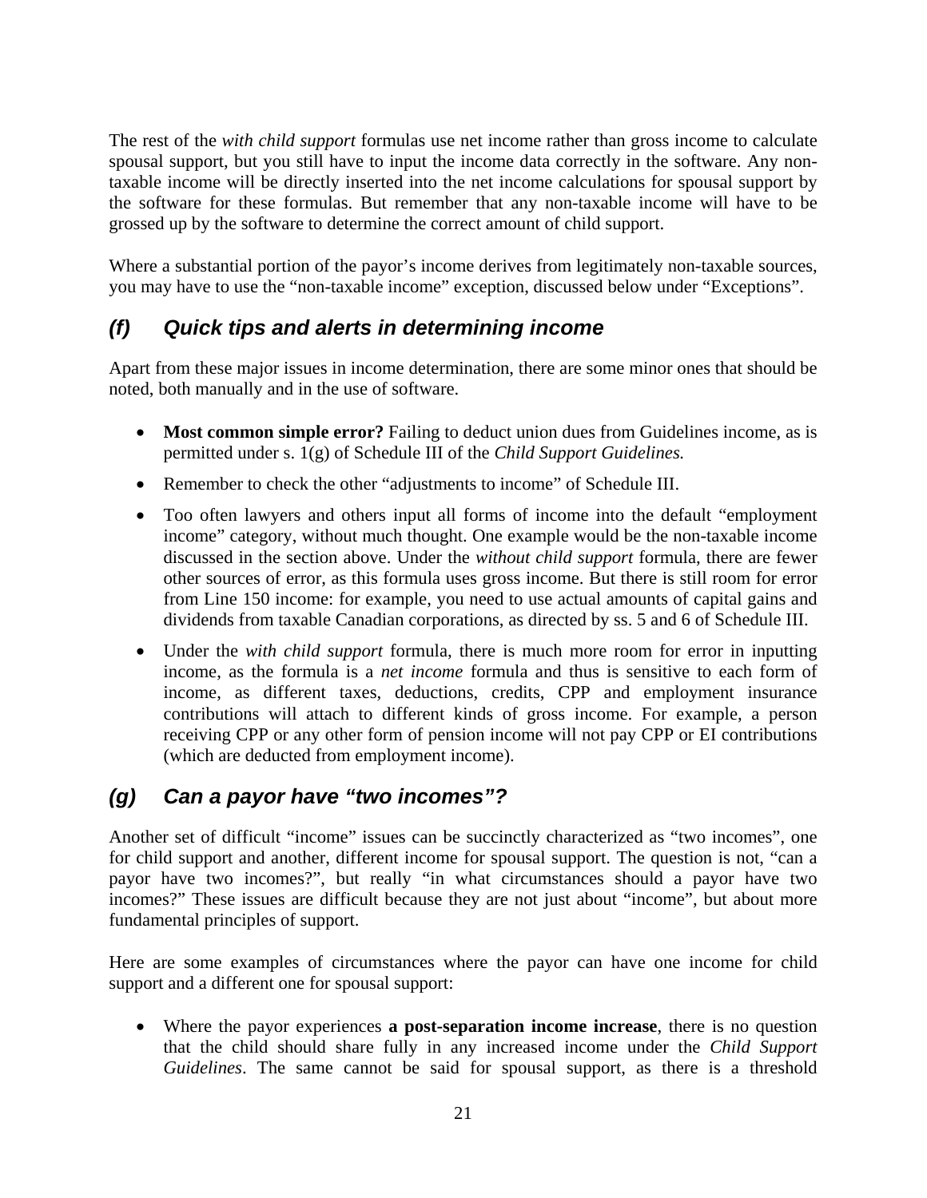The rest of the *with child support* formulas use net income rather than gross income to calculate spousal support, but you still have to input the income data correctly in the software. Any non-taxable income will be directly inserted into the net income calculations for spousal support by the software for these formulas. But remember that any non-taxable income will have to be grossed up by the software to determine the correct amount of child support.

Where a substantial portion of the payor's income derives from legitimately non-taxable sources, you may have to use the "non-taxable income" exception, discussed below under "Exceptions".

### *(f) Quick tips and alerts in determining income*

Apart from these major issues in income determination, there are some minor ones that should be noted, both manually and in the use of software.

- **Most common simple error?** Failing to deduct union dues from Guidelines income, as is permitted under s. 1(g) of Schedule III of the *Child Support Guidelines.*
- Remember to check the other "adjustments to income" of Schedule III.
- Too often lawyers and others input all forms of income into the default "employment income" category, without much thought. One example would be the non-taxable income discussed in the section above. Under the *without child support* formula, there are fewer other sources of error, as this formula uses gross income. But there is still room for error from Line 150 income: for example, you need to use actual amounts of capital gains and dividends from taxable Canadian corporations, as directed by ss. 5 and 6 of Schedule III.
- Under the *with child support* formula, there is much more room for error in inputting income, as the formula is a *net income* formula and thus is sensitive to each form of income, as different taxes, deductions, credits, CPP and employment insurance contributions will attach to different kinds of gross income. For example, a person receiving CPP or any other form of pension income will not pay CPP or EI contributions (which are deducted from employment income).

### *(g) Can a payor have "two incomes"?*

Another set of difficult "income" issues can be succinctly characterized as "two incomes", one for child support and another, different income for spousal support. The question is not, "can a payor have two incomes?", but really "in what circumstances should a payor have two incomes?" These issues are difficult because they are not just about "income", but about more fundamental principles of support.

Here are some examples of circumstances where the payor can have one income for child support and a different one for spousal support:

- Where the payor experiences **a post-separation income increase**, there is no question that the child should share fully in any increased income under the *Child Support Guidelines*. The same cannot be said for spousal support, as there is a threshold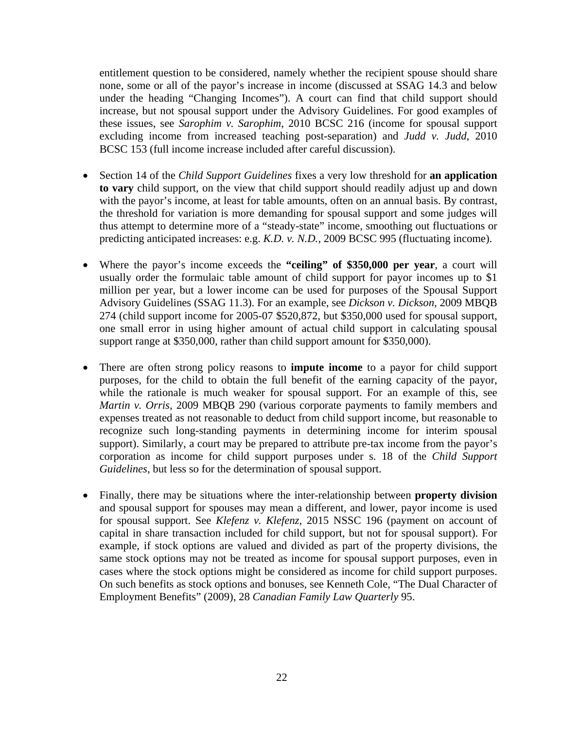entitlement question to be considered, namely whether the recipient spouse should share none, some or all of the payor's increase in income (discussed at SSAG 14.3 and below under the heading "Changing Incomes"). A court can find that child support should increase, but not spousal support under the Advisory Guidelines. For good examples of these issues, see *Sarophim v. Sarophim*, 2010 BCSC 216 (income for spousal support excluding income from increased teaching post-separation) and *Judd v. Judd*, 2010 BCSC 153 (full income increase included after careful discussion).

- Section 14 of the *Child Support Guidelines* fixes a very low threshold for **an application to vary** child support, on the view that child support should readily adjust up and down with the payor's income, at least for table amounts, often on an annual basis. By contrast, the threshold for variation is more demanding for spousal support and some judges will thus attempt to determine more of a "steady-state" income, smoothing out fluctuations or predicting anticipated increases: e.g. *K.D. v. N.D.*, 2009 BCSC 995 (fluctuating income).

- Where the payor's income exceeds the **"ceiling" of $350,000 per year**, a court will usually order the formulaic table amount of child support for payor incomes up to $1 million per year, but a lower income can be used for purposes of the Spousal Support Advisory Guidelines (SSAG 11.3). For an example, see *Dickson v. Dickson*, 2009 MBQB 274 (child support income for 2005-07 $520,872, but $350,000 used for spousal support, one small error in using higher amount of actual child support in calculating spousal support range at $350,000, rather than child support amount for $350,000).

- There are often strong policy reasons to **impute income** to a payor for child support purposes, for the child to obtain the full benefit of the earning capacity of the payor, while the rationale is much weaker for spousal support. For an example of this, see *Martin v. Orris*, 2009 MBQB 290 (various corporate payments to family members and expenses treated as not reasonable to deduct from child support income, but reasonable to recognize such long-standing payments in determining income for interim spousal support). Similarly, a court may be prepared to attribute pre-tax income from the payor's corporation as income for child support purposes under s. 18 of the *Child Support Guidelines*, but less so for the determination of spousal support.

- Finally, there may be situations where the inter-relationship between **property division** and spousal support for spouses may mean a different, and lower, payor income is used for spousal support. See *Klefenz v. Klefenz*, 2015 NSSC 196 (payment on account of capital in share transaction included for child support, but not for spousal support). For example, if stock options are valued and divided as part of the property divisions, the same stock options may not be treated as income for spousal support purposes, even in cases where the stock options might be considered as income for child support purposes. On such benefits as stock options and bonuses, see Kenneth Cole, "The Dual Character of Employment Benefits" (2009), 28 *Canadian Family Law Quarterly* 95.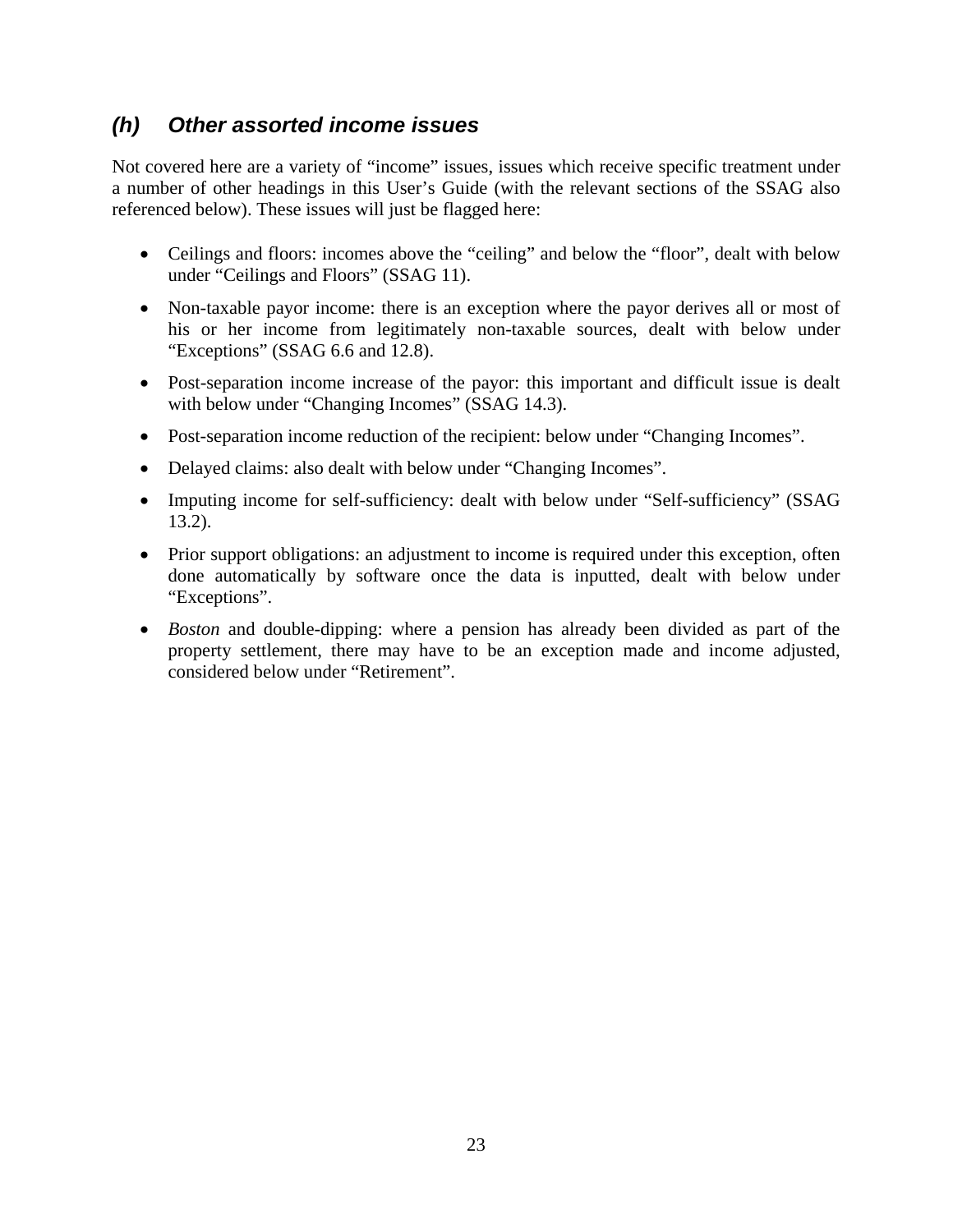### *(h) Other assorted income issues*

Not covered here are a variety of "income" issues, issues which receive specific treatment under a number of other headings in this User's Guide (with the relevant sections of the SSAG also referenced below). These issues will just be flagged here:

- Ceilings and floors: incomes above the "ceiling" and below the "floor", dealt with below under "Ceilings and Floors" (SSAG 11).
- Non-taxable payor income: there is an exception where the payor derives all or most of his or her income from legitimately non-taxable sources, dealt with below under "Exceptions" (SSAG 6.6 and 12.8).
- Post-separation income increase of the payor: this important and difficult issue is dealt with below under "Changing Incomes" (SSAG 14.3).
- Post-separation income reduction of the recipient: below under "Changing Incomes".
- Delayed claims: also dealt with below under "Changing Incomes".
- Imputing income for self-sufficiency: dealt with below under "Self-sufficiency" (SSAG 13.2).
- Prior support obligations: an adjustment to income is required under this exception, often done automatically by software once the data is inputted, dealt with below under "Exceptions".
- *Boston* and double-dipping: where a pension has already been divided as part of the property settlement, there may have to be an exception made and income adjusted, considered below under "Retirement".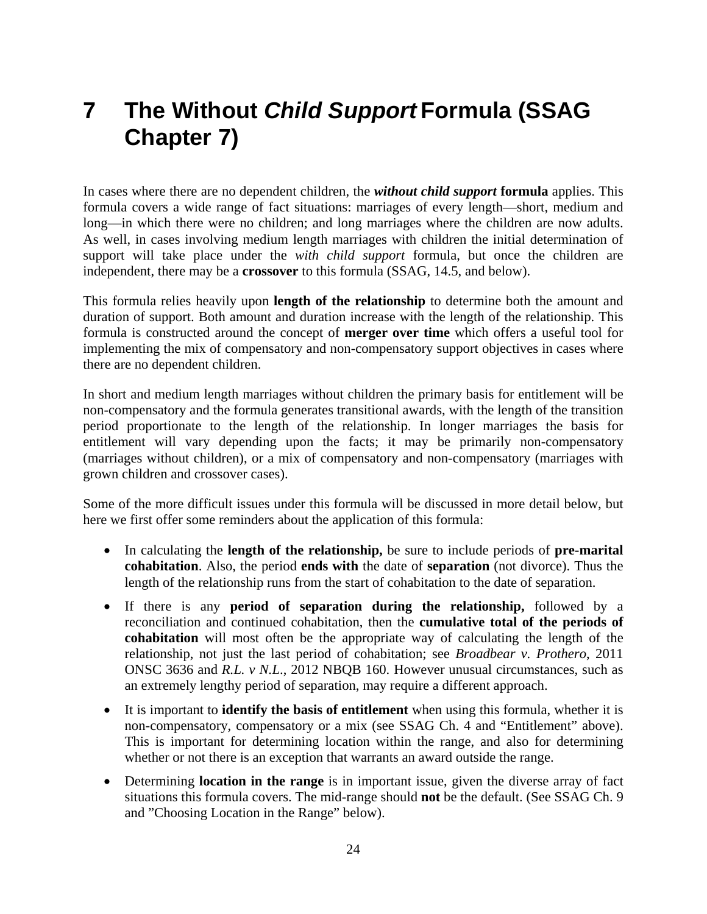# 7 The Without *Child Support* Formula (SSAG Chapter 7)

In cases where there are no dependent children, the ***without child support*** **formula** applies. This formula covers a wide range of fact situations: marriages of every length—short, medium and long—in which there were no children; and long marriages where the children are now adults. As well, in cases involving medium length marriages with children the initial determination of support will take place under the *with child support* formula, but once the children are independent, there may be a **crossover** to this formula (SSAG, 14.5, and below).

This formula relies heavily upon **length of the relationship** to determine both the amount and duration of support. Both amount and duration increase with the length of the relationship. This formula is constructed around the concept of **merger over time** which offers a useful tool for implementing the mix of compensatory and non-compensatory support objectives in cases where there are no dependent children.

In short and medium length marriages without children the primary basis for entitlement will be non-compensatory and the formula generates transitional awards, with the length of the transition period proportionate to the length of the relationship. In longer marriages the basis for entitlement will vary depending upon the facts; it may be primarily non-compensatory (marriages without children), or a mix of compensatory and non-compensatory (marriages with grown children and crossover cases).

Some of the more difficult issues under this formula will be discussed in more detail below, but here we first offer some reminders about the application of this formula:

- In calculating the **length of the relationship,** be sure to include periods of **pre-marital cohabitation**. Also, the period **ends with** the date of **separation** (not divorce). Thus the length of the relationship runs from the start of cohabitation to the date of separation.
- If there is any **period of separation during the relationship,** followed by a reconciliation and continued cohabitation, then the **cumulative total of the periods of cohabitation** will most often be the appropriate way of calculating the length of the relationship, not just the last period of cohabitation; see *Broadbear v. Prothero*, 2011 ONSC 3636 and *R.L. v N.L.*, 2012 NBQB 160. However unusual circumstances, such as an extremely lengthy period of separation, may require a different approach.
- It is important to **identify the basis of entitlement** when using this formula, whether it is non-compensatory, compensatory or a mix (see SSAG Ch. 4 and "Entitlement" above). This is important for determining location within the range, and also for determining whether or not there is an exception that warrants an award outside the range.
- Determining **location in the range** is in important issue, given the diverse array of fact situations this formula covers. The mid-range should **not** be the default. (See SSAG Ch. 9 and "Choosing Location in the Range" below).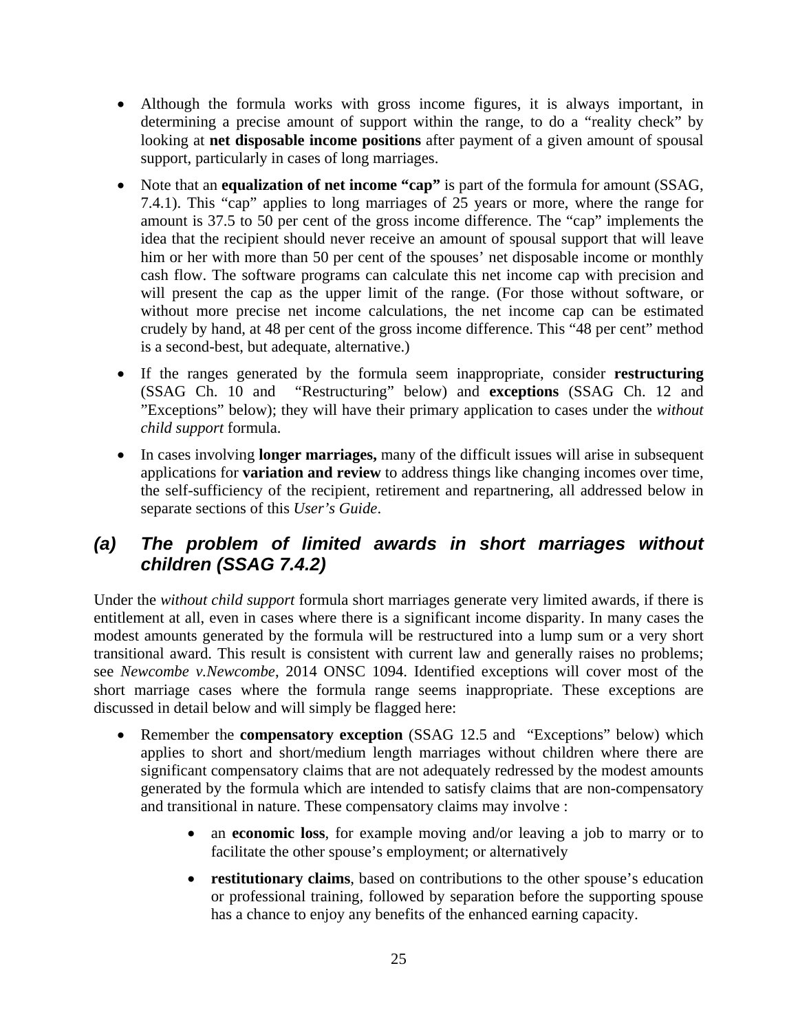- Although the formula works with gross income figures, it is always important, in determining a precise amount of support within the range, to do a "reality check" by looking at **net disposable income positions** after payment of a given amount of spousal support, particularly in cases of long marriages.

- Note that an **equalization of net income "cap"** is part of the formula for amount (SSAG, 7.4.1). This "cap" applies to long marriages of 25 years or more, where the range for amount is 37.5 to 50 per cent of the gross income difference. The "cap" implements the idea that the recipient should never receive an amount of spousal support that will leave him or her with more than 50 per cent of the spouses' net disposable income or monthly cash flow. The software programs can calculate this net income cap with precision and will present the cap as the upper limit of the range. (For those without software, or without more precise net income calculations, the net income cap can be estimated crudely by hand, at 48 per cent of the gross income difference. This "48 per cent" method is a second-best, but adequate, alternative.)

- If the ranges generated by the formula seem inappropriate, consider **restructuring** (SSAG Ch. 10 and "Restructuring" below) and **exceptions** (SSAG Ch. 12 and "Exceptions" below); they will have their primary application to cases under the *without child support* formula.

- In cases involving **longer marriages,** many of the difficult issues will arise in subsequent applications for **variation and review** to address things like changing incomes over time, the self-sufficiency of the recipient, retirement and repartnering, all addressed below in separate sections of this *User's Guide*.

## (a) The problem of limited awards in short marriages without children (SSAG 7.4.2)

Under the *without child support* formula short marriages generate very limited awards, if there is entitlement at all, even in cases where there is a significant income disparity. In many cases the modest amounts generated by the formula will be restructured into a lump sum or a very short transitional award. This result is consistent with current law and generally raises no problems; see *Newcombe v.Newcombe*, 2014 ONSC 1094. Identified exceptions will cover most of the short marriage cases where the formula range seems inappropriate. These exceptions are discussed in detail below and will simply be flagged here:

- Remember the **compensatory exception** (SSAG 12.5 and "Exceptions" below) which applies to short and short/medium length marriages without children where there are significant compensatory claims that are not adequately redressed by the modest amounts generated by the formula which are intended to satisfy claims that are non-compensatory and transitional in nature. These compensatory claims may involve :
  - an **economic loss**, for example moving and/or leaving a job to marry or to facilitate the other spouse's employment; or alternatively
  - **restitutionary claims**, based on contributions to the other spouse's education or professional training, followed by separation before the supporting spouse has a chance to enjoy any benefits of the enhanced earning capacity.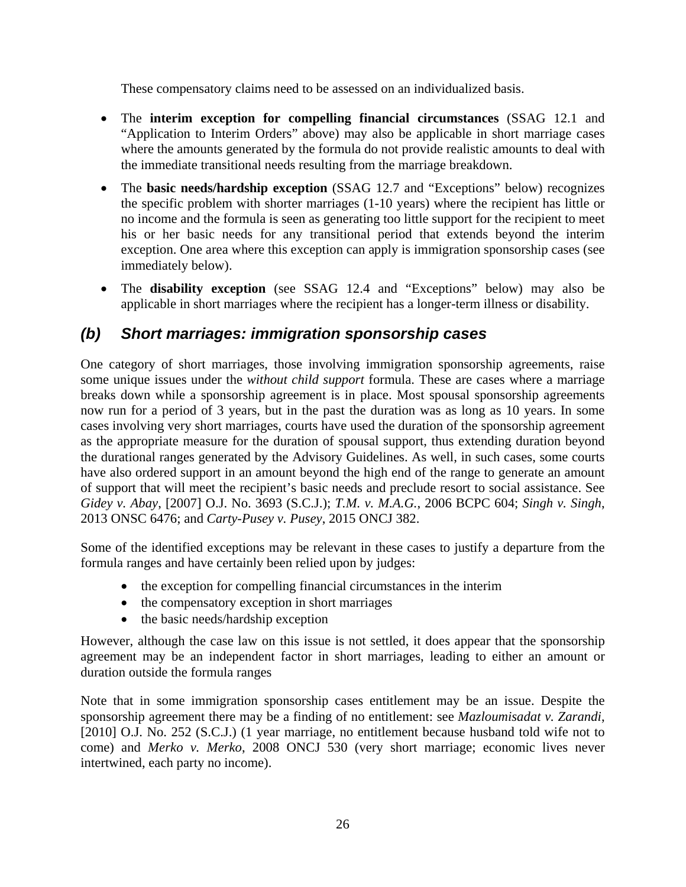These compensatory claims need to be assessed on an individualized basis.

- The **interim exception for compelling financial circumstances** (SSAG 12.1 and "Application to Interim Orders" above) may also be applicable in short marriage cases where the amounts generated by the formula do not provide realistic amounts to deal with the immediate transitional needs resulting from the marriage breakdown.
- The **basic needs/hardship exception** (SSAG 12.7 and "Exceptions" below) recognizes the specific problem with shorter marriages (1-10 years) where the recipient has little or no income and the formula is seen as generating too little support for the recipient to meet his or her basic needs for any transitional period that extends beyond the interim exception. One area where this exception can apply is immigration sponsorship cases (see immediately below).
- The **disability exception** (see SSAG 12.4 and "Exceptions" below) may also be applicable in short marriages where the recipient has a longer-term illness or disability.

### *(b) Short marriages: immigration sponsorship cases*

One category of short marriages, those involving immigration sponsorship agreements, raise some unique issues under the *without child support* formula. These are cases where a marriage breaks down while a sponsorship agreement is in place. Most spousal sponsorship agreements now run for a period of 3 years, but in the past the duration was as long as 10 years. In some cases involving very short marriages, courts have used the duration of the sponsorship agreement as the appropriate measure for the duration of spousal support, thus extending duration beyond the durational ranges generated by the Advisory Guidelines. As well, in such cases, some courts have also ordered support in an amount beyond the high end of the range to generate an amount of support that will meet the recipient's basic needs and preclude resort to social assistance. See *Gidey v. Abay*, [2007] O.J. No. 3693 (S.C.J.); *T.M. v. M.A.G.*, 2006 BCPC 604; *Singh v. Singh*, 2013 ONSC 6476; and *Carty-Pusey v. Pusey*, 2015 ONCJ 382.

Some of the identified exceptions may be relevant in these cases to justify a departure from the formula ranges and have certainly been relied upon by judges:

- the exception for compelling financial circumstances in the interim
- the compensatory exception in short marriages
- the basic needs/hardship exception

However, although the case law on this issue is not settled, it does appear that the sponsorship agreement may be an independent factor in short marriages, leading to either an amount or duration outside the formula ranges

Note that in some immigration sponsorship cases entitlement may be an issue. Despite the sponsorship agreement there may be a finding of no entitlement: see *Mazloumisadat v. Zarandi*, [2010] O.J. No. 252 (S.C.J.) (1 year marriage, no entitlement because husband told wife not to come) and *Merko v. Merko*, 2008 ONCJ 530 (very short marriage; economic lives never intertwined, each party no income).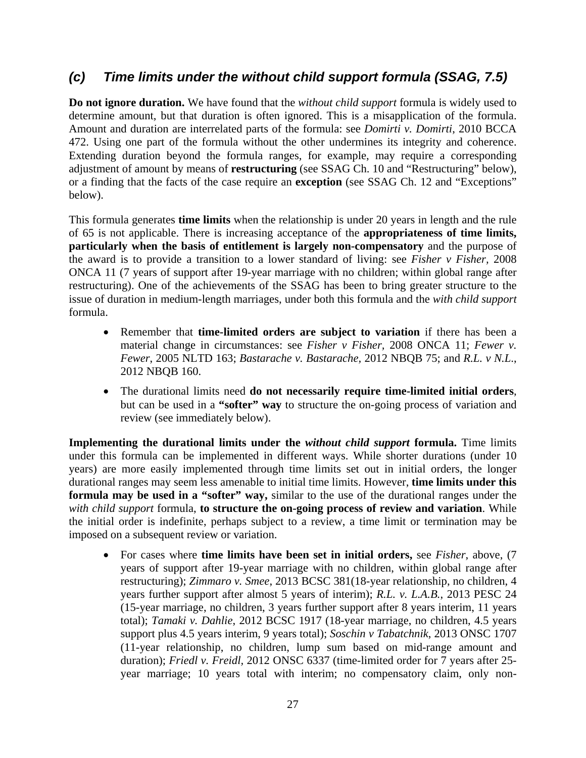### *(c) Time limits under the without child support formula (SSAG, 7.5)*

**Do not ignore duration.** We have found that the *without child support* formula is widely used to determine amount, but that duration is often ignored. This is a misapplication of the formula. Amount and duration are interrelated parts of the formula: see *Domirti v. Domirti*, 2010 BCCA 472. Using one part of the formula without the other undermines its integrity and coherence. Extending duration beyond the formula ranges, for example, may require a corresponding adjustment of amount by means of **restructuring** (see SSAG Ch. 10 and "Restructuring" below), or a finding that the facts of the case require an **exception** (see SSAG Ch. 12 and "Exceptions" below).

This formula generates **time limits** when the relationship is under 20 years in length and the rule of 65 is not applicable. There is increasing acceptance of the **appropriateness of time limits, particularly when the basis of entitlement is largely non-compensatory** and the purpose of the award is to provide a transition to a lower standard of living: see *Fisher v Fisher*, 2008 ONCA 11 (7 years of support after 19-year marriage with no children; within global range after restructuring). One of the achievements of the SSAG has been to bring greater structure to the issue of duration in medium-length marriages, under both this formula and the *with child support* formula.

- Remember that **time-limited orders are subject to variation** if there has been a material change in circumstances: see *Fisher v Fisher*, 2008 ONCA 11; *Fewer v. Fewer*, 2005 NLTD 163; *Bastarache v. Bastarache*, 2012 NBQB 75; and *R.L. v N.L.*, 2012 NBQB 160.
- The durational limits need **do not necessarily require time-limited initial orders**, but can be used in a **"softer" way** to structure the on-going process of variation and review (see immediately below).

**Implementing the durational limits under the *without child support* formula.** Time limits under this formula can be implemented in different ways. While shorter durations (under 10 years) are more easily implemented through time limits set out in initial orders, the longer durational ranges may seem less amenable to initial time limits. However, **time limits under this formula may be used in a "softer" way,** similar to the use of the durational ranges under the *with child support* formula, **to structure the on-going process of review and variation**. While the initial order is indefinite, perhaps subject to a review, a time limit or termination may be imposed on a subsequent review or variation.

- For cases where **time limits have been set in initial orders,** see *Fisher*, above, (7 years of support after 19-year marriage with no children, within global range after restructuring); *Zimmaro v. Smee*, 2013 BCSC 381(18-year relationship, no children, 4 years further support after almost 5 years of interim); *R.L. v. L.A.B.*, 2013 PESC 24 (15-year marriage, no children, 3 years further support after 8 years interim, 11 years total); *Tamaki v. Dahlie*, 2012 BCSC 1917 (18-year marriage, no children, 4.5 years support plus 4.5 years interim, 9 years total); *Soschin v Tabatchnik*, 2013 ONSC 1707 (11-year relationship, no children, lump sum based on mid-range amount and duration); *Friedl v. Freidl*, 2012 ONSC 6337 (time-limited order for 7 years after 25-year marriage; 10 years total with interim; no compensatory claim, only non-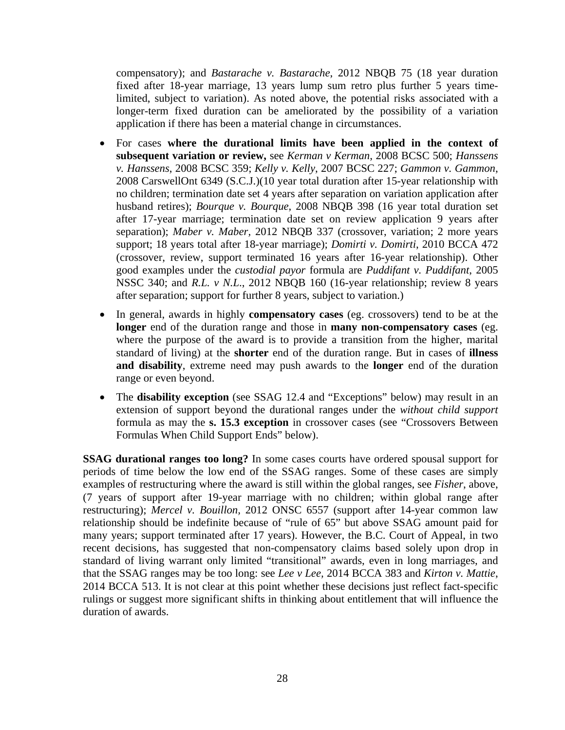compensatory); and *Bastarache v. Bastarache*, 2012 NBQB 75 (18 year duration fixed after 18-year marriage, 13 years lump sum retro plus further 5 years time-limited, subject to variation). As noted above, the potential risks associated with a longer-term fixed duration can be ameliorated by the possibility of a variation application if there has been a material change in circumstances.

- For cases **where the durational limits have been applied in the context of subsequent variation or review,** see *Kerman v Kerman*, 2008 BCSC 500; *Hanssens v. Hanssens*, 2008 BCSC 359; *Kelly v. Kelly*, 2007 BCSC 227; *Gammon v. Gammon*, 2008 CarswellOnt 6349 (S.C.J.)(10 year total duration after 15-year relationship with no children; termination date set 4 years after separation on variation application after husband retires); *Bourque v. Bourque*, 2008 NBQB 398 (16 year total duration set after 17-year marriage; termination date set on review application 9 years after separation); *Maber v. Maber*, 2012 NBQB 337 (crossover, variation; 2 more years support; 18 years total after 18-year marriage); *Domirti v. Domirti*, 2010 BCCA 472 (crossover, review, support terminated 16 years after 16-year relationship). Other good examples under the *custodial payor* formula are *Puddifant v. Puddifant*, 2005 NSSC 340; and *R.L. v N.L.*, 2012 NBQB 160 (16-year relationship; review 8 years after separation; support for further 8 years, subject to variation.)
- In general, awards in highly **compensatory cases** (eg. crossovers) tend to be at the **longer** end of the duration range and those in **many non-compensatory cases** (eg. where the purpose of the award is to provide a transition from the higher, marital standard of living) at the **shorter** end of the duration range. But in cases of **illness and disability**, extreme need may push awards to the **longer** end of the duration range or even beyond.
- The **disability exception** (see SSAG 12.4 and "Exceptions" below) may result in an extension of support beyond the durational ranges under the *without child support* formula as may the **s. 15.3 exception** in crossover cases (see "Crossovers Between Formulas When Child Support Ends" below).

**SSAG durational ranges too long?** In some cases courts have ordered spousal support for periods of time below the low end of the SSAG ranges. Some of these cases are simply examples of restructuring where the award is still within the global ranges, see *Fisher*, above, (7 years of support after 19-year marriage with no children; within global range after restructuring); *Mercel v. Bouillon*, 2012 ONSC 6557 (support after 14-year common law relationship should be indefinite because of "rule of 65" but above SSAG amount paid for many years; support terminated after 17 years). However, the B.C. Court of Appeal, in two recent decisions, has suggested that non-compensatory claims based solely upon drop in standard of living warrant only limited "transitional" awards, even in long marriages, and that the SSAG ranges may be too long: see *Lee v Lee*, 2014 BCCA 383 and *Kirton v. Mattie*, 2014 BCCA 513. It is not clear at this point whether these decisions just reflect fact-specific rulings or suggest more significant shifts in thinking about entitlement that will influence the duration of awards.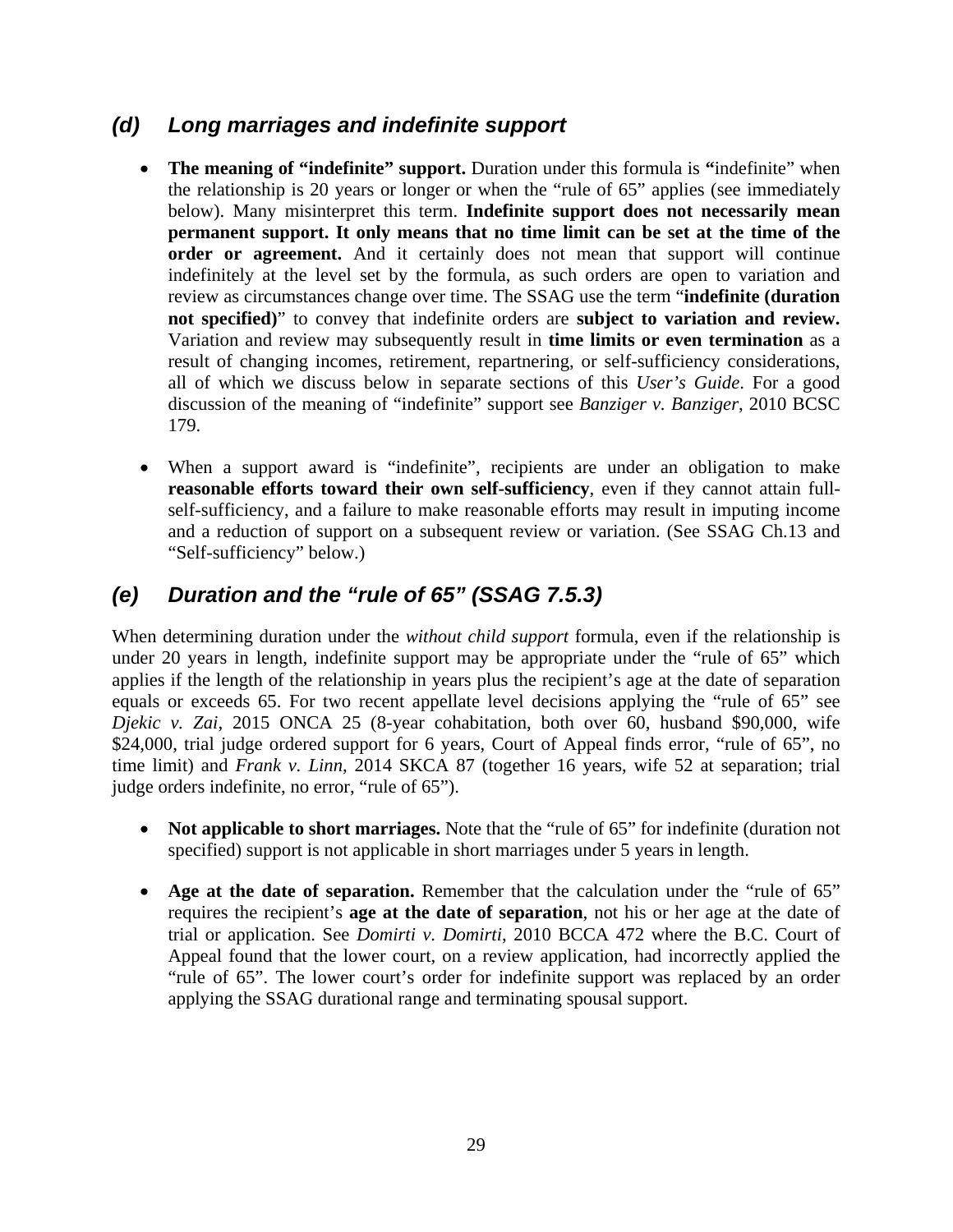### *(d) Long marriages and indefinite support*

- **The meaning of "indefinite" support.** Duration under this formula is **"**indefinite" when the relationship is 20 years or longer or when the "rule of 65" applies (see immediately below). Many misinterpret this term. **Indefinite support does not necessarily mean permanent support. It only means that no time limit can be set at the time of the order or agreement.** And it certainly does not mean that support will continue indefinitely at the level set by the formula, as such orders are open to variation and review as circumstances change over time. The SSAG use the term "**indefinite (duration not specified)**" to convey that indefinite orders are **subject to variation and review.** Variation and review may subsequently result in **time limits or even termination** as a result of changing incomes, retirement, repartnering, or self-sufficiency considerations, all of which we discuss below in separate sections of this *User's Guide*. For a good discussion of the meaning of "indefinite" support see *Banziger v. Banziger*, 2010 BCSC 179.

- When a support award is "indefinite", recipients are under an obligation to make **reasonable efforts toward their own self-sufficiency**, even if they cannot attain full-self-sufficiency, and a failure to make reasonable efforts may result in imputing income and a reduction of support on a subsequent review or variation. (See SSAG Ch.13 and "Self-sufficiency" below.)

### *(e) Duration and the "rule of 65" (SSAG 7.5.3)*

When determining duration under the *without child support* formula, even if the relationship is under 20 years in length, indefinite support may be appropriate under the "rule of 65" which applies if the length of the relationship in years plus the recipient's age at the date of separation equals or exceeds 65. For two recent appellate level decisions applying the "rule of 65" see *Djekic v. Zai*, 2015 ONCA 25 (8-year cohabitation, both over 60, husband $90,000, wife $24,000, trial judge ordered support for 6 years, Court of Appeal finds error, "rule of 65", no time limit) and *Frank v. Linn*, 2014 SKCA 87 (together 16 years, wife 52 at separation; trial judge orders indefinite, no error, "rule of 65").

- **Not applicable to short marriages.** Note that the "rule of 65" for indefinite (duration not specified) support is not applicable in short marriages under 5 years in length.

- **Age at the date of separation.** Remember that the calculation under the "rule of 65" requires the recipient's **age at the date of separation**, not his or her age at the date of trial or application. See *Domirti v. Domirti*, 2010 BCCA 472 where the B.C. Court of Appeal found that the lower court, on a review application, had incorrectly applied the "rule of 65". The lower court's order for indefinite support was replaced by an order applying the SSAG durational range and terminating spousal support.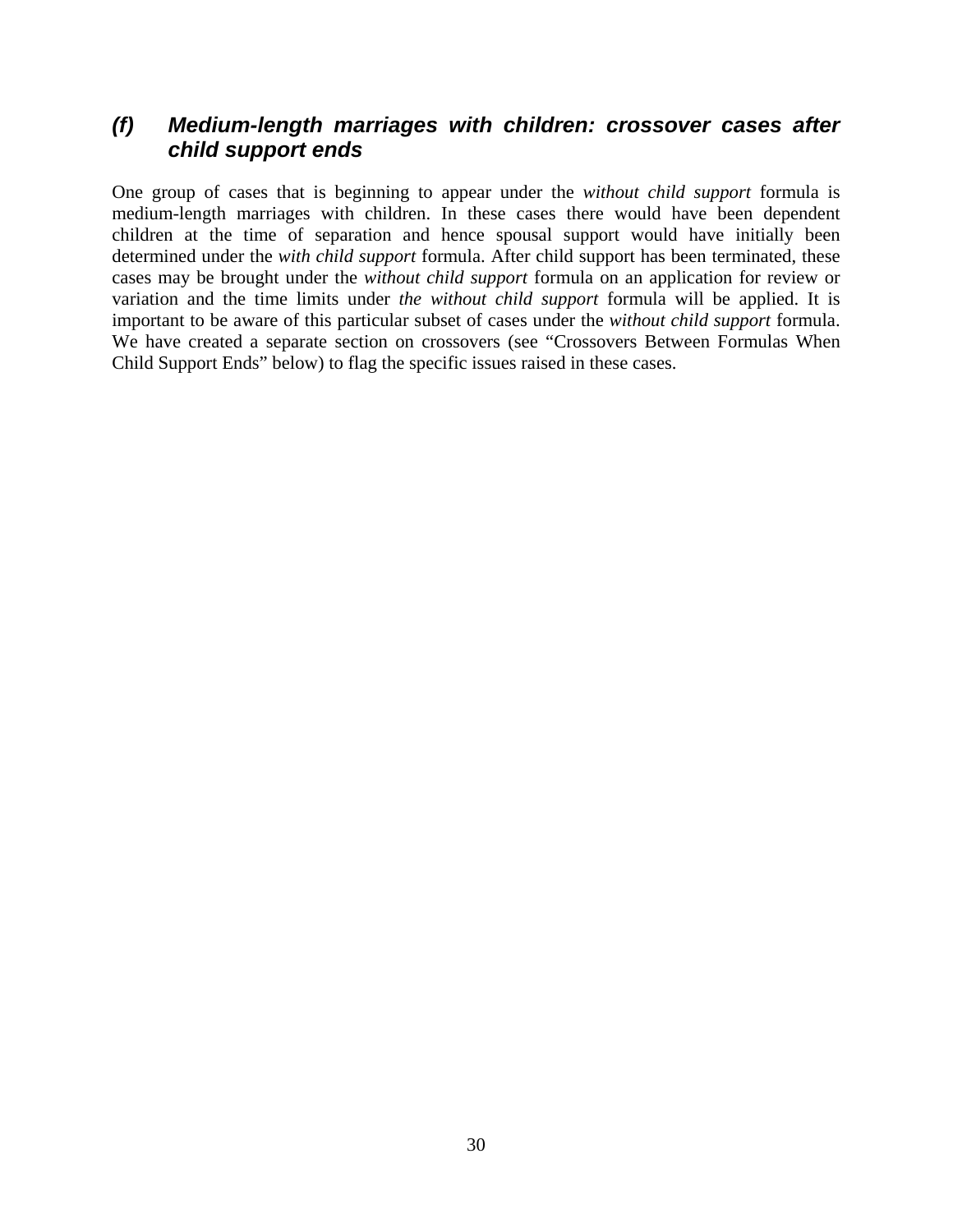### *(f) Medium-length marriages with children: crossover cases after child support ends*

One group of cases that is beginning to appear under the *without child support* formula is medium-length marriages with children. In these cases there would have been dependent children at the time of separation and hence spousal support would have initially been determined under the *with child support* formula. After child support has been terminated, these cases may be brought under the *without child support* formula on an application for review or variation and the time limits under *the without child support* formula will be applied. It is important to be aware of this particular subset of cases under the *without child support* formula. We have created a separate section on crossovers (see "Crossovers Between Formulas When Child Support Ends" below) to flag the specific issues raised in these cases.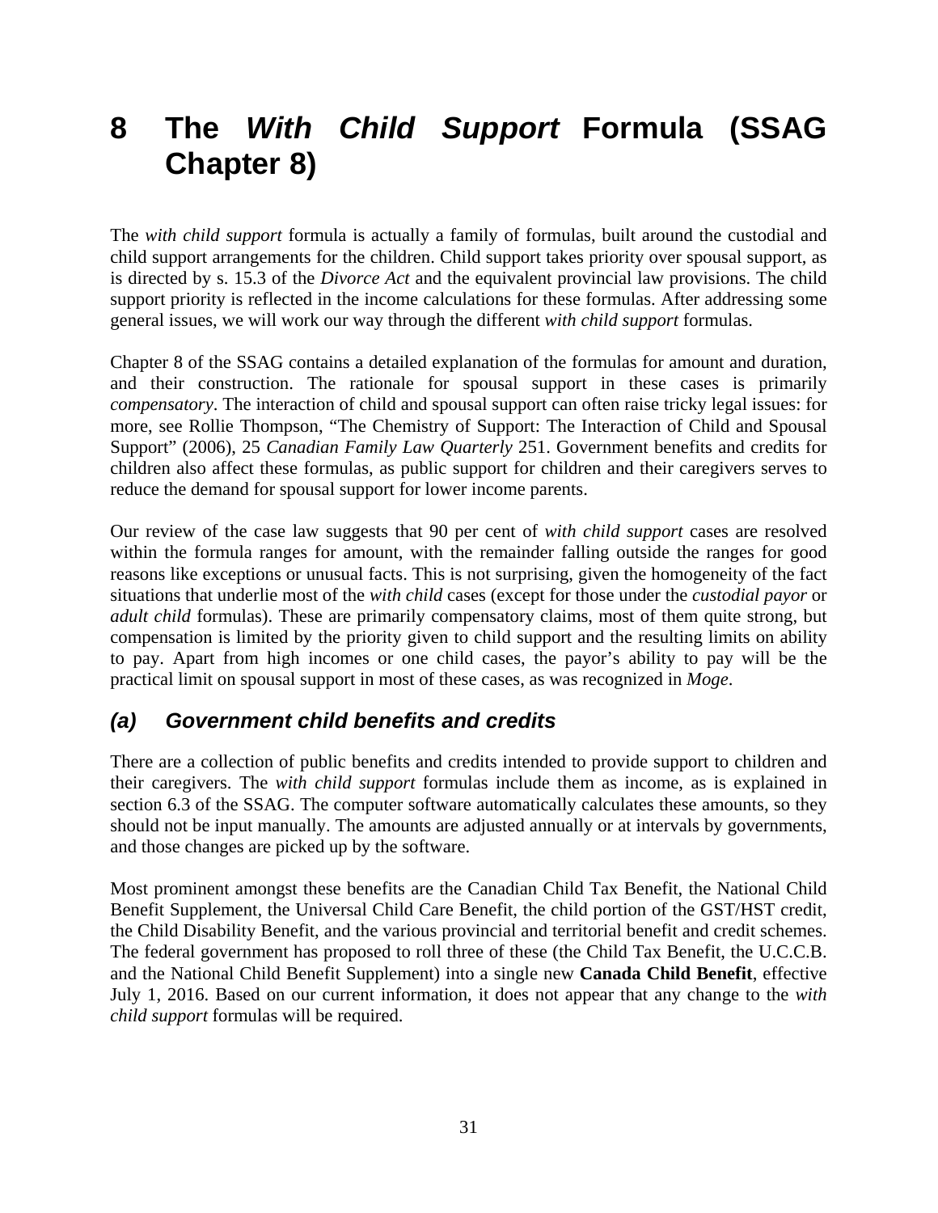# 8 The *With Child Support* Formula (SSAG Chapter 8)

The *with child support* formula is actually a family of formulas, built around the custodial and child support arrangements for the children. Child support takes priority over spousal support, as is directed by s. 15.3 of the *Divorce Act* and the equivalent provincial law provisions. The child support priority is reflected in the income calculations for these formulas. After addressing some general issues, we will work our way through the different *with child support* formulas.

Chapter 8 of the SSAG contains a detailed explanation of the formulas for amount and duration, and their construction. The rationale for spousal support in these cases is primarily *compensatory*. The interaction of child and spousal support can often raise tricky legal issues: for more, see Rollie Thompson, "The Chemistry of Support: The Interaction of Child and Spousal Support" (2006), 25 *Canadian Family Law Quarterly* 251. Government benefits and credits for children also affect these formulas, as public support for children and their caregivers serves to reduce the demand for spousal support for lower income parents.

Our review of the case law suggests that 90 per cent of *with child support* cases are resolved within the formula ranges for amount, with the remainder falling outside the ranges for good reasons like exceptions or unusual facts. This is not surprising, given the homogeneity of the fact situations that underlie most of the *with child* cases (except for those under the *custodial payor* or *adult child* formulas). These are primarily compensatory claims, most of them quite strong, but compensation is limited by the priority given to child support and the resulting limits on ability to pay. Apart from high incomes or one child cases, the payor's ability to pay will be the practical limit on spousal support in most of these cases, as was recognized in *Moge*.

## *(a) Government child benefits and credits*

There are a collection of public benefits and credits intended to provide support to children and their caregivers. The *with child support* formulas include them as income, as is explained in section 6.3 of the SSAG. The computer software automatically calculates these amounts, so they should not be input manually. The amounts are adjusted annually or at intervals by governments, and those changes are picked up by the software.

Most prominent amongst these benefits are the Canadian Child Tax Benefit, the National Child Benefit Supplement, the Universal Child Care Benefit, the child portion of the GST/HST credit, the Child Disability Benefit, and the various provincial and territorial benefit and credit schemes. The federal government has proposed to roll three of these (the Child Tax Benefit, the U.C.C.B. and the National Child Benefit Supplement) into a single new **Canada Child Benefit**, effective July 1, 2016. Based on our current information, it does not appear that any change to the *with child support* formulas will be required.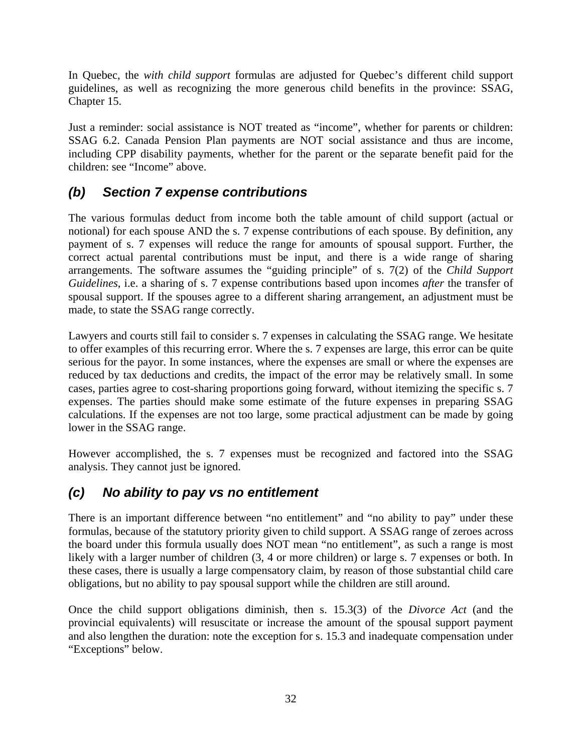In Quebec, the *with child support* formulas are adjusted for Quebec's different child support guidelines, as well as recognizing the more generous child benefits in the province: SSAG, Chapter 15.

Just a reminder: social assistance is NOT treated as "income", whether for parents or children: SSAG 6.2. Canada Pension Plan payments are NOT social assistance and thus are income, including CPP disability payments, whether for the parent or the separate benefit paid for the children: see "Income" above.

### *(b) Section 7 expense contributions*

The various formulas deduct from income both the table amount of child support (actual or notional) for each spouse AND the s. 7 expense contributions of each spouse. By definition, any payment of s. 7 expenses will reduce the range for amounts of spousal support. Further, the correct actual parental contributions must be input, and there is a wide range of sharing arrangements. The software assumes the "guiding principle" of s. 7(2) of the *Child Support Guidelines*, i.e. a sharing of s. 7 expense contributions based upon incomes *after* the transfer of spousal support. If the spouses agree to a different sharing arrangement, an adjustment must be made, to state the SSAG range correctly.

Lawyers and courts still fail to consider s. 7 expenses in calculating the SSAG range. We hesitate to offer examples of this recurring error. Where the s. 7 expenses are large, this error can be quite serious for the payor. In some instances, where the expenses are small or where the expenses are reduced by tax deductions and credits, the impact of the error may be relatively small. In some cases, parties agree to cost-sharing proportions going forward, without itemizing the specific s. 7 expenses. The parties should make some estimate of the future expenses in preparing SSAG calculations. If the expenses are not too large, some practical adjustment can be made by going lower in the SSAG range.

However accomplished, the s. 7 expenses must be recognized and factored into the SSAG analysis. They cannot just be ignored.

### *(c) No ability to pay vs no entitlement*

There is an important difference between "no entitlement" and "no ability to pay" under these formulas, because of the statutory priority given to child support. A SSAG range of zeroes across the board under this formula usually does NOT mean "no entitlement", as such a range is most likely with a larger number of children (3, 4 or more children) or large s. 7 expenses or both. In these cases, there is usually a large compensatory claim, by reason of those substantial child care obligations, but no ability to pay spousal support while the children are still around.

Once the child support obligations diminish, then s. 15.3(3) of the *Divorce Act* (and the provincial equivalents) will resuscitate or increase the amount of the spousal support payment and also lengthen the duration: note the exception for s. 15.3 and inadequate compensation under "Exceptions" below.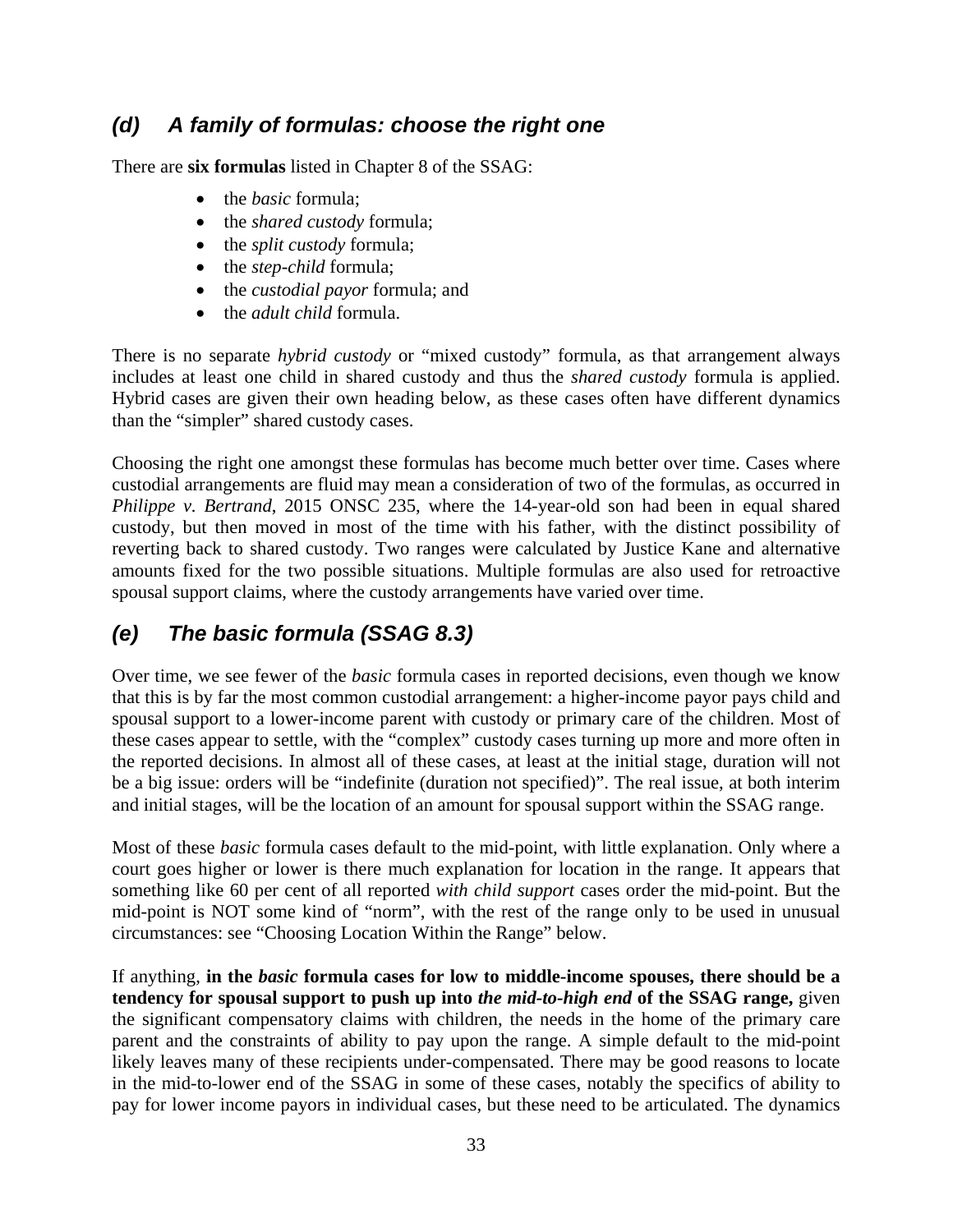### *(d) A family of formulas: choose the right one*

There are **six formulas** listed in Chapter 8 of the SSAG:

- the *basic* formula;
- the *shared custody* formula;
- the *split custody* formula;
- the *step-child* formula;
- the *custodial payor* formula; and
- the *adult child* formula.

There is no separate *hybrid custody* or "mixed custody" formula, as that arrangement always includes at least one child in shared custody and thus the *shared custody* formula is applied. Hybrid cases are given their own heading below, as these cases often have different dynamics than the "simpler" shared custody cases.

Choosing the right one amongst these formulas has become much better over time. Cases where custodial arrangements are fluid may mean a consideration of two of the formulas, as occurred in *Philippe v. Bertrand*, 2015 ONSC 235, where the 14-year-old son had been in equal shared custody, but then moved in most of the time with his father, with the distinct possibility of reverting back to shared custody. Two ranges were calculated by Justice Kane and alternative amounts fixed for the two possible situations. Multiple formulas are also used for retroactive spousal support claims, where the custody arrangements have varied over time.

### *(e) The basic formula (SSAG 8.3)*

Over time, we see fewer of the *basic* formula cases in reported decisions, even though we know that this is by far the most common custodial arrangement: a higher-income payor pays child and spousal support to a lower-income parent with custody or primary care of the children. Most of these cases appear to settle, with the "complex" custody cases turning up more and more often in the reported decisions. In almost all of these cases, at least at the initial stage, duration will not be a big issue: orders will be "indefinite (duration not specified)". The real issue, at both interim and initial stages, will be the location of an amount for spousal support within the SSAG range.

Most of these *basic* formula cases default to the mid-point, with little explanation. Only where a court goes higher or lower is there much explanation for location in the range. It appears that something like 60 per cent of all reported *with child support* cases order the mid-point. But the mid-point is NOT some kind of "norm", with the rest of the range only to be used in unusual circumstances: see "Choosing Location Within the Range" below.

If anything, **in the *basic* formula cases for low to middle-income spouses, there should be a tendency for spousal support to push up into *the mid-to-high end* of the SSAG range,** given the significant compensatory claims with children, the needs in the home of the primary care parent and the constraints of ability to pay upon the range. A simple default to the mid-point likely leaves many of these recipients under-compensated. There may be good reasons to locate in the mid-to-lower end of the SSAG in some of these cases, notably the specifics of ability to pay for lower income payors in individual cases, but these need to be articulated. The dynamics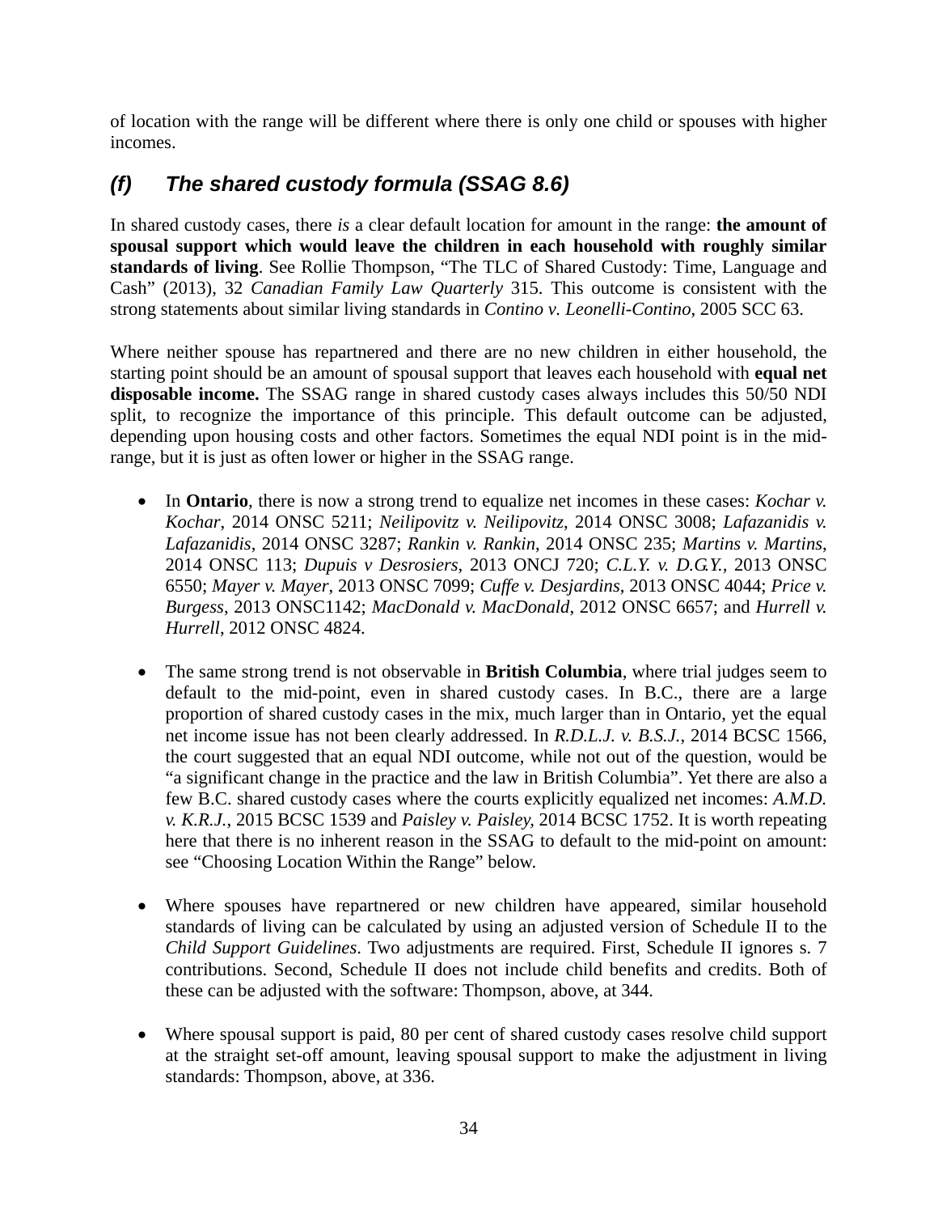of location with the range will be different where there is only one child or spouses with higher incomes.

### *(f) The shared custody formula (SSAG 8.6)*

In shared custody cases, there *is* a clear default location for amount in the range: **the amount of spousal support which would leave the children in each household with roughly similar standards of living**. See Rollie Thompson, "The TLC of Shared Custody: Time, Language and Cash" (2013), 32 *Canadian Family Law Quarterly* 315. This outcome is consistent with the strong statements about similar living standards in *Contino v. Leonelli-Contino*, 2005 SCC 63.

Where neither spouse has repartnered and there are no new children in either household, the starting point should be an amount of spousal support that leaves each household with **equal net disposable income.** The SSAG range in shared custody cases always includes this 50/50 NDI split, to recognize the importance of this principle. This default outcome can be adjusted, depending upon housing costs and other factors. Sometimes the equal NDI point is in the mid-range, but it is just as often lower or higher in the SSAG range.

- In **Ontario**, there is now a strong trend to equalize net incomes in these cases: *Kochar v. Kochar*, 2014 ONSC 5211; *Neilipovitz v. Neilipovitz*, 2014 ONSC 3008; *Lafazanidis v. Lafazanidis*, 2014 ONSC 3287; *Rankin v. Rankin*, 2014 ONSC 235; *Martins v. Martins*, 2014 ONSC 113; *Dupuis v Desrosiers*, 2013 ONCJ 720; *C.L.Y. v. D.G.Y.*, 2013 ONSC 6550; *Mayer v. Mayer*, 2013 ONSC 7099; *Cuffe v. Desjardins*, 2013 ONSC 4044; *Price v. Burgess*, 2013 ONSC1142; *MacDonald v. MacDonald*, 2012 ONSC 6657; and *Hurrell v. Hurrell*, 2012 ONSC 4824.

- The same strong trend is not observable in **British Columbia**, where trial judges seem to default to the mid-point, even in shared custody cases. In B.C., there are a large proportion of shared custody cases in the mix, much larger than in Ontario, yet the equal net income issue has not been clearly addressed. In *R.D.L.J. v. B.S.J.*, 2014 BCSC 1566, the court suggested that an equal NDI outcome, while not out of the question, would be "a significant change in the practice and the law in British Columbia". Yet there are also a few B.C. shared custody cases where the courts explicitly equalized net incomes: *A.M.D. v. K.R.J.*, 2015 BCSC 1539 and *Paisley v. Paisley*, 2014 BCSC 1752. It is worth repeating here that there is no inherent reason in the SSAG to default to the mid-point on amount: see "Choosing Location Within the Range" below.

- Where spouses have repartnered or new children have appeared, similar household standards of living can be calculated by using an adjusted version of Schedule II to the *Child Support Guidelines*. Two adjustments are required. First, Schedule II ignores s. 7 contributions. Second, Schedule II does not include child benefits and credits. Both of these can be adjusted with the software: Thompson, above, at 344.

- Where spousal support is paid, 80 per cent of shared custody cases resolve child support at the straight set-off amount, leaving spousal support to make the adjustment in living standards: Thompson, above, at 336.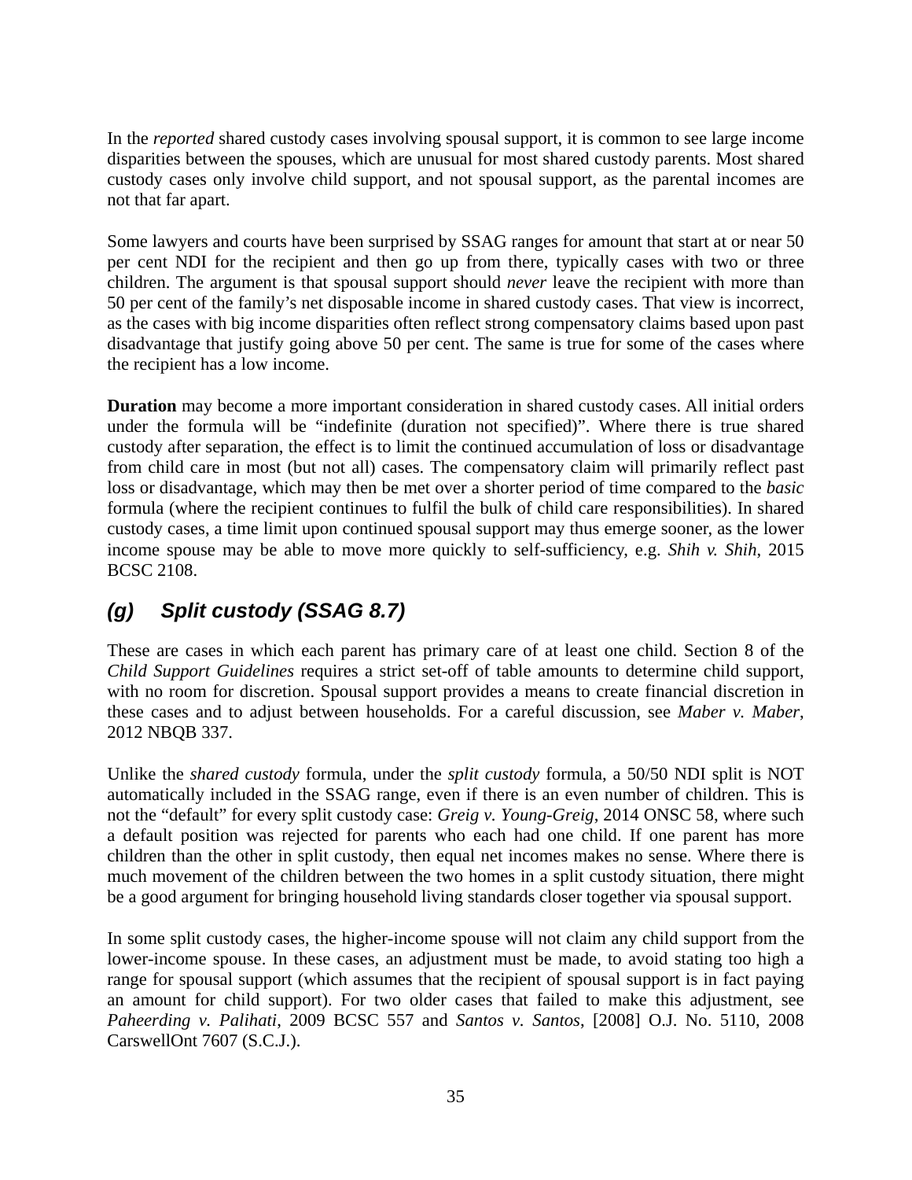In the *reported* shared custody cases involving spousal support, it is common to see large income disparities between the spouses, which are unusual for most shared custody parents. Most shared custody cases only involve child support, and not spousal support, as the parental incomes are not that far apart.

Some lawyers and courts have been surprised by SSAG ranges for amount that start at or near 50 per cent NDI for the recipient and then go up from there, typically cases with two or three children. The argument is that spousal support should *never* leave the recipient with more than 50 per cent of the family's net disposable income in shared custody cases. That view is incorrect, as the cases with big income disparities often reflect strong compensatory claims based upon past disadvantage that justify going above 50 per cent. The same is true for some of the cases where the recipient has a low income.

**Duration** may become a more important consideration in shared custody cases. All initial orders under the formula will be "indefinite (duration not specified)". Where there is true shared custody after separation, the effect is to limit the continued accumulation of loss or disadvantage from child care in most (but not all) cases. The compensatory claim will primarily reflect past loss or disadvantage, which may then be met over a shorter period of time compared to the *basic* formula (where the recipient continues to fulfil the bulk of child care responsibilities). In shared custody cases, a time limit upon continued spousal support may thus emerge sooner, as the lower income spouse may be able to move more quickly to self-sufficiency, e.g. *Shih v. Shih*, 2015 BCSC 2108.

### *(g) Split custody (SSAG 8.7)*

These are cases in which each parent has primary care of at least one child. Section 8 of the *Child Support Guidelines* requires a strict set-off of table amounts to determine child support, with no room for discretion. Spousal support provides a means to create financial discretion in these cases and to adjust between households. For a careful discussion, see *Maber v. Maber*, 2012 NBQB 337.

Unlike the *shared custody* formula, under the *split custody* formula, a 50/50 NDI split is NOT automatically included in the SSAG range, even if there is an even number of children. This is not the "default" for every split custody case: *Greig v. Young-Greig*, 2014 ONSC 58, where such a default position was rejected for parents who each had one child. If one parent has more children than the other in split custody, then equal net incomes makes no sense. Where there is much movement of the children between the two homes in a split custody situation, there might be a good argument for bringing household living standards closer together via spousal support.

In some split custody cases, the higher-income spouse will not claim any child support from the lower-income spouse. In these cases, an adjustment must be made, to avoid stating too high a range for spousal support (which assumes that the recipient of spousal support is in fact paying an amount for child support). For two older cases that failed to make this adjustment, see *Paheerding v. Palihati*, 2009 BCSC 557 and *Santos v. Santos*, [2008] O.J. No. 5110, 2008 CarswellOnt 7607 (S.C.J.).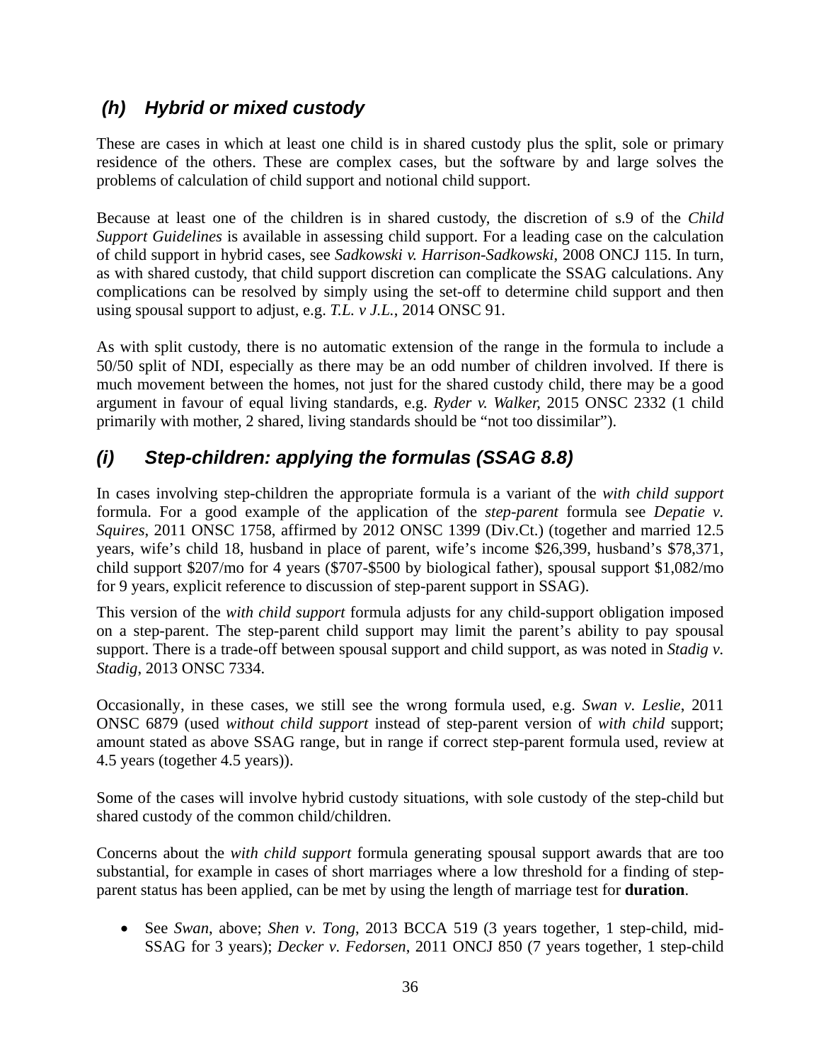### (h) Hybrid or mixed custody

These are cases in which at least one child is in shared custody plus the split, sole or primary residence of the others. These are complex cases, but the software by and large solves the problems of calculation of child support and notional child support.

Because at least one of the children is in shared custody, the discretion of s.9 of the *Child Support Guidelines* is available in assessing child support. For a leading case on the calculation of child support in hybrid cases, see *Sadkowski v. Harrison-Sadkowski*, 2008 ONCJ 115. In turn, as with shared custody, that child support discretion can complicate the SSAG calculations. Any complications can be resolved by simply using the set-off to determine child support and then using spousal support to adjust, e.g. *T.L. v J.L.*, 2014 ONSC 91.

As with split custody, there is no automatic extension of the range in the formula to include a 50/50 split of NDI, especially as there may be an odd number of children involved. If there is much movement between the homes, not just for the shared custody child, there may be a good argument in favour of equal living standards, e.g. *Ryder v. Walker,* 2015 ONSC 2332 (1 child primarily with mother, 2 shared, living standards should be "not too dissimilar").

### (i) Step-children: applying the formulas (SSAG 8.8)

In cases involving step-children the appropriate formula is a variant of the *with child support* formula. For a good example of the application of the *step-parent* formula see *Depatie v. Squires*, 2011 ONSC 1758, affirmed by 2012 ONSC 1399 (Div.Ct.) (together and married 12.5 years, wife's child 18, husband in place of parent, wife's income $26,399, husband's $78,371, child support $207/mo for 4 years ($707-$500 by biological father), spousal support $1,082/mo for 9 years, explicit reference to discussion of step-parent support in SSAG).

This version of the *with child support* formula adjusts for any child-support obligation imposed on a step-parent. The step-parent child support may limit the parent's ability to pay spousal support. There is a trade-off between spousal support and child support, as was noted in *Stadig v. Stadig*, 2013 ONSC 7334.

Occasionally, in these cases, we still see the wrong formula used, e.g. *Swan v. Leslie*, 2011 ONSC 6879 (used *without child support* instead of step-parent version of *with child* support; amount stated as above SSAG range, but in range if correct step-parent formula used, review at 4.5 years (together 4.5 years)).

Some of the cases will involve hybrid custody situations, with sole custody of the step-child but shared custody of the common child/children.

Concerns about the *with child support* formula generating spousal support awards that are too substantial, for example in cases of short marriages where a low threshold for a finding of step-parent status has been applied, can be met by using the length of marriage test for **duration**.

- See *Swan*, above; *Shen v. Tong*, 2013 BCCA 519 (3 years together, 1 step-child, mid-SSAG for 3 years); *Decker v. Fedorsen*, 2011 ONCJ 850 (7 years together, 1 step-child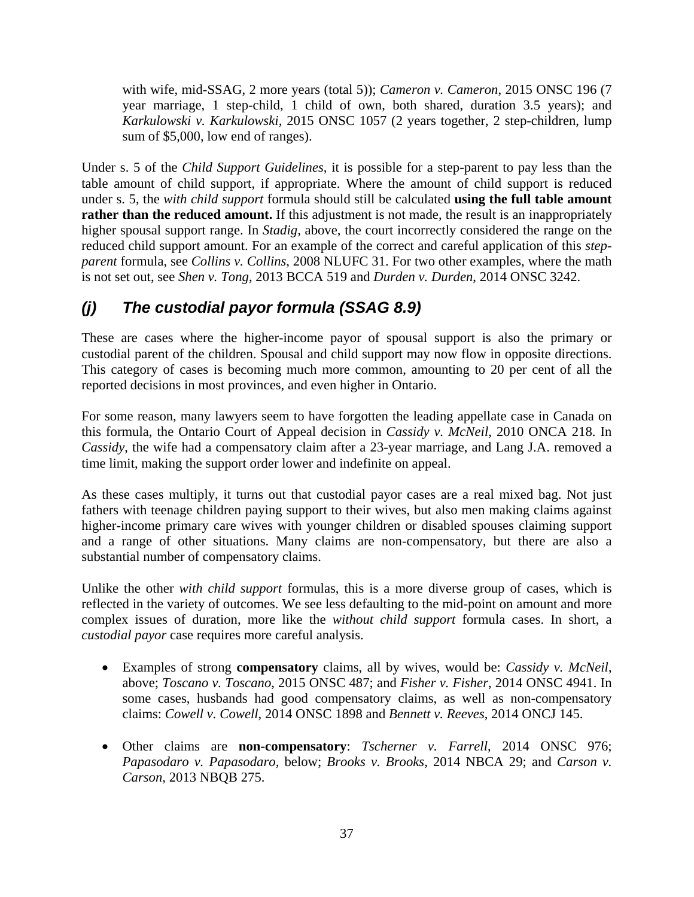with wife, mid-SSAG, 2 more years (total 5)); *Cameron v. Cameron*, 2015 ONSC 196 (7 year marriage, 1 step-child, 1 child of own, both shared, duration 3.5 years); and *Karkulowski v. Karkulowski*, 2015 ONSC 1057 (2 years together, 2 step-children, lump sum of $5,000, low end of ranges).

Under s. 5 of the *Child Support Guidelines*, it is possible for a step-parent to pay less than the table amount of child support, if appropriate. Where the amount of child support is reduced under s. 5, the *with child support* formula should still be calculated **using the full table amount rather than the reduced amount.** If this adjustment is not made, the result is an inappropriately higher spousal support range. In *Stadig*, above, the court incorrectly considered the range on the reduced child support amount. For an example of the correct and careful application of this *step-parent* formula, see *Collins v. Collins*, 2008 NLUFC 31. For two other examples, where the math is not set out, see *Shen v. Tong*, 2013 BCCA 519 and *Durden v. Durden*, 2014 ONSC 3242.

## *(j) The custodial payor formula (SSAG 8.9)*

These are cases where the higher-income payor of spousal support is also the primary or custodial parent of the children. Spousal and child support may now flow in opposite directions. This category of cases is becoming much more common, amounting to 20 per cent of all the reported decisions in most provinces, and even higher in Ontario.

For some reason, many lawyers seem to have forgotten the leading appellate case in Canada on this formula, the Ontario Court of Appeal decision in *Cassidy v. McNeil*, 2010 ONCA 218. In *Cassidy*, the wife had a compensatory claim after a 23-year marriage, and Lang J.A. removed a time limit, making the support order lower and indefinite on appeal.

As these cases multiply, it turns out that custodial payor cases are a real mixed bag. Not just fathers with teenage children paying support to their wives, but also men making claims against higher-income primary care wives with younger children or disabled spouses claiming support and a range of other situations. Many claims are non-compensatory, but there are also a substantial number of compensatory claims.

Unlike the other *with child support* formulas, this is a more diverse group of cases, which is reflected in the variety of outcomes. We see less defaulting to the mid-point on amount and more complex issues of duration, more like the *without child support* formula cases. In short, a *custodial payor* case requires more careful analysis.

- Examples of strong **compensatory** claims, all by wives, would be: *Cassidy v. McNeil*, above; *Toscano v. Toscano*, 2015 ONSC 487; and *Fisher v. Fisher*, 2014 ONSC 4941. In some cases, husbands had good compensatory claims, as well as non-compensatory claims: *Cowell v. Cowell*, 2014 ONSC 1898 and *Bennett v. Reeves*, 2014 ONCJ 145.

- Other claims are **non-compensatory**: *Tscherner v. Farrell*, 2014 ONSC 976; *Papasodaro v. Papasodaro*, below; *Brooks v. Brooks*, 2014 NBCA 29; and *Carson v. Carson*, 2013 NBQB 275.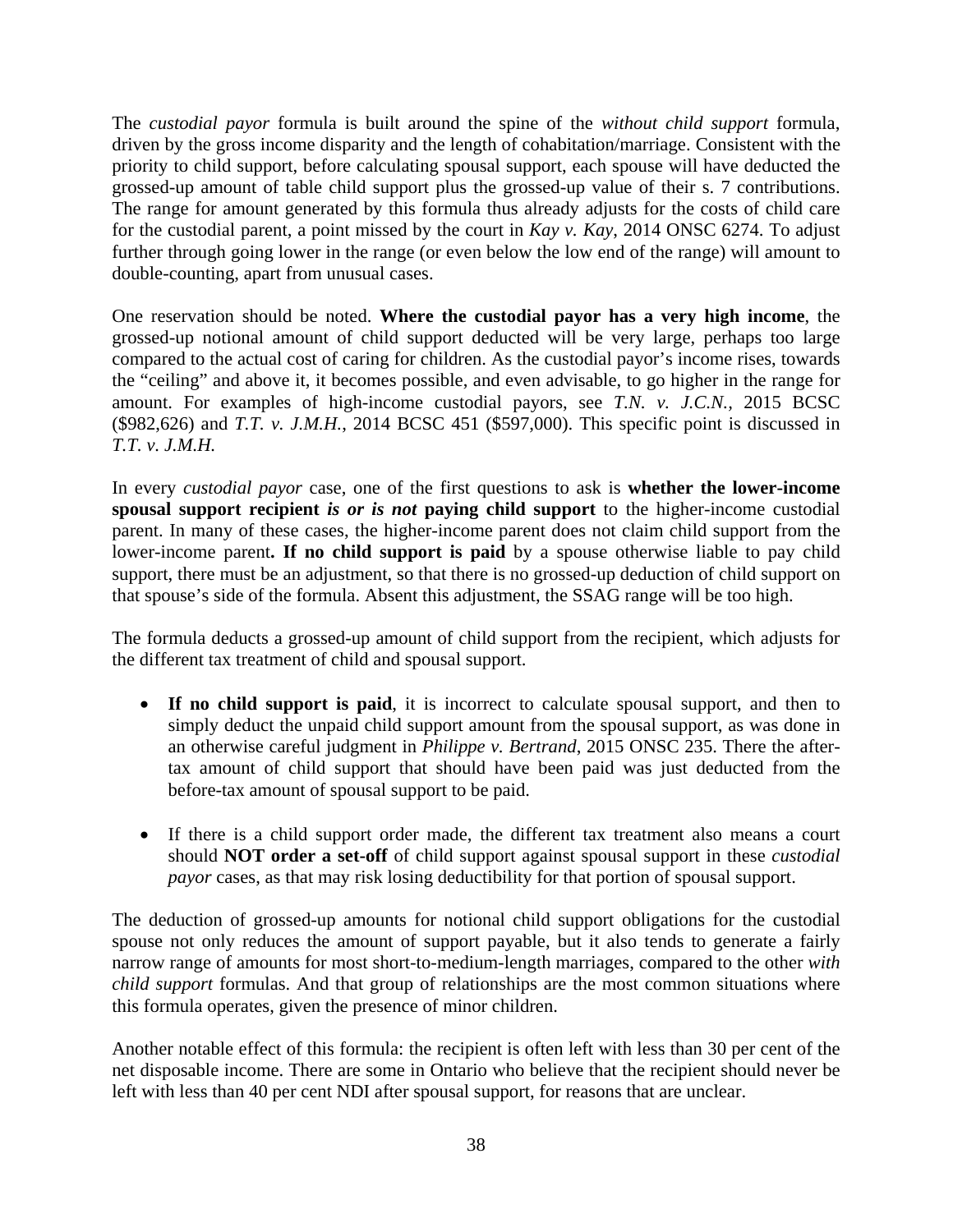The *custodial payor* formula is built around the spine of the *without child support* formula, driven by the gross income disparity and the length of cohabitation/marriage. Consistent with the priority to child support, before calculating spousal support, each spouse will have deducted the grossed-up amount of table child support plus the grossed-up value of their s. 7 contributions. The range for amount generated by this formula thus already adjusts for the costs of child care for the custodial parent, a point missed by the court in *Kay v. Kay*, 2014 ONSC 6274. To adjust further through going lower in the range (or even below the low end of the range) will amount to double-counting, apart from unusual cases.

One reservation should be noted. **Where the custodial payor has a very high income**, the grossed-up notional amount of child support deducted will be very large, perhaps too large compared to the actual cost of caring for children. As the custodial payor's income rises, towards the "ceiling" and above it, it becomes possible, and even advisable, to go higher in the range for amount. For examples of high-income custodial payors, see *T.N. v. J.C.N.*, 2015 BCSC ($982,626) and *T.T. v. J.M.H.*, 2014 BCSC 451 ($597,000). This specific point is discussed in *T.T. v. J.M.H.*

In every *custodial payor* case, one of the first questions to ask is **whether the lower-income spousal support recipient *is or is not* paying child support** to the higher-income custodial parent. In many of these cases, the higher-income parent does not claim child support from the lower-income parent**. If no child support is paid** by a spouse otherwise liable to pay child support, there must be an adjustment, so that there is no grossed-up deduction of child support on that spouse's side of the formula. Absent this adjustment, the SSAG range will be too high.

The formula deducts a grossed-up amount of child support from the recipient, which adjusts for the different tax treatment of child and spousal support.

- **If no child support is paid**, it is incorrect to calculate spousal support, and then to simply deduct the unpaid child support amount from the spousal support, as was done in an otherwise careful judgment in *Philippe v. Bertrand*, 2015 ONSC 235. There the after-tax amount of child support that should have been paid was just deducted from the before-tax amount of spousal support to be paid.

- If there is a child support order made, the different tax treatment also means a court should **NOT order a set-off** of child support against spousal support in these *custodial payor* cases, as that may risk losing deductibility for that portion of spousal support.

The deduction of grossed-up amounts for notional child support obligations for the custodial spouse not only reduces the amount of support payable, but it also tends to generate a fairly narrow range of amounts for most short-to-medium-length marriages, compared to the other *with child support* formulas. And that group of relationships are the most common situations where this formula operates, given the presence of minor children.

Another notable effect of this formula: the recipient is often left with less than 30 per cent of the net disposable income. There are some in Ontario who believe that the recipient should never be left with less than 40 per cent NDI after spousal support, for reasons that are unclear.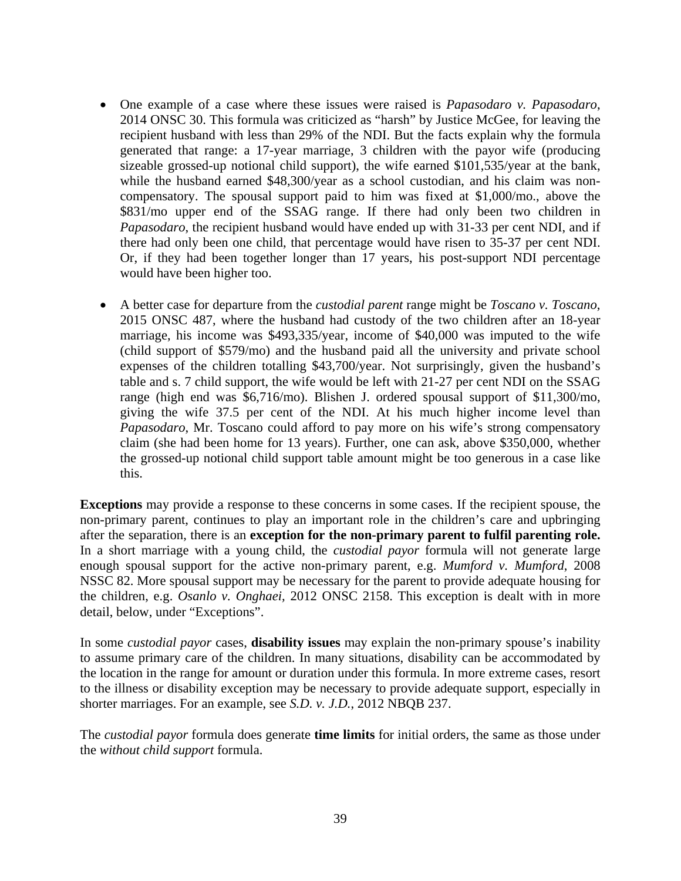- One example of a case where these issues were raised is *Papasodaro v. Papasodaro*, 2014 ONSC 30. This formula was criticized as "harsh" by Justice McGee, for leaving the recipient husband with less than 29% of the NDI. But the facts explain why the formula generated that range: a 17-year marriage, 3 children with the payor wife (producing sizeable grossed-up notional child support), the wife earned $101,535/year at the bank, while the husband earned $48,300/year as a school custodian, and his claim was non-compensatory. The spousal support paid to him was fixed at $1,000/mo., above the $831/mo upper end of the SSAG range. If there had only been two children in *Papasodaro*, the recipient husband would have ended up with 31-33 per cent NDI, and if there had only been one child, that percentage would have risen to 35-37 per cent NDI. Or, if they had been together longer than 17 years, his post-support NDI percentage would have been higher too.

- A better case for departure from the *custodial parent* range might be *Toscano v. Toscano*, 2015 ONSC 487, where the husband had custody of the two children after an 18-year marriage, his income was $493,335/year, income of $40,000 was imputed to the wife (child support of $579/mo) and the husband paid all the university and private school expenses of the children totalling $43,700/year. Not surprisingly, given the husband's table and s. 7 child support, the wife would be left with 21-27 per cent NDI on the SSAG range (high end was $6,716/mo). Blishen J. ordered spousal support of $11,300/mo, giving the wife 37.5 per cent of the NDI. At his much higher income level than *Papasodaro*, Mr. Toscano could afford to pay more on his wife's strong compensatory claim (she had been home for 13 years). Further, one can ask, above $350,000, whether the grossed-up notional child support table amount might be too generous in a case like this.

**Exceptions** may provide a response to these concerns in some cases. If the recipient spouse, the non-primary parent, continues to play an important role in the children's care and upbringing after the separation, there is an **exception for the non-primary parent to fulfil parenting role.** In a short marriage with a young child, the *custodial payor* formula will not generate large enough spousal support for the active non-primary parent, e.g. *Mumford v. Mumford*, 2008 NSSC 82. More spousal support may be necessary for the parent to provide adequate housing for the children, e.g. *Osanlo v. Onghaei*, 2012 ONSC 2158. This exception is dealt with in more detail, below, under "Exceptions".

In some *custodial payor* cases, **disability issues** may explain the non-primary spouse's inability to assume primary care of the children. In many situations, disability can be accommodated by the location in the range for amount or duration under this formula. In more extreme cases, resort to the illness or disability exception may be necessary to provide adequate support, especially in shorter marriages. For an example, see *S.D. v. J.D.*, 2012 NBQB 237.

The *custodial payor* formula does generate **time limits** for initial orders, the same as those under the *without child support* formula.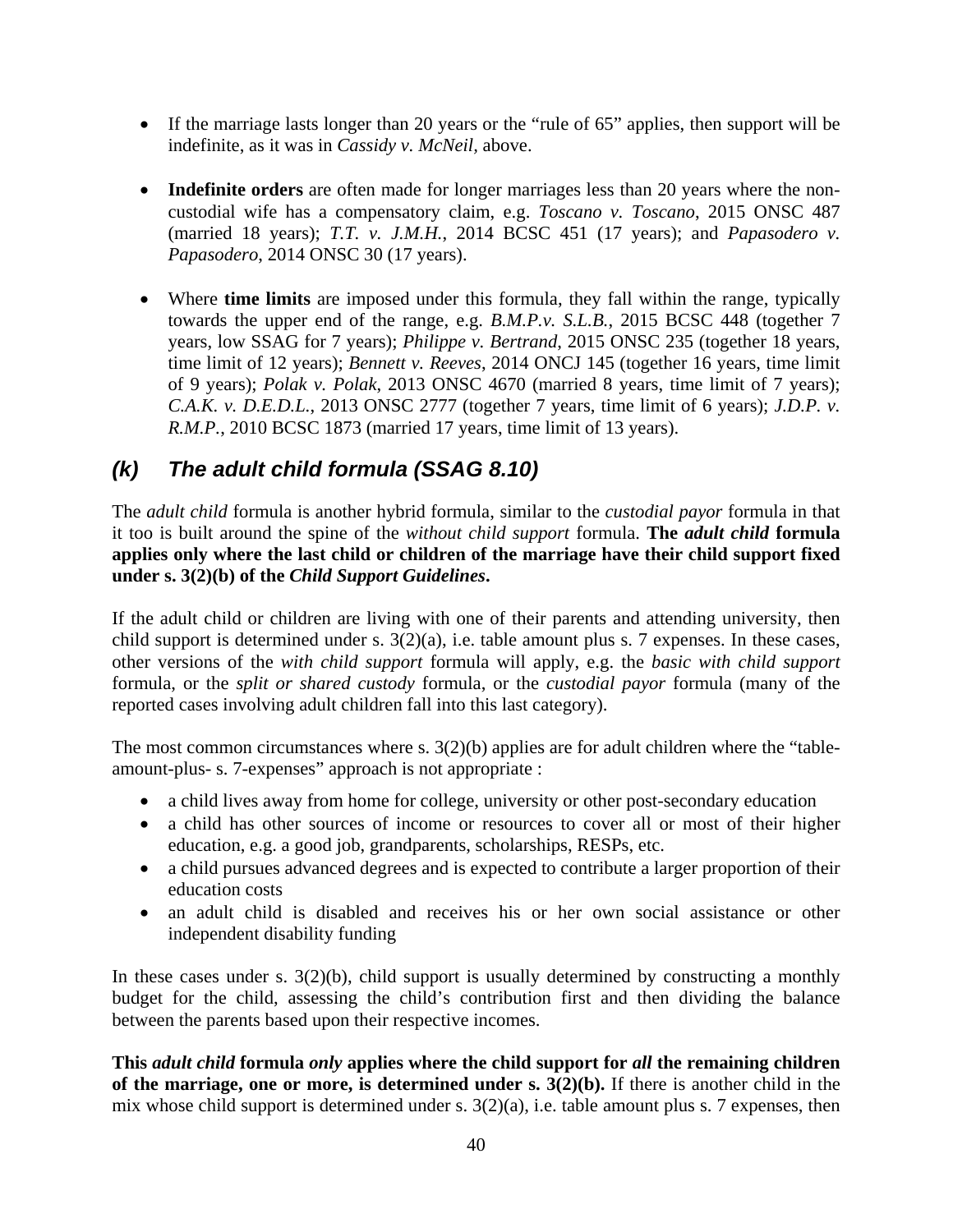- If the marriage lasts longer than 20 years or the "rule of 65" applies, then support will be indefinite, as it was in *Cassidy v. McNeil*, above.

- **Indefinite orders** are often made for longer marriages less than 20 years where the non-custodial wife has a compensatory claim, e.g. *Toscano v. Toscano*, 2015 ONSC 487 (married 18 years); *T.T. v. J.M.H.*, 2014 BCSC 451 (17 years); and *Papasodero v. Papasodero*, 2014 ONSC 30 (17 years).

- Where **time limits** are imposed under this formula, they fall within the range, typically towards the upper end of the range, e.g. *B.M.P.v. S.L.B.*, 2015 BCSC 448 (together 7 years, low SSAG for 7 years); *Philippe v. Bertrand*, 2015 ONSC 235 (together 18 years, time limit of 12 years); *Bennett v. Reeves*, 2014 ONCJ 145 (together 16 years, time limit of 9 years); *Polak v. Polak*, 2013 ONSC 4670 (married 8 years, time limit of 7 years); *C.A.K. v. D.E.D.L.*, 2013 ONSC 2777 (together 7 years, time limit of 6 years); *J.D.P. v. R.M.P.*, 2010 BCSC 1873 (married 17 years, time limit of 13 years).

## *(k) The adult child formula (SSAG 8.10)*

The *adult child* formula is another hybrid formula, similar to the *custodial payor* formula in that it too is built around the spine of the *without child support* formula. **The *adult child* formula applies only where the last child or children of the marriage have their child support fixed under s. 3(2)(b) of the *Child Support Guidelines*.**

If the adult child or children are living with one of their parents and attending university, then child support is determined under s. 3(2)(a), i.e. table amount plus s. 7 expenses. In these cases, other versions of the *with child support* formula will apply, e.g. the *basic with child support* formula, or the *split or shared custody* formula, or the *custodial payor* formula (many of the reported cases involving adult children fall into this last category).

The most common circumstances where s. 3(2)(b) applies are for adult children where the "table-amount-plus- s. 7-expenses" approach is not appropriate :

- a child lives away from home for college, university or other post-secondary education
- a child has other sources of income or resources to cover all or most of their higher education, e.g. a good job, grandparents, scholarships, RESPs, etc.
- a child pursues advanced degrees and is expected to contribute a larger proportion of their education costs
- an adult child is disabled and receives his or her own social assistance or other independent disability funding

In these cases under s. 3(2)(b), child support is usually determined by constructing a monthly budget for the child, assessing the child's contribution first and then dividing the balance between the parents based upon their respective incomes.

**This *adult child* formula *only* applies where the child support for *all* the remaining children of the marriage, one or more, is determined under s. 3(2)(b).** If there is another child in the mix whose child support is determined under s. 3(2)(a), i.e. table amount plus s. 7 expenses, then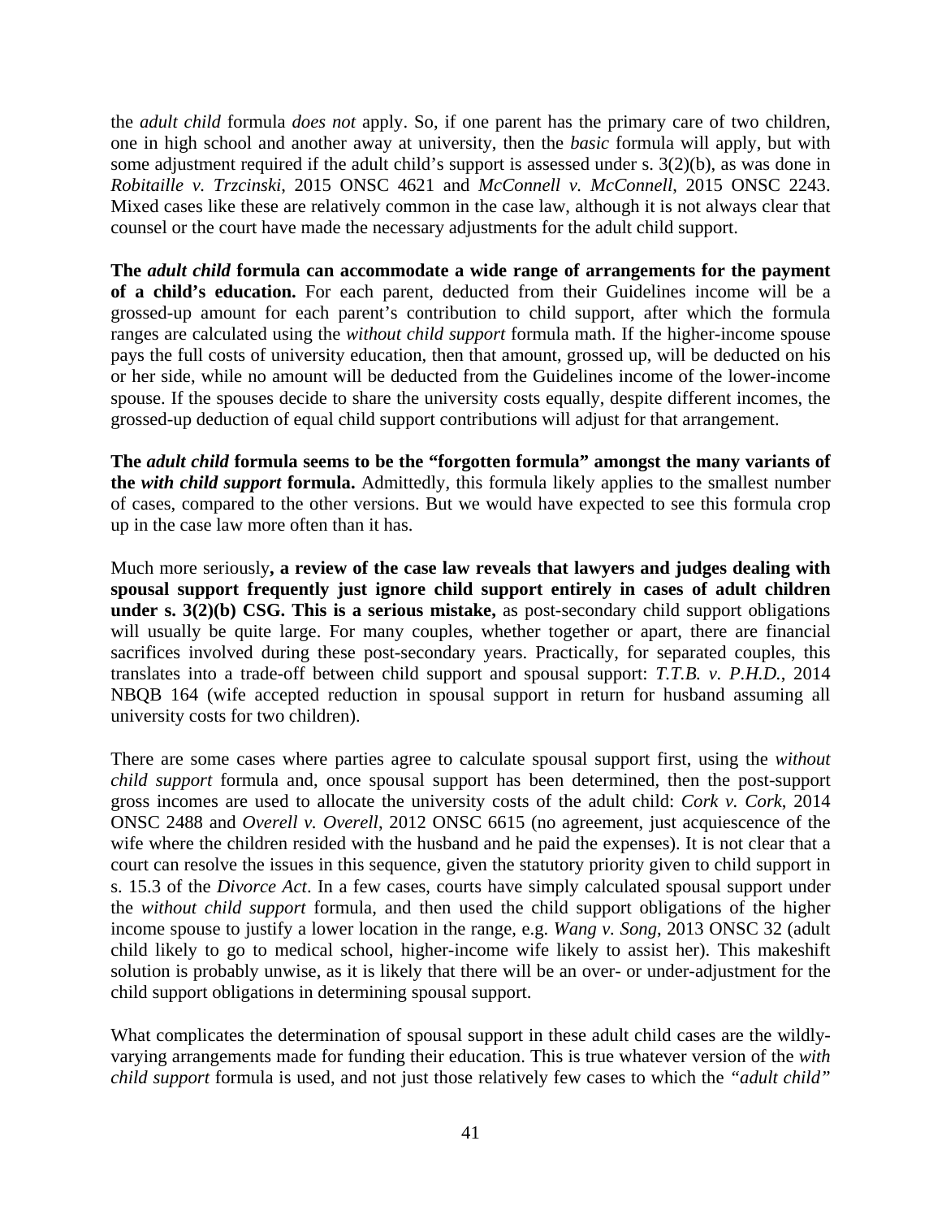the *adult child* formula *does not* apply. So, if one parent has the primary care of two children, one in high school and another away at university, then the *basic* formula will apply, but with some adjustment required if the adult child's support is assessed under s. 3(2)(b), as was done in *Robitaille v. Trzcinski*, 2015 ONSC 4621 and *McConnell v. McConnell*, 2015 ONSC 2243. Mixed cases like these are relatively common in the case law, although it is not always clear that counsel or the court have made the necessary adjustments for the adult child support.

**The *adult child* formula can accommodate a wide range of arrangements for the payment of a child's education.** For each parent, deducted from their Guidelines income will be a grossed-up amount for each parent's contribution to child support, after which the formula ranges are calculated using the *without child support* formula math. If the higher-income spouse pays the full costs of university education, then that amount, grossed up, will be deducted on his or her side, while no amount will be deducted from the Guidelines income of the lower-income spouse. If the spouses decide to share the university costs equally, despite different incomes, the grossed-up deduction of equal child support contributions will adjust for that arrangement.

**The *adult child* formula seems to be the "forgotten formula" amongst the many variants of the *with child support* formula.** Admittedly, this formula likely applies to the smallest number of cases, compared to the other versions. But we would have expected to see this formula crop up in the case law more often than it has.

Much more seriously**, a review of the case law reveals that lawyers and judges dealing with spousal support frequently just ignore child support entirely in cases of adult children under s. 3(2)(b) CSG. This is a serious mistake,** as post-secondary child support obligations will usually be quite large. For many couples, whether together or apart, there are financial sacrifices involved during these post-secondary years. Practically, for separated couples, this translates into a trade-off between child support and spousal support: *T.T.B. v. P.H.D.*, 2014 NBQB 164 (wife accepted reduction in spousal support in return for husband assuming all university costs for two children).

There are some cases where parties agree to calculate spousal support first, using the *without child support* formula and, once spousal support has been determined, then the post-support gross incomes are used to allocate the university costs of the adult child: *Cork v. Cork*, 2014 ONSC 2488 and *Overell v. Overell*, 2012 ONSC 6615 (no agreement, just acquiescence of the wife where the children resided with the husband and he paid the expenses). It is not clear that a court can resolve the issues in this sequence, given the statutory priority given to child support in s. 15.3 of the *Divorce Act*. In a few cases, courts have simply calculated spousal support under the *without child support* formula, and then used the child support obligations of the higher income spouse to justify a lower location in the range, e.g. *Wang v. Song*, 2013 ONSC 32 (adult child likely to go to medical school, higher-income wife likely to assist her). This makeshift solution is probably unwise, as it is likely that there will be an over- or under-adjustment for the child support obligations in determining spousal support.

What complicates the determination of spousal support in these adult child cases are the wildly-varying arrangements made for funding their education. This is true whatever version of the *with child support* formula is used, and not just those relatively few cases to which the *"adult child"*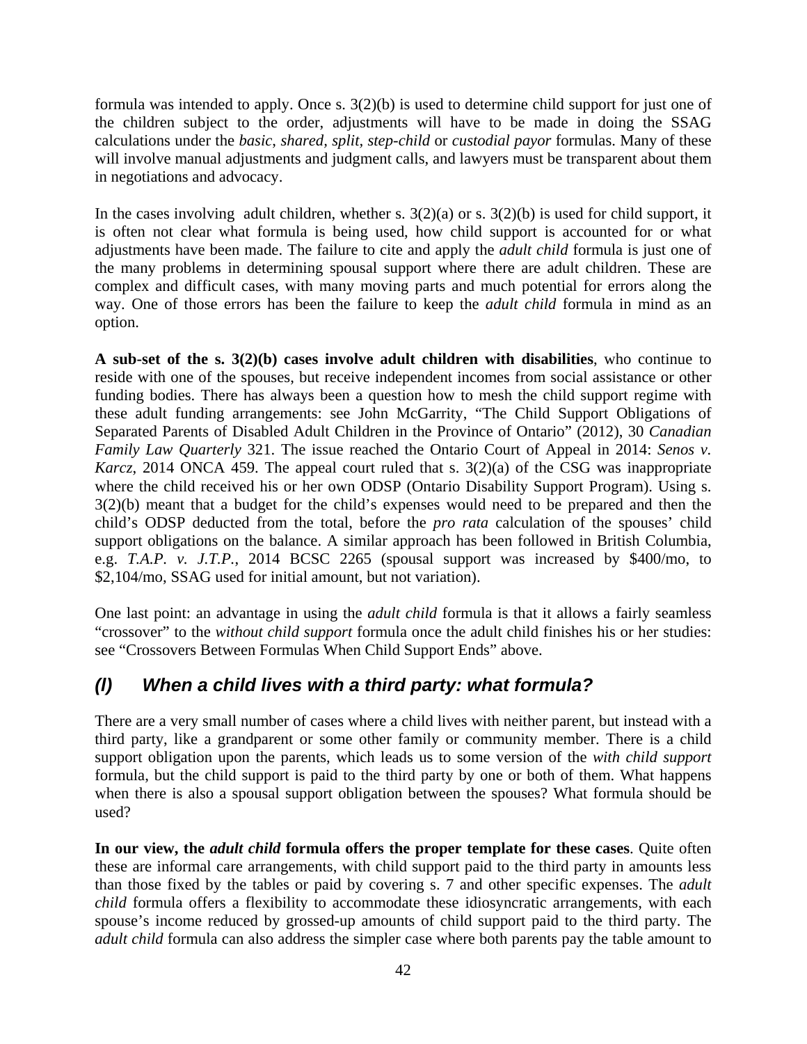formula was intended to apply. Once s. 3(2)(b) is used to determine child support for just one of the children subject to the order, adjustments will have to be made in doing the SSAG calculations under the *basic*, *shared*, *split*, *step-child* or *custodial payor* formulas. Many of these will involve manual adjustments and judgment calls, and lawyers must be transparent about them in negotiations and advocacy.

In the cases involving adult children, whether s. 3(2)(a) or s. 3(2)(b) is used for child support, it is often not clear what formula is being used, how child support is accounted for or what adjustments have been made. The failure to cite and apply the *adult child* formula is just one of the many problems in determining spousal support where there are adult children. These are complex and difficult cases, with many moving parts and much potential for errors along the way. One of those errors has been the failure to keep the *adult child* formula in mind as an option.

**A sub-set of the s. 3(2)(b) cases involve adult children with disabilities**, who continue to reside with one of the spouses, but receive independent incomes from social assistance or other funding bodies. There has always been a question how to mesh the child support regime with these adult funding arrangements: see John McGarrity, "The Child Support Obligations of Separated Parents of Disabled Adult Children in the Province of Ontario" (2012), 30 *Canadian Family Law Quarterly* 321. The issue reached the Ontario Court of Appeal in 2014: *Senos v. Karcz*, 2014 ONCA 459. The appeal court ruled that s. 3(2)(a) of the CSG was inappropriate where the child received his or her own ODSP (Ontario Disability Support Program). Using s. 3(2)(b) meant that a budget for the child's expenses would need to be prepared and then the child's ODSP deducted from the total, before the *pro rata* calculation of the spouses' child support obligations on the balance. A similar approach has been followed in British Columbia, e.g. *T.A.P. v. J.T.P.*, 2014 BCSC 2265 (spousal support was increased by $400/mo, to $2,104/mo, SSAG used for initial amount, but not variation).

One last point: an advantage in using the *adult child* formula is that it allows a fairly seamless "crossover" to the *without child support* formula once the adult child finishes his or her studies: see "Crossovers Between Formulas When Child Support Ends" above.

## *(l) When a child lives with a third party: what formula?*

There are a very small number of cases where a child lives with neither parent, but instead with a third party, like a grandparent or some other family or community member. There is a child support obligation upon the parents, which leads us to some version of the *with child support* formula, but the child support is paid to the third party by one or both of them. What happens when there is also a spousal support obligation between the spouses? What formula should be used?

**In our view, the *adult child* formula offers the proper template for these cases**. Quite often these are informal care arrangements, with child support paid to the third party in amounts less than those fixed by the tables or paid by covering s. 7 and other specific expenses. The *adult child* formula offers a flexibility to accommodate these idiosyncratic arrangements, with each spouse's income reduced by grossed-up amounts of child support paid to the third party. The *adult child* formula can also address the simpler case where both parents pay the table amount to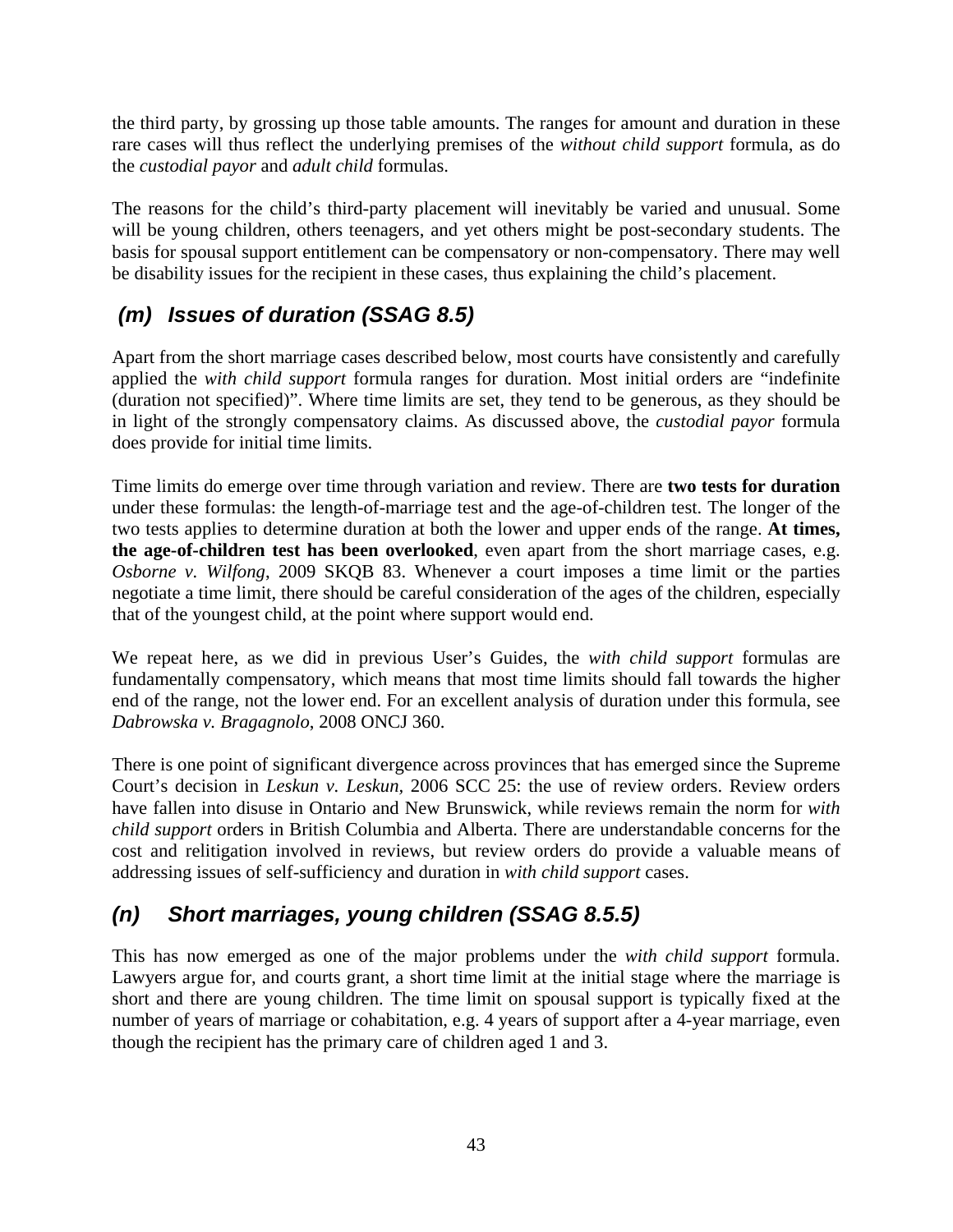the third party, by grossing up those table amounts. The ranges for amount and duration in these rare cases will thus reflect the underlying premises of the *without child support* formula, as do the *custodial payor* and *adult child* formulas.

The reasons for the child's third-party placement will inevitably be varied and unusual. Some will be young children, others teenagers, and yet others might be post-secondary students. The basis for spousal support entitlement can be compensatory or non-compensatory. There may well be disability issues for the recipient in these cases, thus explaining the child's placement.

## *(m) Issues of duration (SSAG 8.5)*

Apart from the short marriage cases described below, most courts have consistently and carefully applied the *with child support* formula ranges for duration. Most initial orders are "indefinite (duration not specified)". Where time limits are set, they tend to be generous, as they should be in light of the strongly compensatory claims. As discussed above, the *custodial payor* formula does provide for initial time limits.

Time limits do emerge over time through variation and review. There are **two tests for duration** under these formulas: the length-of-marriage test and the age-of-children test. The longer of the two tests applies to determine duration at both the lower and upper ends of the range. **At times, the age-of-children test has been overlooked**, even apart from the short marriage cases, e.g. *Osborne v. Wilfong*, 2009 SKQB 83. Whenever a court imposes a time limit or the parties negotiate a time limit, there should be careful consideration of the ages of the children, especially that of the youngest child, at the point where support would end.

We repeat here, as we did in previous User's Guides, the *with child support* formulas are fundamentally compensatory, which means that most time limits should fall towards the higher end of the range, not the lower end. For an excellent analysis of duration under this formula, see *Dabrowska v. Bragagnolo*, 2008 ONCJ 360.

There is one point of significant divergence across provinces that has emerged since the Supreme Court's decision in *Leskun v. Leskun*, 2006 SCC 25: the use of review orders. Review orders have fallen into disuse in Ontario and New Brunswick, while reviews remain the norm for *with child support* orders in British Columbia and Alberta. There are understandable concerns for the cost and relitigation involved in reviews, but review orders do provide a valuable means of addressing issues of self-sufficiency and duration in *with child support* cases.

## *(n) Short marriages, young children (SSAG 8.5.5)*

This has now emerged as one of the major problems under the *with child support* formula. Lawyers argue for, and courts grant, a short time limit at the initial stage where the marriage is short and there are young children. The time limit on spousal support is typically fixed at the number of years of marriage or cohabitation, e.g. 4 years of support after a 4-year marriage, even though the recipient has the primary care of children aged 1 and 3.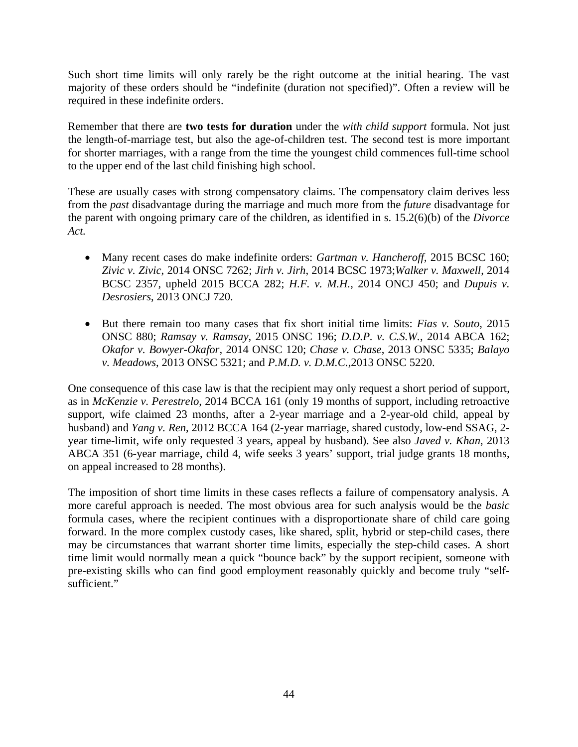Such short time limits will only rarely be the right outcome at the initial hearing. The vast majority of these orders should be "indefinite (duration not specified)". Often a review will be required in these indefinite orders.

Remember that there are **two tests for duration** under the *with child support* formula. Not just the length-of-marriage test, but also the age-of-children test. The second test is more important for shorter marriages, with a range from the time the youngest child commences full-time school to the upper end of the last child finishing high school.

These are usually cases with strong compensatory claims. The compensatory claim derives less from the *past* disadvantage during the marriage and much more from the *future* disadvantage for the parent with ongoing primary care of the children, as identified in s. 15.2(6)(b) of the *Divorce Act.*

- Many recent cases do make indefinite orders: *Gartman v. Hancheroff*, 2015 BCSC 160; *Zivic v. Zivic*, 2014 ONSC 7262; *Jirh v. Jirh*, 2014 BCSC 1973;*Walker v. Maxwell*, 2014 BCSC 2357, upheld 2015 BCCA 282; *H.F. v. M.H.*, 2014 ONCJ 450; and *Dupuis v. Desrosiers*, 2013 ONCJ 720.

- But there remain too many cases that fix short initial time limits: *Fias v. Souto*, 2015 ONSC 880; *Ramsay v. Ramsay*, 2015 ONSC 196; *D.D.P. v. C.S.W.*, 2014 ABCA 162; *Okafor v. Bowyer-Okafor*, 2014 ONSC 120; *Chase v. Chase*, 2013 ONSC 5335; *Balayo v. Meadows*, 2013 ONSC 5321; and *P.M.D. v. D.M.C.*,2013 ONSC 5220.

One consequence of this case law is that the recipient may only request a short period of support, as in *McKenzie v. Perestrelo*, 2014 BCCA 161 (only 19 months of support, including retroactive support, wife claimed 23 months, after a 2-year marriage and a 2-year-old child, appeal by husband) and *Yang v. Ren*, 2012 BCCA 164 (2-year marriage, shared custody, low-end SSAG, 2-year time-limit, wife only requested 3 years, appeal by husband). See also *Javed v. Khan*, 2013 ABCA 351 (6-year marriage, child 4, wife seeks 3 years' support, trial judge grants 18 months, on appeal increased to 28 months).

The imposition of short time limits in these cases reflects a failure of compensatory analysis. A more careful approach is needed. The most obvious area for such analysis would be the *basic* formula cases, where the recipient continues with a disproportionate share of child care going forward. In the more complex custody cases, like shared, split, hybrid or step-child cases, there may be circumstances that warrant shorter time limits, especially the step-child cases. A short time limit would normally mean a quick "bounce back" by the support recipient, someone with pre-existing skills who can find good employment reasonably quickly and become truly "self-sufficient."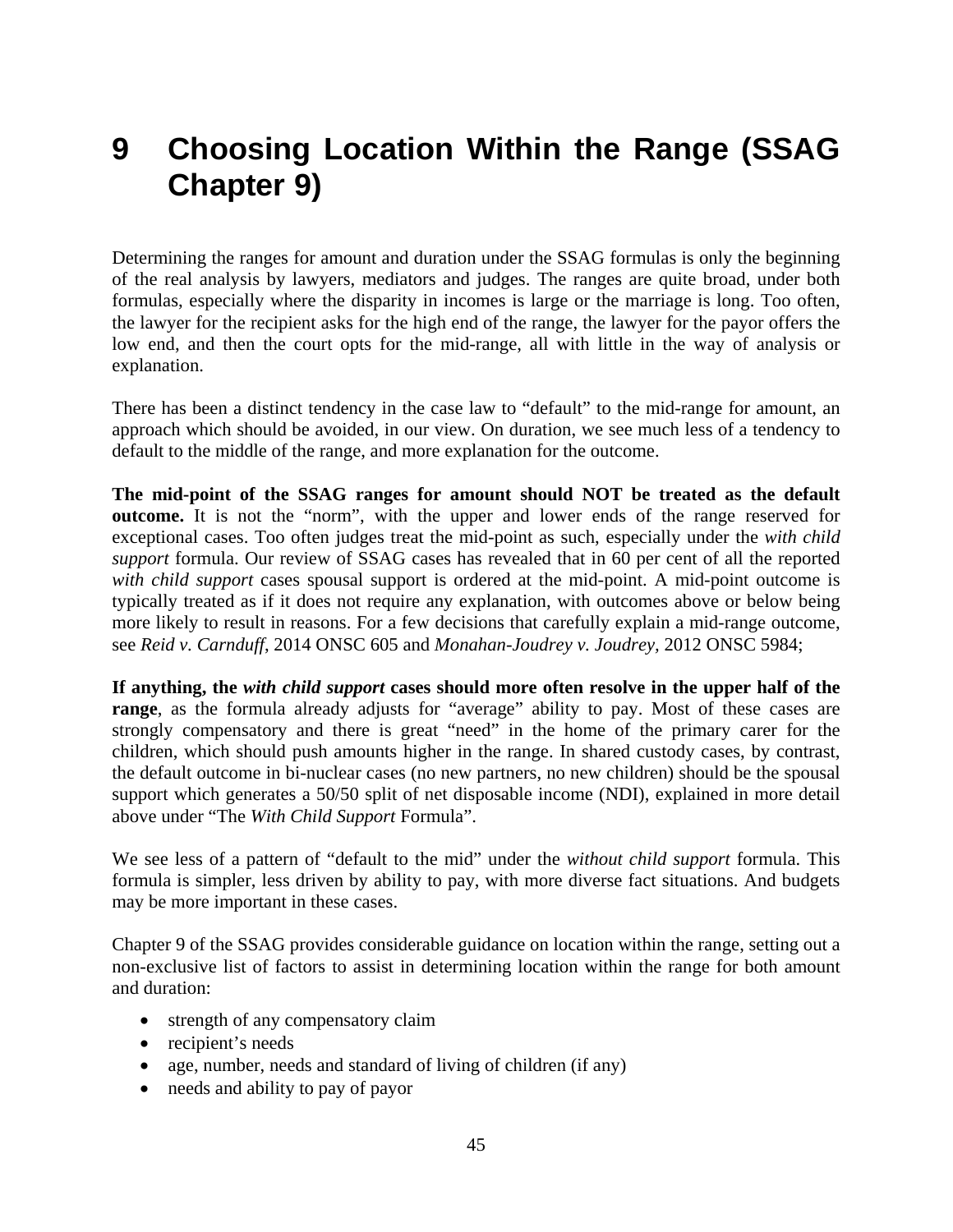# 9 Choosing Location Within the Range (SSAG Chapter 9)

Determining the ranges for amount and duration under the SSAG formulas is only the beginning of the real analysis by lawyers, mediators and judges. The ranges are quite broad, under both formulas, especially where the disparity in incomes is large or the marriage is long. Too often, the lawyer for the recipient asks for the high end of the range, the lawyer for the payor offers the low end, and then the court opts for the mid-range, all with little in the way of analysis or explanation.

There has been a distinct tendency in the case law to "default" to the mid-range for amount, an approach which should be avoided, in our view. On duration, we see much less of a tendency to default to the middle of the range, and more explanation for the outcome.

**The mid-point of the SSAG ranges for amount should NOT be treated as the default outcome.** It is not the "norm", with the upper and lower ends of the range reserved for exceptional cases. Too often judges treat the mid-point as such, especially under the *with child support* formula. Our review of SSAG cases has revealed that in 60 per cent of all the reported *with child support* cases spousal support is ordered at the mid-point. A mid-point outcome is typically treated as if it does not require any explanation, with outcomes above or below being more likely to result in reasons. For a few decisions that carefully explain a mid-range outcome, see *Reid v. Carnduff*, 2014 ONSC 605 and *Monahan-Joudrey v. Joudrey*, 2012 ONSC 5984;

**If anything, the *with child support* cases should more often resolve in the upper half of the range**, as the formula already adjusts for "average" ability to pay. Most of these cases are strongly compensatory and there is great "need" in the home of the primary carer for the children, which should push amounts higher in the range. In shared custody cases, by contrast, the default outcome in bi-nuclear cases (no new partners, no new children) should be the spousal support which generates a 50/50 split of net disposable income (NDI), explained in more detail above under "The *With Child Support* Formula".

We see less of a pattern of "default to the mid" under the *without child support* formula. This formula is simpler, less driven by ability to pay, with more diverse fact situations. And budgets may be more important in these cases.

Chapter 9 of the SSAG provides considerable guidance on location within the range, setting out a non-exclusive list of factors to assist in determining location within the range for both amount and duration:

- strength of any compensatory claim
- recipient's needs
- age, number, needs and standard of living of children (if any)
- needs and ability to pay of payor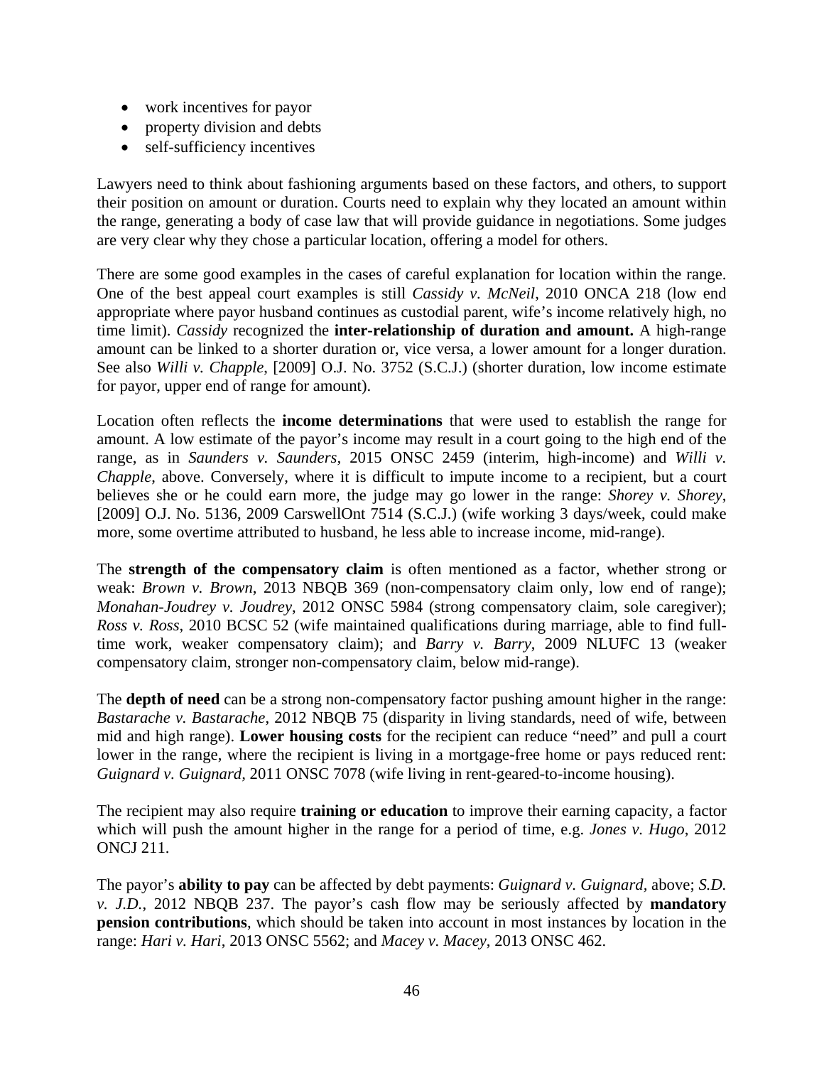- work incentives for payor
- property division and debts
- self-sufficiency incentives

Lawyers need to think about fashioning arguments based on these factors, and others, to support their position on amount or duration. Courts need to explain why they located an amount within the range, generating a body of case law that will provide guidance in negotiations. Some judges are very clear why they chose a particular location, offering a model for others.

There are some good examples in the cases of careful explanation for location within the range. One of the best appeal court examples is still *Cassidy v. McNeil*, 2010 ONCA 218 (low end appropriate where payor husband continues as custodial parent, wife's income relatively high, no time limit). *Cassidy* recognized the **inter-relationship of duration and amount.** A high-range amount can be linked to a shorter duration or, vice versa, a lower amount for a longer duration. See also *Willi v. Chapple*, [2009] O.J. No. 3752 (S.C.J.) (shorter duration, low income estimate for payor, upper end of range for amount).

Location often reflects the **income determinations** that were used to establish the range for amount. A low estimate of the payor's income may result in a court going to the high end of the range, as in *Saunders v. Saunders*, 2015 ONSC 2459 (interim, high-income) and *Willi v. Chapple*, above. Conversely, where it is difficult to impute income to a recipient, but a court believes she or he could earn more, the judge may go lower in the range: *Shorey v. Shorey*, [2009] O.J. No. 5136, 2009 CarswellOnt 7514 (S.C.J.) (wife working 3 days/week, could make more, some overtime attributed to husband, he less able to increase income, mid-range).

The **strength of the compensatory claim** is often mentioned as a factor, whether strong or weak: *Brown v. Brown*, 2013 NBQB 369 (non-compensatory claim only, low end of range); *Monahan-Joudrey v. Joudrey*, 2012 ONSC 5984 (strong compensatory claim, sole caregiver); *Ross v. Ross*, 2010 BCSC 52 (wife maintained qualifications during marriage, able to find full-time work, weaker compensatory claim); and *Barry v. Barry*, 2009 NLUFC 13 (weaker compensatory claim, stronger non-compensatory claim, below mid-range).

The **depth of need** can be a strong non-compensatory factor pushing amount higher in the range: *Bastarache v. Bastarache*, 2012 NBQB 75 (disparity in living standards, need of wife, between mid and high range). **Lower housing costs** for the recipient can reduce "need" and pull a court lower in the range, where the recipient is living in a mortgage-free home or pays reduced rent: *Guignard v. Guignard*, 2011 ONSC 7078 (wife living in rent-geared-to-income housing).

The recipient may also require **training or education** to improve their earning capacity, a factor which will push the amount higher in the range for a period of time, e.g. *Jones v. Hugo*, 2012 ONCJ 211.

The payor's **ability to pay** can be affected by debt payments: *Guignard v. Guignard*, above; *S.D. v. J.D.*, 2012 NBQB 237. The payor's cash flow may be seriously affected by **mandatory pension contributions**, which should be taken into account in most instances by location in the range: *Hari v. Hari*, 2013 ONSC 5562; and *Macey v. Macey*, 2013 ONSC 462.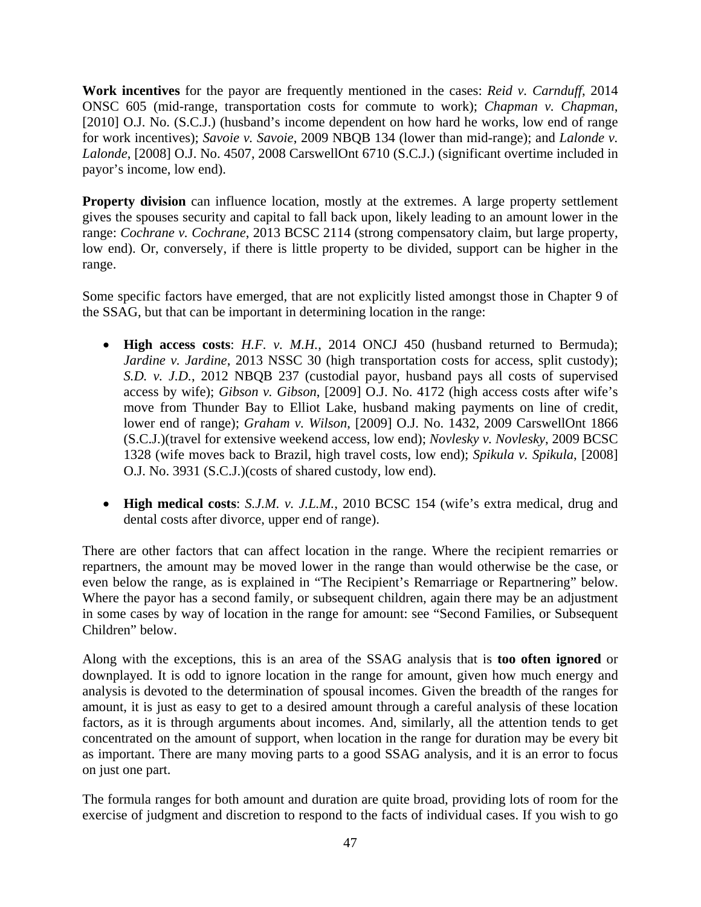**Work incentives** for the payor are frequently mentioned in the cases: *Reid v. Carnduff*, 2014 ONSC 605 (mid-range, transportation costs for commute to work); *Chapman v. Chapman*, [2010] O.J. No. (S.C.J.) (husband's income dependent on how hard he works, low end of range for work incentives); *Savoie v. Savoie*, 2009 NBQB 134 (lower than mid-range); and *Lalonde v. Lalonde*, [2008] O.J. No. 4507, 2008 CarswellOnt 6710 (S.C.J.) (significant overtime included in payor's income, low end).

**Property division** can influence location, mostly at the extremes. A large property settlement gives the spouses security and capital to fall back upon, likely leading to an amount lower in the range: *Cochrane v. Cochrane*, 2013 BCSC 2114 (strong compensatory claim, but large property, low end). Or, conversely, if there is little property to be divided, support can be higher in the range.

Some specific factors have emerged, that are not explicitly listed amongst those in Chapter 9 of the SSAG, but that can be important in determining location in the range:

- **High access costs**: *H.F. v. M.H.*, 2014 ONCJ 450 (husband returned to Bermuda); *Jardine v. Jardine*, 2013 NSSC 30 (high transportation costs for access, split custody); *S.D. v. J.D.*, 2012 NBQB 237 (custodial payor, husband pays all costs of supervised access by wife); *Gibson v. Gibson*, [2009] O.J. No. 4172 (high access costs after wife's move from Thunder Bay to Elliot Lake, husband making payments on line of credit, lower end of range); *Graham v. Wilson*, [2009] O.J. No. 1432, 2009 CarswellOnt 1866 (S.C.J.)(travel for extensive weekend access, low end); *Novlesky v. Novlesky*, 2009 BCSC 1328 (wife moves back to Brazil, high travel costs, low end); *Spikula v. Spikula*, [2008] O.J. No. 3931 (S.C.J.)(costs of shared custody, low end).

- **High medical costs**: *S.J.M. v. J.L.M.*, 2010 BCSC 154 (wife's extra medical, drug and dental costs after divorce, upper end of range).

There are other factors that can affect location in the range. Where the recipient remarries or repartners, the amount may be moved lower in the range than would otherwise be the case, or even below the range, as is explained in "The Recipient's Remarriage or Repartnering" below. Where the payor has a second family, or subsequent children, again there may be an adjustment in some cases by way of location in the range for amount: see "Second Families, or Subsequent Children" below.

Along with the exceptions, this is an area of the SSAG analysis that is **too often ignored** or downplayed. It is odd to ignore location in the range for amount, given how much energy and analysis is devoted to the determination of spousal incomes. Given the breadth of the ranges for amount, it is just as easy to get to a desired amount through a careful analysis of these location factors, as it is through arguments about incomes. And, similarly, all the attention tends to get concentrated on the amount of support, when location in the range for duration may be every bit as important. There are many moving parts to a good SSAG analysis, and it is an error to focus on just one part.

The formula ranges for both amount and duration are quite broad, providing lots of room for the exercise of judgment and discretion to respond to the facts of individual cases. If you wish to go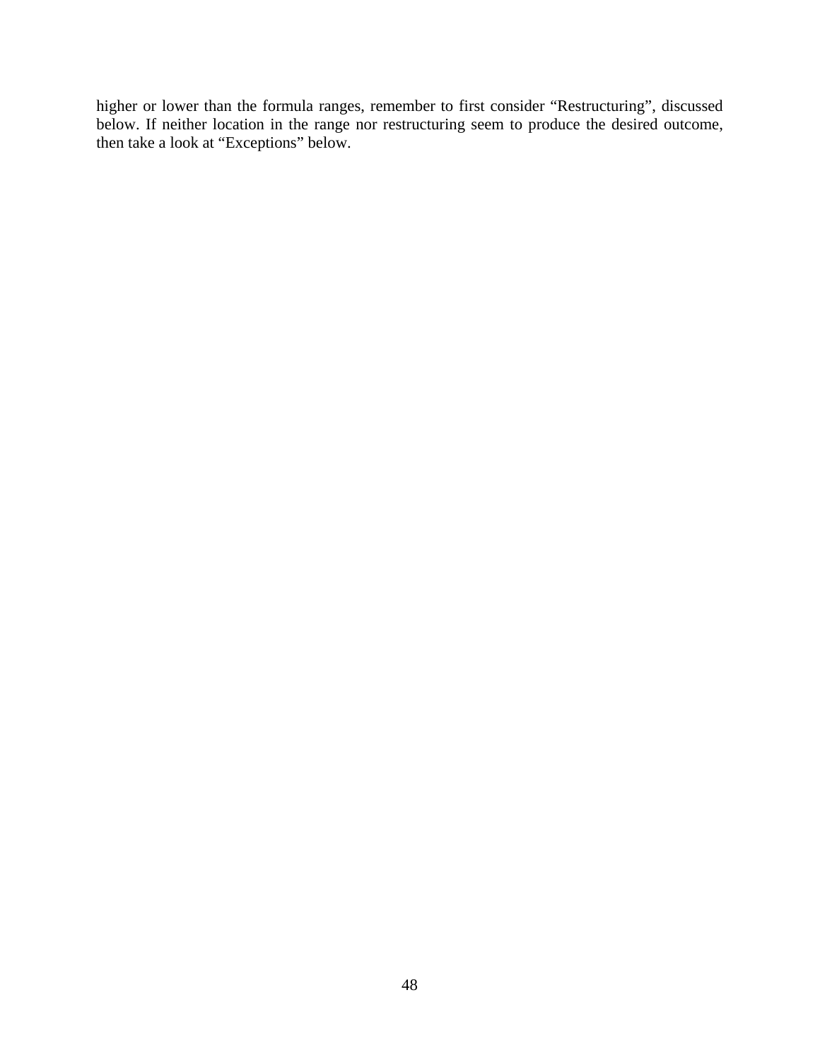higher or lower than the formula ranges, remember to first consider "Restructuring", discussed below. If neither location in the range nor restructuring seem to produce the desired outcome, then take a look at "Exceptions" below.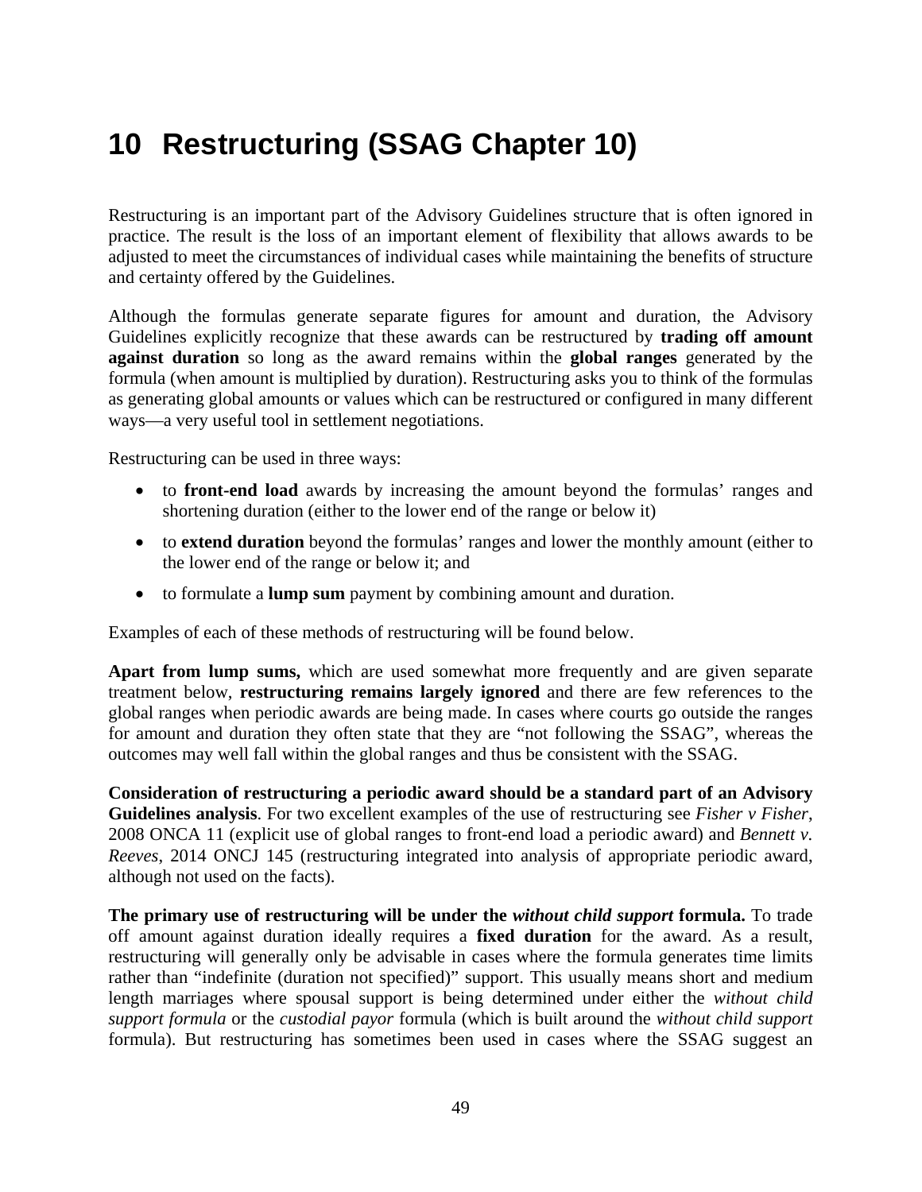# 10 Restructuring (SSAG Chapter 10)

Restructuring is an important part of the Advisory Guidelines structure that is often ignored in practice. The result is the loss of an important element of flexibility that allows awards to be adjusted to meet the circumstances of individual cases while maintaining the benefits of structure and certainty offered by the Guidelines.

Although the formulas generate separate figures for amount and duration, the Advisory Guidelines explicitly recognize that these awards can be restructured by **trading off amount against duration** so long as the award remains within the **global ranges** generated by the formula (when amount is multiplied by duration). Restructuring asks you to think of the formulas as generating global amounts or values which can be restructured or configured in many different ways—a very useful tool in settlement negotiations.

Restructuring can be used in three ways:

- to **front-end load** awards by increasing the amount beyond the formulas' ranges and shortening duration (either to the lower end of the range or below it)
- to **extend duration** beyond the formulas' ranges and lower the monthly amount (either to the lower end of the range or below it; and
- to formulate a **lump sum** payment by combining amount and duration.

Examples of each of these methods of restructuring will be found below.

**Apart from lump sums,** which are used somewhat more frequently and are given separate treatment below, **restructuring remains largely ignored** and there are few references to the global ranges when periodic awards are being made. In cases where courts go outside the ranges for amount and duration they often state that they are "not following the SSAG", whereas the outcomes may well fall within the global ranges and thus be consistent with the SSAG.

**Consideration of restructuring a periodic award should be a standard part of an Advisory Guidelines analysis**. For two excellent examples of the use of restructuring see *Fisher v Fisher*, 2008 ONCA 11 (explicit use of global ranges to front-end load a periodic award) and *Bennett v. Reeves*, 2014 ONCJ 145 (restructuring integrated into analysis of appropriate periodic award, although not used on the facts).

**The primary use of restructuring will be under the *without child support* formula.** To trade off amount against duration ideally requires a **fixed duration** for the award. As a result, restructuring will generally only be advisable in cases where the formula generates time limits rather than "indefinite (duration not specified)" support. This usually means short and medium length marriages where spousal support is being determined under either the *without child support formula* or the *custodial payor* formula (which is built around the *without child support* formula). But restructuring has sometimes been used in cases where the SSAG suggest an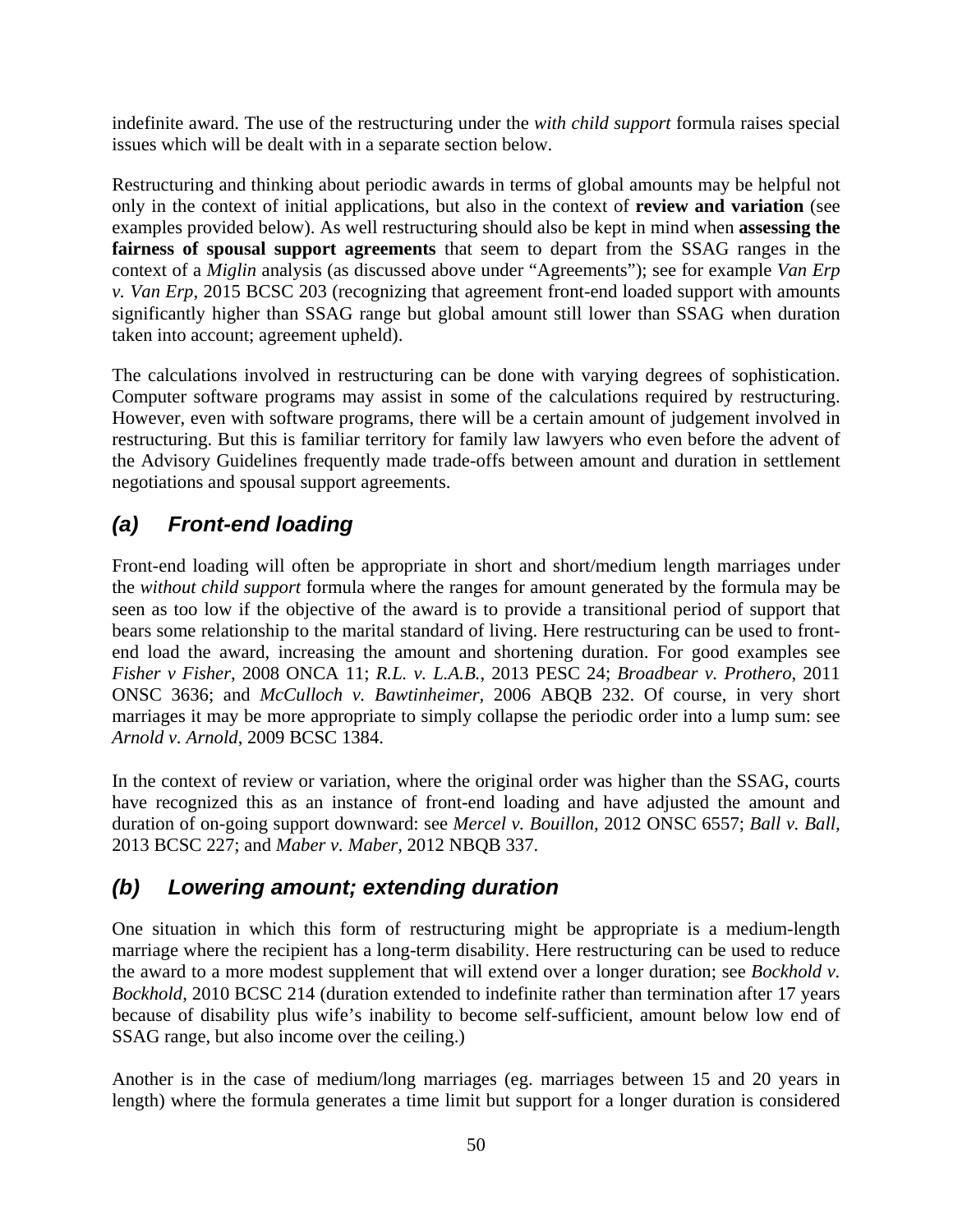indefinite award. The use of the restructuring under the *with child support* formula raises special issues which will be dealt with in a separate section below.

Restructuring and thinking about periodic awards in terms of global amounts may be helpful not only in the context of initial applications, but also in the context of **review and variation** (see examples provided below). As well restructuring should also be kept in mind when **assessing the fairness of spousal support agreements** that seem to depart from the SSAG ranges in the context of a *Miglin* analysis (as discussed above under "Agreements"); see for example *Van Erp v. Van Erp*, 2015 BCSC 203 (recognizing that agreement front-end loaded support with amounts significantly higher than SSAG range but global amount still lower than SSAG when duration taken into account; agreement upheld).

The calculations involved in restructuring can be done with varying degrees of sophistication. Computer software programs may assist in some of the calculations required by restructuring. However, even with software programs, there will be a certain amount of judgement involved in restructuring. But this is familiar territory for family law lawyers who even before the advent of the Advisory Guidelines frequently made trade-offs between amount and duration in settlement negotiations and spousal support agreements.

## *(a) Front-end loading*

Front-end loading will often be appropriate in short and short/medium length marriages under the *without child support* formula where the ranges for amount generated by the formula may be seen as too low if the objective of the award is to provide a transitional period of support that bears some relationship to the marital standard of living. Here restructuring can be used to front-end load the award, increasing the amount and shortening duration. For good examples see *Fisher v Fisher*, 2008 ONCA 11; *R.L. v. L.A.B.*, 2013 PESC 24; *Broadbear v. Prothero*, 2011 ONSC 3636; and *McCulloch v. Bawtinheimer*, 2006 ABQB 232. Of course, in very short marriages it may be more appropriate to simply collapse the periodic order into a lump sum: see *Arnold v. Arnold*, 2009 BCSC 1384.

In the context of review or variation, where the original order was higher than the SSAG, courts have recognized this as an instance of front-end loading and have adjusted the amount and duration of on-going support downward: see *Mercel v. Bouillon*, 2012 ONSC 6557; *Ball v. Ball*, 2013 BCSC 227; and *Maber v. Maber*, 2012 NBQB 337.

## *(b) Lowering amount; extending duration*

One situation in which this form of restructuring might be appropriate is a medium-length marriage where the recipient has a long-term disability. Here restructuring can be used to reduce the award to a more modest supplement that will extend over a longer duration; see *Bockhold v. Bockhold*, 2010 BCSC 214 (duration extended to indefinite rather than termination after 17 years because of disability plus wife's inability to become self-sufficient, amount below low end of SSAG range, but also income over the ceiling.)

Another is in the case of medium/long marriages (eg. marriages between 15 and 20 years in length) where the formula generates a time limit but support for a longer duration is considered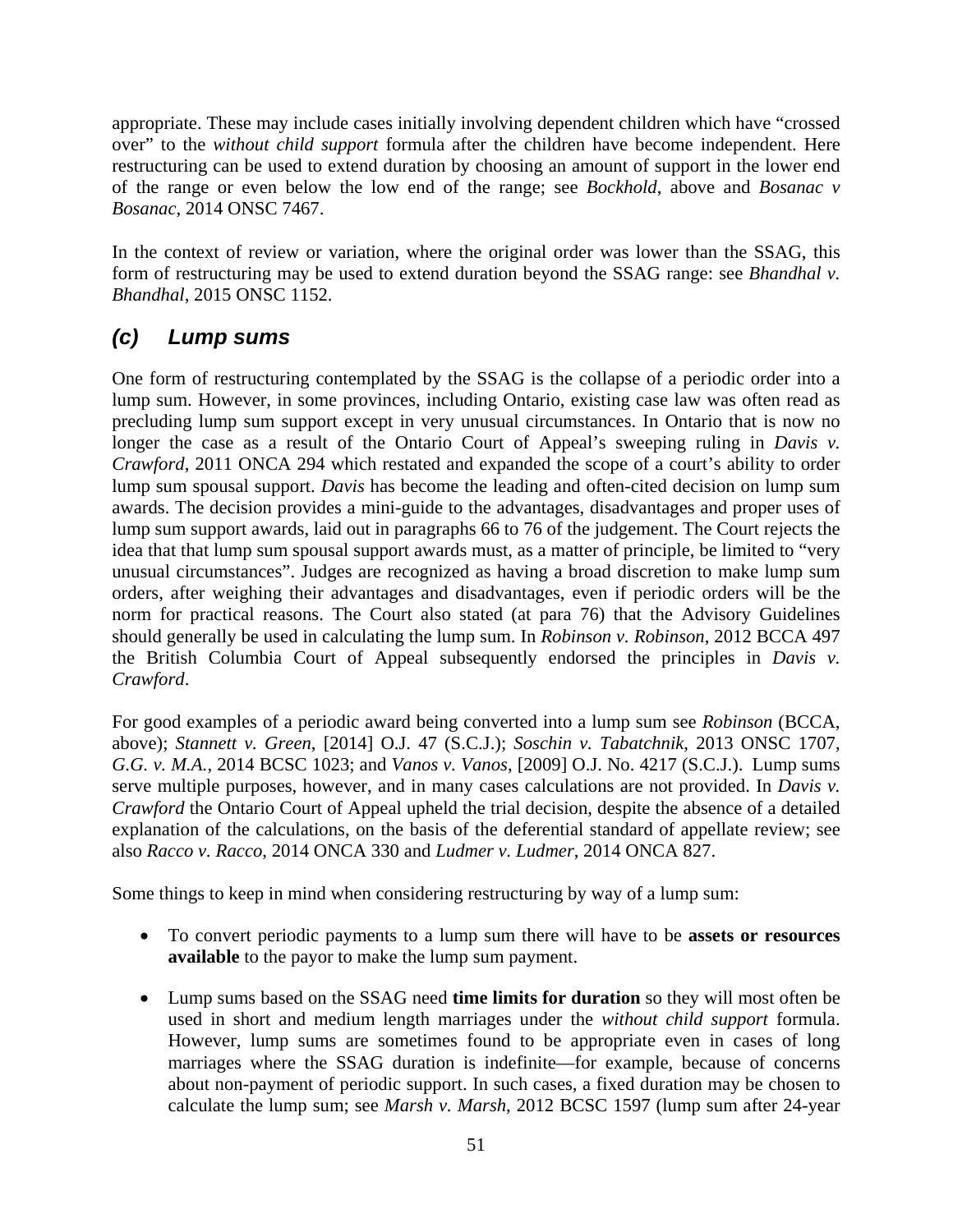appropriate. These may include cases initially involving dependent children which have "crossed over" to the *without child support* formula after the children have become independent. Here restructuring can be used to extend duration by choosing an amount of support in the lower end of the range or even below the low end of the range; see *Bockhold*, above and *Bosanac v Bosanac*, 2014 ONSC 7467.

In the context of review or variation, where the original order was lower than the SSAG, this form of restructuring may be used to extend duration beyond the SSAG range: see *Bhandhal v. Bhandhal*, 2015 ONSC 1152.

### *(c) Lump sums*

One form of restructuring contemplated by the SSAG is the collapse of a periodic order into a lump sum. However, in some provinces, including Ontario, existing case law was often read as precluding lump sum support except in very unusual circumstances. In Ontario that is now no longer the case as a result of the Ontario Court of Appeal's sweeping ruling in *Davis v. Crawford*, 2011 ONCA 294 which restated and expanded the scope of a court's ability to order lump sum spousal support. *Davis* has become the leading and often-cited decision on lump sum awards. The decision provides a mini-guide to the advantages, disadvantages and proper uses of lump sum support awards, laid out in paragraphs 66 to 76 of the judgement. The Court rejects the idea that that lump sum spousal support awards must, as a matter of principle, be limited to "very unusual circumstances". Judges are recognized as having a broad discretion to make lump sum orders, after weighing their advantages and disadvantages, even if periodic orders will be the norm for practical reasons. The Court also stated (at para 76) that the Advisory Guidelines should generally be used in calculating the lump sum. In *Robinson v. Robinson*, 2012 BCCA 497 the British Columbia Court of Appeal subsequently endorsed the principles in *Davis v. Crawford*.

For good examples of a periodic award being converted into a lump sum see *Robinson* (BCCA, above); *Stannett v. Green*, [2014] O.J. 47 (S.C.J.); *Soschin v. Tabatchnik*, 2013 ONSC 1707, *G.G. v. M.A.*, 2014 BCSC 1023; and *Vanos v. Vanos*, [2009] O.J. No. 4217 (S.C.J.). Lump sums serve multiple purposes, however, and in many cases calculations are not provided. In *Davis v. Crawford* the Ontario Court of Appeal upheld the trial decision, despite the absence of a detailed explanation of the calculations, on the basis of the deferential standard of appellate review; see also *Racco v. Racco*, 2014 ONCA 330 and *Ludmer v. Ludmer*, 2014 ONCA 827.

Some things to keep in mind when considering restructuring by way of a lump sum:

- To convert periodic payments to a lump sum there will have to be **assets or resources available** to the payor to make the lump sum payment.
- Lump sums based on the SSAG need **time limits for duration** so they will most often be used in short and medium length marriages under the *without child support* formula. However, lump sums are sometimes found to be appropriate even in cases of long marriages where the SSAG duration is indefinite—for example, because of concerns about non-payment of periodic support. In such cases, a fixed duration may be chosen to calculate the lump sum; see *Marsh v. Marsh*, 2012 BCSC 1597 (lump sum after 24-year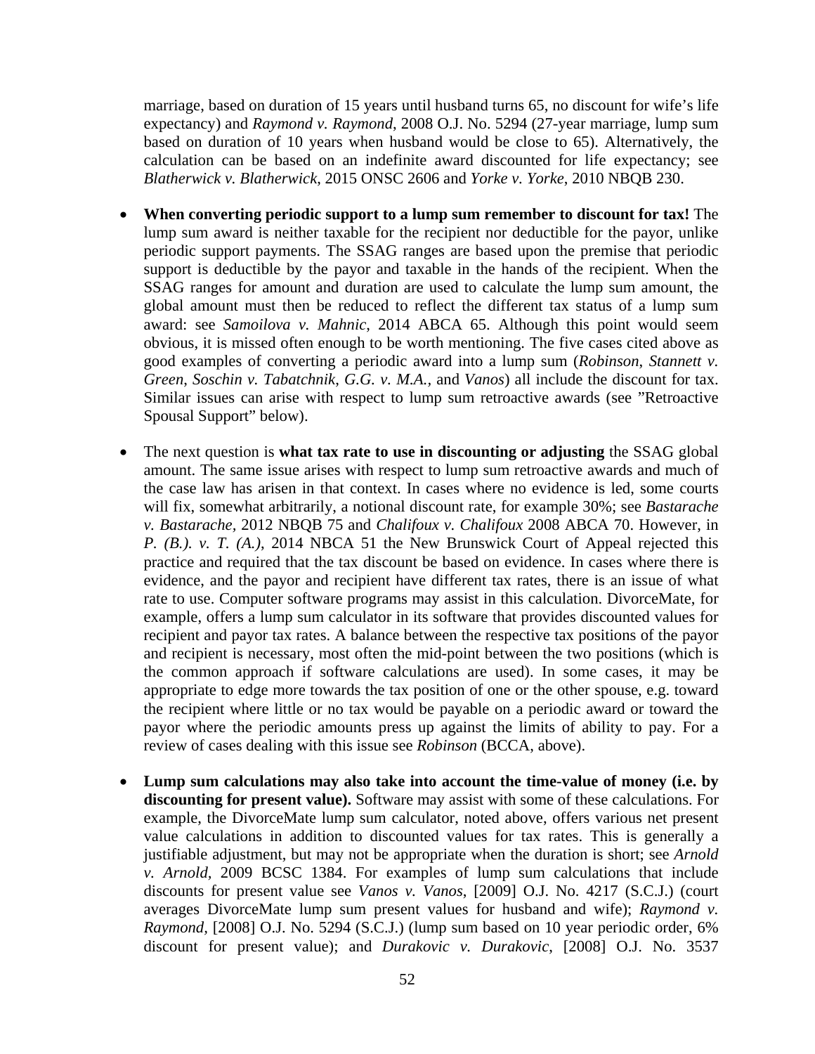marriage, based on duration of 15 years until husband turns 65, no discount for wife's life expectancy) and *Raymond v. Raymond*, 2008 O.J. No. 5294 (27-year marriage, lump sum based on duration of 10 years when husband would be close to 65). Alternatively, the calculation can be based on an indefinite award discounted for life expectancy; see *Blatherwick v. Blatherwick*, 2015 ONSC 2606 and *Yorke v. Yorke*, 2010 NBQB 230.

- **When converting periodic support to a lump sum remember to discount for tax!** The lump sum award is neither taxable for the recipient nor deductible for the payor, unlike periodic support payments. The SSAG ranges are based upon the premise that periodic support is deductible by the payor and taxable in the hands of the recipient. When the SSAG ranges for amount and duration are used to calculate the lump sum amount, the global amount must then be reduced to reflect the different tax status of a lump sum award: see *Samoilova v. Mahnic*, 2014 ABCA 65. Although this point would seem obvious, it is missed often enough to be worth mentioning. The five cases cited above as good examples of converting a periodic award into a lump sum (*Robinson*, *Stannett v. Green*, *Soschin v. Tabatchnik*, *G.G. v. M.A.*, and *Vanos*) all include the discount for tax. Similar issues can arise with respect to lump sum retroactive awards (see "Retroactive Spousal Support" below).

- The next question is **what tax rate to use in discounting or adjusting** the SSAG global amount. The same issue arises with respect to lump sum retroactive awards and much of the case law has arisen in that context. In cases where no evidence is led, some courts will fix, somewhat arbitrarily, a notional discount rate, for example 30%; see *Bastarache v. Bastarache*, 2012 NBQB 75 and *Chalifoux v. Chalifoux* 2008 ABCA 70. However, in *P. (B.). v. T. (A.)*, 2014 NBCA 51 the New Brunswick Court of Appeal rejected this practice and required that the tax discount be based on evidence. In cases where there is evidence, and the payor and recipient have different tax rates, there is an issue of what rate to use. Computer software programs may assist in this calculation. DivorceMate, for example, offers a lump sum calculator in its software that provides discounted values for recipient and payor tax rates. A balance between the respective tax positions of the payor and recipient is necessary, most often the mid-point between the two positions (which is the common approach if software calculations are used). In some cases, it may be appropriate to edge more towards the tax position of one or the other spouse, e.g. toward the recipient where little or no tax would be payable on a periodic award or toward the payor where the periodic amounts press up against the limits of ability to pay. For a review of cases dealing with this issue see *Robinson* (BCCA, above).

- **Lump sum calculations may also take into account the time-value of money (i.e. by discounting for present value).** Software may assist with some of these calculations. For example, the DivorceMate lump sum calculator, noted above, offers various net present value calculations in addition to discounted values for tax rates. This is generally a justifiable adjustment, but may not be appropriate when the duration is short; see *Arnold v. Arnold*, 2009 BCSC 1384. For examples of lump sum calculations that include discounts for present value see *Vanos v. Vanos*, [2009] O.J. No. 4217 (S.C.J.) (court averages DivorceMate lump sum present values for husband and wife); *Raymond v. Raymond*, [2008] O.J. No. 5294 (S.C.J.) (lump sum based on 10 year periodic order, 6% discount for present value); and *Durakovic v. Durakovic*, [2008] O.J. No. 3537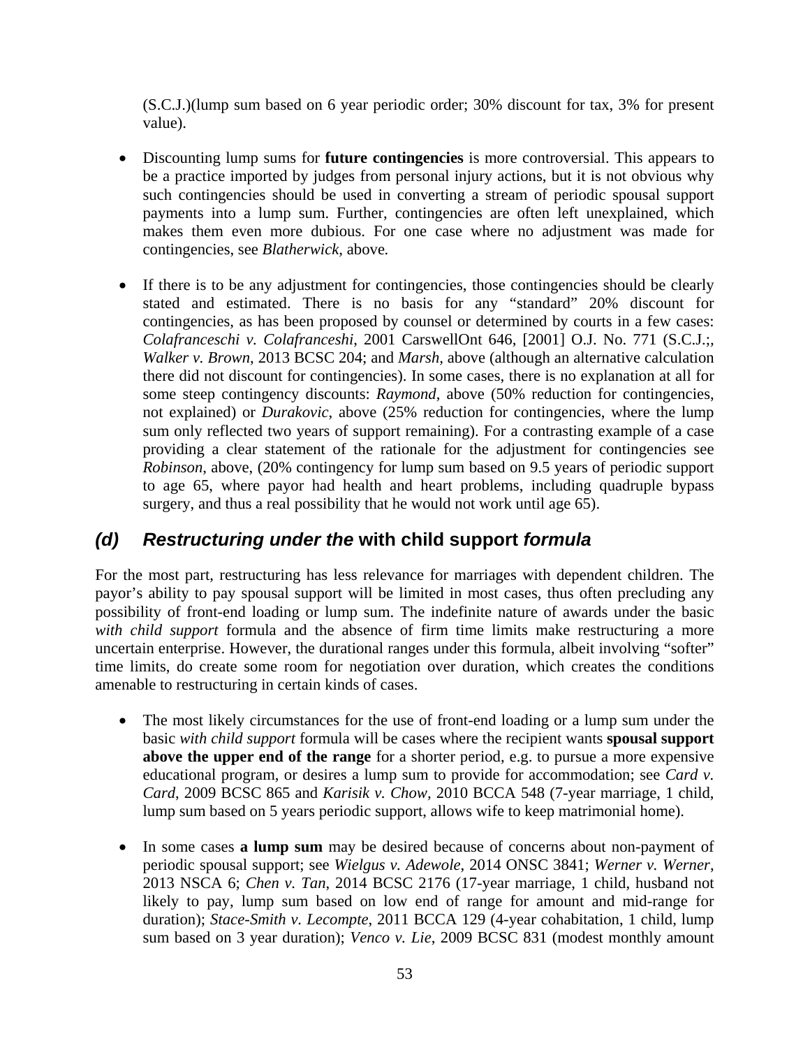(S.C.J.)(lump sum based on 6 year periodic order; 30% discount for tax, 3% for present value).

- Discounting lump sums for **future contingencies** is more controversial. This appears to be a practice imported by judges from personal injury actions, but it is not obvious why such contingencies should be used in converting a stream of periodic spousal support payments into a lump sum. Further, contingencies are often left unexplained, which makes them even more dubious. For one case where no adjustment was made for contingencies, see *Blatherwick*, above.

- If there is to be any adjustment for contingencies, those contingencies should be clearly stated and estimated. There is no basis for any "standard" 20% discount for contingencies, as has been proposed by counsel or determined by courts in a few cases: *Colafranceschi v. Colafranceshi*, 2001 CarswellOnt 646, [2001] O.J. No. 771 (S.C.J.;, *Walker v. Brown*, 2013 BCSC 204; and *Marsh*, above (although an alternative calculation there did not discount for contingencies). In some cases, there is no explanation at all for some steep contingency discounts: *Raymond*, above (50% reduction for contingencies, not explained) or *Durakovic*, above (25% reduction for contingencies, where the lump sum only reflected two years of support remaining). For a contrasting example of a case providing a clear statement of the rationale for the adjustment for contingencies see *Robinson*, above, (20% contingency for lump sum based on 9.5 years of periodic support to age 65, where payor had health and heart problems, including quadruple bypass surgery, and thus a real possibility that he would not work until age 65).

## (d) *Restructuring under the* with child support *formula*

For the most part, restructuring has less relevance for marriages with dependent children. The payor's ability to pay spousal support will be limited in most cases, thus often precluding any possibility of front-end loading or lump sum. The indefinite nature of awards under the basic *with child support* formula and the absence of firm time limits make restructuring a more uncertain enterprise. However, the durational ranges under this formula, albeit involving "softer" time limits, do create some room for negotiation over duration, which creates the conditions amenable to restructuring in certain kinds of cases.

- The most likely circumstances for the use of front-end loading or a lump sum under the basic *with child support* formula will be cases where the recipient wants **spousal support above the upper end of the range** for a shorter period, e.g. to pursue a more expensive educational program, or desires a lump sum to provide for accommodation; see *Card v. Card*, 2009 BCSC 865 and *Karisik v. Chow*, 2010 BCCA 548 (7-year marriage, 1 child, lump sum based on 5 years periodic support, allows wife to keep matrimonial home).

- In some cases **a lump sum** may be desired because of concerns about non-payment of periodic spousal support; see *Wielgus v. Adewole*, 2014 ONSC 3841; *Werner v. Werner*, 2013 NSCA 6; *Chen v. Tan*, 2014 BCSC 2176 (17-year marriage, 1 child, husband not likely to pay, lump sum based on low end of range for amount and mid-range for duration); *Stace-Smith v. Lecompte*, 2011 BCCA 129 (4-year cohabitation, 1 child, lump sum based on 3 year duration); *Venco v. Lie*, 2009 BCSC 831 (modest monthly amount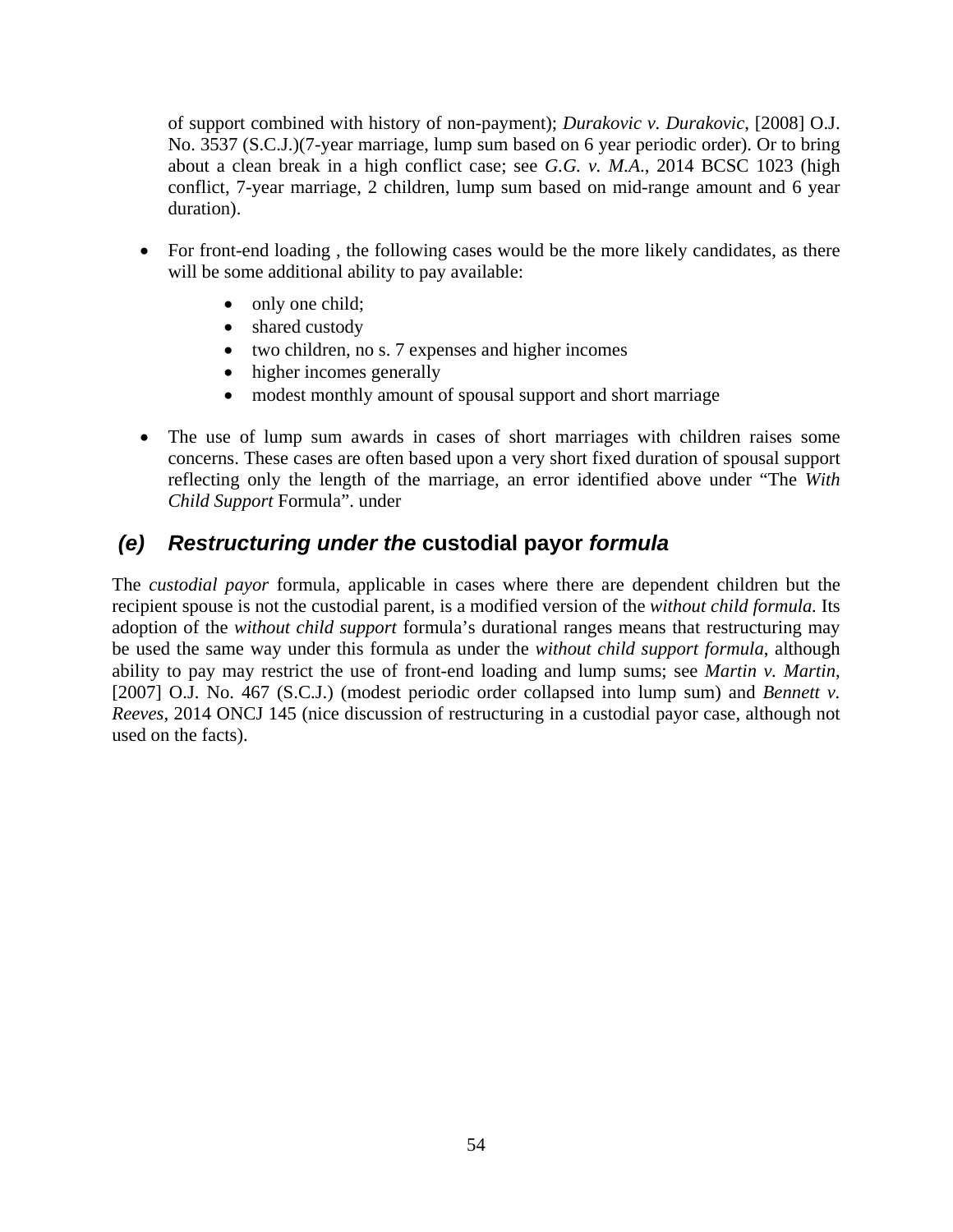of support combined with history of non-payment); *Durakovic v. Durakovic*, [2008] O.J. No. 3537 (S.C.J.)(7-year marriage, lump sum based on 6 year periodic order). Or to bring about a clean break in a high conflict case; see *G.G. v. M.A.*, 2014 BCSC 1023 (high conflict, 7-year marriage, 2 children, lump sum based on mid-range amount and 6 year duration).

- For front-end loading , the following cases would be the more likely candidates, as there will be some additional ability to pay available:
    - only one child;
    - shared custody
    - two children, no s. 7 expenses and higher incomes
    - higher incomes generally
    - modest monthly amount of spousal support and short marriage
- The use of lump sum awards in cases of short marriages with children raises some concerns. These cases are often based upon a very short fixed duration of spousal support reflecting only the length of the marriage, an error identified above under "The *With Child Support* Formula". under

### *(e) Restructuring under the* custodial payor *formula*

The *custodial payor* formula, applicable in cases where there are dependent children but the recipient spouse is not the custodial parent, is a modified version of the *without child formula.* Its adoption of the *without child support* formula's durational ranges means that restructuring may be used the same way under this formula as under the *without child support formula*, although ability to pay may restrict the use of front-end loading and lump sums; see *Martin v. Martin*, [2007] O.J. No. 467 (S.C.J.) (modest periodic order collapsed into lump sum) and *Bennett v. Reeves*, 2014 ONCJ 145 (nice discussion of restructuring in a custodial payor case, although not used on the facts).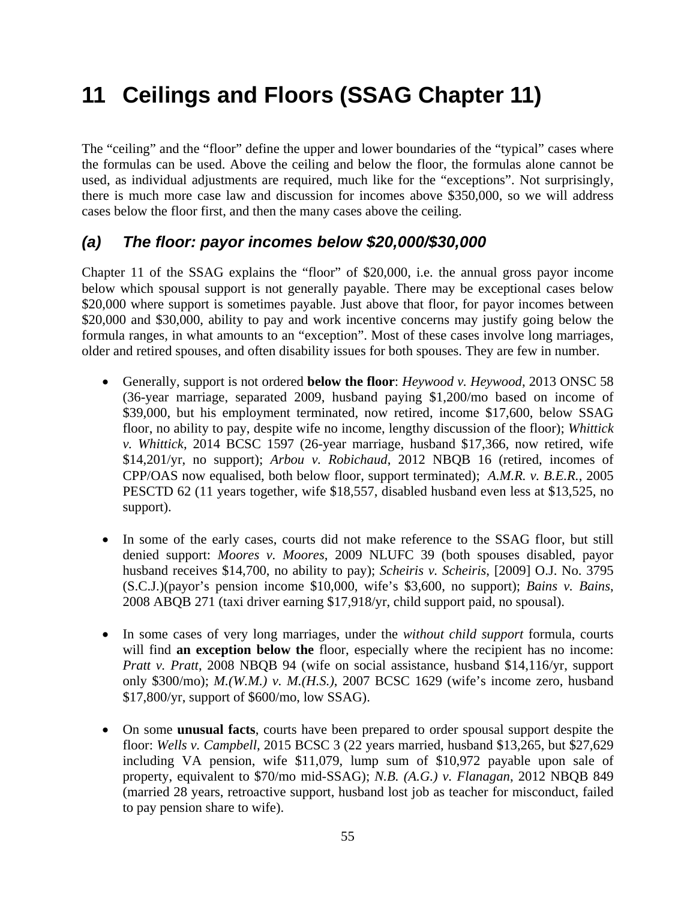# 11 Ceilings and Floors (SSAG Chapter 11)

The "ceiling" and the "floor" define the upper and lower boundaries of the "typical" cases where the formulas can be used. Above the ceiling and below the floor, the formulas alone cannot be used, as individual adjustments are required, much like for the "exceptions". Not surprisingly, there is much more case law and discussion for incomes above $350,000, so we will address cases below the floor first, and then the many cases above the ceiling.

## *(a) The floor: payor incomes below $20,000/$30,000*

Chapter 11 of the SSAG explains the "floor" of $20,000, i.e. the annual gross payor income below which spousal support is not generally payable. There may be exceptional cases below $20,000 where support is sometimes payable. Just above that floor, for payor incomes between $20,000 and $30,000, ability to pay and work incentive concerns may justify going below the formula ranges, in what amounts to an "exception". Most of these cases involve long marriages, older and retired spouses, and often disability issues for both spouses. They are few in number.

- Generally, support is not ordered **below the floor**: *Heywood v. Heywood*, 2013 ONSC 58 (36-year marriage, separated 2009, husband paying $1,200/mo based on income of $39,000, but his employment terminated, now retired, income $17,600, below SSAG floor, no ability to pay, despite wife no income, lengthy discussion of the floor); *Whittick v. Whittick*, 2014 BCSC 1597 (26-year marriage, husband $17,366, now retired, wife $14,201/yr, no support); *Arbou v. Robichaud*, 2012 NBQB 16 (retired, incomes of CPP/OAS now equalised, both below floor, support terminated); *A.M.R. v. B.E.R.*, 2005 PESCTD 62 (11 years together, wife $18,557, disabled husband even less at $13,525, no support).

- In some of the early cases, courts did not make reference to the SSAG floor, but still denied support: *Moores v. Moores*, 2009 NLUFC 39 (both spouses disabled, payor husband receives $14,700, no ability to pay); *Scheiris v. Scheiris*, [2009] O.J. No. 3795 (S.C.J.)(payor's pension income $10,000, wife's $3,600, no support); *Bains v. Bains*, 2008 ABQB 271 (taxi driver earning $17,918/yr, child support paid, no spousal).

- In some cases of very long marriages, under the *without child support* formula, courts will find **an exception below the** floor, especially where the recipient has no income: *Pratt v. Pratt*, 2008 NBQB 94 (wife on social assistance, husband $14,116/yr, support only $300/mo); *M.(W.M.) v. M.(H.S.)*, 2007 BCSC 1629 (wife's income zero, husband $17,800/yr, support of $600/mo, low SSAG).

- On some **unusual facts**, courts have been prepared to order spousal support despite the floor: *Wells v. Campbell*, 2015 BCSC 3 (22 years married, husband $13,265, but $27,629 including VA pension, wife $11,079, lump sum of $10,972 payable upon sale of property, equivalent to $70/mo mid-SSAG); *N.B. (A.G.) v. Flanagan*, 2012 NBQB 849 (married 28 years, retroactive support, husband lost job as teacher for misconduct, failed to pay pension share to wife).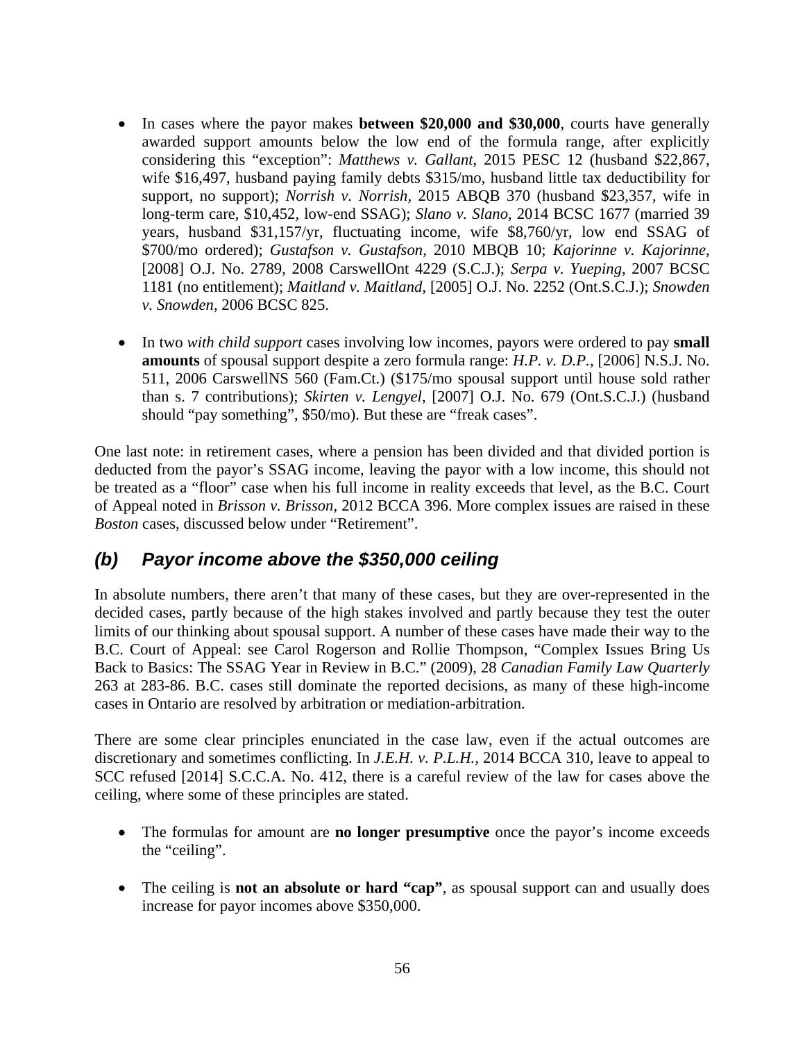- In cases where the payor makes **between $20,000 and $30,000**, courts have generally awarded support amounts below the low end of the formula range, after explicitly considering this "exception": *Matthews v. Gallant*, 2015 PESC 12 (husband $22,867, wife $16,497, husband paying family debts $315/mo, husband little tax deductibility for support, no support); *Norrish v. Norrish*, 2015 ABQB 370 (husband $23,357, wife in long-term care, $10,452, low-end SSAG); *Slano v. Slano*, 2014 BCSC 1677 (married 39 years, husband $31,157/yr, fluctuating income, wife $8,760/yr, low end SSAG of $700/mo ordered); *Gustafson v. Gustafson*, 2010 MBQB 10; *Kajorinne v. Kajorinne*, [2008] O.J. No. 2789, 2008 CarswellOnt 4229 (S.C.J.); *Serpa v. Yueping*, 2007 BCSC 1181 (no entitlement); *Maitland v. Maitland*, [2005] O.J. No. 2252 (Ont.S.C.J.); *Snowden v. Snowden*, 2006 BCSC 825.

- In two *with child support* cases involving low incomes, payors were ordered to pay **small amounts** of spousal support despite a zero formula range: *H.P. v. D.P.*, [2006] N.S.J. No. 511, 2006 CarswellNS 560 (Fam.Ct.) ($175/mo spousal support until house sold rather than s. 7 contributions); *Skirten v. Lengyel*, [2007] O.J. No. 679 (Ont.S.C.J.) (husband should "pay something", $50/mo). But these are "freak cases".

One last note: in retirement cases, where a pension has been divided and that divided portion is deducted from the payor's SSAG income, leaving the payor with a low income, this should not be treated as a "floor" case when his full income in reality exceeds that level, as the B.C. Court of Appeal noted in *Brisson v. Brisson*, 2012 BCCA 396. More complex issues are raised in these *Boston* cases, discussed below under "Retirement".

### *(b) Payor income above the $350,000 ceiling*

In absolute numbers, there aren't that many of these cases, but they are over-represented in the decided cases, partly because of the high stakes involved and partly because they test the outer limits of our thinking about spousal support. A number of these cases have made their way to the B.C. Court of Appeal: see Carol Rogerson and Rollie Thompson, "Complex Issues Bring Us Back to Basics: The SSAG Year in Review in B.C." (2009), 28 *Canadian Family Law Quarterly* 263 at 283-86. B.C. cases still dominate the reported decisions, as many of these high-income cases in Ontario are resolved by arbitration or mediation-arbitration.

There are some clear principles enunciated in the case law, even if the actual outcomes are discretionary and sometimes conflicting. In *J.E.H. v. P.L.H.*, 2014 BCCA 310, leave to appeal to SCC refused [2014] S.C.C.A. No. 412, there is a careful review of the law for cases above the ceiling, where some of these principles are stated.

- The formulas for amount are **no longer presumptive** once the payor's income exceeds the "ceiling".

- The ceiling is **not an absolute or hard "cap"**, as spousal support can and usually does increase for payor incomes above $350,000.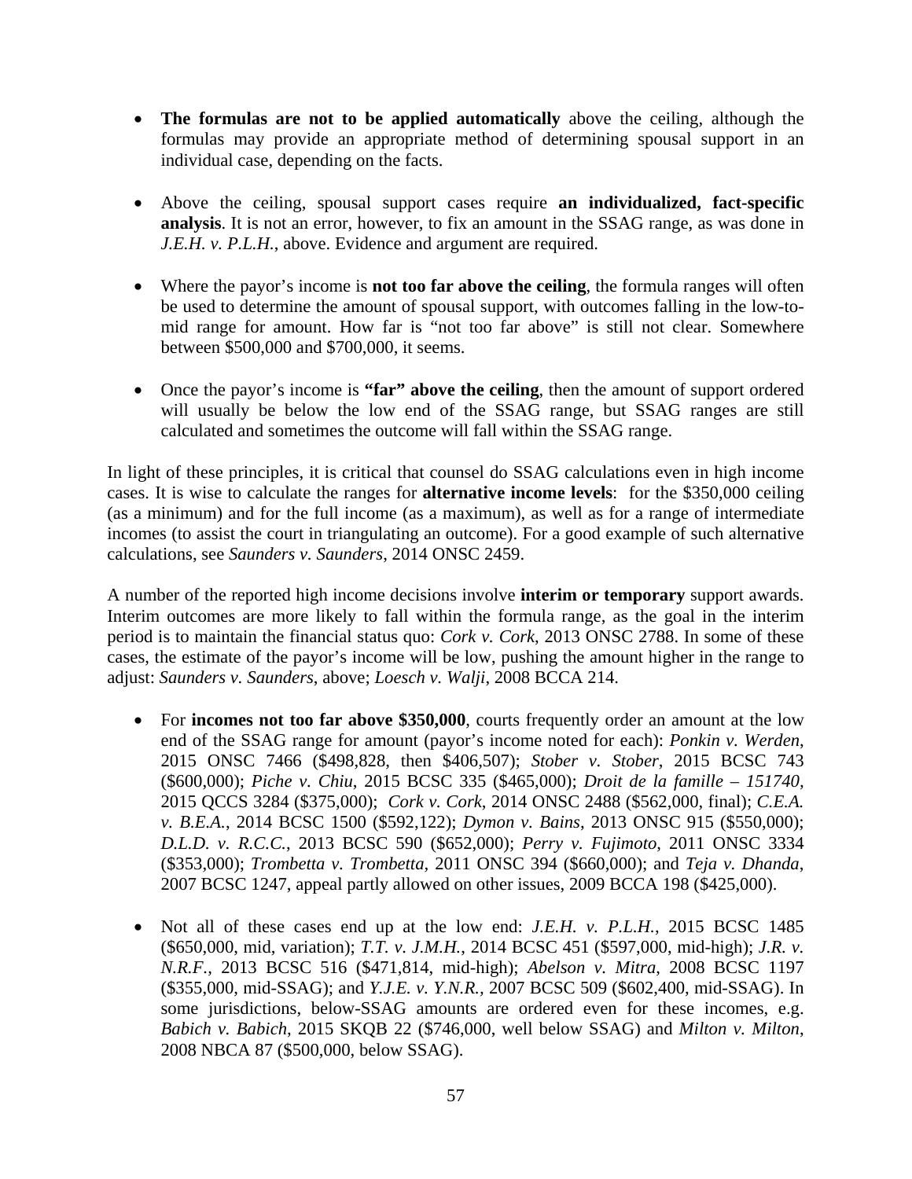- **The formulas are not to be applied automatically** above the ceiling, although the formulas may provide an appropriate method of determining spousal support in an individual case, depending on the facts.

- Above the ceiling, spousal support cases require **an individualized, fact-specific analysis**. It is not an error, however, to fix an amount in the SSAG range, as was done in *J.E.H. v. P.L.H.*, above. Evidence and argument are required.

- Where the payor's income is **not too far above the ceiling**, the formula ranges will often be used to determine the amount of spousal support, with outcomes falling in the low-to-mid range for amount. How far is "not too far above" is still not clear. Somewhere between $500,000 and $700,000, it seems.

- Once the payor's income is **"far" above the ceiling**, then the amount of support ordered will usually be below the low end of the SSAG range, but SSAG ranges are still calculated and sometimes the outcome will fall within the SSAG range.

In light of these principles, it is critical that counsel do SSAG calculations even in high income cases. It is wise to calculate the ranges for **alternative income levels**: for the $350,000 ceiling (as a minimum) and for the full income (as a maximum), as well as for a range of intermediate incomes (to assist the court in triangulating an outcome). For a good example of such alternative calculations, see *Saunders v. Saunders*, 2014 ONSC 2459.

A number of the reported high income decisions involve **interim or temporary** support awards. Interim outcomes are more likely to fall within the formula range, as the goal in the interim period is to maintain the financial status quo: *Cork v. Cork*, 2013 ONSC 2788. In some of these cases, the estimate of the payor's income will be low, pushing the amount higher in the range to adjust: *Saunders v. Saunders*, above; *Loesch v. Walji*, 2008 BCCA 214.

- For **incomes not too far above $350,000**, courts frequently order an amount at the low end of the SSAG range for amount (payor's income noted for each): *Ponkin v. Werden*, 2015 ONSC 7466 ($498,828, then $406,507); *Stober v. Stober*, 2015 BCSC 743 ($600,000); *Piche v. Chiu*, 2015 BCSC 335 ($465,000); *Droit de la famille – 151740*, 2015 QCCS 3284 ($375,000); *Cork v. Cork*, 2014 ONSC 2488 ($562,000, final); *C.E.A. v. B.E.A.*, 2014 BCSC 1500 ($592,122); *Dymon v. Bains*, 2013 ONSC 915 ($550,000); *D.L.D. v. R.C.C.*, 2013 BCSC 590 ($652,000); *Perry v. Fujimoto*, 2011 ONSC 3334 ($353,000); *Trombetta v. Trombetta*, 2011 ONSC 394 ($660,000); and *Teja v. Dhanda*, 2007 BCSC 1247, appeal partly allowed on other issues, 2009 BCCA 198 ($425,000).

- Not all of these cases end up at the low end: *J.E.H. v. P.L.H.*, 2015 BCSC 1485 ($650,000, mid, variation); *T.T. v. J.M.H.*, 2014 BCSC 451 ($597,000, mid-high); *J.R. v. N.R.F.*, 2013 BCSC 516 ($471,814, mid-high); *Abelson v. Mitra*, 2008 BCSC 1197 ($355,000, mid-SSAG); and *Y.J.E. v. Y.N.R.*, 2007 BCSC 509 ($602,400, mid-SSAG). In some jurisdictions, below-SSAG amounts are ordered even for these incomes, e.g. *Babich v. Babich*, 2015 SKQB 22 ($746,000, well below SSAG) and *Milton v. Milton*, 2008 NBCA 87 ($500,000, below SSAG).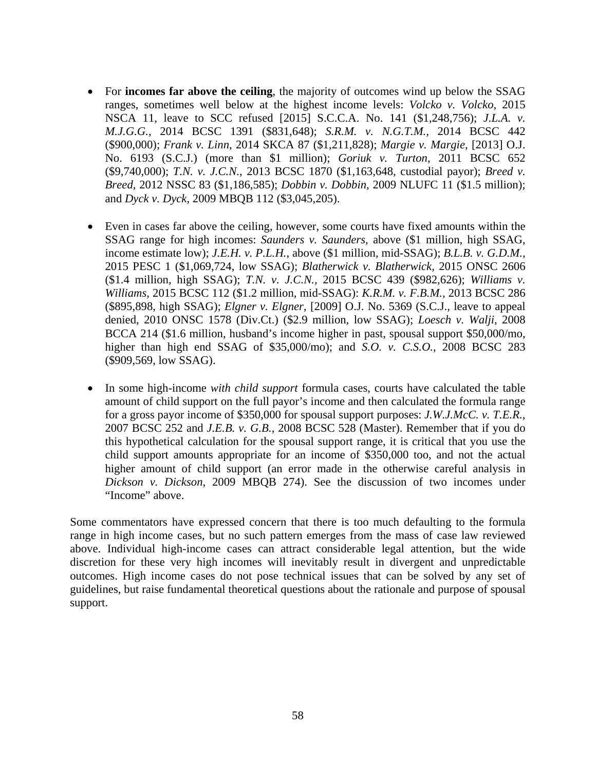- For **incomes far above the ceiling**, the majority of outcomes wind up below the SSAG ranges, sometimes well below at the highest income levels: *Volcko v. Volcko*, 2015 NSCA 11, leave to SCC refused [2015] S.C.C.A. No. 141 ($1,248,756); *J.L.A. v. M.J.G.G.*, 2014 BCSC 1391 ($831,648); *S.R.M. v. N.G.T.M.*, 2014 BCSC 442 ($900,000); *Frank v. Linn*, 2014 SKCA 87 ($1,211,828); *Margie v. Margie*, [2013] O.J. No. 6193 (S.C.J.) (more than $1 million); *Goriuk v. Turton*, 2011 BCSC 652 ($9,740,000); *T.N. v. J.C.N.*, 2013 BCSC 1870 ($1,163,648, custodial payor); *Breed v. Breed*, 2012 NSSC 83 ($1,186,585); *Dobbin v. Dobbin*, 2009 NLUFC 11 ($1.5 million); and *Dyck v. Dyck*, 2009 MBQB 112 ($3,045,205).

- Even in cases far above the ceiling, however, some courts have fixed amounts within the SSAG range for high incomes: *Saunders v. Saunders*, above ($1 million, high SSAG, income estimate low); *J.E.H. v. P.L.H.*, above ($1 million, mid-SSAG); *B.L.B. v. G.D.M.*, 2015 PESC 1 ($1,069,724, low SSAG); *Blatherwick v. Blatherwick*, 2015 ONSC 2606 ($1.4 million, high SSAG); *T.N. v. J.C.N.*, 2015 BCSC 439 ($982,626); *Williams v. Williams*, 2015 BCSC 112 ($1.2 million, mid-SSAG): *K.R.M. v. F.B.M.*, 2013 BCSC 286 ($895,898, high SSAG); *Elgner v. Elgner*, [2009] O.J. No. 5369 (S.C.J., leave to appeal denied, 2010 ONSC 1578 (Div.Ct.) ($2.9 million, low SSAG); *Loesch v. Walji*, 2008 BCCA 214 ($1.6 million, husband's income higher in past, spousal support $50,000/mo, higher than high end SSAG of $35,000/mo); and *S.O. v. C.S.O.*, 2008 BCSC 283 ($909,569, low SSAG).

- In some high-income *with child support* formula cases, courts have calculated the table amount of child support on the full payor's income and then calculated the formula range for a gross payor income of $350,000 for spousal support purposes: *J.W.J.McC. v. T.E.R.*, 2007 BCSC 252 and *J.E.B. v. G.B.*, 2008 BCSC 528 (Master). Remember that if you do this hypothetical calculation for the spousal support range, it is critical that you use the child support amounts appropriate for an income of $350,000 too, and not the actual higher amount of child support (an error made in the otherwise careful analysis in *Dickson v. Dickson*, 2009 MBQB 274). See the discussion of two incomes under "Income" above.

Some commentators have expressed concern that there is too much defaulting to the formula range in high income cases, but no such pattern emerges from the mass of case law reviewed above. Individual high-income cases can attract considerable legal attention, but the wide discretion for these very high incomes will inevitably result in divergent and unpredictable outcomes. High income cases do not pose technical issues that can be solved by any set of guidelines, but raise fundamental theoretical questions about the rationale and purpose of spousal support.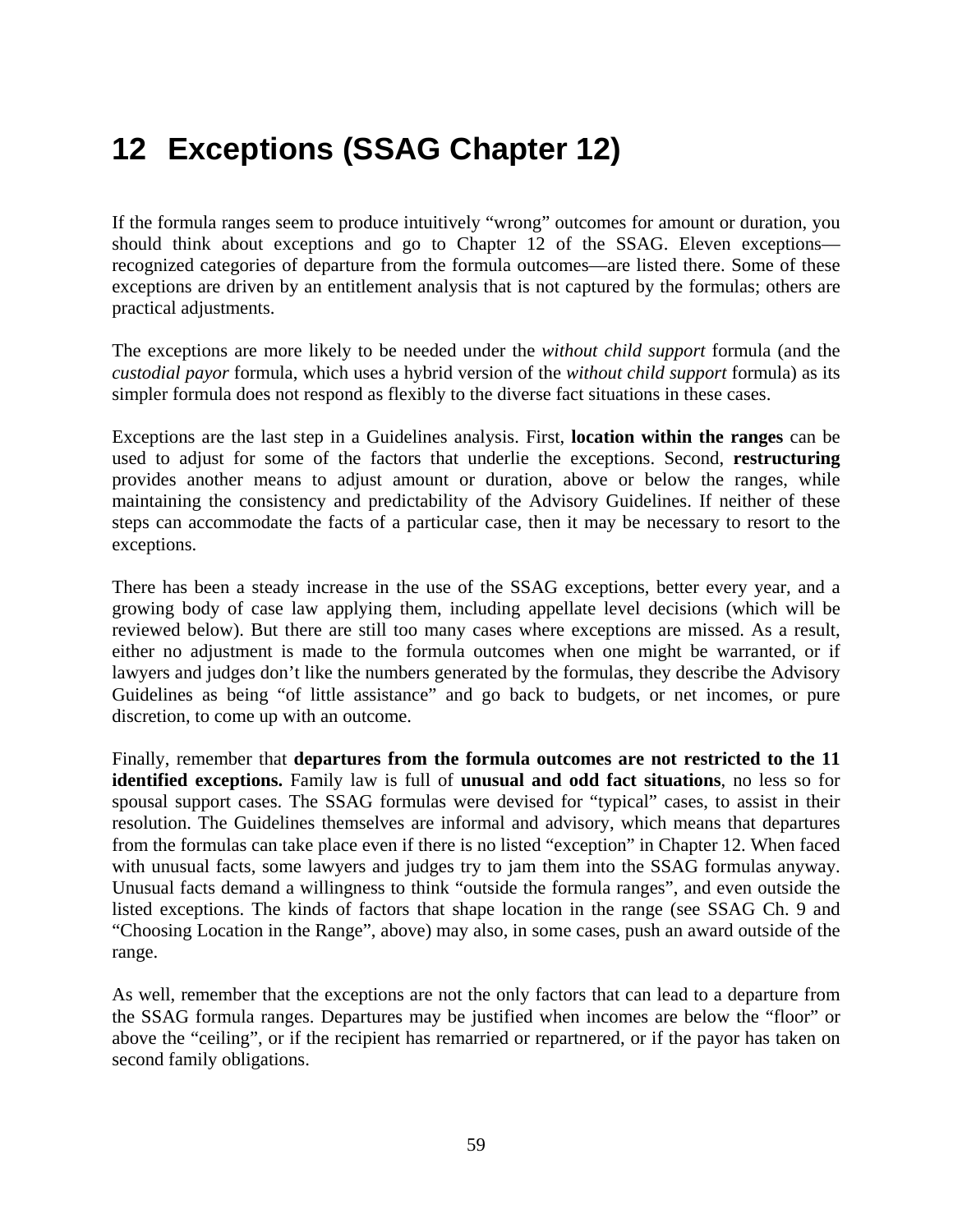# 12 Exceptions (SSAG Chapter 12)

If the formula ranges seem to produce intuitively "wrong" outcomes for amount or duration, you should think about exceptions and go to Chapter 12 of the SSAG. Eleven exceptions—recognized categories of departure from the formula outcomes—are listed there. Some of these exceptions are driven by an entitlement analysis that is not captured by the formulas; others are practical adjustments.

The exceptions are more likely to be needed under the *without child support* formula (and the *custodial payor* formula, which uses a hybrid version of the *without child support* formula) as its simpler formula does not respond as flexibly to the diverse fact situations in these cases.

Exceptions are the last step in a Guidelines analysis. First, **location within the ranges** can be used to adjust for some of the factors that underlie the exceptions. Second, **restructuring** provides another means to adjust amount or duration, above or below the ranges, while maintaining the consistency and predictability of the Advisory Guidelines. If neither of these steps can accommodate the facts of a particular case, then it may be necessary to resort to the exceptions.

There has been a steady increase in the use of the SSAG exceptions, better every year, and a growing body of case law applying them, including appellate level decisions (which will be reviewed below). But there are still too many cases where exceptions are missed. As a result, either no adjustment is made to the formula outcomes when one might be warranted, or if lawyers and judges don't like the numbers generated by the formulas, they describe the Advisory Guidelines as being "of little assistance" and go back to budgets, or net incomes, or pure discretion, to come up with an outcome.

Finally, remember that **departures from the formula outcomes are not restricted to the 11 identified exceptions.** Family law is full of **unusual and odd fact situations**, no less so for spousal support cases. The SSAG formulas were devised for "typical" cases, to assist in their resolution. The Guidelines themselves are informal and advisory, which means that departures from the formulas can take place even if there is no listed "exception" in Chapter 12. When faced with unusual facts, some lawyers and judges try to jam them into the SSAG formulas anyway. Unusual facts demand a willingness to think "outside the formula ranges", and even outside the listed exceptions. The kinds of factors that shape location in the range (see SSAG Ch. 9 and "Choosing Location in the Range", above) may also, in some cases, push an award outside of the range.

As well, remember that the exceptions are not the only factors that can lead to a departure from the SSAG formula ranges. Departures may be justified when incomes are below the "floor" or above the "ceiling", or if the recipient has remarried or repartnered, or if the payor has taken on second family obligations.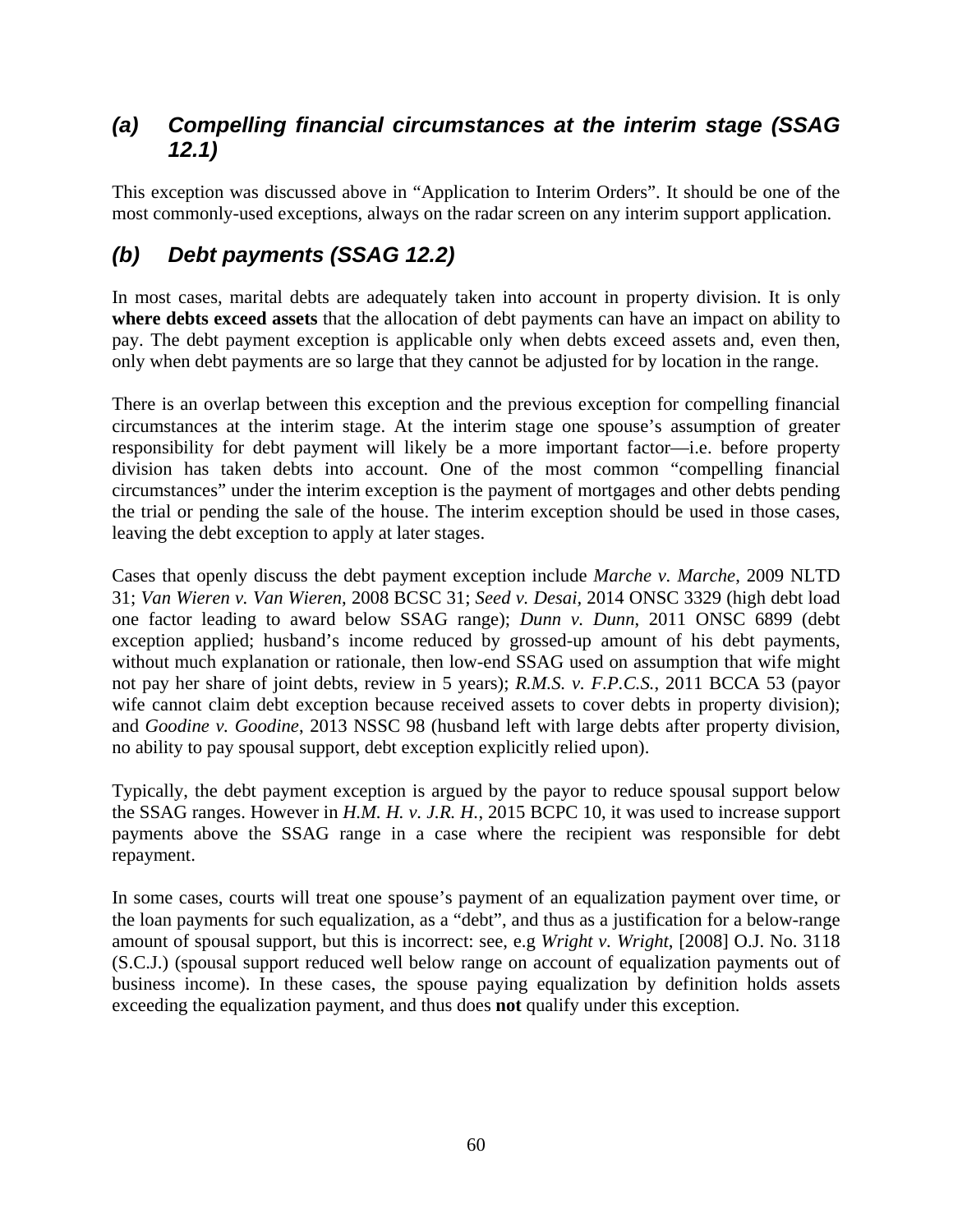### *(a) Compelling financial circumstances at the interim stage (SSAG 12.1)*

This exception was discussed above in "Application to Interim Orders". It should be one of the most commonly-used exceptions, always on the radar screen on any interim support application.

### *(b) Debt payments (SSAG 12.2)*

In most cases, marital debts are adequately taken into account in property division. It is only **where debts exceed assets** that the allocation of debt payments can have an impact on ability to pay. The debt payment exception is applicable only when debts exceed assets and, even then, only when debt payments are so large that they cannot be adjusted for by location in the range.

There is an overlap between this exception and the previous exception for compelling financial circumstances at the interim stage. At the interim stage one spouse's assumption of greater responsibility for debt payment will likely be a more important factor—i.e. before property division has taken debts into account. One of the most common "compelling financial circumstances" under the interim exception is the payment of mortgages and other debts pending the trial or pending the sale of the house. The interim exception should be used in those cases, leaving the debt exception to apply at later stages.

Cases that openly discuss the debt payment exception include *Marche v. Marche*, 2009 NLTD 31; *Van Wieren v. Van Wieren*, 2008 BCSC 31; *Seed v. Desai*, 2014 ONSC 3329 (high debt load one factor leading to award below SSAG range); *Dunn v. Dunn*, 2011 ONSC 6899 (debt exception applied; husband's income reduced by grossed-up amount of his debt payments, without much explanation or rationale, then low-end SSAG used on assumption that wife might not pay her share of joint debts, review in 5 years); *R.M.S. v. F.P.C.S.*, 2011 BCCA 53 (payor wife cannot claim debt exception because received assets to cover debts in property division); and *Goodine v. Goodine*, 2013 NSSC 98 (husband left with large debts after property division, no ability to pay spousal support, debt exception explicitly relied upon).

Typically, the debt payment exception is argued by the payor to reduce spousal support below the SSAG ranges. However in *H.M. H. v. J.R. H.*, 2015 BCPC 10, it was used to increase support payments above the SSAG range in a case where the recipient was responsible for debt repayment.

In some cases, courts will treat one spouse's payment of an equalization payment over time, or the loan payments for such equalization, as a "debt", and thus as a justification for a below-range amount of spousal support, but this is incorrect: see, e.g *Wright v. Wright*, [2008] O.J. No. 3118 (S.C.J.) (spousal support reduced well below range on account of equalization payments out of business income). In these cases, the spouse paying equalization by definition holds assets exceeding the equalization payment, and thus does **not** qualify under this exception.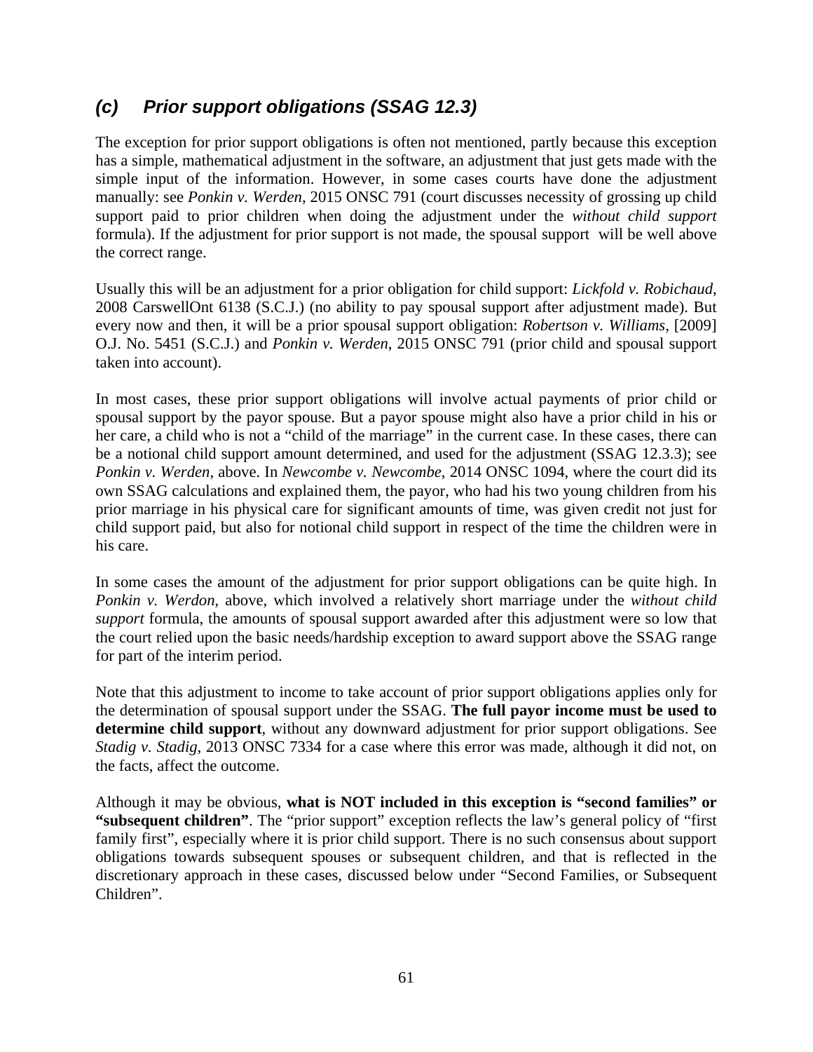### *(c) Prior support obligations (SSAG 12.3)*

The exception for prior support obligations is often not mentioned, partly because this exception has a simple, mathematical adjustment in the software, an adjustment that just gets made with the simple input of the information. However, in some cases courts have done the adjustment manually: see *Ponkin v. Werden*, 2015 ONSC 791 (court discusses necessity of grossing up child support paid to prior children when doing the adjustment under the *without child support* formula). If the adjustment for prior support is not made, the spousal support will be well above the correct range.

Usually this will be an adjustment for a prior obligation for child support: *Lickfold v. Robichaud*, 2008 CarswellOnt 6138 (S.C.J.) (no ability to pay spousal support after adjustment made). But every now and then, it will be a prior spousal support obligation: *Robertson v. Williams*, [2009] O.J. No. 5451 (S.C.J.) and *Ponkin v. Werden*, 2015 ONSC 791 (prior child and spousal support taken into account).

In most cases, these prior support obligations will involve actual payments of prior child or spousal support by the payor spouse. But a payor spouse might also have a prior child in his or her care, a child who is not a "child of the marriage" in the current case. In these cases, there can be a notional child support amount determined, and used for the adjustment (SSAG 12.3.3); see *Ponkin v. Werden*, above. In *Newcombe v. Newcombe*, 2014 ONSC 1094, where the court did its own SSAG calculations and explained them, the payor, who had his two young children from his prior marriage in his physical care for significant amounts of time, was given credit not just for child support paid, but also for notional child support in respect of the time the children were in his care.

In some cases the amount of the adjustment for prior support obligations can be quite high. In *Ponkin v. Werdon*, above, which involved a relatively short marriage under the *without child support* formula, the amounts of spousal support awarded after this adjustment were so low that the court relied upon the basic needs/hardship exception to award support above the SSAG range for part of the interim period.

Note that this adjustment to income to take account of prior support obligations applies only for the determination of spousal support under the SSAG. **The full payor income must be used to determine child support**, without any downward adjustment for prior support obligations. See *Stadig v. Stadig*, 2013 ONSC 7334 for a case where this error was made, although it did not, on the facts, affect the outcome.

Although it may be obvious, **what is NOT included in this exception is "second families" or "subsequent children"**. The "prior support" exception reflects the law's general policy of "first family first", especially where it is prior child support. There is no such consensus about support obligations towards subsequent spouses or subsequent children, and that is reflected in the discretionary approach in these cases, discussed below under "Second Families, or Subsequent Children".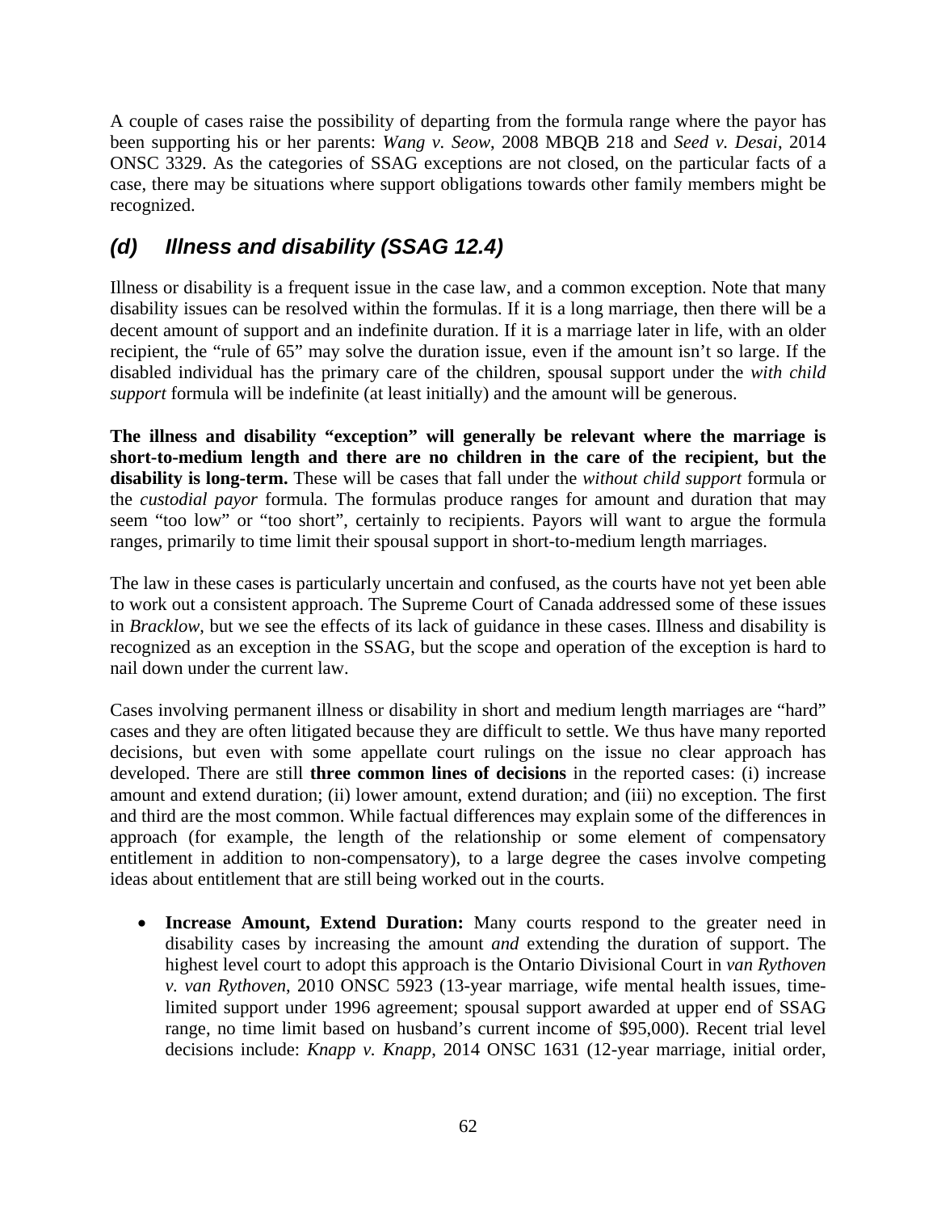A couple of cases raise the possibility of departing from the formula range where the payor has been supporting his or her parents: *Wang v. Seow*, 2008 MBQB 218 and *Seed v. Desai*, 2014 ONSC 3329. As the categories of SSAG exceptions are not closed, on the particular facts of a case, there may be situations where support obligations towards other family members might be recognized.

### *(d) Illness and disability (SSAG 12.4)*

Illness or disability is a frequent issue in the case law, and a common exception. Note that many disability issues can be resolved within the formulas. If it is a long marriage, then there will be a decent amount of support and an indefinite duration. If it is a marriage later in life, with an older recipient, the "rule of 65" may solve the duration issue, even if the amount isn't so large. If the disabled individual has the primary care of the children, spousal support under the *with child support* formula will be indefinite (at least initially) and the amount will be generous.

**The illness and disability "exception" will generally be relevant where the marriage is short-to-medium length and there are no children in the care of the recipient, but the disability is long-term.** These will be cases that fall under the *without child support* formula or the *custodial payor* formula. The formulas produce ranges for amount and duration that may seem "too low" or "too short", certainly to recipients. Payors will want to argue the formula ranges, primarily to time limit their spousal support in short-to-medium length marriages.

The law in these cases is particularly uncertain and confused, as the courts have not yet been able to work out a consistent approach. The Supreme Court of Canada addressed some of these issues in *Bracklow*, but we see the effects of its lack of guidance in these cases. Illness and disability is recognized as an exception in the SSAG, but the scope and operation of the exception is hard to nail down under the current law.

Cases involving permanent illness or disability in short and medium length marriages are "hard" cases and they are often litigated because they are difficult to settle. We thus have many reported decisions, but even with some appellate court rulings on the issue no clear approach has developed. There are still **three common lines of decisions** in the reported cases: (i) increase amount and extend duration; (ii) lower amount, extend duration; and (iii) no exception. The first and third are the most common. While factual differences may explain some of the differences in approach (for example, the length of the relationship or some element of compensatory entitlement in addition to non-compensatory), to a large degree the cases involve competing ideas about entitlement that are still being worked out in the courts.

- **Increase Amount, Extend Duration:** Many courts respond to the greater need in disability cases by increasing the amount *and* extending the duration of support. The highest level court to adopt this approach is the Ontario Divisional Court in *van Rythoven v. van Rythoven*, 2010 ONSC 5923 (13-year marriage, wife mental health issues, time-limited support under 1996 agreement; spousal support awarded at upper end of SSAG range, no time limit based on husband's current income of $95,000). Recent trial level decisions include: *Knapp v. Knapp*, 2014 ONSC 1631 (12-year marriage, initial order,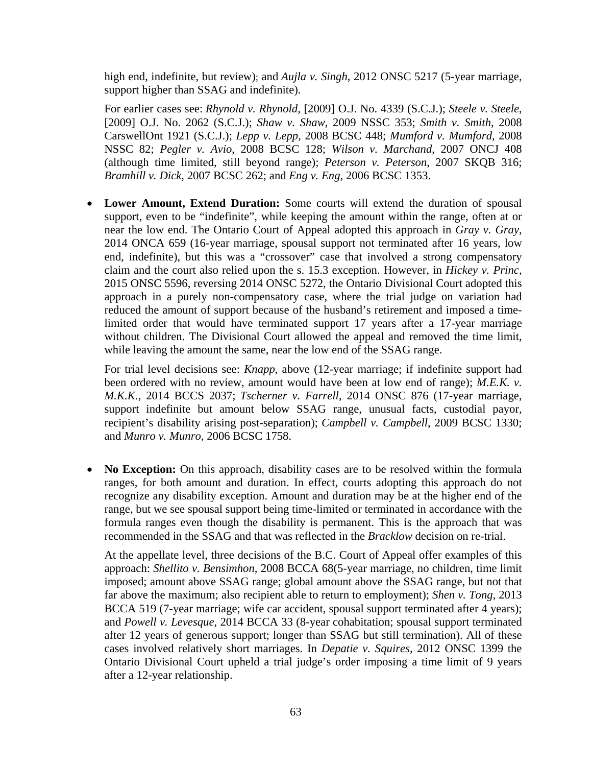high end, indefinite, but review); and *Aujla v. Singh*, 2012 ONSC 5217 (5-year marriage, support higher than SSAG and indefinite).

For earlier cases see: *Rhynold v. Rhynold*, [2009] O.J. No. 4339 (S.C.J.); *Steele v. Steele*, [2009] O.J. No. 2062 (S.C.J.); *Shaw v. Shaw*, 2009 NSSC 353; *Smith v. Smith*, 2008 CarswellOnt 1921 (S.C.J.); *Lepp v. Lepp*, 2008 BCSC 448; *Mumford v. Mumford*, 2008 NSSC 82; *Pegler v. Avio*, 2008 BCSC 128; *Wilson v. Marchand*, 2007 ONCJ 408 (although time limited, still beyond range); *Peterson v. Peterson*, 2007 SKQB 316; *Bramhill v. Dick*, 2007 BCSC 262; and *Eng v. Eng*, 2006 BCSC 1353.

- **Lower Amount, Extend Duration:** Some courts will extend the duration of spousal support, even to be "indefinite", while keeping the amount within the range, often at or near the low end. The Ontario Court of Appeal adopted this approach in *Gray v. Gray*, 2014 ONCA 659 (16-year marriage, spousal support not terminated after 16 years, low end, indefinite), but this was a "crossover" case that involved a strong compensatory claim and the court also relied upon the s. 15.3 exception. However, in *Hickey v. Princ*, 2015 ONSC 5596, reversing 2014 ONSC 5272, the Ontario Divisional Court adopted this approach in a purely non-compensatory case, where the trial judge on variation had reduced the amount of support because of the husband's retirement and imposed a time-limited order that would have terminated support 17 years after a 17-year marriage without children. The Divisional Court allowed the appeal and removed the time limit, while leaving the amount the same, near the low end of the SSAG range.

  For trial level decisions see: *Knapp*, above (12-year marriage; if indefinite support had been ordered with no review, amount would have been at low end of range); *M.E.K. v. M.K.K.*, 2014 BCCS 2037; *Tscherner v. Farrell*, 2014 ONSC 876 (17-year marriage, support indefinite but amount below SSAG range, unusual facts, custodial payor, recipient's disability arising post-separation); *Campbell v. Campbell*, 2009 BCSC 1330; and *Munro v. Munro*, 2006 BCSC 1758.

- **No Exception:** On this approach, disability cases are to be resolved within the formula ranges, for both amount and duration. In effect, courts adopting this approach do not recognize any disability exception. Amount and duration may be at the higher end of the range, but we see spousal support being time-limited or terminated in accordance with the formula ranges even though the disability is permanent. This is the approach that was recommended in the SSAG and that was reflected in the *Bracklow* decision on re-trial.

  At the appellate level, three decisions of the B.C. Court of Appeal offer examples of this approach: *Shellito v. Bensimhon*, 2008 BCCA 68(5-year marriage, no children, time limit imposed; amount above SSAG range; global amount above the SSAG range, but not that far above the maximum; also recipient able to return to employment); *Shen v. Tong*, 2013 BCCA 519 (7-year marriage; wife car accident, spousal support terminated after 4 years); and *Powell v. Levesque*, 2014 BCCA 33 (8-year cohabitation; spousal support terminated after 12 years of generous support; longer than SSAG but still termination). All of these cases involved relatively short marriages. In *Depatie v. Squires*, 2012 ONSC 1399 the Ontario Divisional Court upheld a trial judge's order imposing a time limit of 9 years after a 12-year relationship.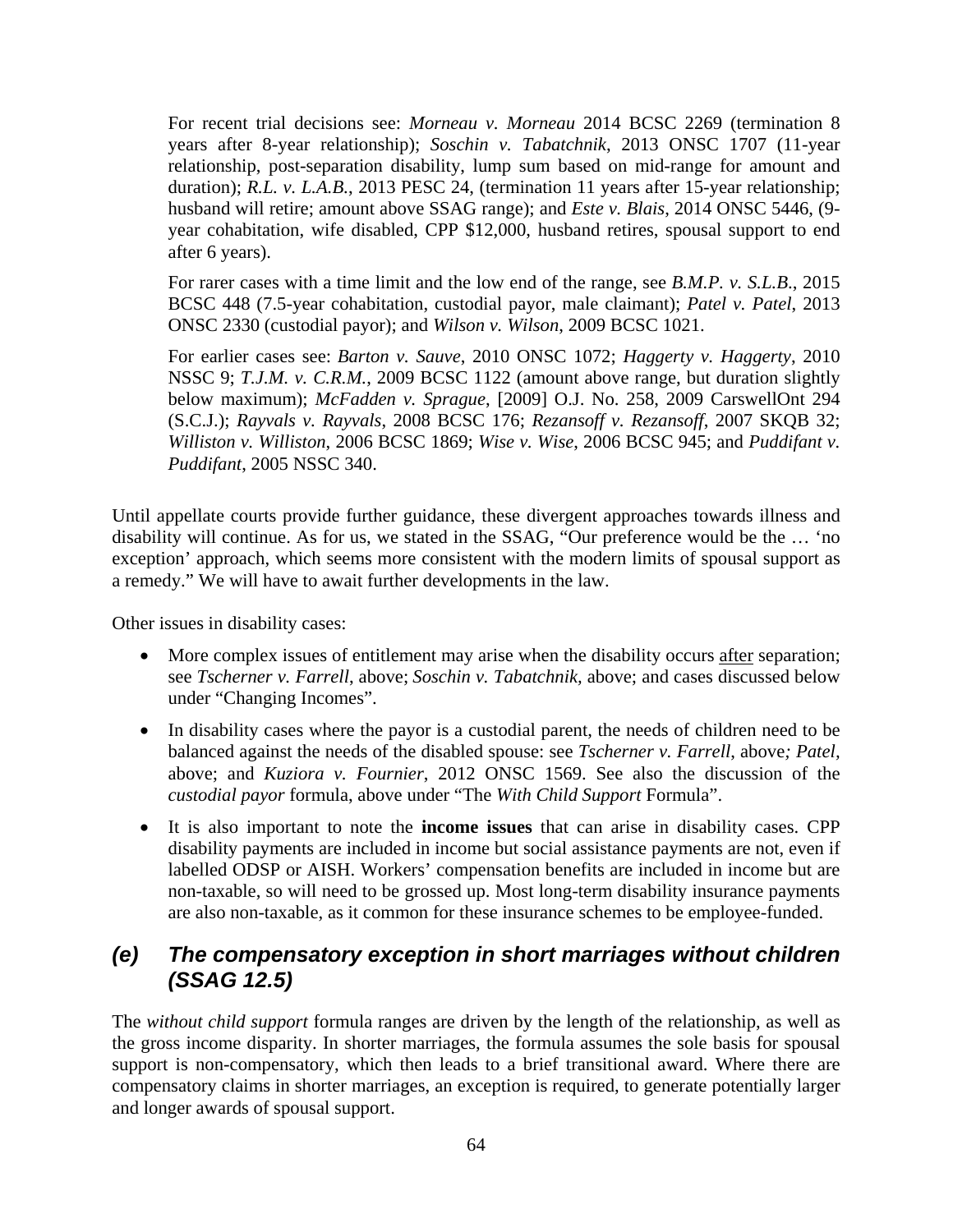For recent trial decisions see: *Morneau v. Morneau* 2014 BCSC 2269 (termination 8 years after 8-year relationship); *Soschin v. Tabatchnik*, 2013 ONSC 1707 (11-year relationship, post-separation disability, lump sum based on mid-range for amount and duration); *R.L. v. L.A.B.*, 2013 PESC 24, (termination 11 years after 15-year relationship; husband will retire; amount above SSAG range); and *Este v. Blais*, 2014 ONSC 5446, (9-year cohabitation, wife disabled, CPP $12,000, husband retires, spousal support to end after 6 years).

For rarer cases with a time limit and the low end of the range, see *B.M.P. v. S.L.B.*, 2015 BCSC 448 (7.5-year cohabitation, custodial payor, male claimant); *Patel v. Patel*, 2013 ONSC 2330 (custodial payor); and *Wilson v. Wilson*, 2009 BCSC 1021.

For earlier cases see: *Barton v. Sauve*, 2010 ONSC 1072; *Haggerty v. Haggerty*, 2010 NSSC 9; *T.J.M. v. C.R.M.*, 2009 BCSC 1122 (amount above range, but duration slightly below maximum); *McFadden v. Sprague*, [2009] O.J. No. 258, 2009 CarswellOnt 294 (S.C.J.); *Rayvals v. Rayvals*, 2008 BCSC 176; *Rezansoff v. Rezansoff*, 2007 SKQB 32; *Williston v. Williston*, 2006 BCSC 1869; *Wise v. Wise*, 2006 BCSC 945; and *Puddifant v. Puddifant*, 2005 NSSC 340.

Until appellate courts provide further guidance, these divergent approaches towards illness and disability will continue. As for us, we stated in the SSAG, "Our preference would be the … 'no exception' approach, which seems more consistent with the modern limits of spousal support as a remedy." We will have to await further developments in the law.

Other issues in disability cases:

- More complex issues of entitlement may arise when the disability occurs after separation; see *Tscherner v. Farrell*, above; *Soschin v. Tabatchnik,* above; and cases discussed below under "Changing Incomes".
- In disability cases where the payor is a custodial parent, the needs of children need to be balanced against the needs of the disabled spouse: see *Tscherner v. Farrell*, above*; Patel,* above; and *Kuziora v. Fournier*, 2012 ONSC 1569. See also the discussion of the *custodial payor* formula, above under "The *With Child Support* Formula".
- It is also important to note the **income issues** that can arise in disability cases. CPP disability payments are included in income but social assistance payments are not, even if labelled ODSP or AISH. Workers' compensation benefits are included in income but are non-taxable, so will need to be grossed up. Most long-term disability insurance payments are also non-taxable, as it common for these insurance schemes to be employee-funded.

## *(e) The compensatory exception in short marriages without children (SSAG 12.5)*

The *without child support* formula ranges are driven by the length of the relationship, as well as the gross income disparity. In shorter marriages, the formula assumes the sole basis for spousal support is non-compensatory, which then leads to a brief transitional award. Where there are compensatory claims in shorter marriages, an exception is required, to generate potentially larger and longer awards of spousal support.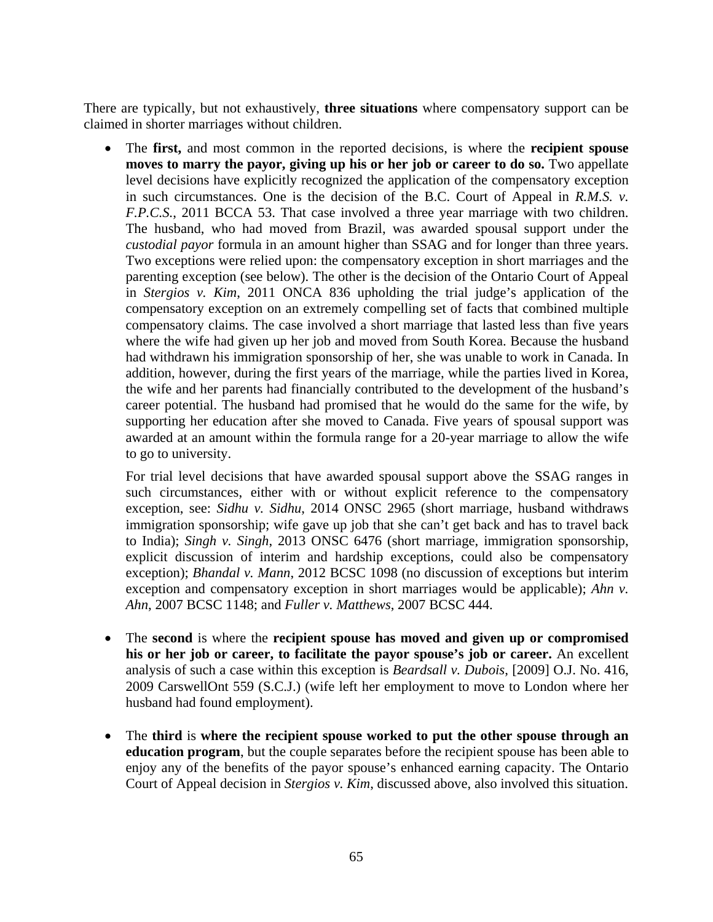There are typically, but not exhaustively, **three situations** where compensatory support can be claimed in shorter marriages without children.

- The **first,** and most common in the reported decisions, is where the **recipient spouse moves to marry the payor, giving up his or her job or career to do so.** Two appellate level decisions have explicitly recognized the application of the compensatory exception in such circumstances. One is the decision of the B.C. Court of Appeal in *R.M.S. v. F.P.C.S.*, 2011 BCCA 53. That case involved a three year marriage with two children. The husband, who had moved from Brazil, was awarded spousal support under the *custodial payor* formula in an amount higher than SSAG and for longer than three years. Two exceptions were relied upon: the compensatory exception in short marriages and the parenting exception (see below). The other is the decision of the Ontario Court of Appeal in *Stergios v. Kim*, 2011 ONCA 836 upholding the trial judge's application of the compensatory exception on an extremely compelling set of facts that combined multiple compensatory claims. The case involved a short marriage that lasted less than five years where the wife had given up her job and moved from South Korea. Because the husband had withdrawn his immigration sponsorship of her, she was unable to work in Canada. In addition, however, during the first years of the marriage, while the parties lived in Korea, the wife and her parents had financially contributed to the development of the husband's career potential. The husband had promised that he would do the same for the wife, by supporting her education after she moved to Canada. Five years of spousal support was awarded at an amount within the formula range for a 20-year marriage to allow the wife to go to university.

  For trial level decisions that have awarded spousal support above the SSAG ranges in such circumstances, either with or without explicit reference to the compensatory exception, see: *Sidhu v. Sidhu*, 2014 ONSC 2965 (short marriage, husband withdraws immigration sponsorship; wife gave up job that she can't get back and has to travel back to India); *Singh v. Singh*, 2013 ONSC 6476 (short marriage, immigration sponsorship, explicit discussion of interim and hardship exceptions, could also be compensatory exception); *Bhandal v. Mann*, 2012 BCSC 1098 (no discussion of exceptions but interim exception and compensatory exception in short marriages would be applicable); *Ahn v. Ahn*, 2007 BCSC 1148; and *Fuller v. Matthews*, 2007 BCSC 444.

- The **second** is where the **recipient spouse has moved and given up or compromised his or her job or career, to facilitate the payor spouse's job or career.** An excellent analysis of such a case within this exception is *Beardsall v. Dubois*, [2009] O.J. No. 416, 2009 CarswellOnt 559 (S.C.J.) (wife left her employment to move to London where her husband had found employment).

- The **third** is **where the recipient spouse worked to put the other spouse through an education program**, but the couple separates before the recipient spouse has been able to enjoy any of the benefits of the payor spouse's enhanced earning capacity. The Ontario Court of Appeal decision in *Stergios v. Kim*, discussed above, also involved this situation.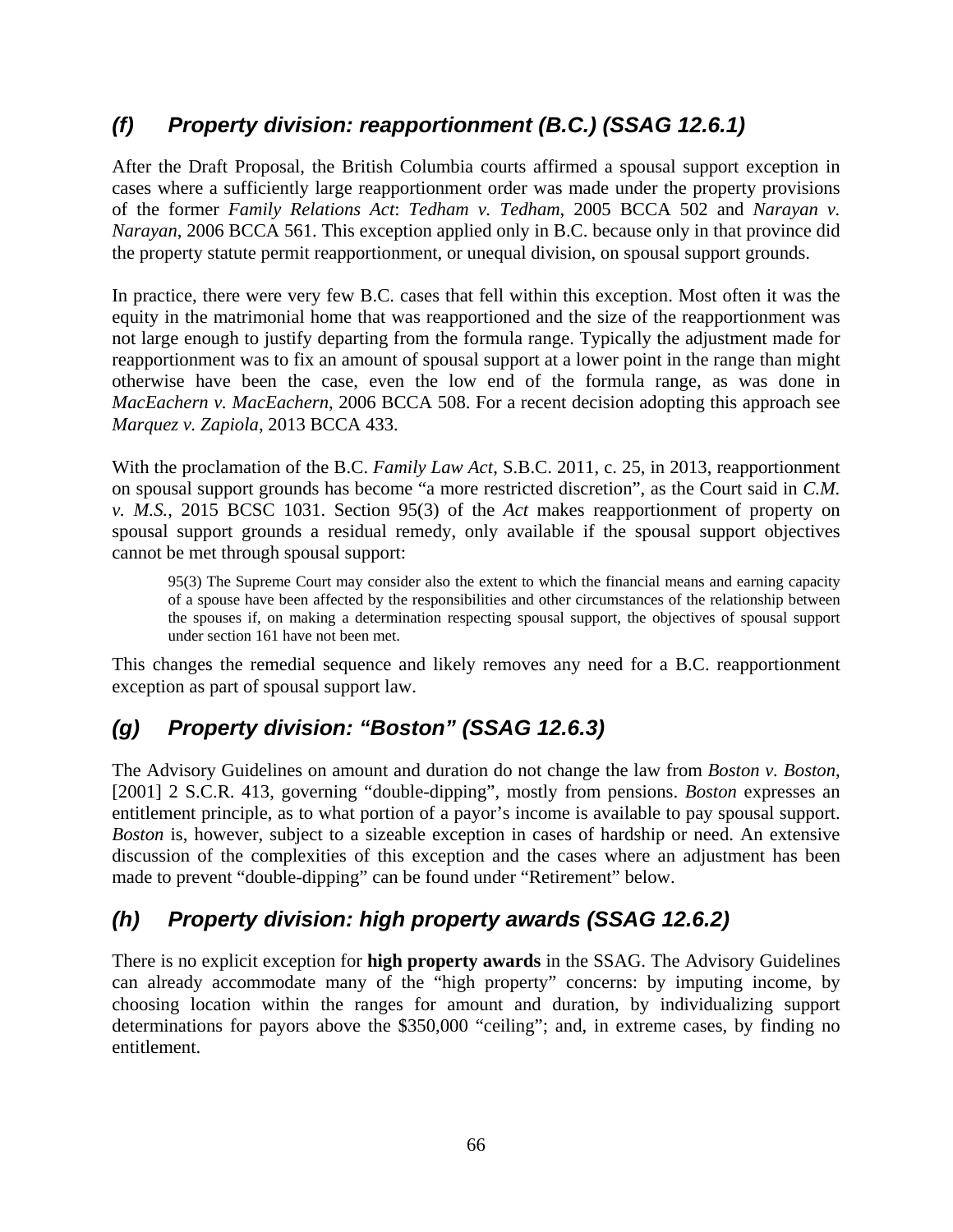### *(f) Property division: reapportionment (B.C.) (SSAG 12.6.1)*

After the Draft Proposal, the British Columbia courts affirmed a spousal support exception in cases where a sufficiently large reapportionment order was made under the property provisions of the former *Family Relations Act*: *Tedham v. Tedham*, 2005 BCCA 502 and *Narayan v. Narayan*, 2006 BCCA 561. This exception applied only in B.C. because only in that province did the property statute permit reapportionment, or unequal division, on spousal support grounds.

In practice, there were very few B.C. cases that fell within this exception. Most often it was the equity in the matrimonial home that was reapportioned and the size of the reapportionment was not large enough to justify departing from the formula range. Typically the adjustment made for reapportionment was to fix an amount of spousal support at a lower point in the range than might otherwise have been the case, even the low end of the formula range, as was done in *MacEachern v. MacEachern*, 2006 BCCA 508. For a recent decision adopting this approach see *Marquez v. Zapiola*, 2013 BCCA 433.

With the proclamation of the B.C. *Family Law Act*, S.B.C. 2011, c. 25, in 2013, reapportionment on spousal support grounds has become "a more restricted discretion", as the Court said in *C.M. v. M.S.*, 2015 BCSC 1031. Section 95(3) of the *Act* makes reapportionment of property on spousal support grounds a residual remedy, only available if the spousal support objectives cannot be met through spousal support:

> 95(3) The Supreme Court may consider also the extent to which the financial means and earning capacity of a spouse have been affected by the responsibilities and other circumstances of the relationship between the spouses if, on making a determination respecting spousal support, the objectives of spousal support under section 161 have not been met.

This changes the remedial sequence and likely removes any need for a B.C. reapportionment exception as part of spousal support law.

### *(g) Property division: "Boston" (SSAG 12.6.3)*

The Advisory Guidelines on amount and duration do not change the law from *Boston v. Boston*, [2001] 2 S.C.R. 413, governing "double-dipping", mostly from pensions. *Boston* expresses an entitlement principle, as to what portion of a payor's income is available to pay spousal support. *Boston* is, however, subject to a sizeable exception in cases of hardship or need. An extensive discussion of the complexities of this exception and the cases where an adjustment has been made to prevent "double-dipping" can be found under "Retirement" below.

### *(h) Property division: high property awards (SSAG 12.6.2)*

There is no explicit exception for **high property awards** in the SSAG. The Advisory Guidelines can already accommodate many of the "high property" concerns: by imputing income, by choosing location within the ranges for amount and duration, by individualizing support determinations for payors above the $350,000 "ceiling"; and, in extreme cases, by finding no entitlement.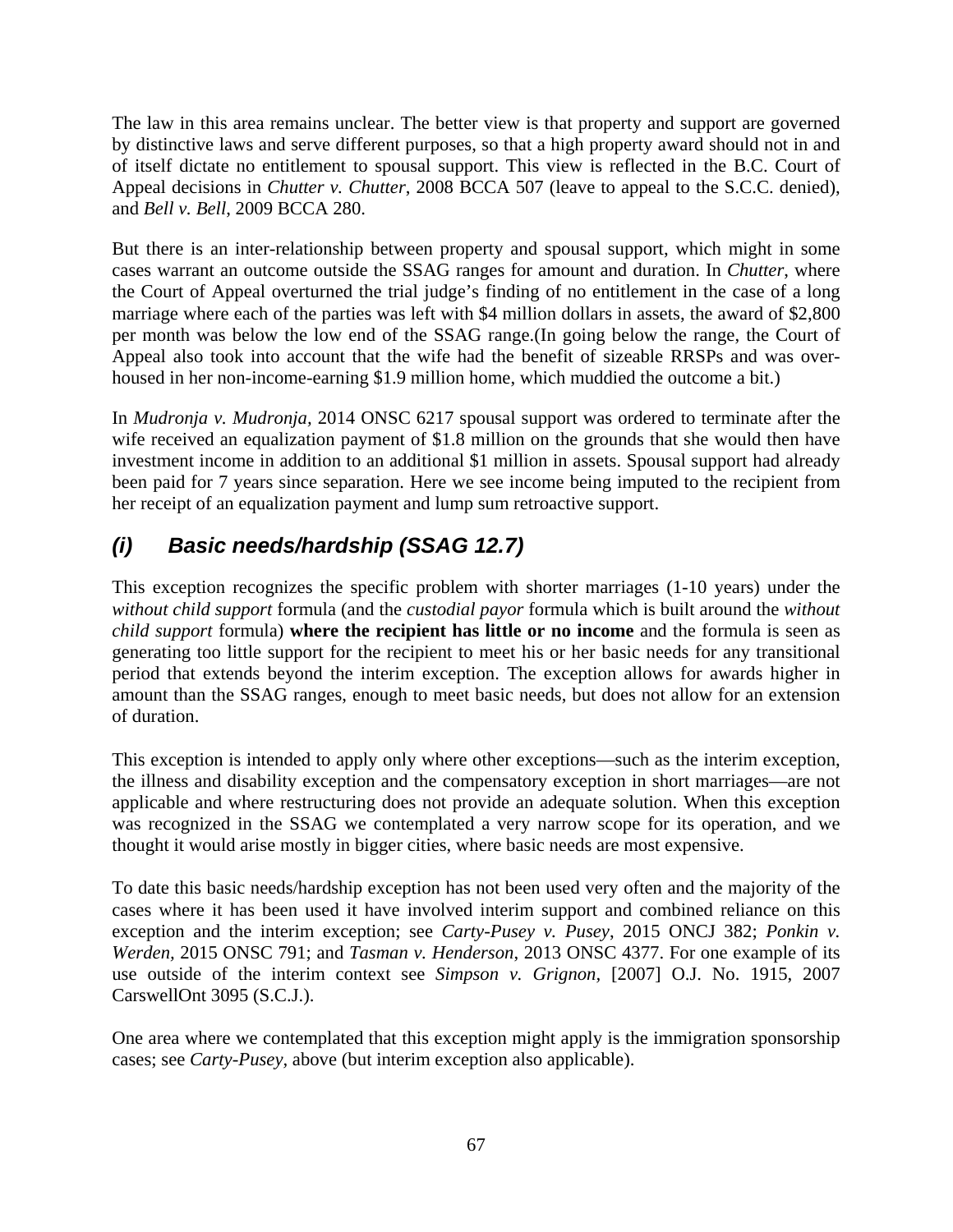The law in this area remains unclear. The better view is that property and support are governed by distinctive laws and serve different purposes, so that a high property award should not in and of itself dictate no entitlement to spousal support. This view is reflected in the B.C. Court of Appeal decisions in *Chutter v. Chutter*, 2008 BCCA 507 (leave to appeal to the S.C.C. denied), and *Bell v. Bell*, 2009 BCCA 280.

But there is an inter-relationship between property and spousal support, which might in some cases warrant an outcome outside the SSAG ranges for amount and duration. In *Chutter*, where the Court of Appeal overturned the trial judge's finding of no entitlement in the case of a long marriage where each of the parties was left with $4 million dollars in assets, the award of $2,800 per month was below the low end of the SSAG range.(In going below the range, the Court of Appeal also took into account that the wife had the benefit of sizeable RRSPs and was over-housed in her non-income-earning $1.9 million home, which muddied the outcome a bit.)

In *Mudronja v. Mudronja*, 2014 ONSC 6217 spousal support was ordered to terminate after the wife received an equalization payment of $1.8 million on the grounds that she would then have investment income in addition to an additional $1 million in assets. Spousal support had already been paid for 7 years since separation. Here we see income being imputed to the recipient from her receipt of an equalization payment and lump sum retroactive support.

### *(i) Basic needs/hardship (SSAG 12.7)*

This exception recognizes the specific problem with shorter marriages (1-10 years) under the *without child support* formula (and the *custodial payor* formula which is built around the *without child support* formula) **where the recipient has little or no income** and the formula is seen as generating too little support for the recipient to meet his or her basic needs for any transitional period that extends beyond the interim exception. The exception allows for awards higher in amount than the SSAG ranges, enough to meet basic needs, but does not allow for an extension of duration.

This exception is intended to apply only where other exceptions—such as the interim exception, the illness and disability exception and the compensatory exception in short marriages—are not applicable and where restructuring does not provide an adequate solution. When this exception was recognized in the SSAG we contemplated a very narrow scope for its operation, and we thought it would arise mostly in bigger cities, where basic needs are most expensive.

To date this basic needs/hardship exception has not been used very often and the majority of the cases where it has been used it have involved interim support and combined reliance on this exception and the interim exception; see *Carty-Pusey v. Pusey*, 2015 ONCJ 382; *Ponkin v. Werden*, 2015 ONSC 791; and *Tasman v. Henderson*, 2013 ONSC 4377. For one example of its use outside of the interim context see *Simpson v. Grignon*, [2007] O.J. No. 1915, 2007 CarswellOnt 3095 (S.C.J.).

One area where we contemplated that this exception might apply is the immigration sponsorship cases; see *Carty-Pusey*, above (but interim exception also applicable).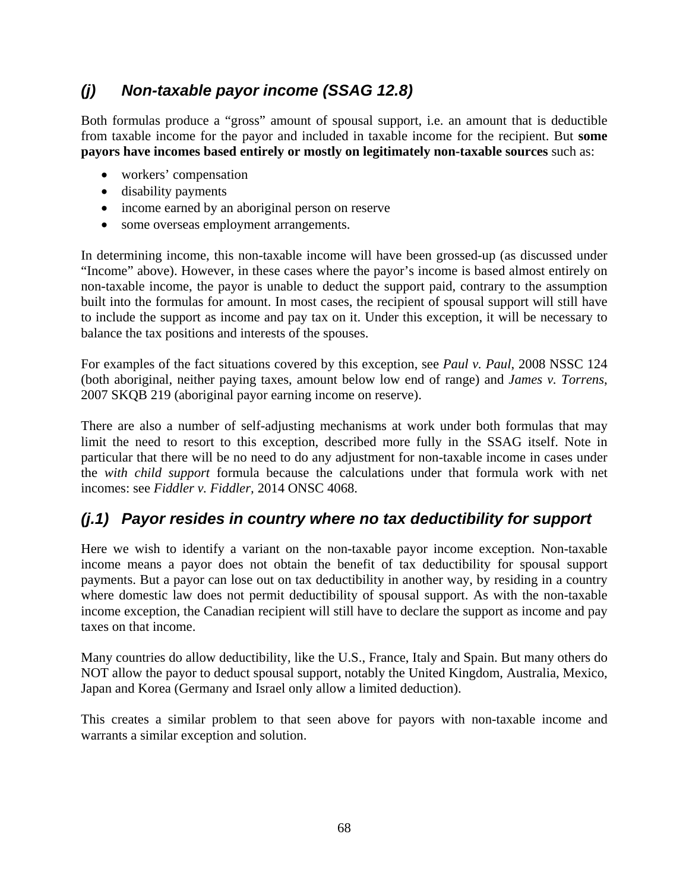### *(j) Non-taxable payor income (SSAG 12.8)*

Both formulas produce a "gross" amount of spousal support, i.e. an amount that is deductible from taxable income for the payor and included in taxable income for the recipient. But **some payors have incomes based entirely or mostly on legitimately non-taxable sources** such as:

- workers' compensation
- disability payments
- income earned by an aboriginal person on reserve
- some overseas employment arrangements.

In determining income, this non-taxable income will have been grossed-up (as discussed under "Income" above). However, in these cases where the payor's income is based almost entirely on non-taxable income, the payor is unable to deduct the support paid, contrary to the assumption built into the formulas for amount. In most cases, the recipient of spousal support will still have to include the support as income and pay tax on it. Under this exception, it will be necessary to balance the tax positions and interests of the spouses.

For examples of the fact situations covered by this exception, see *Paul v. Paul*, 2008 NSSC 124 (both aboriginal, neither paying taxes, amount below low end of range) and *James v. Torrens*, 2007 SKQB 219 (aboriginal payor earning income on reserve).

There are also a number of self-adjusting mechanisms at work under both formulas that may limit the need to resort to this exception, described more fully in the SSAG itself. Note in particular that there will be no need to do any adjustment for non-taxable income in cases under the *with child support* formula because the calculations under that formula work with net incomes: see *Fiddler v. Fiddler*, 2014 ONSC 4068.

### *(j.1) Payor resides in country where no tax deductibility for support*

Here we wish to identify a variant on the non-taxable payor income exception. Non-taxable income means a payor does not obtain the benefit of tax deductibility for spousal support payments. But a payor can lose out on tax deductibility in another way, by residing in a country where domestic law does not permit deductibility of spousal support. As with the non-taxable income exception, the Canadian recipient will still have to declare the support as income and pay taxes on that income.

Many countries do allow deductibility, like the U.S., France, Italy and Spain. But many others do NOT allow the payor to deduct spousal support, notably the United Kingdom, Australia, Mexico, Japan and Korea (Germany and Israel only allow a limited deduction).

This creates a similar problem to that seen above for payors with non-taxable income and warrants a similar exception and solution.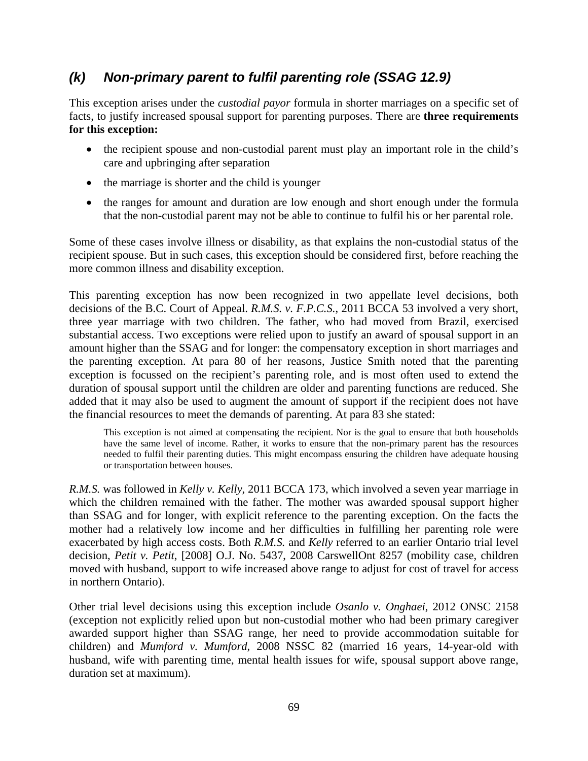### *(k) Non-primary parent to fulfil parenting role (SSAG 12.9)*

This exception arises under the *custodial payor* formula in shorter marriages on a specific set of facts, to justify increased spousal support for parenting purposes. There are **three requirements for this exception:**

- the recipient spouse and non-custodial parent must play an important role in the child's care and upbringing after separation
- the marriage is shorter and the child is younger
- the ranges for amount and duration are low enough and short enough under the formula that the non-custodial parent may not be able to continue to fulfil his or her parental role.

Some of these cases involve illness or disability, as that explains the non-custodial status of the recipient spouse. But in such cases, this exception should be considered first, before reaching the more common illness and disability exception.

This parenting exception has now been recognized in two appellate level decisions, both decisions of the B.C. Court of Appeal. *R.M.S. v. F.P.C.S.*, 2011 BCCA 53 involved a very short, three year marriage with two children. The father, who had moved from Brazil, exercised substantial access. Two exceptions were relied upon to justify an award of spousal support in an amount higher than the SSAG and for longer: the compensatory exception in short marriages and the parenting exception. At para 80 of her reasons, Justice Smith noted that the parenting exception is focussed on the recipient's parenting role, and is most often used to extend the duration of spousal support until the children are older and parenting functions are reduced. She added that it may also be used to augment the amount of support if the recipient does not have the financial resources to meet the demands of parenting. At para 83 she stated:

> This exception is not aimed at compensating the recipient. Nor is the goal to ensure that both households have the same level of income. Rather, it works to ensure that the non-primary parent has the resources needed to fulfil their parenting duties. This might encompass ensuring the children have adequate housing or transportation between houses.

*R.M.S.* was followed in *Kelly v. Kelly*, 2011 BCCA 173, which involved a seven year marriage in which the children remained with the father. The mother was awarded spousal support higher than SSAG and for longer, with explicit reference to the parenting exception. On the facts the mother had a relatively low income and her difficulties in fulfilling her parenting role were exacerbated by high access costs. Both *R.M.S.* and *Kelly* referred to an earlier Ontario trial level decision, *Petit v. Petit*, [2008] O.J. No. 5437, 2008 CarswellOnt 8257 (mobility case, children moved with husband, support to wife increased above range to adjust for cost of travel for access in northern Ontario).

Other trial level decisions using this exception include *Osanlo v. Onghaei*, 2012 ONSC 2158 (exception not explicitly relied upon but non-custodial mother who had been primary caregiver awarded support higher than SSAG range, her need to provide accommodation suitable for children) and *Mumford v. Mumford*, 2008 NSSC 82 (married 16 years, 14-year-old with husband, wife with parenting time, mental health issues for wife, spousal support above range, duration set at maximum).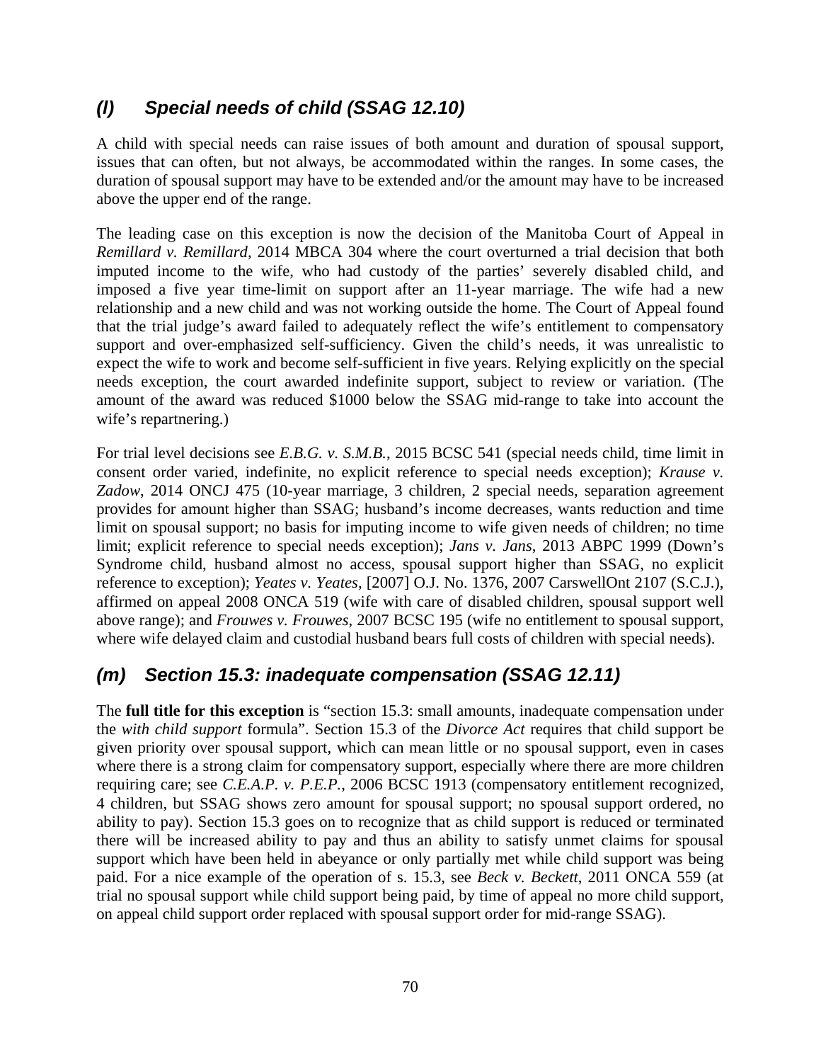### *(l) Special needs of child (SSAG 12.10)*

A child with special needs can raise issues of both amount and duration of spousal support, issues that can often, but not always, be accommodated within the ranges. In some cases, the duration of spousal support may have to be extended and/or the amount may have to be increased above the upper end of the range.

The leading case on this exception is now the decision of the Manitoba Court of Appeal in *Remillard v. Remillard*, 2014 MBCA 304 where the court overturned a trial decision that both imputed income to the wife, who had custody of the parties' severely disabled child, and imposed a five year time-limit on support after an 11-year marriage. The wife had a new relationship and a new child and was not working outside the home. The Court of Appeal found that the trial judge's award failed to adequately reflect the wife's entitlement to compensatory support and over-emphasized self-sufficiency. Given the child's needs, it was unrealistic to expect the wife to work and become self-sufficient in five years. Relying explicitly on the special needs exception, the court awarded indefinite support, subject to review or variation. (The amount of the award was reduced $1000 below the SSAG mid-range to take into account the wife's repartnering.)

For trial level decisions see *E.B.G. v. S.M.B.*, 2015 BCSC 541 (special needs child, time limit in consent order varied, indefinite, no explicit reference to special needs exception); *Krause v. Zadow*, 2014 ONCJ 475 (10-year marriage, 3 children, 2 special needs, separation agreement provides for amount higher than SSAG; husband's income decreases, wants reduction and time limit on spousal support; no basis for imputing income to wife given needs of children; no time limit; explicit reference to special needs exception); *Jans v. Jans*, 2013 ABPC 1999 (Down's Syndrome child, husband almost no access, spousal support higher than SSAG, no explicit reference to exception); *Yeates v. Yeates*, [2007] O.J. No. 1376, 2007 CarswellOnt 2107 (S.C.J.), affirmed on appeal 2008 ONCA 519 (wife with care of disabled children, spousal support well above range); and *Frouwes v. Frouwes*, 2007 BCSC 195 (wife no entitlement to spousal support, where wife delayed claim and custodial husband bears full costs of children with special needs).

### *(m) Section 15.3: inadequate compensation (SSAG 12.11)*

The **full title for this exception** is "section 15.3: small amounts, inadequate compensation under the *with child support* formula". Section 15.3 of the *Divorce Act* requires that child support be given priority over spousal support, which can mean little or no spousal support, even in cases where there is a strong claim for compensatory support, especially where there are more children requiring care; see *C.E.A.P. v. P.E.P.*, 2006 BCSC 1913 (compensatory entitlement recognized, 4 children, but SSAG shows zero amount for spousal support; no spousal support ordered, no ability to pay). Section 15.3 goes on to recognize that as child support is reduced or terminated there will be increased ability to pay and thus an ability to satisfy unmet claims for spousal support which have been held in abeyance or only partially met while child support was being paid. For a nice example of the operation of s. 15.3, see *Beck v. Beckett*, 2011 ONCA 559 (at trial no spousal support while child support being paid, by time of appeal no more child support, on appeal child support order replaced with spousal support order for mid-range SSAG).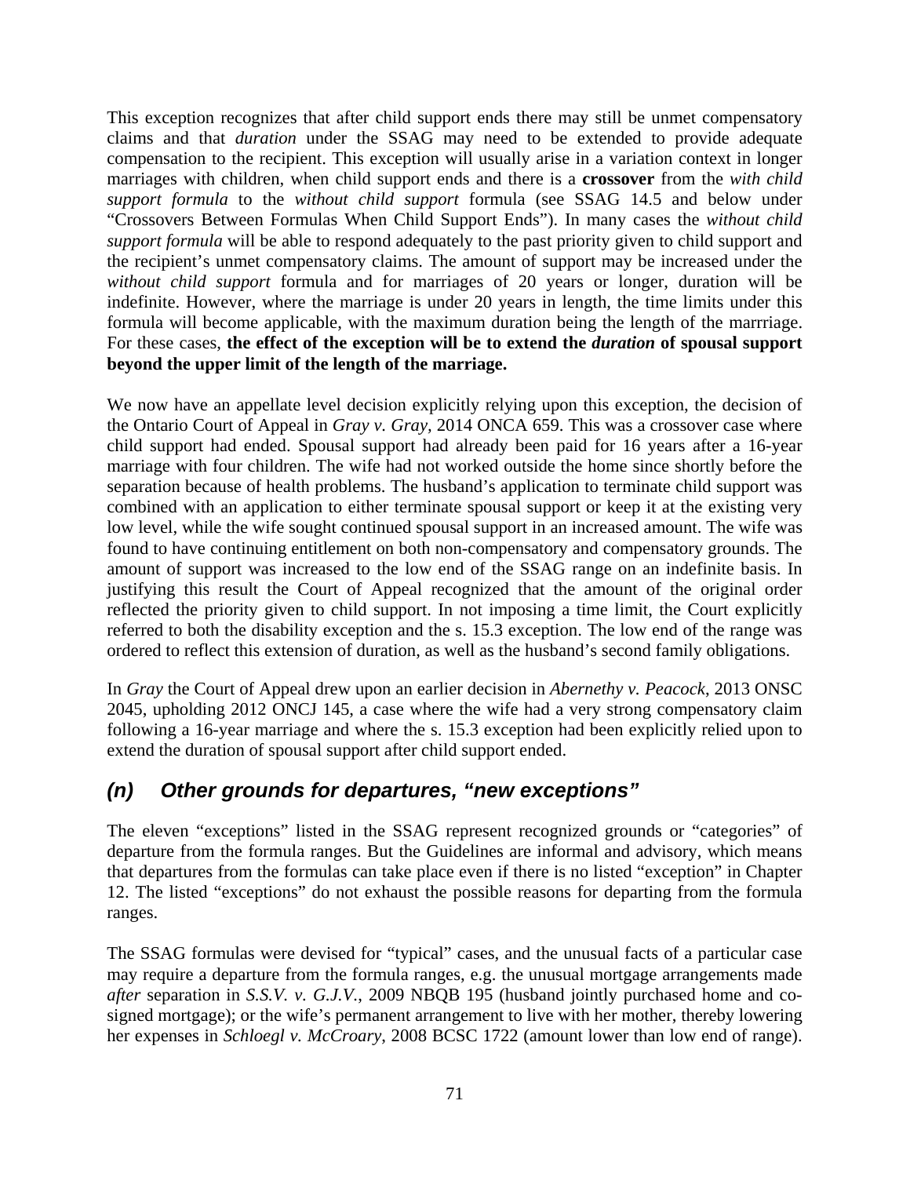This exception recognizes that after child support ends there may still be unmet compensatory claims and that *duration* under the SSAG may need to be extended to provide adequate compensation to the recipient. This exception will usually arise in a variation context in longer marriages with children, when child support ends and there is a **crossover** from the *with child support formula* to the *without child support* formula (see SSAG 14.5 and below under "Crossovers Between Formulas When Child Support Ends"). In many cases the *without child support formula* will be able to respond adequately to the past priority given to child support and the recipient's unmet compensatory claims. The amount of support may be increased under the *without child support* formula and for marriages of 20 years or longer, duration will be indefinite. However, where the marriage is under 20 years in length, the time limits under this formula will become applicable, with the maximum duration being the length of the marrriage. For these cases, **the effect of the exception will be to extend the *duration* of spousal support beyond the upper limit of the length of the marriage.**

We now have an appellate level decision explicitly relying upon this exception, the decision of the Ontario Court of Appeal in *Gray v. Gray*, 2014 ONCA 659. This was a crossover case where child support had ended. Spousal support had already been paid for 16 years after a 16-year marriage with four children. The wife had not worked outside the home since shortly before the separation because of health problems. The husband's application to terminate child support was combined with an application to either terminate spousal support or keep it at the existing very low level, while the wife sought continued spousal support in an increased amount. The wife was found to have continuing entitlement on both non-compensatory and compensatory grounds. The amount of support was increased to the low end of the SSAG range on an indefinite basis. In justifying this result the Court of Appeal recognized that the amount of the original order reflected the priority given to child support. In not imposing a time limit, the Court explicitly referred to both the disability exception and the s. 15.3 exception. The low end of the range was ordered to reflect this extension of duration, as well as the husband's second family obligations.

In *Gray* the Court of Appeal drew upon an earlier decision in *Abernethy v. Peacock*, 2013 ONSC 2045, upholding 2012 ONCJ 145, a case where the wife had a very strong compensatory claim following a 16-year marriage and where the s. 15.3 exception had been explicitly relied upon to extend the duration of spousal support after child support ended.

## *(n) Other grounds for departures, "new exceptions"*

The eleven "exceptions" listed in the SSAG represent recognized grounds or "categories" of departure from the formula ranges. But the Guidelines are informal and advisory, which means that departures from the formulas can take place even if there is no listed "exception" in Chapter 12. The listed "exceptions" do not exhaust the possible reasons for departing from the formula ranges.

The SSAG formulas were devised for "typical" cases, and the unusual facts of a particular case may require a departure from the formula ranges, e.g. the unusual mortgage arrangements made *after* separation in *S.S.V. v. G.J.V.*, 2009 NBQB 195 (husband jointly purchased home and co-signed mortgage); or the wife's permanent arrangement to live with her mother, thereby lowering her expenses in *Schloegl v. McCroary*, 2008 BCSC 1722 (amount lower than low end of range).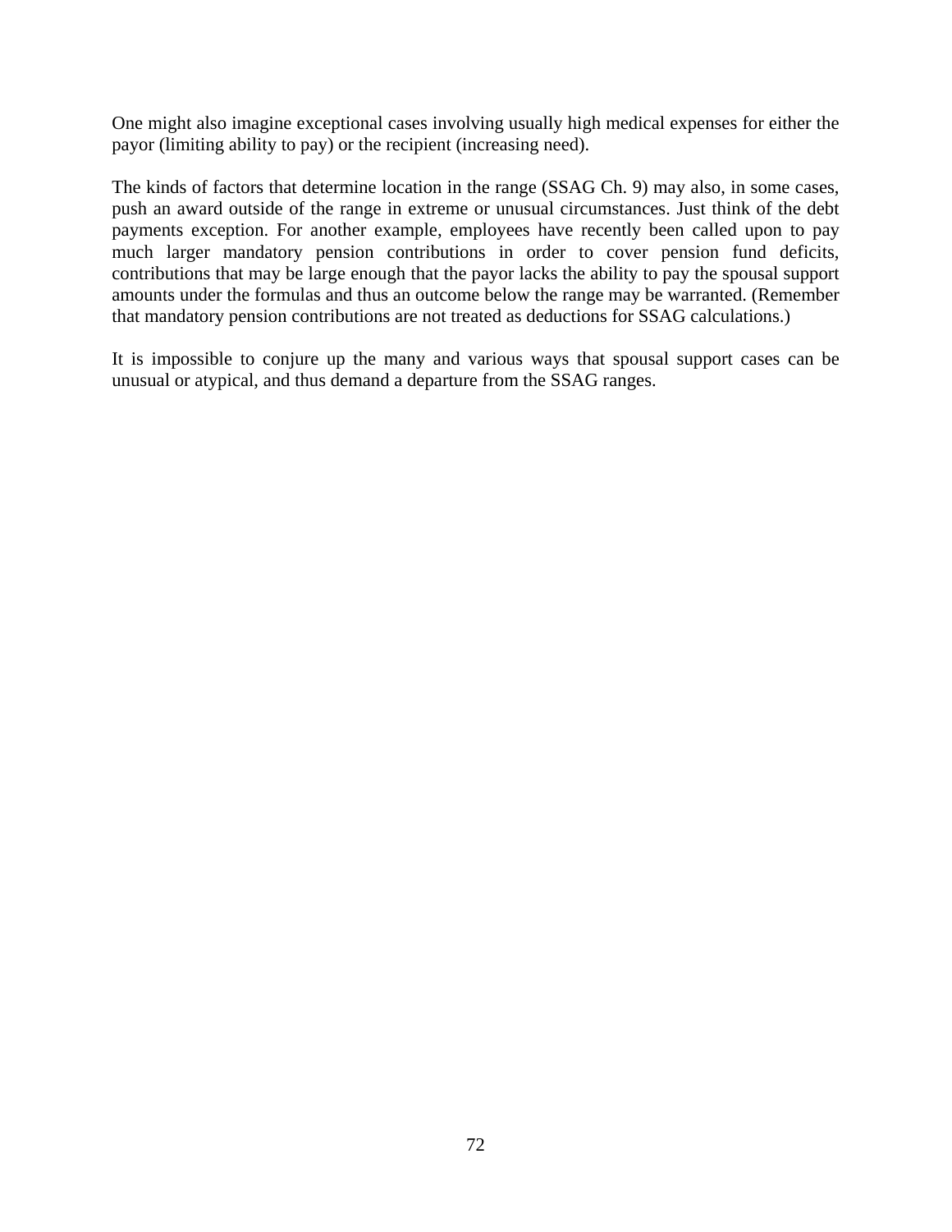One might also imagine exceptional cases involving usually high medical expenses for either the payor (limiting ability to pay) or the recipient (increasing need).

The kinds of factors that determine location in the range (SSAG Ch. 9) may also, in some cases, push an award outside of the range in extreme or unusual circumstances. Just think of the debt payments exception. For another example, employees have recently been called upon to pay much larger mandatory pension contributions in order to cover pension fund deficits, contributions that may be large enough that the payor lacks the ability to pay the spousal support amounts under the formulas and thus an outcome below the range may be warranted. (Remember that mandatory pension contributions are not treated as deductions for SSAG calculations.)

It is impossible to conjure up the many and various ways that spousal support cases can be unusual or atypical, and thus demand a departure from the SSAG ranges.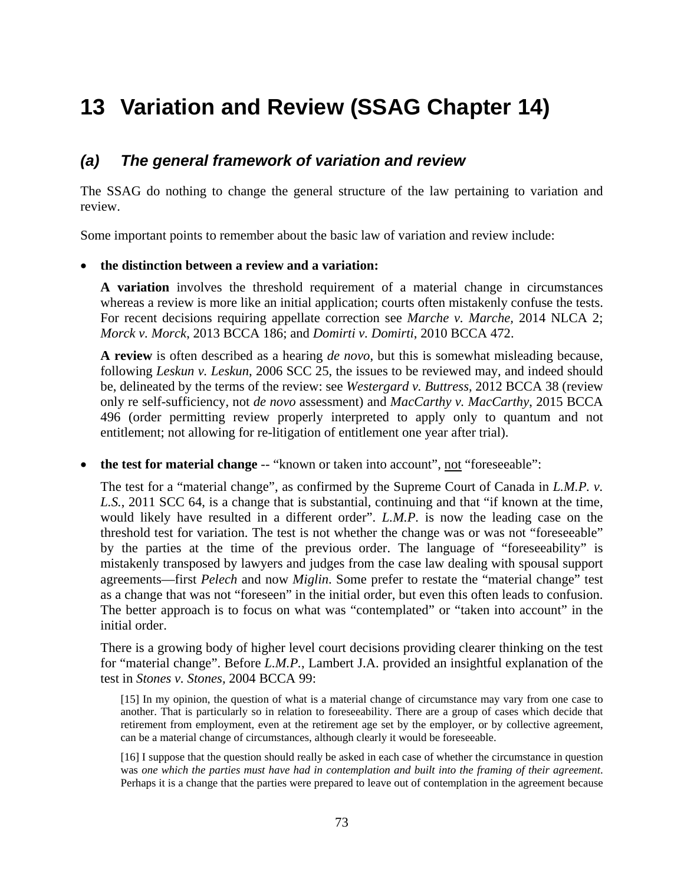# 13 Variation and Review (SSAG Chapter 14)

## (a) *The general framework of variation and review*

The SSAG do nothing to change the general structure of the law pertaining to variation and review.

Some important points to remember about the basic law of variation and review include:

- **the distinction between a review and a variation:**

  **A variation** involves the threshold requirement of a material change in circumstances whereas a review is more like an initial application; courts often mistakenly confuse the tests. For recent decisions requiring appellate correction see *Marche v. Marche*, 2014 NLCA 2; *Morck v. Morck*, 2013 BCCA 186; and *Domirti v. Domirti*, 2010 BCCA 472.

  **A review** is often described as a hearing *de novo*, but this is somewhat misleading because, following *Leskun v. Leskun*, 2006 SCC 25, the issues to be reviewed may, and indeed should be, delineated by the terms of the review: see *Westergard v. Buttress*, 2012 BCCA 38 (review only re self-sufficiency, not *de novo* assessment) and *MacCarthy v. MacCarthy*, 2015 BCCA 496 (order permitting review properly interpreted to apply only to quantum and not entitlement; not allowing for re-litigation of entitlement one year after trial).

- **the test for material change** -- "known or taken into account", <u>not</u> "foreseeable":

  The test for a "material change", as confirmed by the Supreme Court of Canada in *L.M.P. v. L.S.*, 2011 SCC 64, is a change that is substantial, continuing and that "if known at the time, would likely have resulted in a different order". *L.M.P.* is now the leading case on the threshold test for variation. The test is not whether the change was or was not "foreseeable" by the parties at the time of the previous order. The language of "foreseeability" is mistakenly transposed by lawyers and judges from the case law dealing with spousal support agreements—first *Pelech* and now *Miglin*. Some prefer to restate the "material change" test as a change that was not "foreseen" in the initial order, but even this often leads to confusion. The better approach is to focus on what was "contemplated" or "taken into account" in the initial order.

  There is a growing body of higher level court decisions providing clearer thinking on the test for "material change". Before *L.M.P.*, Lambert J.A. provided an insightful explanation of the test in *Stones v. Stones*, 2004 BCCA 99:

  > [15] In my opinion, the question of what is a material change of circumstance may vary from one case to another. That is particularly so in relation to foreseeability. There are a group of cases which decide that retirement from employment, even at the retirement age set by the employer, or by collective agreement, can be a material change of circumstances, although clearly it would be foreseeable.
  >
  > [16] I suppose that the question should really be asked in each case of whether the circumstance in question was *one which the parties must have had in contemplation and built into the framing of their agreement*. Perhaps it is a change that the parties were prepared to leave out of contemplation in the agreement because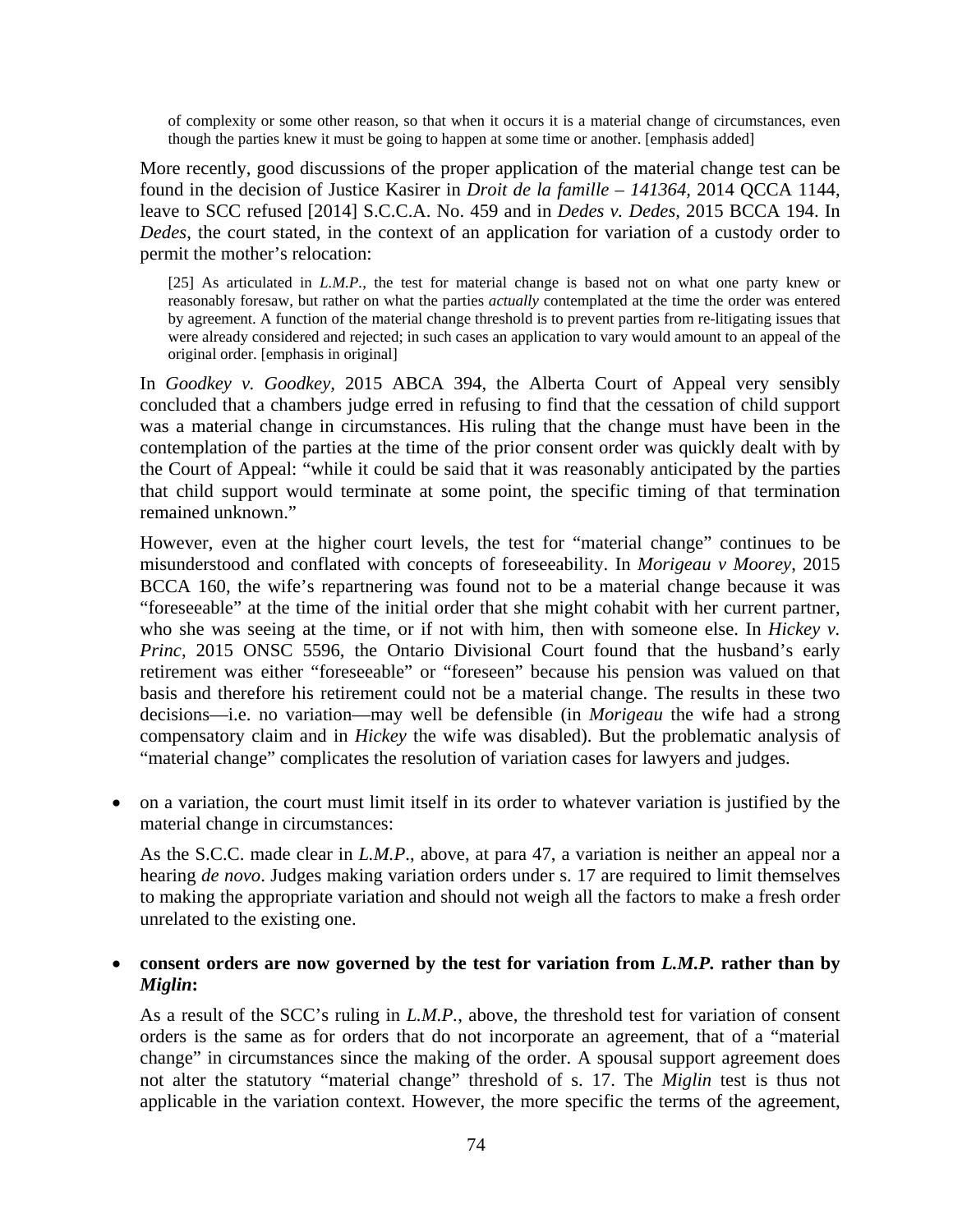> of complexity or some other reason, so that when it occurs it is a material change of circumstances, even though the parties knew it must be going to happen at some time or another. [emphasis added]

More recently, good discussions of the proper application of the material change test can be found in the decision of Justice Kasirer in *Droit de la famille – 141364*, 2014 QCCA 1144, leave to SCC refused [2014] S.C.C.A. No. 459 and in *Dedes v. Dedes*, 2015 BCCA 194. In *Dedes*, the court stated, in the context of an application for variation of a custody order to permit the mother's relocation:

> [25] As articulated in *L.M.P.*, the test for material change is based not on what one party knew or reasonably foresaw, but rather on what the parties *actually* contemplated at the time the order was entered by agreement. A function of the material change threshold is to prevent parties from re-litigating issues that were already considered and rejected; in such cases an application to vary would amount to an appeal of the original order. [emphasis in original]

In *Goodkey v. Goodkey*, 2015 ABCA 394, the Alberta Court of Appeal very sensibly concluded that a chambers judge erred in refusing to find that the cessation of child support was a material change in circumstances. His ruling that the change must have been in the contemplation of the parties at the time of the prior consent order was quickly dealt with by the Court of Appeal: "while it could be said that it was reasonably anticipated by the parties that child support would terminate at some point, the specific timing of that termination remained unknown."

However, even at the higher court levels, the test for "material change" continues to be misunderstood and conflated with concepts of foreseeability. In *Morigeau v Moorey*, 2015 BCCA 160, the wife's repartnering was found not to be a material change because it was "foreseeable" at the time of the initial order that she might cohabit with her current partner, who she was seeing at the time, or if not with him, then with someone else. In *Hickey v. Princ*, 2015 ONSC 5596, the Ontario Divisional Court found that the husband's early retirement was either "foreseeable" or "foreseen" because his pension was valued on that basis and therefore his retirement could not be a material change. The results in these two decisions—i.e. no variation—may well be defensible (in *Morigeau* the wife had a strong compensatory claim and in *Hickey* the wife was disabled). But the problematic analysis of "material change" complicates the resolution of variation cases for lawyers and judges.

- on a variation, the court must limit itself in its order to whatever variation is justified by the material change in circumstances:

  As the S.C.C. made clear in *L.M.P.*, above, at para 47, a variation is neither an appeal nor a hearing *de novo*. Judges making variation orders under s. 17 are required to limit themselves to making the appropriate variation and should not weigh all the factors to make a fresh order unrelated to the existing one.

- **consent orders are now governed by the test for variation from *L.M.P.* rather than by *Miglin*:**

  As a result of the SCC's ruling in *L.M.P.*, above, the threshold test for variation of consent orders is the same as for orders that do not incorporate an agreement, that of a "material change" in circumstances since the making of the order. A spousal support agreement does not alter the statutory "material change" threshold of s. 17. The *Miglin* test is thus not applicable in the variation context. However, the more specific the terms of the agreement,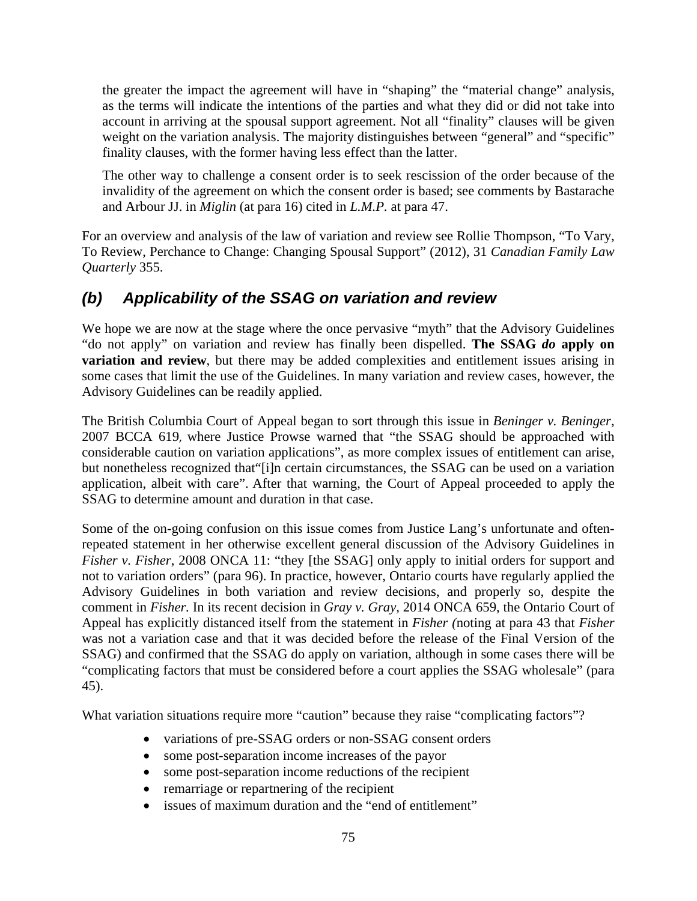the greater the impact the agreement will have in "shaping" the "material change" analysis, as the terms will indicate the intentions of the parties and what they did or did not take into account in arriving at the spousal support agreement. Not all "finality" clauses will be given weight on the variation analysis. The majority distinguishes between "general" and "specific" finality clauses, with the former having less effect than the latter.

The other way to challenge a consent order is to seek rescission of the order because of the invalidity of the agreement on which the consent order is based; see comments by Bastarache and Arbour JJ. in *Miglin* (at para 16) cited in *L.M.P*. at para 47.

For an overview and analysis of the law of variation and review see Rollie Thompson, "To Vary, To Review, Perchance to Change: Changing Spousal Support" (2012), 31 *Canadian Family Law Quarterly* 355.

## *(b) Applicability of the SSAG on variation and review*

We hope we are now at the stage where the once pervasive "myth" that the Advisory Guidelines "do not apply" on variation and review has finally been dispelled. **The SSAG *do* apply on variation and review**, but there may be added complexities and entitlement issues arising in some cases that limit the use of the Guidelines. In many variation and review cases, however, the Advisory Guidelines can be readily applied.

The British Columbia Court of Appeal began to sort through this issue in *Beninger v. Beninger*, 2007 BCCA 619*,* where Justice Prowse warned that "the SSAG should be approached with considerable caution on variation applications", as more complex issues of entitlement can arise, but nonetheless recognized that"[i]n certain circumstances, the SSAG can be used on a variation application, albeit with care". After that warning, the Court of Appeal proceeded to apply the SSAG to determine amount and duration in that case.

Some of the on-going confusion on this issue comes from Justice Lang's unfortunate and often-repeated statement in her otherwise excellent general discussion of the Advisory Guidelines in *Fisher v. Fisher*, 2008 ONCA 11: "they [the SSAG] only apply to initial orders for support and not to variation orders" (para 96). In practice, however, Ontario courts have regularly applied the Advisory Guidelines in both variation and review decisions, and properly so, despite the comment in *Fisher.* In its recent decision in *Gray v. Gray*, 2014 ONCA 659, the Ontario Court of Appeal has explicitly distanced itself from the statement in *Fisher (*noting at para 43 that *Fisher* was not a variation case and that it was decided before the release of the Final Version of the SSAG) and confirmed that the SSAG do apply on variation, although in some cases there will be "complicating factors that must be considered before a court applies the SSAG wholesale" (para 45).

What variation situations require more "caution" because they raise "complicating factors"?

- variations of pre-SSAG orders or non-SSAG consent orders
- some post-separation income increases of the payor
- some post-separation income reductions of the recipient
- remarriage or repartnering of the recipient
- issues of maximum duration and the "end of entitlement"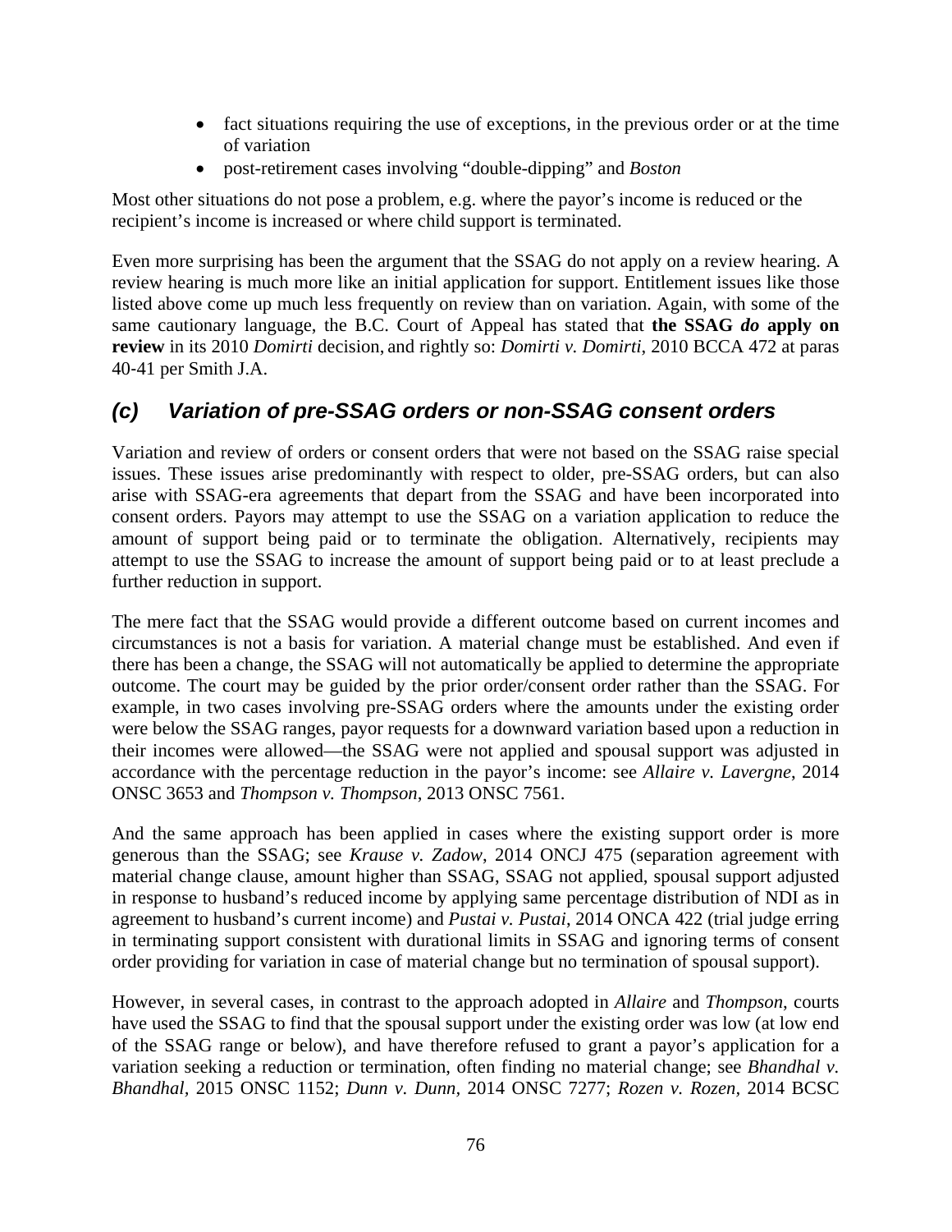- fact situations requiring the use of exceptions, in the previous order or at the time of variation
- post-retirement cases involving "double-dipping" and *Boston*

Most other situations do not pose a problem, e.g. where the payor's income is reduced or the recipient's income is increased or where child support is terminated.

Even more surprising has been the argument that the SSAG do not apply on a review hearing. A review hearing is much more like an initial application for support. Entitlement issues like those listed above come up much less frequently on review than on variation. Again, with some of the same cautionary language, the B.C. Court of Appeal has stated that **the SSAG *do* apply on review** in its 2010 *Domirti* decision, and rightly so: *Domirti v. Domirti*, 2010 BCCA 472 at paras 40-41 per Smith J.A.

### *(c) Variation of pre-SSAG orders or non-SSAG consent orders*

Variation and review of orders or consent orders that were not based on the SSAG raise special issues. These issues arise predominantly with respect to older, pre-SSAG orders, but can also arise with SSAG-era agreements that depart from the SSAG and have been incorporated into consent orders. Payors may attempt to use the SSAG on a variation application to reduce the amount of support being paid or to terminate the obligation. Alternatively, recipients may attempt to use the SSAG to increase the amount of support being paid or to at least preclude a further reduction in support.

The mere fact that the SSAG would provide a different outcome based on current incomes and circumstances is not a basis for variation. A material change must be established. And even if there has been a change, the SSAG will not automatically be applied to determine the appropriate outcome. The court may be guided by the prior order/consent order rather than the SSAG. For example, in two cases involving pre-SSAG orders where the amounts under the existing order were below the SSAG ranges, payor requests for a downward variation based upon a reduction in their incomes were allowed—the SSAG were not applied and spousal support was adjusted in accordance with the percentage reduction in the payor's income: see *Allaire v. Lavergne*, 2014 ONSC 3653 and *Thompson v. Thompson*, 2013 ONSC 7561.

And the same approach has been applied in cases where the existing support order is more generous than the SSAG; see *Krause v. Zadow*, 2014 ONCJ 475 (separation agreement with material change clause, amount higher than SSAG, SSAG not applied, spousal support adjusted in response to husband's reduced income by applying same percentage distribution of NDI as in agreement to husband's current income) and *Pustai v. Pustai*, 2014 ONCA 422 (trial judge erring in terminating support consistent with durational limits in SSAG and ignoring terms of consent order providing for variation in case of material change but no termination of spousal support).

However, in several cases, in contrast to the approach adopted in *Allaire* and *Thompson*, courts have used the SSAG to find that the spousal support under the existing order was low (at low end of the SSAG range or below), and have therefore refused to grant a payor's application for a variation seeking a reduction or termination, often finding no material change; see *Bhandhal v. Bhandhal*, 2015 ONSC 1152; *Dunn v. Dunn*, 2014 ONSC 7277; *Rozen v. Rozen*, 2014 BCSC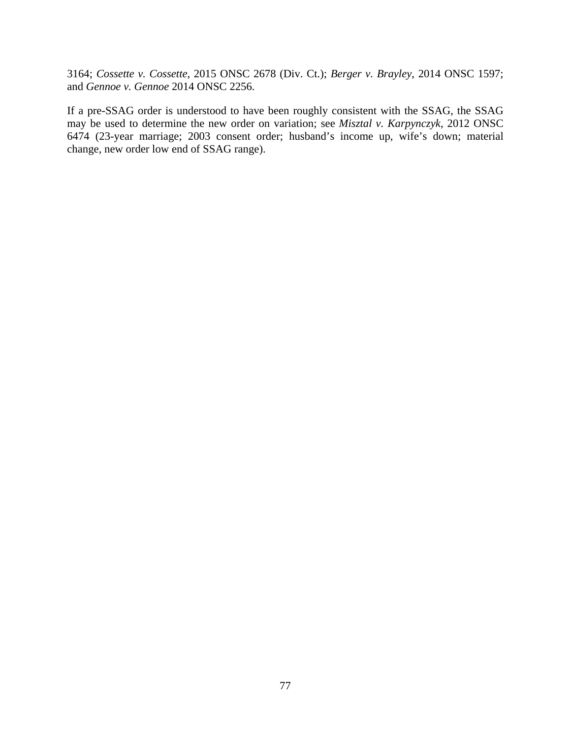3164; *Cossette v. Cossette*, 2015 ONSC 2678 (Div. Ct.); *Berger v. Brayley*, 2014 ONSC 1597; and *Gennoe v. Gennoe* 2014 ONSC 2256.

If a pre-SSAG order is understood to have been roughly consistent with the SSAG, the SSAG may be used to determine the new order on variation; see *Misztal v. Karpynczyk*, 2012 ONSC 6474 (23-year marriage; 2003 consent order; husband's income up, wife's down; material change, new order low end of SSAG range).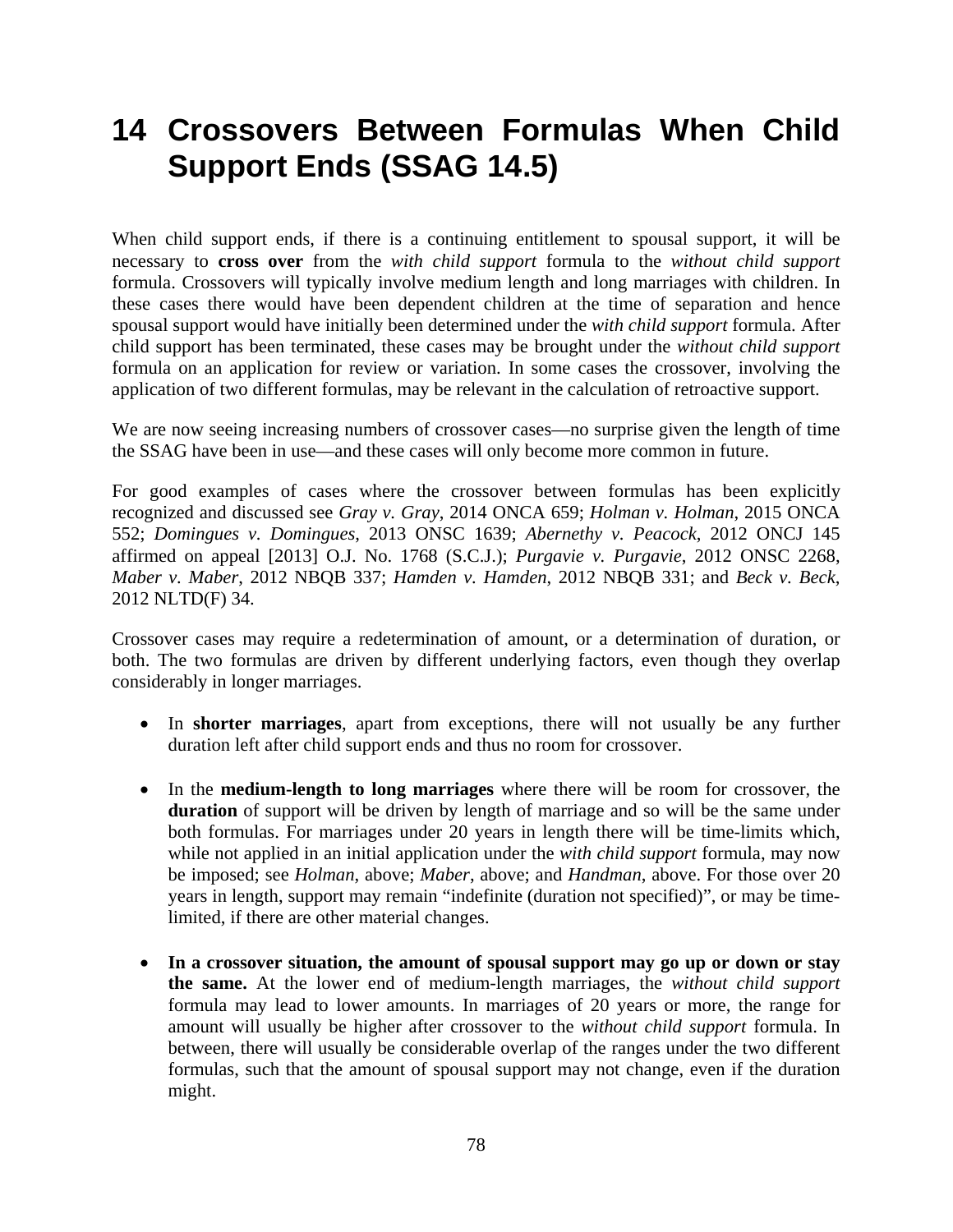# 14 Crossovers Between Formulas When Child Support Ends (SSAG 14.5)

When child support ends, if there is a continuing entitlement to spousal support, it will be necessary to **cross over** from the *with child support* formula to the *without child support* formula. Crossovers will typically involve medium length and long marriages with children. In these cases there would have been dependent children at the time of separation and hence spousal support would have initially been determined under the *with child support* formula. After child support has been terminated, these cases may be brought under the *without child support* formula on an application for review or variation. In some cases the crossover, involving the application of two different formulas, may be relevant in the calculation of retroactive support.

We are now seeing increasing numbers of crossover cases—no surprise given the length of time the SSAG have been in use—and these cases will only become more common in future.

For good examples of cases where the crossover between formulas has been explicitly recognized and discussed see *Gray v. Gray*, 2014 ONCA 659; *Holman v. Holman*, 2015 ONCA 552; *Domingues v. Domingues*, 2013 ONSC 1639; *Abernethy v. Peacock*, 2012 ONCJ 145 affirmed on appeal [2013] O.J. No. 1768 (S.C.J.); *Purgavie v. Purgavie*, 2012 ONSC 2268, *Maber v. Maber*, 2012 NBQB 337; *Hamden v. Hamden*, 2012 NBQB 331; and *Beck v. Beck*, 2012 NLTD(F) 34.

Crossover cases may require a redetermination of amount, or a determination of duration, or both. The two formulas are driven by different underlying factors, even though they overlap considerably in longer marriages.

- In **shorter marriages**, apart from exceptions, there will not usually be any further duration left after child support ends and thus no room for crossover.
- In the **medium-length to long marriages** where there will be room for crossover, the **duration** of support will be driven by length of marriage and so will be the same under both formulas. For marriages under 20 years in length there will be time-limits which, while not applied in an initial application under the *with child support* formula, may now be imposed; see *Holman*, above; *Maber*, above; and *Handman*, above. For those over 20 years in length, support may remain "indefinite (duration not specified)", or may be time-limited, if there are other material changes.
- **In a crossover situation, the amount of spousal support may go up or down or stay the same.** At the lower end of medium-length marriages, the *without child support* formula may lead to lower amounts. In marriages of 20 years or more, the range for amount will usually be higher after crossover to the *without child support* formula. In between, there will usually be considerable overlap of the ranges under the two different formulas, such that the amount of spousal support may not change, even if the duration might.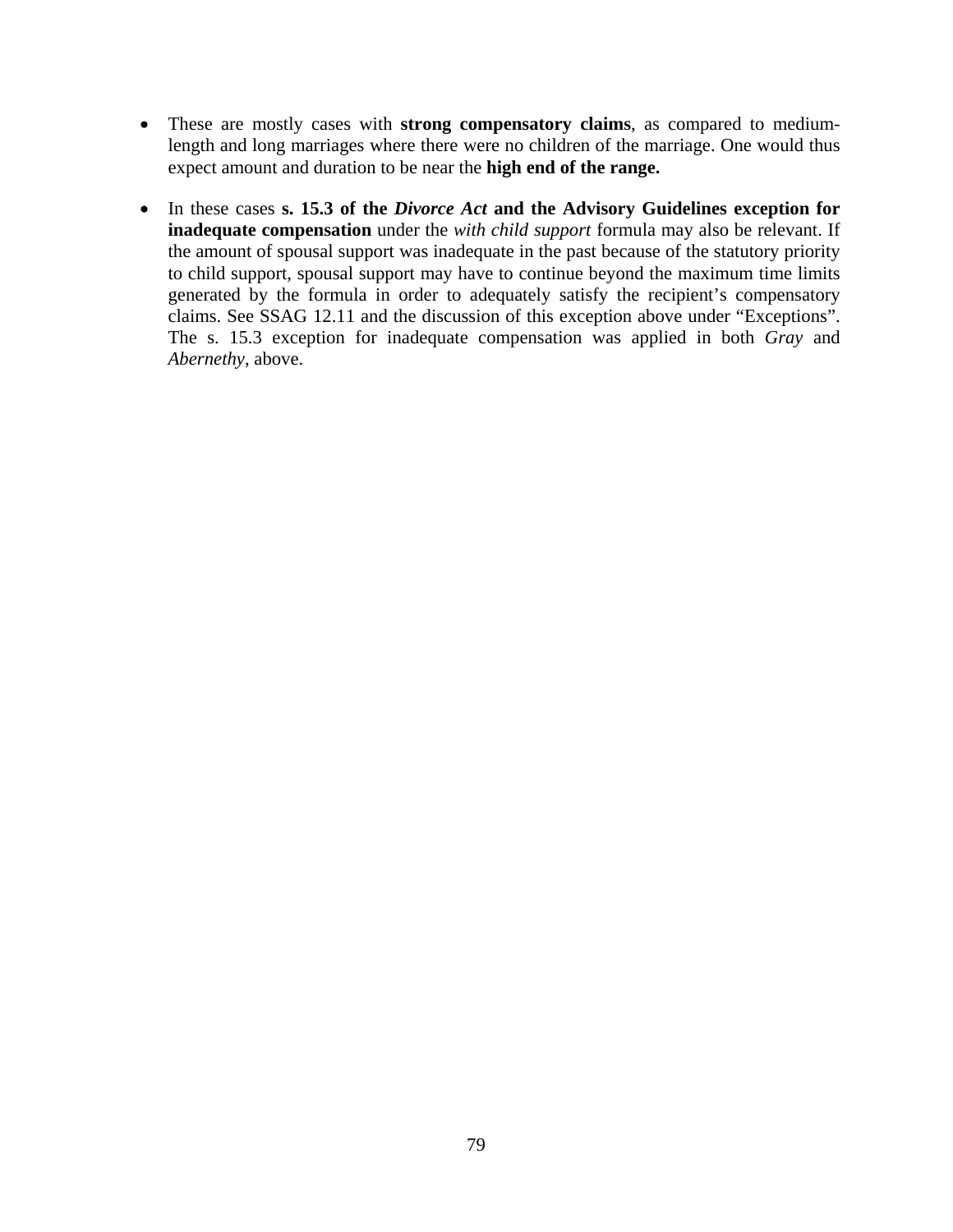- These are mostly cases with **strong compensatory claims**, as compared to medium-length and long marriages where there were no children of the marriage. One would thus expect amount and duration to be near the **high end of the range.**

- In these cases **s. 15.3 of the *Divorce Act* and the Advisory Guidelines exception for inadequate compensation** under the *with child support* formula may also be relevant. If the amount of spousal support was inadequate in the past because of the statutory priority to child support, spousal support may have to continue beyond the maximum time limits generated by the formula in order to adequately satisfy the recipient's compensatory claims. See SSAG 12.11 and the discussion of this exception above under "Exceptions". The s. 15.3 exception for inadequate compensation was applied in both *Gray* and *Abernethy*, above.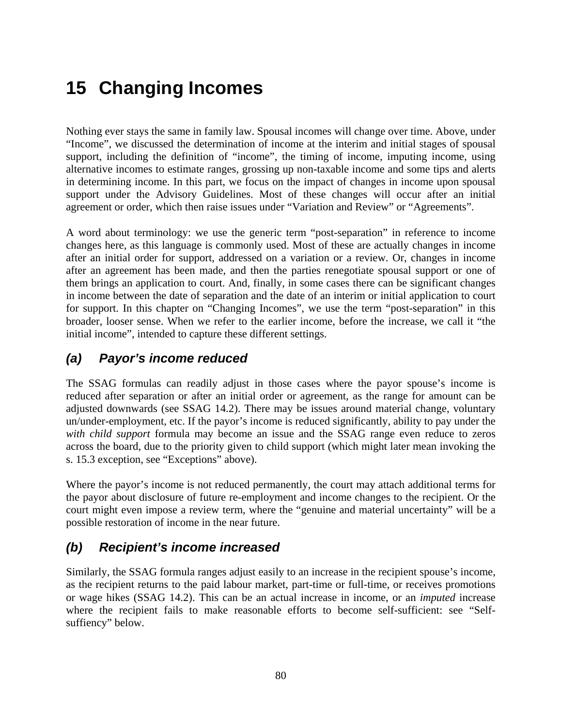# 15 Changing Incomes

Nothing ever stays the same in family law. Spousal incomes will change over time. Above, under "Income", we discussed the determination of income at the interim and initial stages of spousal support, including the definition of "income", the timing of income, imputing income, using alternative incomes to estimate ranges, grossing up non-taxable income and some tips and alerts in determining income. In this part, we focus on the impact of changes in income upon spousal support under the Advisory Guidelines. Most of these changes will occur after an initial agreement or order, which then raise issues under "Variation and Review" or "Agreements".

A word about terminology: we use the generic term "post-separation" in reference to income changes here, as this language is commonly used. Most of these are actually changes in income after an initial order for support, addressed on a variation or a review. Or, changes in income after an agreement has been made, and then the parties renegotiate spousal support or one of them brings an application to court. And, finally, in some cases there can be significant changes in income between the date of separation and the date of an interim or initial application to court for support. In this chapter on "Changing Incomes", we use the term "post-separation" in this broader, looser sense. When we refer to the earlier income, before the increase, we call it "the initial income", intended to capture these different settings.

## *(a) Payor's income reduced*

The SSAG formulas can readily adjust in those cases where the payor spouse's income is reduced after separation or after an initial order or agreement, as the range for amount can be adjusted downwards (see SSAG 14.2). There may be issues around material change, voluntary un/under-employment, etc. If the payor's income is reduced significantly, ability to pay under the *with child support* formula may become an issue and the SSAG range even reduce to zeros across the board, due to the priority given to child support (which might later mean invoking the s. 15.3 exception, see "Exceptions" above).

Where the payor's income is not reduced permanently, the court may attach additional terms for the payor about disclosure of future re-employment and income changes to the recipient. Or the court might even impose a review term, where the "genuine and material uncertainty" will be a possible restoration of income in the near future.

## *(b) Recipient's income increased*

Similarly, the SSAG formula ranges adjust easily to an increase in the recipient spouse's income, as the recipient returns to the paid labour market, part-time or full-time, or receives promotions or wage hikes (SSAG 14.2). This can be an actual increase in income, or an *imputed* increase where the recipient fails to make reasonable efforts to become self-sufficient: see "Self-suffiency" below.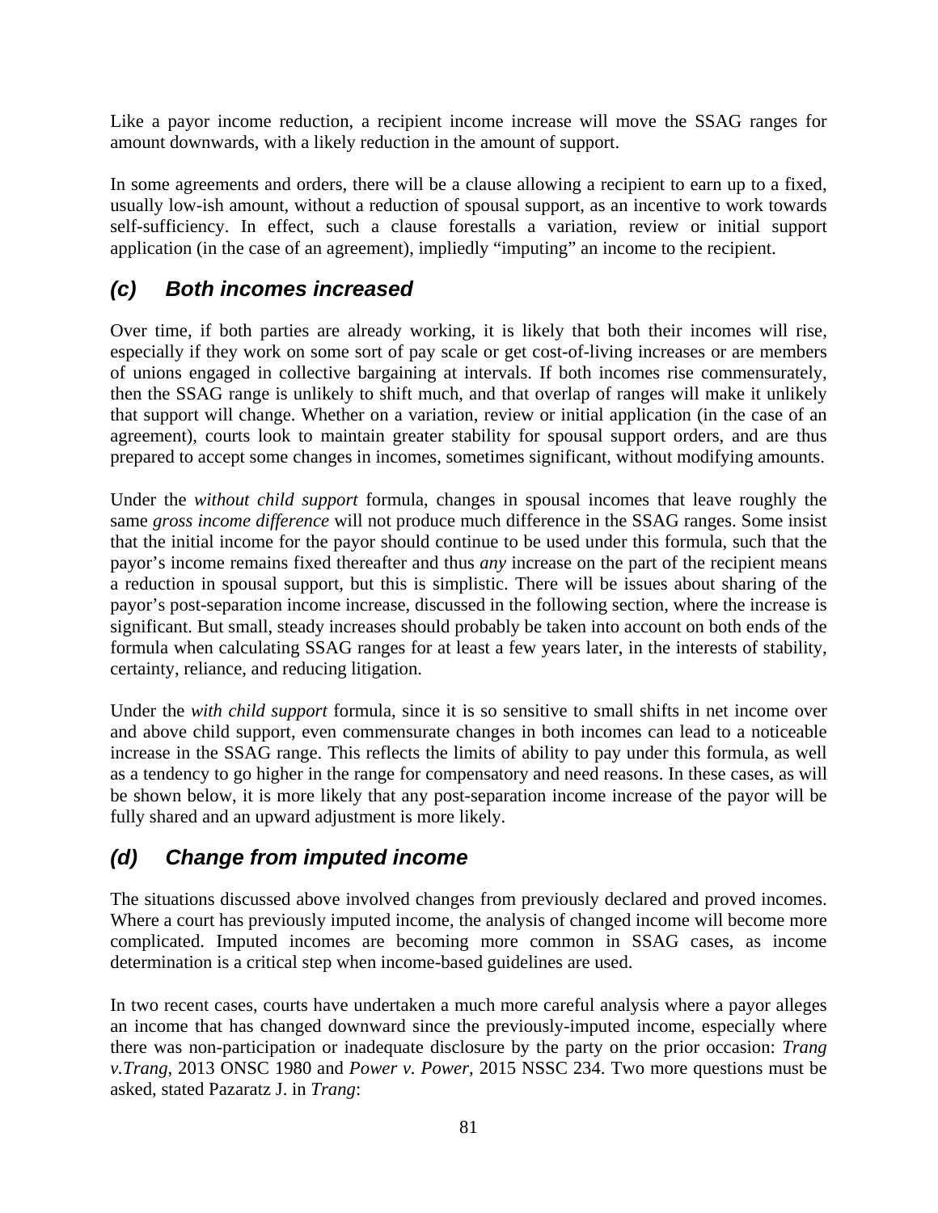Like a payor income reduction, a recipient income increase will move the SSAG ranges for amount downwards, with a likely reduction in the amount of support.

In some agreements and orders, there will be a clause allowing a recipient to earn up to a fixed, usually low-ish amount, without a reduction of spousal support, as an incentive to work towards self-sufficiency. In effect, such a clause forestalls a variation, review or initial support application (in the case of an agreement), impliedly "imputing" an income to the recipient.

## *(c) Both incomes increased*

Over time, if both parties are already working, it is likely that both their incomes will rise, especially if they work on some sort of pay scale or get cost-of-living increases or are members of unions engaged in collective bargaining at intervals. If both incomes rise commensurately, then the SSAG range is unlikely to shift much, and that overlap of ranges will make it unlikely that support will change. Whether on a variation, review or initial application (in the case of an agreement), courts look to maintain greater stability for spousal support orders, and are thus prepared to accept some changes in incomes, sometimes significant, without modifying amounts.

Under the *without child support* formula, changes in spousal incomes that leave roughly the same *gross income difference* will not produce much difference in the SSAG ranges. Some insist that the initial income for the payor should continue to be used under this formula, such that the payor's income remains fixed thereafter and thus *any* increase on the part of the recipient means a reduction in spousal support, but this is simplistic. There will be issues about sharing of the payor's post-separation income increase, discussed in the following section, where the increase is significant. But small, steady increases should probably be taken into account on both ends of the formula when calculating SSAG ranges for at least a few years later, in the interests of stability, certainty, reliance, and reducing litigation.

Under the *with child support* formula, since it is so sensitive to small shifts in net income over and above child support, even commensurate changes in both incomes can lead to a noticeable increase in the SSAG range. This reflects the limits of ability to pay under this formula, as well as a tendency to go higher in the range for compensatory and need reasons. In these cases, as will be shown below, it is more likely that any post-separation income increase of the payor will be fully shared and an upward adjustment is more likely.

## *(d) Change from imputed income*

The situations discussed above involved changes from previously declared and proved incomes. Where a court has previously imputed income, the analysis of changed income will become more complicated. Imputed incomes are becoming more common in SSAG cases, as income determination is a critical step when income-based guidelines are used.

In two recent cases, courts have undertaken a much more careful analysis where a payor alleges an income that has changed downward since the previously-imputed income, especially where there was non-participation or inadequate disclosure by the party on the prior occasion: *Trang v.Trang*, 2013 ONSC 1980 and *Power v. Power*, 2015 NSSC 234. Two more questions must be asked, stated Pazaratz J. in *Trang*: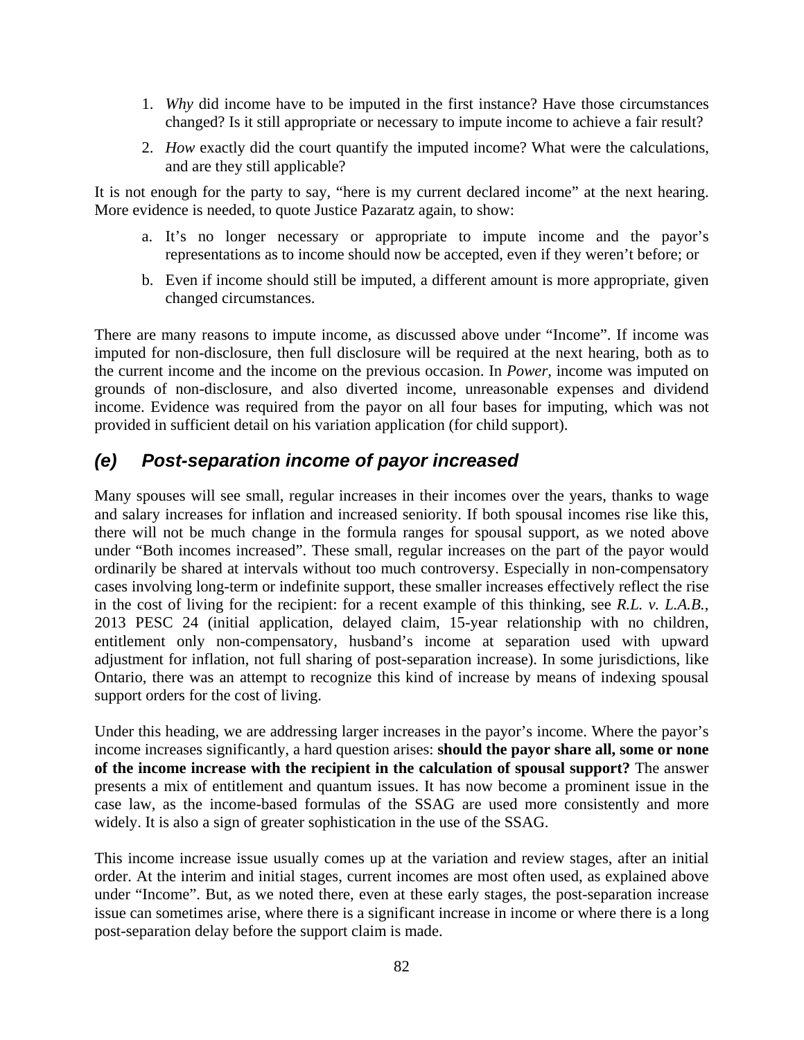1. *Why* did income have to be imputed in the first instance? Have those circumstances changed? Is it still appropriate or necessary to impute income to achieve a fair result?
2. *How* exactly did the court quantify the imputed income? What were the calculations, and are they still applicable?

It is not enough for the party to say, "here is my current declared income" at the next hearing. More evidence is needed, to quote Justice Pazaratz again, to show:

a. It's no longer necessary or appropriate to impute income and the payor's representations as to income should now be accepted, even if they weren't before; or

b. Even if income should still be imputed, a different amount is more appropriate, given changed circumstances.

There are many reasons to impute income, as discussed above under "Income". If income was imputed for non-disclosure, then full disclosure will be required at the next hearing, both as to the current income and the income on the previous occasion. In *Power*, income was imputed on grounds of non-disclosure, and also diverted income, unreasonable expenses and dividend income. Evidence was required from the payor on all four bases for imputing, which was not provided in sufficient detail on his variation application (for child support).

### *(e) Post-separation income of payor increased*

Many spouses will see small, regular increases in their incomes over the years, thanks to wage and salary increases for inflation and increased seniority. If both spousal incomes rise like this, there will not be much change in the formula ranges for spousal support, as we noted above under "Both incomes increased". These small, regular increases on the part of the payor would ordinarily be shared at intervals without too much controversy. Especially in non-compensatory cases involving long-term or indefinite support, these smaller increases effectively reflect the rise in the cost of living for the recipient: for a recent example of this thinking, see *R.L. v. L.A.B.*, 2013 PESC 24 (initial application, delayed claim, 15-year relationship with no children, entitlement only non-compensatory, husband's income at separation used with upward adjustment for inflation, not full sharing of post-separation increase). In some jurisdictions, like Ontario, there was an attempt to recognize this kind of increase by means of indexing spousal support orders for the cost of living.

Under this heading, we are addressing larger increases in the payor's income. Where the payor's income increases significantly, a hard question arises: **should the payor share all, some or none of the income increase with the recipient in the calculation of spousal support?** The answer presents a mix of entitlement and quantum issues. It has now become a prominent issue in the case law, as the income-based formulas of the SSAG are used more consistently and more widely. It is also a sign of greater sophistication in the use of the SSAG.

This income increase issue usually comes up at the variation and review stages, after an initial order. At the interim and initial stages, current incomes are most often used, as explained above under "Income". But, as we noted there, even at these early stages, the post-separation increase issue can sometimes arise, where there is a significant increase in income or where there is a long post-separation delay before the support claim is made.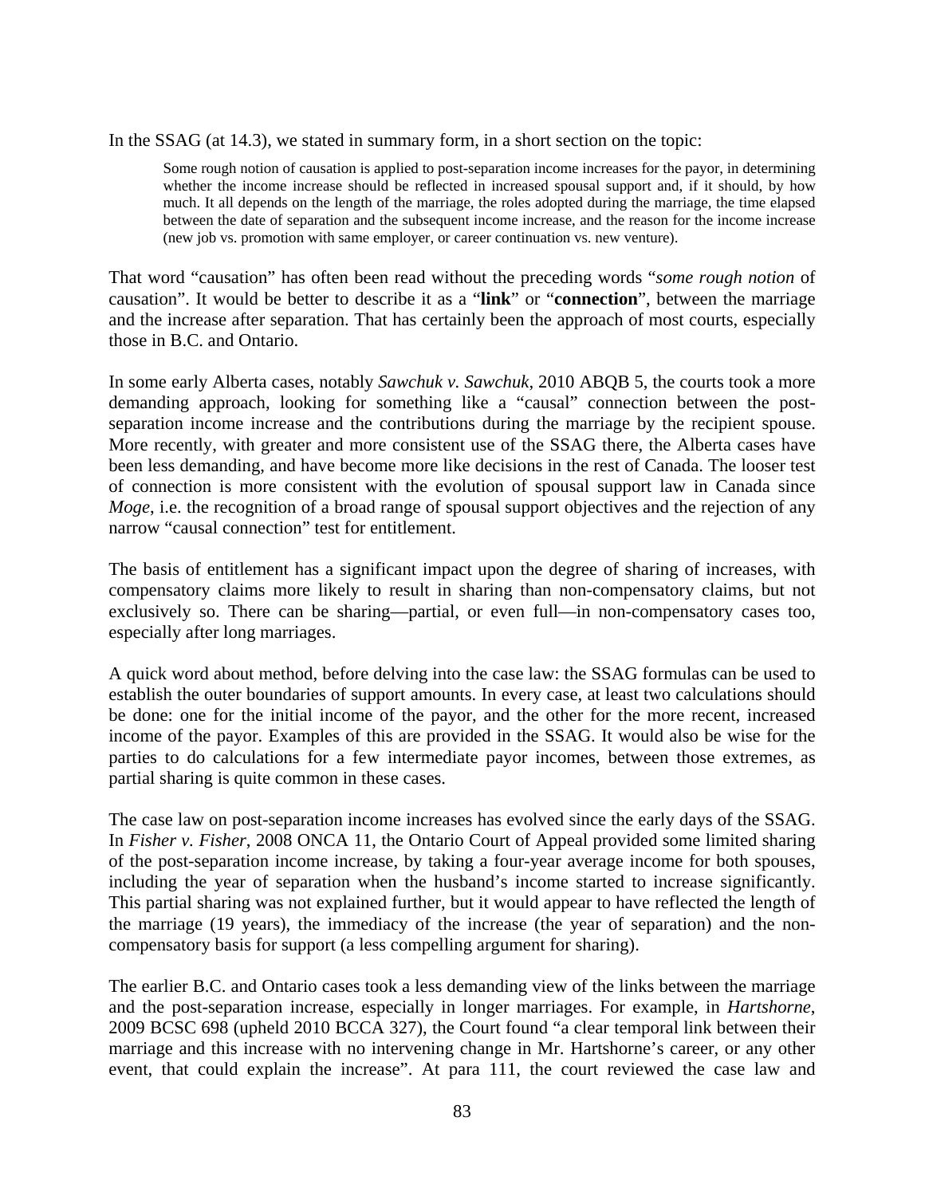In the SSAG (at 14.3), we stated in summary form, in a short section on the topic:

> Some rough notion of causation is applied to post-separation income increases for the payor, in determining whether the income increase should be reflected in increased spousal support and, if it should, by how much. It all depends on the length of the marriage, the roles adopted during the marriage, the time elapsed between the date of separation and the subsequent income increase, and the reason for the income increase (new job vs. promotion with same employer, or career continuation vs. new venture).

That word "causation" has often been read without the preceding words "*some rough notion* of causation". It would be better to describe it as a "**link**" or "**connection**", between the marriage and the increase after separation. That has certainly been the approach of most courts, especially those in B.C. and Ontario.

In some early Alberta cases, notably *Sawchuk v. Sawchuk*, 2010 ABQB 5, the courts took a more demanding approach, looking for something like a "causal" connection between the post-separation income increase and the contributions during the marriage by the recipient spouse. More recently, with greater and more consistent use of the SSAG there, the Alberta cases have been less demanding, and have become more like decisions in the rest of Canada. The looser test of connection is more consistent with the evolution of spousal support law in Canada since *Moge*, i.e. the recognition of a broad range of spousal support objectives and the rejection of any narrow "causal connection" test for entitlement.

The basis of entitlement has a significant impact upon the degree of sharing of increases, with compensatory claims more likely to result in sharing than non-compensatory claims, but not exclusively so. There can be sharing—partial, or even full—in non-compensatory cases too, especially after long marriages.

A quick word about method, before delving into the case law: the SSAG formulas can be used to establish the outer boundaries of support amounts. In every case, at least two calculations should be done: one for the initial income of the payor, and the other for the more recent, increased income of the payor. Examples of this are provided in the SSAG. It would also be wise for the parties to do calculations for a few intermediate payor incomes, between those extremes, as partial sharing is quite common in these cases.

The case law on post-separation income increases has evolved since the early days of the SSAG. In *Fisher v. Fisher*, 2008 ONCA 11, the Ontario Court of Appeal provided some limited sharing of the post-separation income increase, by taking a four-year average income for both spouses, including the year of separation when the husband's income started to increase significantly. This partial sharing was not explained further, but it would appear to have reflected the length of the marriage (19 years), the immediacy of the increase (the year of separation) and the non-compensatory basis for support (a less compelling argument for sharing).

The earlier B.C. and Ontario cases took a less demanding view of the links between the marriage and the post-separation increase, especially in longer marriages. For example, in *Hartshorne*, 2009 BCSC 698 (upheld 2010 BCCA 327), the Court found "a clear temporal link between their marriage and this increase with no intervening change in Mr. Hartshorne's career, or any other event, that could explain the increase". At para 111, the court reviewed the case law and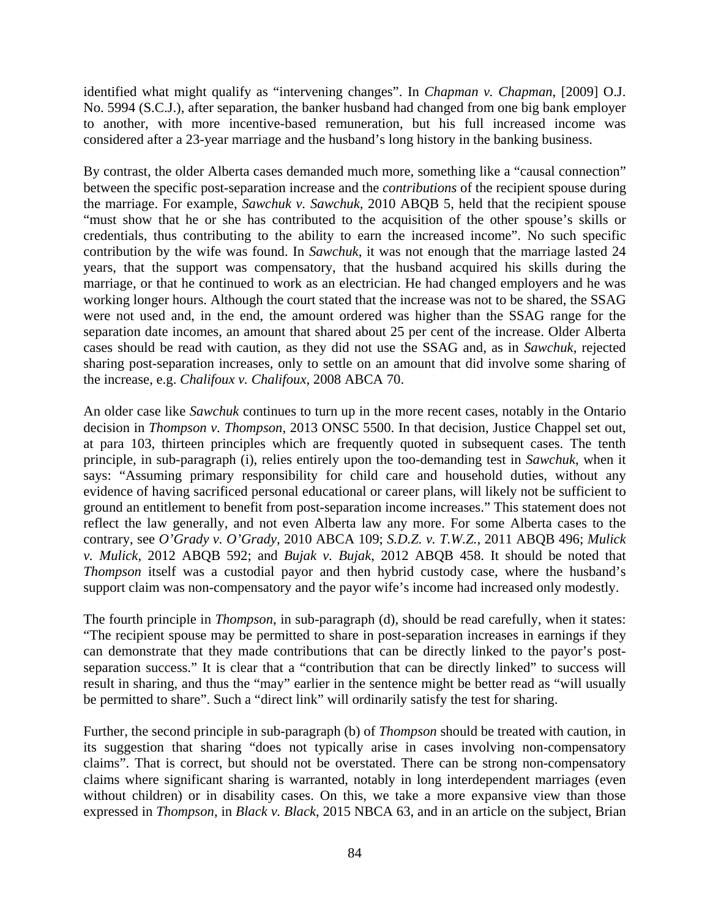identified what might qualify as "intervening changes". In *Chapman v. Chapman*, [2009] O.J. No. 5994 (S.C.J.), after separation, the banker husband had changed from one big bank employer to another, with more incentive-based remuneration, but his full increased income was considered after a 23-year marriage and the husband's long history in the banking business.

By contrast, the older Alberta cases demanded much more, something like a "causal connection" between the specific post-separation increase and the *contributions* of the recipient spouse during the marriage. For example, *Sawchuk v. Sawchuk*, 2010 ABQB 5, held that the recipient spouse "must show that he or she has contributed to the acquisition of the other spouse's skills or credentials, thus contributing to the ability to earn the increased income". No such specific contribution by the wife was found. In *Sawchuk*, it was not enough that the marriage lasted 24 years, that the support was compensatory, that the husband acquired his skills during the marriage, or that he continued to work as an electrician. He had changed employers and he was working longer hours. Although the court stated that the increase was not to be shared, the SSAG were not used and, in the end, the amount ordered was higher than the SSAG range for the separation date incomes, an amount that shared about 25 per cent of the increase. Older Alberta cases should be read with caution, as they did not use the SSAG and, as in *Sawchuk*, rejected sharing post-separation increases, only to settle on an amount that did involve some sharing of the increase, e.g. *Chalifoux v. Chalifoux*, 2008 ABCA 70.

An older case like *Sawchuk* continues to turn up in the more recent cases, notably in the Ontario decision in *Thompson v. Thompson*, 2013 ONSC 5500. In that decision, Justice Chappel set out, at para 103, thirteen principles which are frequently quoted in subsequent cases. The tenth principle, in sub-paragraph (i), relies entirely upon the too-demanding test in *Sawchuk*, when it says: "Assuming primary responsibility for child care and household duties, without any evidence of having sacrificed personal educational or career plans, will likely not be sufficient to ground an entitlement to benefit from post-separation income increases." This statement does not reflect the law generally, and not even Alberta law any more. For some Alberta cases to the contrary, see *O'Grady v. O'Grady*, 2010 ABCA 109; *S.D.Z. v. T.W.Z.*, 2011 ABQB 496; *Mulick v. Mulick*, 2012 ABQB 592; and *Bujak v. Bujak*, 2012 ABQB 458. It should be noted that *Thompson* itself was a custodial payor and then hybrid custody case, where the husband's support claim was non-compensatory and the payor wife's income had increased only modestly.

The fourth principle in *Thompson*, in sub-paragraph (d), should be read carefully, when it states: "The recipient spouse may be permitted to share in post-separation increases in earnings if they can demonstrate that they made contributions that can be directly linked to the payor's post-separation success." It is clear that a "contribution that can be directly linked" to success will result in sharing, and thus the "may" earlier in the sentence might be better read as "will usually be permitted to share". Such a "direct link" will ordinarily satisfy the test for sharing.

Further, the second principle in sub-paragraph (b) of *Thompson* should be treated with caution, in its suggestion that sharing "does not typically arise in cases involving non-compensatory claims". That is correct, but should not be overstated. There can be strong non-compensatory claims where significant sharing is warranted, notably in long interdependent marriages (even without children) or in disability cases. On this, we take a more expansive view than those expressed in *Thompson*, in *Black v. Black*, 2015 NBCA 63, and in an article on the subject, Brian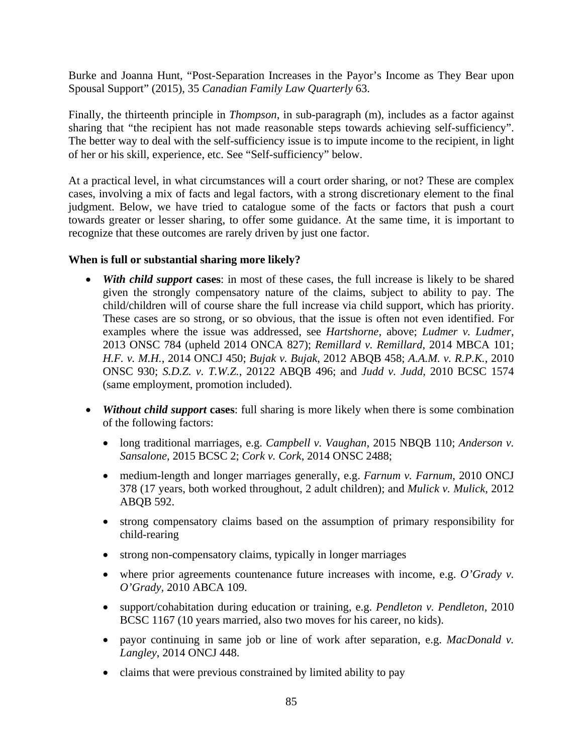Burke and Joanna Hunt, "Post-Separation Increases in the Payor's Income as They Bear upon Spousal Support" (2015), 35 *Canadian Family Law Quarterly* 63.

Finally, the thirteenth principle in *Thompson*, in sub-paragraph (m), includes as a factor against sharing that "the recipient has not made reasonable steps towards achieving self-sufficiency". The better way to deal with the self-sufficiency issue is to impute income to the recipient, in light of her or his skill, experience, etc. See "Self-sufficiency" below.

At a practical level, in what circumstances will a court order sharing, or not? These are complex cases, involving a mix of facts and legal factors, with a strong discretionary element to the final judgment. Below, we have tried to catalogue some of the facts or factors that push a court towards greater or lesser sharing, to offer some guidance. At the same time, it is important to recognize that these outcomes are rarely driven by just one factor.

**When is full or substantial sharing more likely?**

- ***With child support* cases**: in most of these cases, the full increase is likely to be shared given the strongly compensatory nature of the claims, subject to ability to pay. The child/children will of course share the full increase via child support, which has priority. These cases are so strong, or so obvious, that the issue is often not even identified. For examples where the issue was addressed, see *Hartshorne*, above; *Ludmer v. Ludmer*, 2013 ONSC 784 (upheld 2014 ONCA 827); *Remillard v. Remillard*, 2014 MBCA 101; *H.F. v. M.H.*, 2014 ONCJ 450; *Bujak v. Bujak*, 2012 ABQB 458; *A.A.M. v. R.P.K.*, 2010 ONSC 930; *S.D.Z. v. T.W.Z.*, 20122 ABQB 496; and *Judd v. Judd*, 2010 BCSC 1574 (same employment, promotion included).

- ***Without child support* cases**: full sharing is more likely when there is some combination of the following factors:
  - long traditional marriages, e.g. *Campbell v. Vaughan*, 2015 NBQB 110; *Anderson v. Sansalone*, 2015 BCSC 2; *Cork v. Cork*, 2014 ONSC 2488;
  - medium-length and longer marriages generally, e.g. *Farnum v. Farnum*, 2010 ONCJ 378 (17 years, both worked throughout, 2 adult children); and *Mulick v. Mulick*, 2012 ABQB 592.
  - strong compensatory claims based on the assumption of primary responsibility for child-rearing
  - strong non-compensatory claims, typically in longer marriages
  - where prior agreements countenance future increases with income, e.g. *O'Grady v. O'Grady*, 2010 ABCA 109.
  - support/cohabitation during education or training, e.g. *Pendleton v. Pendleton*, 2010 BCSC 1167 (10 years married, also two moves for his career, no kids).
  - payor continuing in same job or line of work after separation, e.g. *MacDonald v. Langley*, 2014 ONCJ 448.
  - claims that were previous constrained by limited ability to pay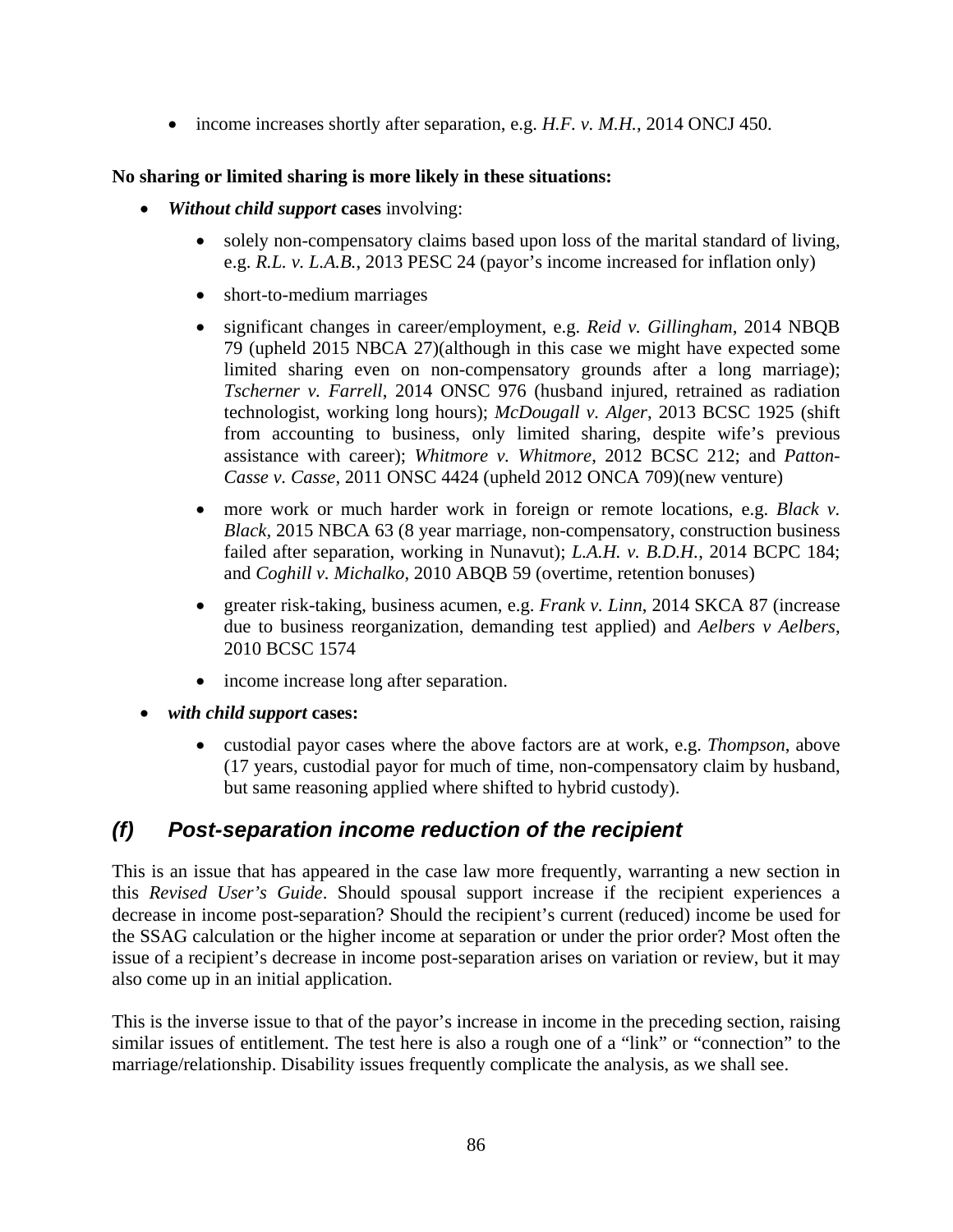- income increases shortly after separation, e.g. *H.F. v. M.H.*, 2014 ONCJ 450.

**No sharing or limited sharing is more likely in these situations:**

- ***Without child support* cases** involving:
  - solely non-compensatory claims based upon loss of the marital standard of living, e.g. *R.L. v. L.A.B.*, 2013 PESC 24 (payor's income increased for inflation only)
  - short-to-medium marriages
  - significant changes in career/employment, e.g. *Reid v. Gillingham*, 2014 NBQB 79 (upheld 2015 NBCA 27)(although in this case we might have expected some limited sharing even on non-compensatory grounds after a long marriage); *Tscherner v. Farrell*, 2014 ONSC 976 (husband injured, retrained as radiation technologist, working long hours); *McDougall v. Alger*, 2013 BCSC 1925 (shift from accounting to business, only limited sharing, despite wife's previous assistance with career); *Whitmore v. Whitmore*, 2012 BCSC 212; and *Patton-Casse v. Casse*, 2011 ONSC 4424 (upheld 2012 ONCA 709)(new venture)
  - more work or much harder work in foreign or remote locations, e.g. *Black v. Black*, 2015 NBCA 63 (8 year marriage, non-compensatory, construction business failed after separation, working in Nunavut); *L.A.H. v. B.D.H.*, 2014 BCPC 184; and *Coghill v. Michalko*, 2010 ABQB 59 (overtime, retention bonuses)
  - greater risk-taking, business acumen, e.g. *Frank v. Linn*, 2014 SKCA 87 (increase due to business reorganization, demanding test applied) and *Aelbers v Aelbers*, 2010 BCSC 1574
  - income increase long after separation.
- ***with child support* cases:**
  - custodial payor cases where the above factors are at work, e.g. *Thompson*, above (17 years, custodial payor for much of time, non-compensatory claim by husband, but same reasoning applied where shifted to hybrid custody).

## *(f) Post-separation income reduction of the recipient*

This is an issue that has appeared in the case law more frequently, warranting a new section in this *Revised User's Guide*. Should spousal support increase if the recipient experiences a decrease in income post-separation? Should the recipient's current (reduced) income be used for the SSAG calculation or the higher income at separation or under the prior order? Most often the issue of a recipient's decrease in income post-separation arises on variation or review, but it may also come up in an initial application.

This is the inverse issue to that of the payor's increase in income in the preceding section, raising similar issues of entitlement. The test here is also a rough one of a "link" or "connection" to the marriage/relationship. Disability issues frequently complicate the analysis, as we shall see.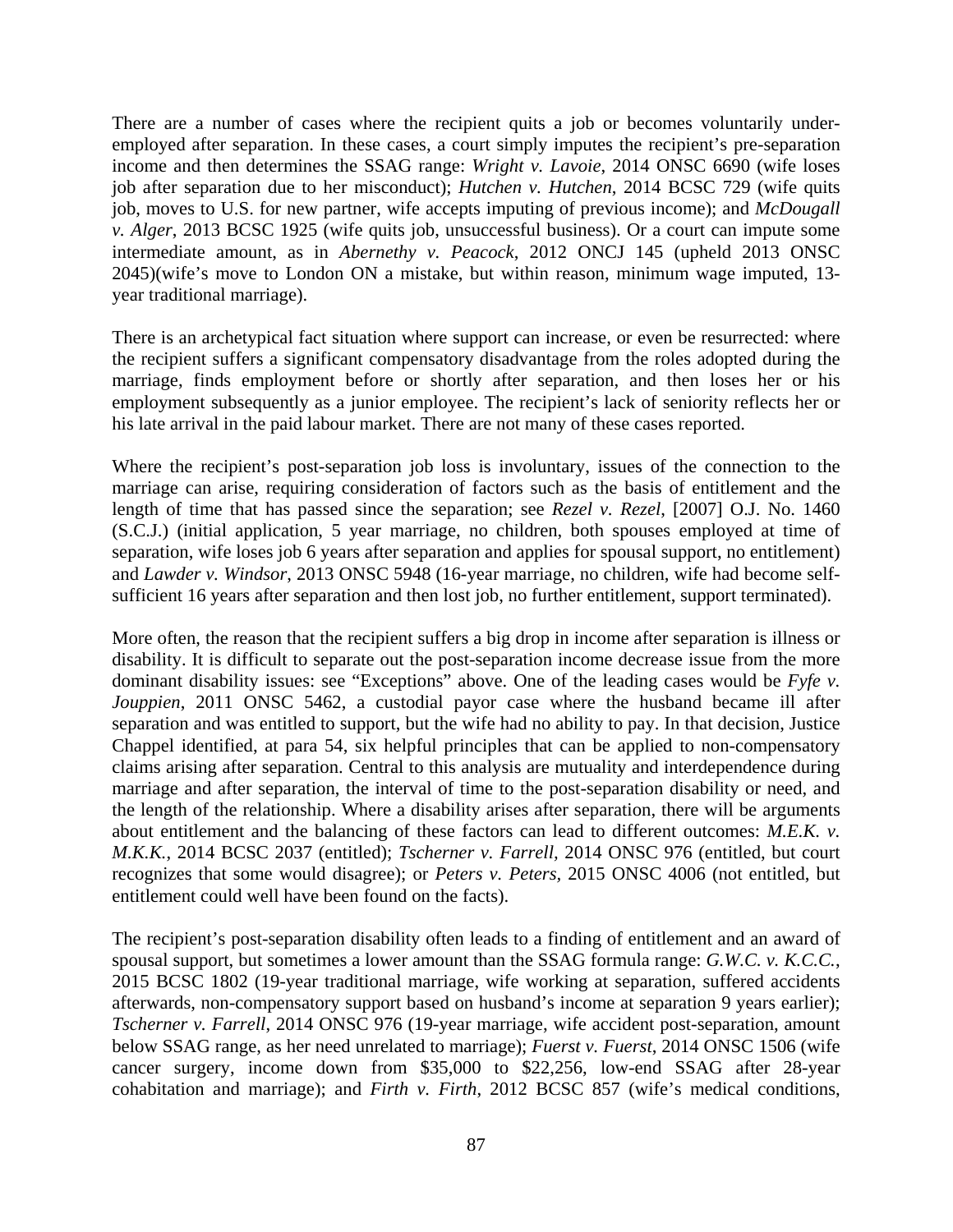There are a number of cases where the recipient quits a job or becomes voluntarily under-employed after separation. In these cases, a court simply imputes the recipient's pre-separation income and then determines the SSAG range: *Wright v. Lavoie*, 2014 ONSC 6690 (wife loses job after separation due to her misconduct); *Hutchen v. Hutchen*, 2014 BCSC 729 (wife quits job, moves to U.S. for new partner, wife accepts imputing of previous income); and *McDougall v. Alger*, 2013 BCSC 1925 (wife quits job, unsuccessful business). Or a court can impute some intermediate amount, as in *Abernethy v. Peacock*, 2012 ONCJ 145 (upheld 2013 ONSC 2045)(wife's move to London ON a mistake, but within reason, minimum wage imputed, 13-year traditional marriage).

There is an archetypical fact situation where support can increase, or even be resurrected: where the recipient suffers a significant compensatory disadvantage from the roles adopted during the marriage, finds employment before or shortly after separation, and then loses her or his employment subsequently as a junior employee. The recipient's lack of seniority reflects her or his late arrival in the paid labour market. There are not many of these cases reported.

Where the recipient's post-separation job loss is involuntary, issues of the connection to the marriage can arise, requiring consideration of factors such as the basis of entitlement and the length of time that has passed since the separation; see *Rezel v. Rezel*, [2007] O.J. No. 1460 (S.C.J.) (initial application, 5 year marriage, no children, both spouses employed at time of separation, wife loses job 6 years after separation and applies for spousal support, no entitlement) and *Lawder v. Windsor*, 2013 ONSC 5948 (16-year marriage, no children, wife had become self-sufficient 16 years after separation and then lost job, no further entitlement, support terminated).

More often, the reason that the recipient suffers a big drop in income after separation is illness or disability. It is difficult to separate out the post-separation income decrease issue from the more dominant disability issues: see "Exceptions" above. One of the leading cases would be *Fyfe v. Jouppien*, 2011 ONSC 5462, a custodial payor case where the husband became ill after separation and was entitled to support, but the wife had no ability to pay. In that decision, Justice Chappel identified, at para 54, six helpful principles that can be applied to non-compensatory claims arising after separation. Central to this analysis are mutuality and interdependence during marriage and after separation, the interval of time to the post-separation disability or need, and the length of the relationship. Where a disability arises after separation, there will be arguments about entitlement and the balancing of these factors can lead to different outcomes: *M.E.K. v. M.K.K.*, 2014 BCSC 2037 (entitled); *Tscherner v. Farrell*, 2014 ONSC 976 (entitled, but court recognizes that some would disagree); or *Peters v. Peters*, 2015 ONSC 4006 (not entitled, but entitlement could well have been found on the facts).

The recipient's post-separation disability often leads to a finding of entitlement and an award of spousal support, but sometimes a lower amount than the SSAG formula range: *G.W.C. v. K.C.C.*, 2015 BCSC 1802 (19-year traditional marriage, wife working at separation, suffered accidents afterwards, non-compensatory support based on husband's income at separation 9 years earlier); *Tscherner v. Farrell*, 2014 ONSC 976 (19-year marriage, wife accident post-separation, amount below SSAG range, as her need unrelated to marriage); *Fuerst v. Fuerst*, 2014 ONSC 1506 (wife cancer surgery, income down from $35,000 to $22,256, low-end SSAG after 28-year cohabitation and marriage); and *Firth v. Firth*, 2012 BCSC 857 (wife's medical conditions,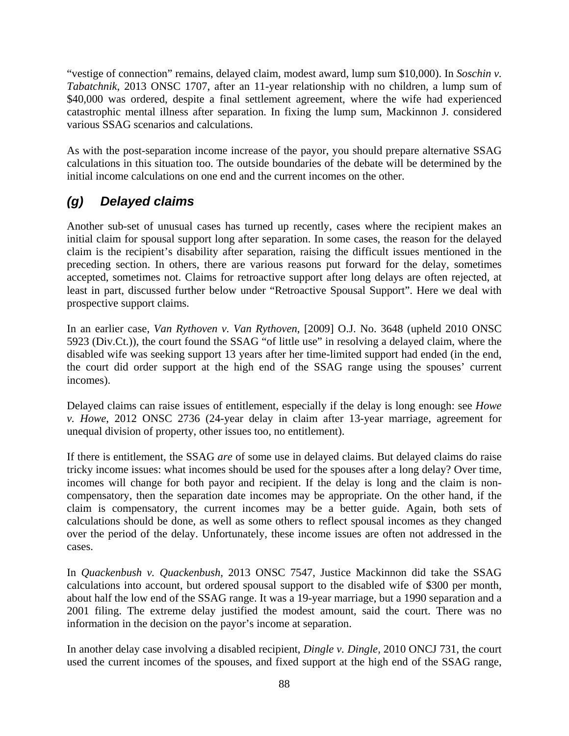"vestige of connection" remains, delayed claim, modest award, lump sum $10,000). In *Soschin v. Tabatchnik*, 2013 ONSC 1707, after an 11-year relationship with no children, a lump sum of $40,000 was ordered, despite a final settlement agreement, where the wife had experienced catastrophic mental illness after separation. In fixing the lump sum, Mackinnon J. considered various SSAG scenarios and calculations.

As with the post-separation income increase of the payor, you should prepare alternative SSAG calculations in this situation too. The outside boundaries of the debate will be determined by the initial income calculations on one end and the current incomes on the other.

### *(g) Delayed claims*

Another sub-set of unusual cases has turned up recently, cases where the recipient makes an initial claim for spousal support long after separation. In some cases, the reason for the delayed claim is the recipient's disability after separation, raising the difficult issues mentioned in the preceding section. In others, there are various reasons put forward for the delay, sometimes accepted, sometimes not. Claims for retroactive support after long delays are often rejected, at least in part, discussed further below under "Retroactive Spousal Support". Here we deal with prospective support claims.

In an earlier case, *Van Rythoven v. Van Rythoven*, [2009] O.J. No. 3648 (upheld 2010 ONSC 5923 (Div.Ct.)), the court found the SSAG "of little use" in resolving a delayed claim, where the disabled wife was seeking support 13 years after her time-limited support had ended (in the end, the court did order support at the high end of the SSAG range using the spouses' current incomes).

Delayed claims can raise issues of entitlement, especially if the delay is long enough: see *Howe v. Howe*, 2012 ONSC 2736 (24-year delay in claim after 13-year marriage, agreement for unequal division of property, other issues too, no entitlement).

If there is entitlement, the SSAG *are* of some use in delayed claims. But delayed claims do raise tricky income issues: what incomes should be used for the spouses after a long delay? Over time, incomes will change for both payor and recipient. If the delay is long and the claim is non-compensatory, then the separation date incomes may be appropriate. On the other hand, if the claim is compensatory, the current incomes may be a better guide. Again, both sets of calculations should be done, as well as some others to reflect spousal incomes as they changed over the period of the delay. Unfortunately, these income issues are often not addressed in the cases.

In *Quackenbush v. Quackenbush*, 2013 ONSC 7547, Justice Mackinnon did take the SSAG calculations into account, but ordered spousal support to the disabled wife of $300 per month, about half the low end of the SSAG range. It was a 19-year marriage, but a 1990 separation and a 2001 filing. The extreme delay justified the modest amount, said the court. There was no information in the decision on the payor's income at separation.

In another delay case involving a disabled recipient, *Dingle v. Dingle*, 2010 ONCJ 731, the court used the current incomes of the spouses, and fixed support at the high end of the SSAG range,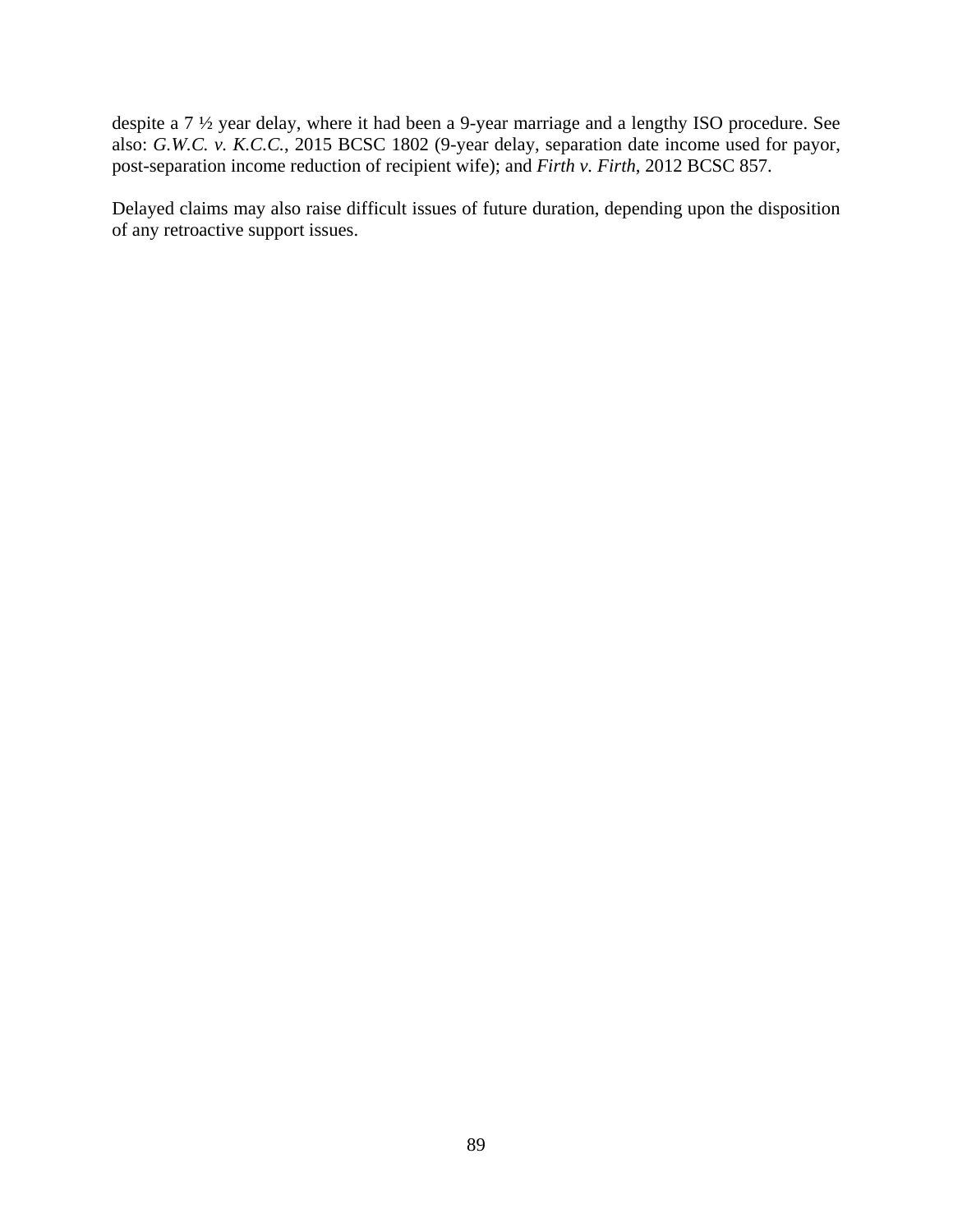despite a 7 ½ year delay, where it had been a 9-year marriage and a lengthy ISO procedure. See also: *G.W.C. v. K.C.C.*, 2015 BCSC 1802 (9-year delay, separation date income used for payor, post-separation income reduction of recipient wife); and *Firth v. Firth*, 2012 BCSC 857.

Delayed claims may also raise difficult issues of future duration, depending upon the disposition of any retroactive support issues.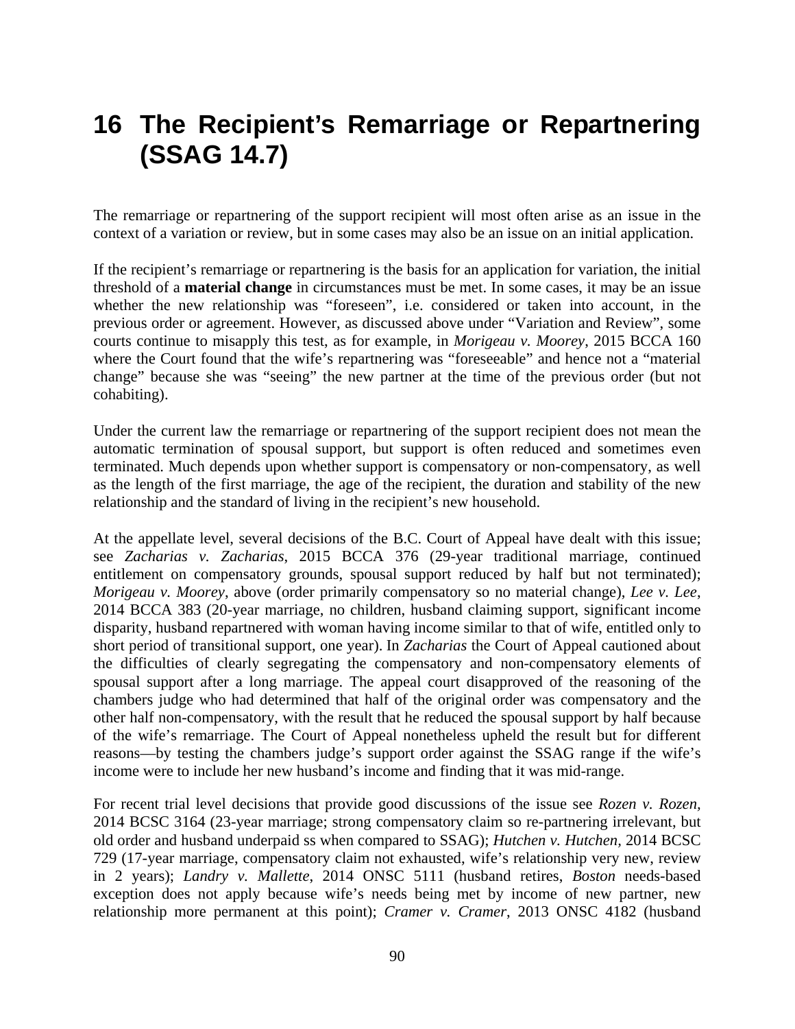# 16 The Recipient's Remarriage or Repartnering (SSAG 14.7)

The remarriage or repartnering of the support recipient will most often arise as an issue in the context of a variation or review, but in some cases may also be an issue on an initial application.

If the recipient's remarriage or repartnering is the basis for an application for variation, the initial threshold of a **material change** in circumstances must be met. In some cases, it may be an issue whether the new relationship was "foreseen", i.e. considered or taken into account, in the previous order or agreement. However, as discussed above under "Variation and Review", some courts continue to misapply this test, as for example, in *Morigeau v. Moorey*, 2015 BCCA 160 where the Court found that the wife's repartnering was "foreseeable" and hence not a "material change" because she was "seeing" the new partner at the time of the previous order (but not cohabiting).

Under the current law the remarriage or repartnering of the support recipient does not mean the automatic termination of spousal support, but support is often reduced and sometimes even terminated. Much depends upon whether support is compensatory or non-compensatory, as well as the length of the first marriage, the age of the recipient, the duration and stability of the new relationship and the standard of living in the recipient's new household.

At the appellate level, several decisions of the B.C. Court of Appeal have dealt with this issue; see *Zacharias v. Zacharias*, 2015 BCCA 376 (29-year traditional marriage, continued entitlement on compensatory grounds, spousal support reduced by half but not terminated); *Morigeau v. Moorey*, above (order primarily compensatory so no material change), *Lee v. Lee*, 2014 BCCA 383 (20-year marriage, no children, husband claiming support, significant income disparity, husband repartnered with woman having income similar to that of wife, entitled only to short period of transitional support, one year). In *Zacharias* the Court of Appeal cautioned about the difficulties of clearly segregating the compensatory and non-compensatory elements of spousal support after a long marriage. The appeal court disapproved of the reasoning of the chambers judge who had determined that half of the original order was compensatory and the other half non-compensatory, with the result that he reduced the spousal support by half because of the wife's remarriage. The Court of Appeal nonetheless upheld the result but for different reasons—by testing the chambers judge's support order against the SSAG range if the wife's income were to include her new husband's income and finding that it was mid-range.

For recent trial level decisions that provide good discussions of the issue see *Rozen v. Rozen*, 2014 BCSC 3164 (23-year marriage; strong compensatory claim so re-partnering irrelevant, but old order and husband underpaid ss when compared to SSAG); *Hutchen v. Hutchen*, 2014 BCSC 729 (17-year marriage, compensatory claim not exhausted, wife's relationship very new, review in 2 years); *Landry v. Mallette*, 2014 ONSC 5111 (husband retires, *Boston* needs-based exception does not apply because wife's needs being met by income of new partner, new relationship more permanent at this point); *Cramer v. Cramer*, 2013 ONSC 4182 (husband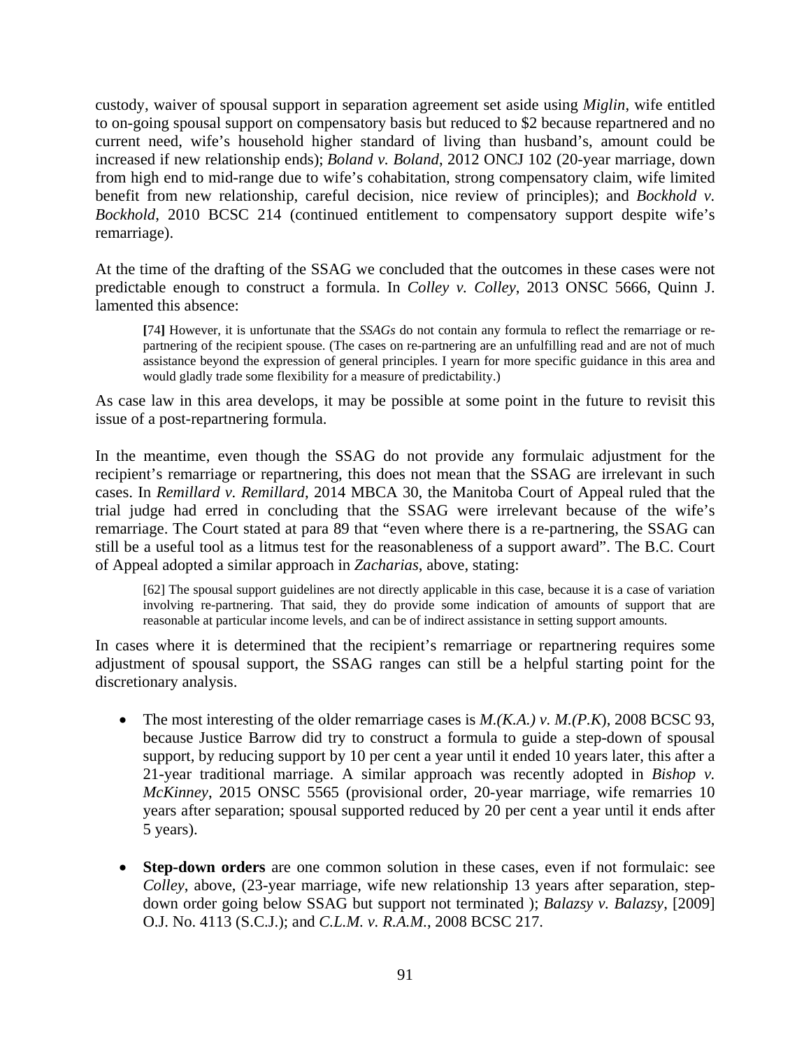custody, waiver of spousal support in separation agreement set aside using *Miglin*, wife entitled to on-going spousal support on compensatory basis but reduced to $2 because repartnered and no current need, wife's household higher standard of living than husband's, amount could be increased if new relationship ends); *Boland v. Boland*, 2012 ONCJ 102 (20-year marriage, down from high end to mid-range due to wife's cohabitation, strong compensatory claim, wife limited benefit from new relationship, careful decision, nice review of principles); and *Bockhold v. Bockhold*, 2010 BCSC 214 (continued entitlement to compensatory support despite wife's remarriage).

At the time of the drafting of the SSAG we concluded that the outcomes in these cases were not predictable enough to construct a formula. In *Colley v. Colley*, 2013 ONSC 5666, Quinn J. lamented this absence:

> [74] However, it is unfortunate that the *SSAGs* do not contain any formula to reflect the remarriage or re-partnering of the recipient spouse. (The cases on re-partnering are an unfulfilling read and are not of much assistance beyond the expression of general principles. I yearn for more specific guidance in this area and would gladly trade some flexibility for a measure of predictability.)

As case law in this area develops, it may be possible at some point in the future to revisit this issue of a post-repartnering formula.

In the meantime, even though the SSAG do not provide any formulaic adjustment for the recipient's remarriage or repartnering, this does not mean that the SSAG are irrelevant in such cases. In *Remillard v. Remillard*, 2014 MBCA 30, the Manitoba Court of Appeal ruled that the trial judge had erred in concluding that the SSAG were irrelevant because of the wife's remarriage. The Court stated at para 89 that "even where there is a re-partnering, the SSAG can still be a useful tool as a litmus test for the reasonableness of a support award". The B.C. Court of Appeal adopted a similar approach in *Zacharias*, above, stating:

> [62] The spousal support guidelines are not directly applicable in this case, because it is a case of variation involving re-partnering. That said, they do provide some indication of amounts of support that are reasonable at particular income levels, and can be of indirect assistance in setting support amounts.

In cases where it is determined that the recipient's remarriage or repartnering requires some adjustment of spousal support, the SSAG ranges can still be a helpful starting point for the discretionary analysis.

- The most interesting of the older remarriage cases is *M.(K.A.) v. M.(P.K*), 2008 BCSC 93, because Justice Barrow did try to construct a formula to guide a step-down of spousal support, by reducing support by 10 per cent a year until it ended 10 years later, this after a 21-year traditional marriage. A similar approach was recently adopted in *Bishop v. McKinney*, 2015 ONSC 5565 (provisional order, 20-year marriage, wife remarries 10 years after separation; spousal supported reduced by 20 per cent a year until it ends after 5 years).

- **Step-down orders** are one common solution in these cases, even if not formulaic: see *Colley*, above, (23-year marriage, wife new relationship 13 years after separation, step-down order going below SSAG but support not terminated ); *Balazsy v. Balazsy*, [2009] O.J. No. 4113 (S.C.J.); and *C.L.M. v. R.A.M.*, 2008 BCSC 217.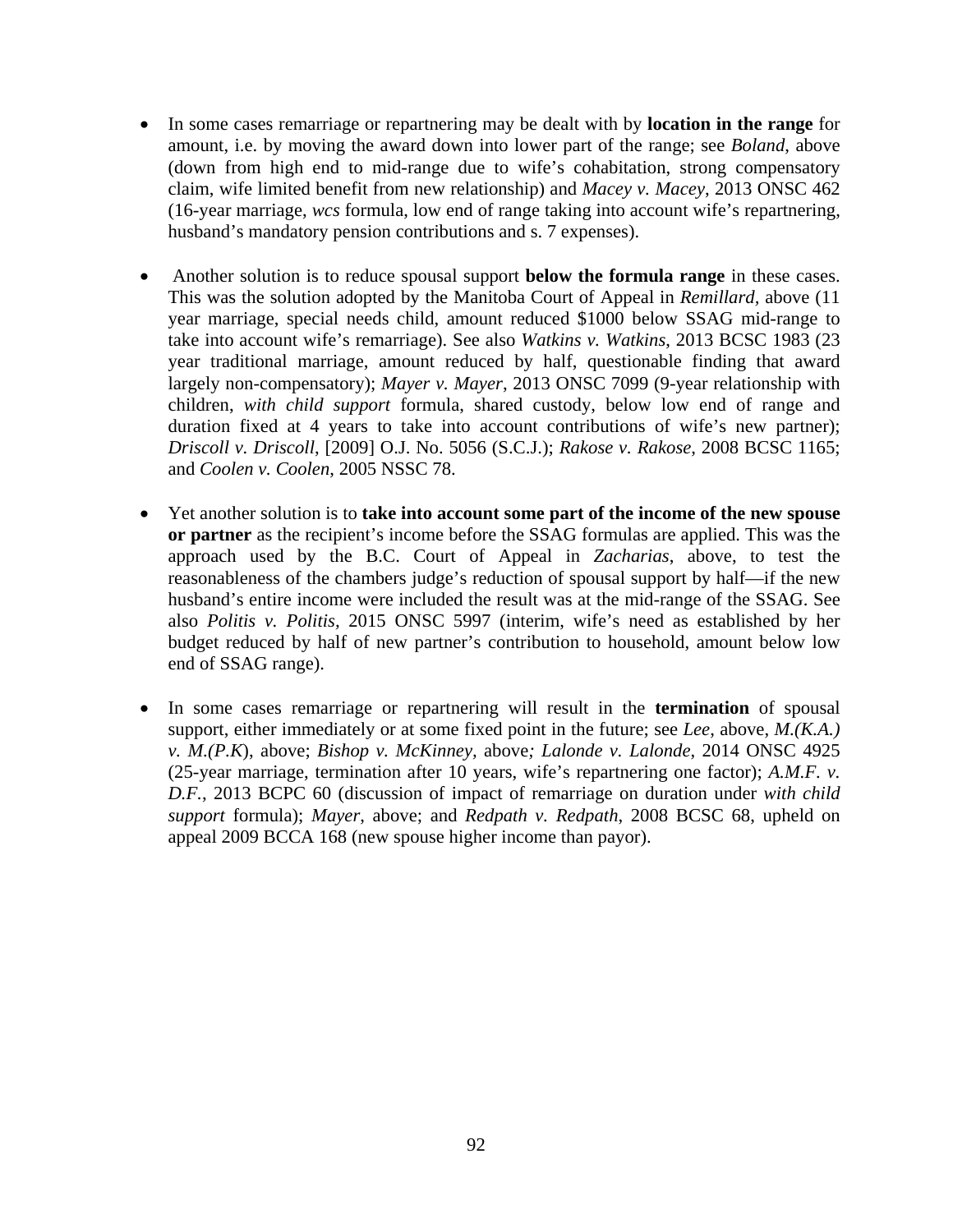- In some cases remarriage or repartnering may be dealt with by **location in the range** for amount, i.e. by moving the award down into lower part of the range; see *Boland*, above (down from high end to mid-range due to wife's cohabitation, strong compensatory claim, wife limited benefit from new relationship) and *Macey v. Macey*, 2013 ONSC 462 (16-year marriage, *wcs* formula, low end of range taking into account wife's repartnering, husband's mandatory pension contributions and s. 7 expenses).

- Another solution is to reduce spousal support **below the formula range** in these cases. This was the solution adopted by the Manitoba Court of Appeal in *Remillard*, above (11 year marriage, special needs child, amount reduced $1000 below SSAG mid-range to take into account wife's remarriage). See also *Watkins v. Watkins*, 2013 BCSC 1983 (23 year traditional marriage, amount reduced by half, questionable finding that award largely non-compensatory); *Mayer v. Mayer*, 2013 ONSC 7099 (9-year relationship with children, *with child support* formula, shared custody, below low end of range and duration fixed at 4 years to take into account contributions of wife's new partner); *Driscoll v. Driscoll*, [2009] O.J. No. 5056 (S.C.J.); *Rakose v. Rakose*, 2008 BCSC 1165; and *Coolen v. Coolen*, 2005 NSSC 78.

- Yet another solution is to **take into account some part of the income of the new spouse or partner** as the recipient's income before the SSAG formulas are applied. This was the approach used by the B.C. Court of Appeal in *Zacharias*, above, to test the reasonableness of the chambers judge's reduction of spousal support by half—if the new husband's entire income were included the result was at the mid-range of the SSAG. See also *Politis v. Politis*, 2015 ONSC 5997 (interim, wife's need as established by her budget reduced by half of new partner's contribution to household, amount below low end of SSAG range).

- In some cases remarriage or repartnering will result in the **termination** of spousal support, either immediately or at some fixed point in the future; see *Lee*, above, *M.(K.A.) v. M.(P.K*), above; *Bishop v. McKinney*, above*; Lalonde v. Lalonde*, 2014 ONSC 4925 (25-year marriage, termination after 10 years, wife's repartnering one factor); *A.M.F. v. D.F.*, 2013 BCPC 60 (discussion of impact of remarriage on duration under *with child support* formula); *Mayer*, above; and *Redpath v. Redpath*, 2008 BCSC 68, upheld on appeal 2009 BCCA 168 (new spouse higher income than payor).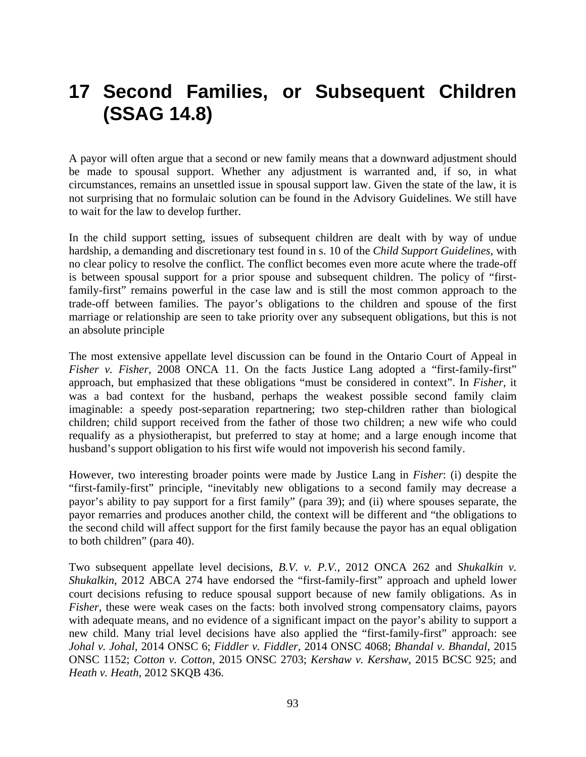# 17 Second Families, or Subsequent Children (SSAG 14.8)

A payor will often argue that a second or new family means that a downward adjustment should be made to spousal support. Whether any adjustment is warranted and, if so, in what circumstances, remains an unsettled issue in spousal support law. Given the state of the law, it is not surprising that no formulaic solution can be found in the Advisory Guidelines. We still have to wait for the law to develop further.

In the child support setting, issues of subsequent children are dealt with by way of undue hardship, a demanding and discretionary test found in s. 10 of the *Child Support Guidelines*, with no clear policy to resolve the conflict. The conflict becomes even more acute where the trade-off is between spousal support for a prior spouse and subsequent children. The policy of "first-family-first" remains powerful in the case law and is still the most common approach to the trade-off between families. The payor's obligations to the children and spouse of the first marriage or relationship are seen to take priority over any subsequent obligations, but this is not an absolute principle

The most extensive appellate level discussion can be found in the Ontario Court of Appeal in *Fisher v. Fisher*, 2008 ONCA 11. On the facts Justice Lang adopted a "first-family-first" approach, but emphasized that these obligations "must be considered in context". In *Fisher*, it was a bad context for the husband, perhaps the weakest possible second family claim imaginable: a speedy post-separation repartnering; two step-children rather than biological children; child support received from the father of those two children; a new wife who could requalify as a physiotherapist, but preferred to stay at home; and a large enough income that husband's support obligation to his first wife would not impoverish his second family.

However, two interesting broader points were made by Justice Lang in *Fisher*: (i) despite the "first-family-first" principle, "inevitably new obligations to a second family may decrease a payor's ability to pay support for a first family" (para 39); and (ii) where spouses separate, the payor remarries and produces another child, the context will be different and "the obligations to the second child will affect support for the first family because the payor has an equal obligation to both children" (para 40).

Two subsequent appellate level decisions, *B.V. v. P.V.*, 2012 ONCA 262 and *Shukalkin v. Shukalkin*, 2012 ABCA 274 have endorsed the "first-family-first" approach and upheld lower court decisions refusing to reduce spousal support because of new family obligations. As in *Fisher*, these were weak cases on the facts: both involved strong compensatory claims, payors with adequate means, and no evidence of a significant impact on the payor's ability to support a new child. Many trial level decisions have also applied the "first-family-first" approach: see *Johal v. Johal*, 2014 ONSC 6; *Fiddler v. Fiddler*, 2014 ONSC 4068; *Bhandal v. Bhandal*, 2015 ONSC 1152; *Cotton v. Cotton*, 2015 ONSC 2703; *Kershaw v. Kershaw*, 2015 BCSC 925; and *Heath v. Heath*, 2012 SKQB 436.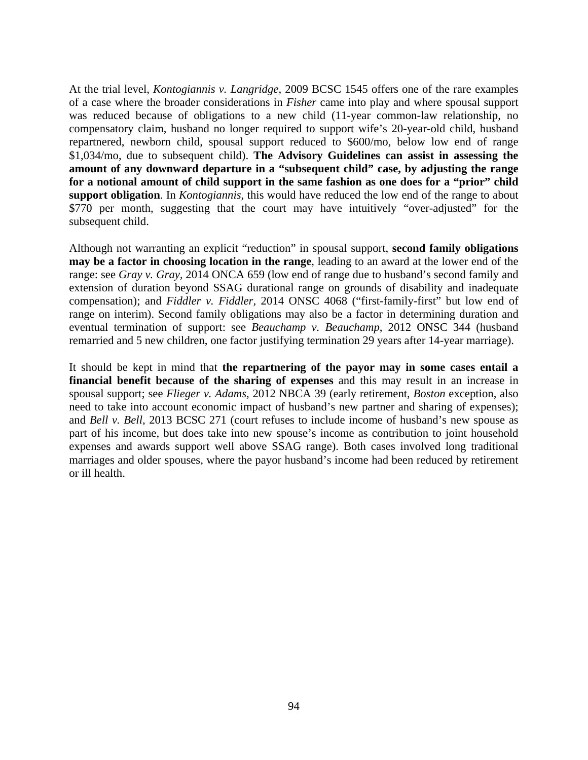At the trial level, *Kontogiannis v. Langridge*, 2009 BCSC 1545 offers one of the rare examples of a case where the broader considerations in *Fisher* came into play and where spousal support was reduced because of obligations to a new child (11-year common-law relationship, no compensatory claim, husband no longer required to support wife's 20-year-old child, husband repartnered, newborn child, spousal support reduced to $600/mo, below low end of range $1,034/mo, due to subsequent child). **The Advisory Guidelines can assist in assessing the amount of any downward departure in a "subsequent child" case, by adjusting the range for a notional amount of child support in the same fashion as one does for a "prior" child support obligation**. In *Kontogiannis*, this would have reduced the low end of the range to about $770 per month, suggesting that the court may have intuitively "over-adjusted" for the subsequent child.

Although not warranting an explicit "reduction" in spousal support, **second family obligations may be a factor in choosing location in the range**, leading to an award at the lower end of the range: see *Gray v. Gray*, 2014 ONCA 659 (low end of range due to husband's second family and extension of duration beyond SSAG durational range on grounds of disability and inadequate compensation); and *Fiddler v. Fiddler*, 2014 ONSC 4068 ("first-family-first" but low end of range on interim). Second family obligations may also be a factor in determining duration and eventual termination of support: see *Beauchamp v. Beauchamp*, 2012 ONSC 344 (husband remarried and 5 new children, one factor justifying termination 29 years after 14-year marriage).

It should be kept in mind that **the repartnering of the payor may in some cases entail a financial benefit because of the sharing of expenses** and this may result in an increase in spousal support; see *Flieger v. Adams*, 2012 NBCA 39 (early retirement, *Boston* exception, also need to take into account economic impact of husband's new partner and sharing of expenses); and *Bell v. Bell*, 2013 BCSC 271 (court refuses to include income of husband's new spouse as part of his income, but does take into new spouse's income as contribution to joint household expenses and awards support well above SSAG range). Both cases involved long traditional marriages and older spouses, where the payor husband's income had been reduced by retirement or ill health.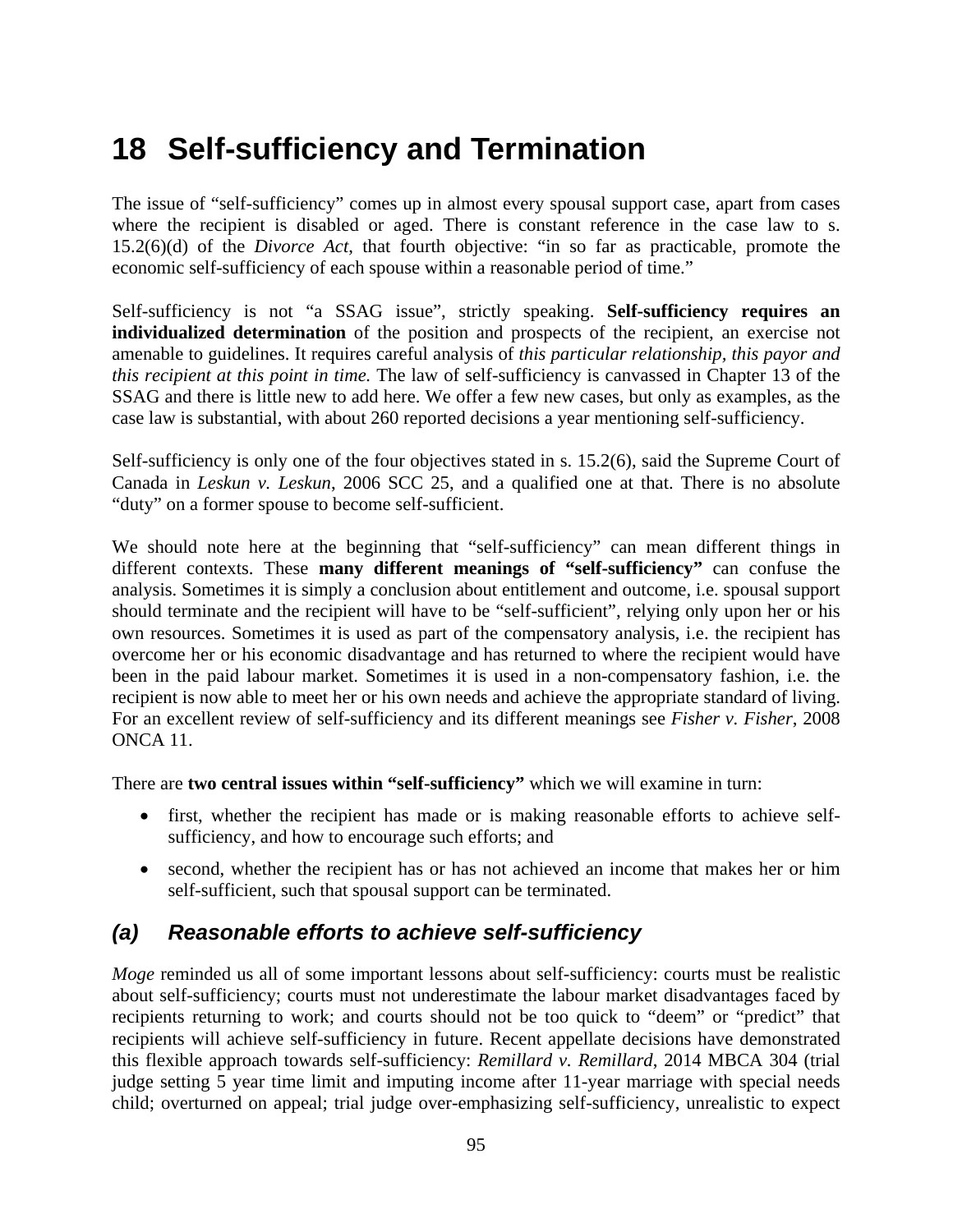# 18 Self-sufficiency and Termination

The issue of "self-sufficiency" comes up in almost every spousal support case, apart from cases where the recipient is disabled or aged. There is constant reference in the case law to s. 15.2(6)(d) of the *Divorce Act*, that fourth objective: "in so far as practicable, promote the economic self-sufficiency of each spouse within a reasonable period of time."

Self-sufficiency is not "a SSAG issue", strictly speaking. **Self-sufficiency requires an individualized determination** of the position and prospects of the recipient, an exercise not amenable to guidelines. It requires careful analysis of *this particular relationship, this payor and this recipient at this point in time.* The law of self-sufficiency is canvassed in Chapter 13 of the SSAG and there is little new to add here. We offer a few new cases, but only as examples, as the case law is substantial, with about 260 reported decisions a year mentioning self-sufficiency.

Self-sufficiency is only one of the four objectives stated in s. 15.2(6), said the Supreme Court of Canada in *Leskun v. Leskun*, 2006 SCC 25, and a qualified one at that. There is no absolute "duty" on a former spouse to become self-sufficient.

We should note here at the beginning that "self-sufficiency" can mean different things in different contexts. These **many different meanings of "self-sufficiency"** can confuse the analysis. Sometimes it is simply a conclusion about entitlement and outcome, i.e. spousal support should terminate and the recipient will have to be "self-sufficient", relying only upon her or his own resources. Sometimes it is used as part of the compensatory analysis, i.e. the recipient has overcome her or his economic disadvantage and has returned to where the recipient would have been in the paid labour market. Sometimes it is used in a non-compensatory fashion, i.e. the recipient is now able to meet her or his own needs and achieve the appropriate standard of living. For an excellent review of self-sufficiency and its different meanings see *Fisher v. Fisher*, 2008 ONCA 11.

There are **two central issues within "self-sufficiency"** which we will examine in turn:

- first, whether the recipient has made or is making reasonable efforts to achieve self-sufficiency, and how to encourage such efforts; and
- second, whether the recipient has or has not achieved an income that makes her or him self-sufficient, such that spousal support can be terminated.

## *(a) Reasonable efforts to achieve self-sufficiency*

*Moge* reminded us all of some important lessons about self-sufficiency: courts must be realistic about self-sufficiency; courts must not underestimate the labour market disadvantages faced by recipients returning to work; and courts should not be too quick to "deem" or "predict" that recipients will achieve self-sufficiency in future. Recent appellate decisions have demonstrated this flexible approach towards self-sufficiency: *Remillard v. Remillard*, 2014 MBCA 304 (trial judge setting 5 year time limit and imputing income after 11-year marriage with special needs child; overturned on appeal; trial judge over-emphasizing self-sufficiency, unrealistic to expect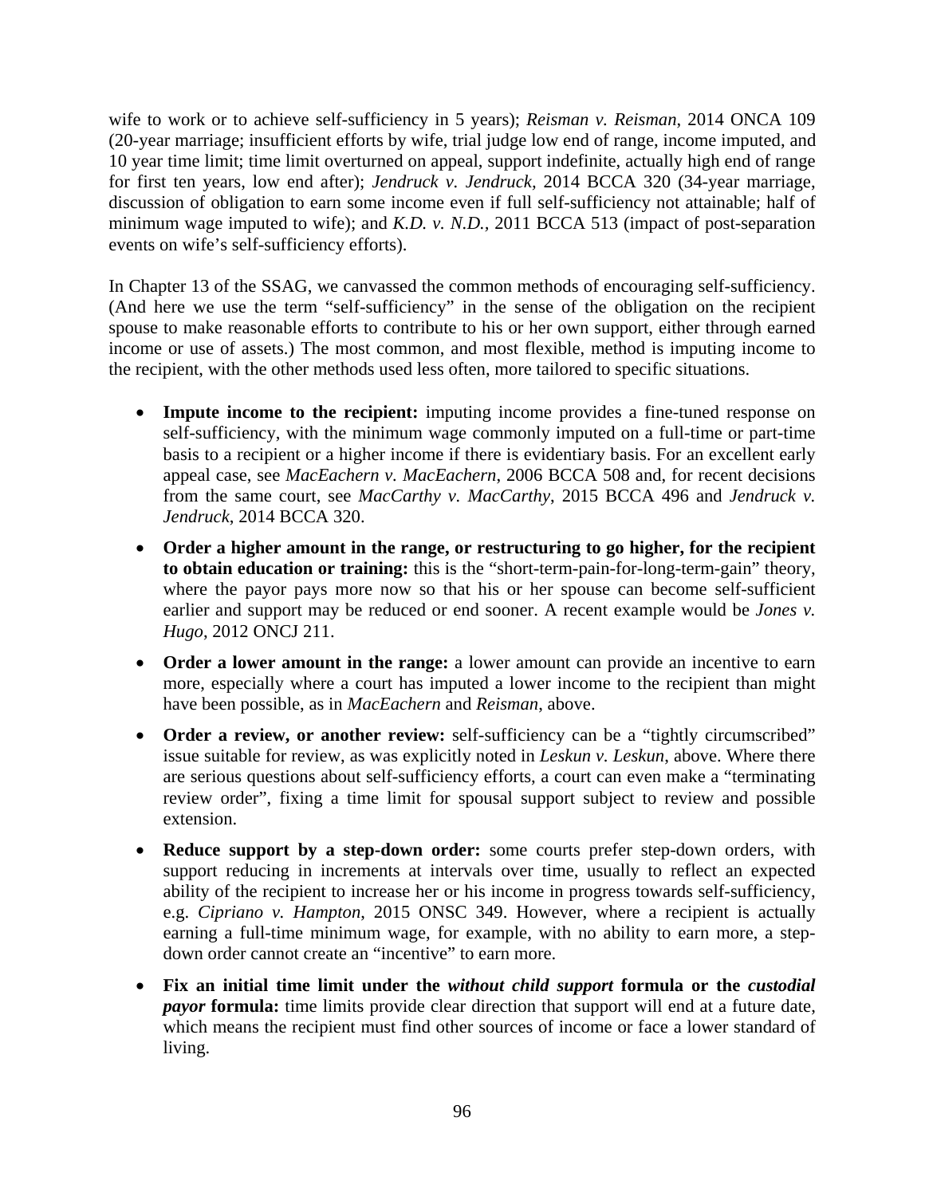wife to work or to achieve self-sufficiency in 5 years); *Reisman v. Reisman*, 2014 ONCA 109 (20-year marriage; insufficient efforts by wife, trial judge low end of range, income imputed, and 10 year time limit; time limit overturned on appeal, support indefinite, actually high end of range for first ten years, low end after); *Jendruck v. Jendruck*, 2014 BCCA 320 (34-year marriage, discussion of obligation to earn some income even if full self-sufficiency not attainable; half of minimum wage imputed to wife); and *K.D. v. N.D.*, 2011 BCCA 513 (impact of post-separation events on wife's self-sufficiency efforts).

In Chapter 13 of the SSAG, we canvassed the common methods of encouraging self-sufficiency. (And here we use the term "self-sufficiency" in the sense of the obligation on the recipient spouse to make reasonable efforts to contribute to his or her own support, either through earned income or use of assets.) The most common, and most flexible, method is imputing income to the recipient, with the other methods used less often, more tailored to specific situations.

- **Impute income to the recipient:** imputing income provides a fine-tuned response on self-sufficiency, with the minimum wage commonly imputed on a full-time or part-time basis to a recipient or a higher income if there is evidentiary basis. For an excellent early appeal case, see *MacEachern v. MacEachern*, 2006 BCCA 508 and, for recent decisions from the same court, see *MacCarthy v. MacCarthy*, 2015 BCCA 496 and *Jendruck v. Jendruck*, 2014 BCCA 320.
- **Order a higher amount in the range, or restructuring to go higher, for the recipient to obtain education or training:** this is the "short-term-pain-for-long-term-gain" theory, where the payor pays more now so that his or her spouse can become self-sufficient earlier and support may be reduced or end sooner. A recent example would be *Jones v. Hugo*, 2012 ONCJ 211.
- **Order a lower amount in the range:** a lower amount can provide an incentive to earn more, especially where a court has imputed a lower income to the recipient than might have been possible, as in *MacEachern* and *Reisman*, above.
- **Order a review, or another review:** self-sufficiency can be a "tightly circumscribed" issue suitable for review, as was explicitly noted in *Leskun v. Leskun*, above. Where there are serious questions about self-sufficiency efforts, a court can even make a "terminating review order", fixing a time limit for spousal support subject to review and possible extension.
- **Reduce support by a step-down order:** some courts prefer step-down orders, with support reducing in increments at intervals over time, usually to reflect an expected ability of the recipient to increase her or his income in progress towards self-sufficiency, e.g. *Cipriano v. Hampton*, 2015 ONSC 349. However, where a recipient is actually earning a full-time minimum wage, for example, with no ability to earn more, a step-down order cannot create an "incentive" to earn more.
- **Fix an initial time limit under the *without child support* formula or the *custodial payor* formula:** time limits provide clear direction that support will end at a future date, which means the recipient must find other sources of income or face a lower standard of living.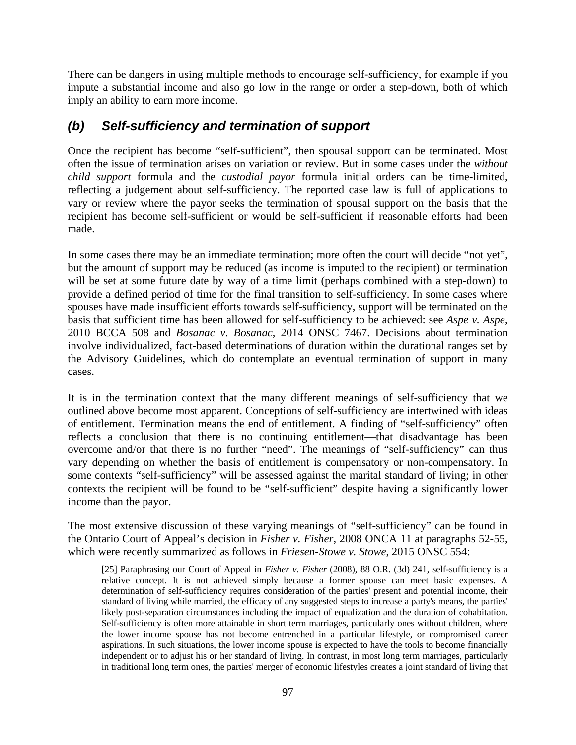There can be dangers in using multiple methods to encourage self-sufficiency, for example if you impute a substantial income and also go low in the range or order a step-down, both of which imply an ability to earn more income.

### *(b) Self-sufficiency and termination of support*

Once the recipient has become "self-sufficient", then spousal support can be terminated. Most often the issue of termination arises on variation or review. But in some cases under the *without child support* formula and the *custodial payor* formula initial orders can be time-limited, reflecting a judgement about self-sufficiency. The reported case law is full of applications to vary or review where the payor seeks the termination of spousal support on the basis that the recipient has become self-sufficient or would be self-sufficient if reasonable efforts had been made.

In some cases there may be an immediate termination; more often the court will decide "not yet", but the amount of support may be reduced (as income is imputed to the recipient) or termination will be set at some future date by way of a time limit (perhaps combined with a step-down) to provide a defined period of time for the final transition to self-sufficiency. In some cases where spouses have made insufficient efforts towards self-sufficiency, support will be terminated on the basis that sufficient time has been allowed for self-sufficiency to be achieved: see *Aspe v. Aspe*, 2010 BCCA 508 and *Bosanac v. Bosanac*, 2014 ONSC 7467. Decisions about termination involve individualized, fact-based determinations of duration within the durational ranges set by the Advisory Guidelines, which do contemplate an eventual termination of support in many cases.

It is in the termination context that the many different meanings of self-sufficiency that we outlined above become most apparent. Conceptions of self-sufficiency are intertwined with ideas of entitlement. Termination means the end of entitlement. A finding of "self-sufficiency" often reflects a conclusion that there is no continuing entitlement—that disadvantage has been overcome and/or that there is no further "need". The meanings of "self-sufficiency" can thus vary depending on whether the basis of entitlement is compensatory or non-compensatory. In some contexts "self-sufficiency" will be assessed against the marital standard of living; in other contexts the recipient will be found to be "self-sufficient" despite having a significantly lower income than the payor.

The most extensive discussion of these varying meanings of "self-sufficiency" can be found in the Ontario Court of Appeal's decision in *Fisher v. Fisher*, 2008 ONCA 11 at paragraphs 52-55, which were recently summarized as follows in *Friesen-Stowe v. Stowe*, 2015 ONSC 554:

> [25] Paraphrasing our Court of Appeal in *Fisher v. Fisher* (2008), 88 O.R. (3d) 241, self-sufficiency is a relative concept. It is not achieved simply because a former spouse can meet basic expenses. A determination of self-sufficiency requires consideration of the parties' present and potential income, their standard of living while married, the efficacy of any suggested steps to increase a party's means, the parties' likely post-separation circumstances including the impact of equalization and the duration of cohabitation. Self-sufficiency is often more attainable in short term marriages, particularly ones without children, where the lower income spouse has not become entrenched in a particular lifestyle, or compromised career aspirations. In such situations, the lower income spouse is expected to have the tools to become financially independent or to adjust his or her standard of living. In contrast, in most long term marriages, particularly in traditional long term ones, the parties' merger of economic lifestyles creates a joint standard of living that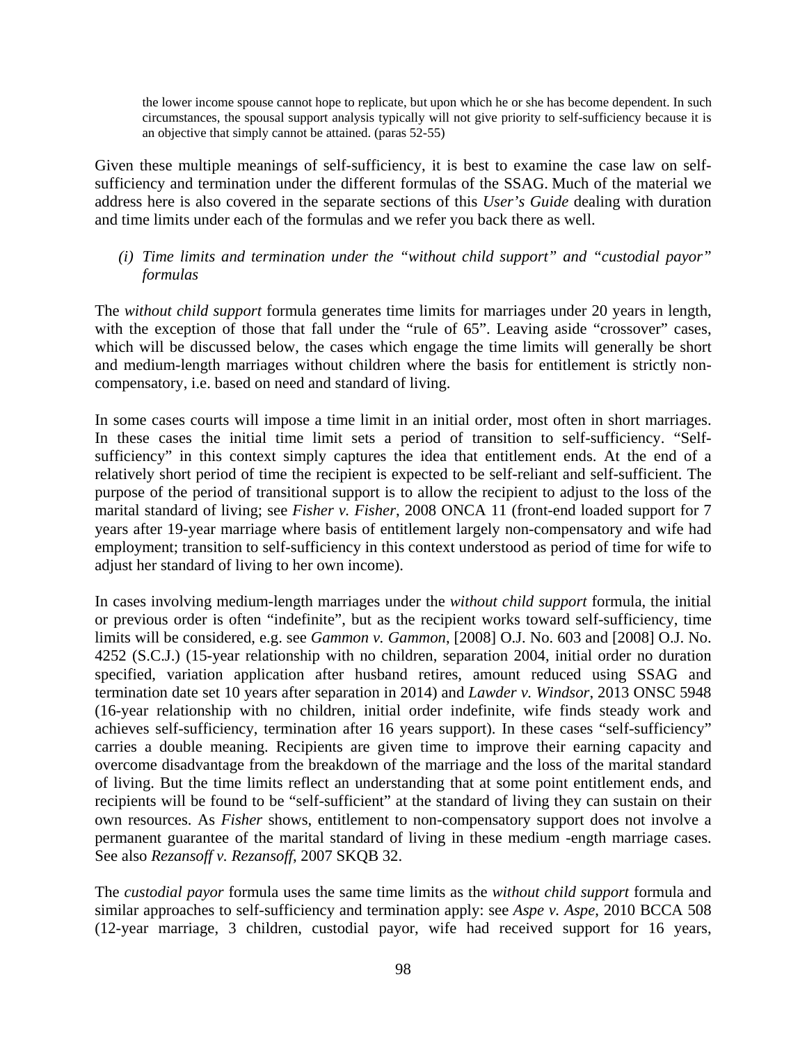> the lower income spouse cannot hope to replicate, but upon which he or she has become dependent. In such circumstances, the spousal support analysis typically will not give priority to self-sufficiency because it is an objective that simply cannot be attained. (paras 52-55)

Given these multiple meanings of self-sufficiency, it is best to examine the case law on self-sufficiency and termination under the different formulas of the SSAG. Much of the material we address here is also covered in the separate sections of this *User's Guide* dealing with duration and time limits under each of the formulas and we refer you back there as well.

*(i) Time limits and termination under the "without child support" and "custodial payor" formulas*

The *without child support* formula generates time limits for marriages under 20 years in length, with the exception of those that fall under the "rule of 65". Leaving aside "crossover" cases, which will be discussed below, the cases which engage the time limits will generally be short and medium-length marriages without children where the basis for entitlement is strictly non-compensatory, i.e. based on need and standard of living.

In some cases courts will impose a time limit in an initial order, most often in short marriages. In these cases the initial time limit sets a period of transition to self-sufficiency. "Self-sufficiency" in this context simply captures the idea that entitlement ends. At the end of a relatively short period of time the recipient is expected to be self-reliant and self-sufficient. The purpose of the period of transitional support is to allow the recipient to adjust to the loss of the marital standard of living; see *Fisher v. Fisher*, 2008 ONCA 11 (front-end loaded support for 7 years after 19-year marriage where basis of entitlement largely non-compensatory and wife had employment; transition to self-sufficiency in this context understood as period of time for wife to adjust her standard of living to her own income).

In cases involving medium-length marriages under the *without child support* formula, the initial or previous order is often "indefinite", but as the recipient works toward self-sufficiency, time limits will be considered, e.g. see *Gammon v. Gammon*, [2008] O.J. No. 603 and [2008] O.J. No. 4252 (S.C.J.) (15-year relationship with no children, separation 2004, initial order no duration specified, variation application after husband retires, amount reduced using SSAG and termination date set 10 years after separation in 2014) and *Lawder v. Windsor*, 2013 ONSC 5948 (16-year relationship with no children, initial order indefinite, wife finds steady work and achieves self-sufficiency, termination after 16 years support). In these cases "self-sufficiency" carries a double meaning. Recipients are given time to improve their earning capacity and overcome disadvantage from the breakdown of the marriage and the loss of the marital standard of living. But the time limits reflect an understanding that at some point entitlement ends, and recipients will be found to be "self-sufficient" at the standard of living they can sustain on their own resources. As *Fisher* shows, entitlement to non-compensatory support does not involve a permanent guarantee of the marital standard of living in these medium -ength marriage cases. See also *Rezansoff v. Rezansoff*, 2007 SKQB 32.

The *custodial payor* formula uses the same time limits as the *without child support* formula and similar approaches to self-sufficiency and termination apply: see *Aspe v. Aspe*, 2010 BCCA 508 (12-year marriage, 3 children, custodial payor, wife had received support for 16 years,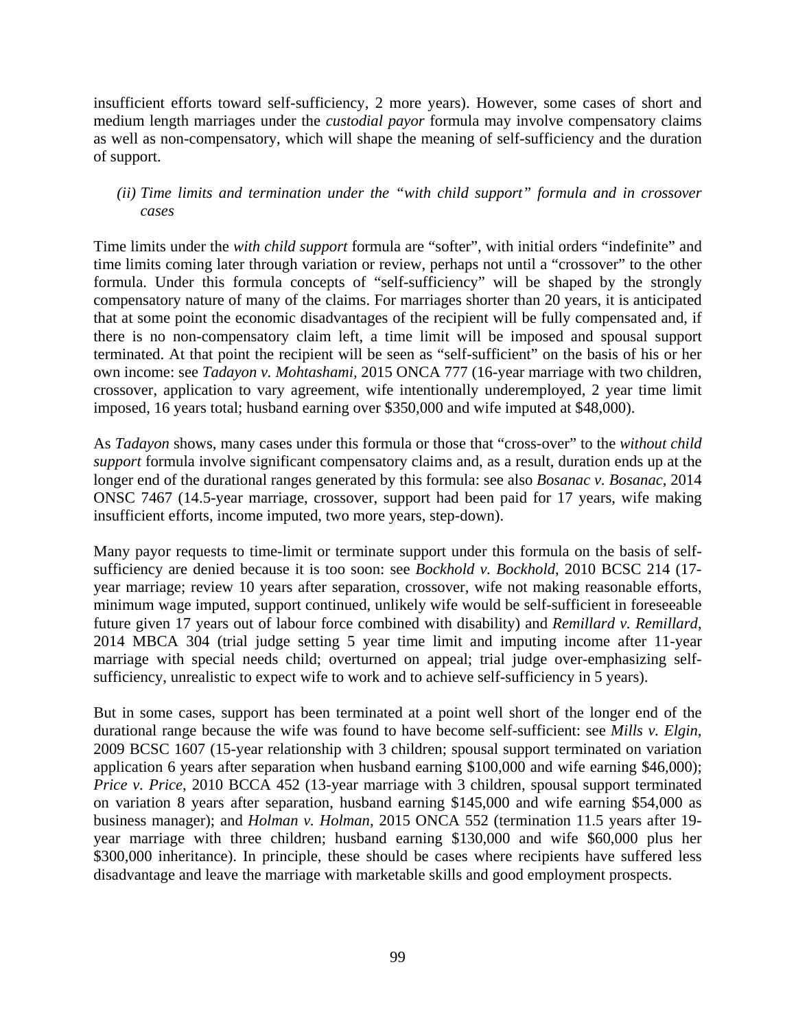insufficient efforts toward self-sufficiency, 2 more years). However, some cases of short and medium length marriages under the *custodial payor* formula may involve compensatory claims as well as non-compensatory, which will shape the meaning of self-sufficiency and the duration of support.

*(ii) Time limits and termination under the "with child support" formula and in crossover cases*

Time limits under the *with child support* formula are "softer", with initial orders "indefinite" and time limits coming later through variation or review, perhaps not until a "crossover" to the other formula. Under this formula concepts of "self-sufficiency" will be shaped by the strongly compensatory nature of many of the claims. For marriages shorter than 20 years, it is anticipated that at some point the economic disadvantages of the recipient will be fully compensated and, if there is no non-compensatory claim left, a time limit will be imposed and spousal support terminated. At that point the recipient will be seen as "self-sufficient" on the basis of his or her own income: see *Tadayon v. Mohtashami*, 2015 ONCA 777 (16-year marriage with two children, crossover, application to vary agreement, wife intentionally underemployed, 2 year time limit imposed, 16 years total; husband earning over $350,000 and wife imputed at $48,000).

As *Tadayon* shows, many cases under this formula or those that "cross-over" to the *without child support* formula involve significant compensatory claims and, as a result, duration ends up at the longer end of the durational ranges generated by this formula: see also *Bosanac v. Bosanac*, 2014 ONSC 7467 (14.5-year marriage, crossover, support had been paid for 17 years, wife making insufficient efforts, income imputed, two more years, step-down).

Many payor requests to time-limit or terminate support under this formula on the basis of self-sufficiency are denied because it is too soon: see *Bockhold v. Bockhold*, 2010 BCSC 214 (17-year marriage; review 10 years after separation, crossover, wife not making reasonable efforts, minimum wage imputed, support continued, unlikely wife would be self-sufficient in foreseeable future given 17 years out of labour force combined with disability) and *Remillard v. Remillard*, 2014 MBCA 304 (trial judge setting 5 year time limit and imputing income after 11-year marriage with special needs child; overturned on appeal; trial judge over-emphasizing self-sufficiency, unrealistic to expect wife to work and to achieve self-sufficiency in 5 years).

But in some cases, support has been terminated at a point well short of the longer end of the durational range because the wife was found to have become self-sufficient: see *Mills v. Elgin*, 2009 BCSC 1607 (15-year relationship with 3 children; spousal support terminated on variation application 6 years after separation when husband earning $100,000 and wife earning $46,000); *Price v. Price*, 2010 BCCA 452 (13-year marriage with 3 children, spousal support terminated on variation 8 years after separation, husband earning $145,000 and wife earning $54,000 as business manager); and *Holman v. Holman*, 2015 ONCA 552 (termination 11.5 years after 19-year marriage with three children; husband earning $130,000 and wife $60,000 plus her $300,000 inheritance). In principle, these should be cases where recipients have suffered less disadvantage and leave the marriage with marketable skills and good employment prospects.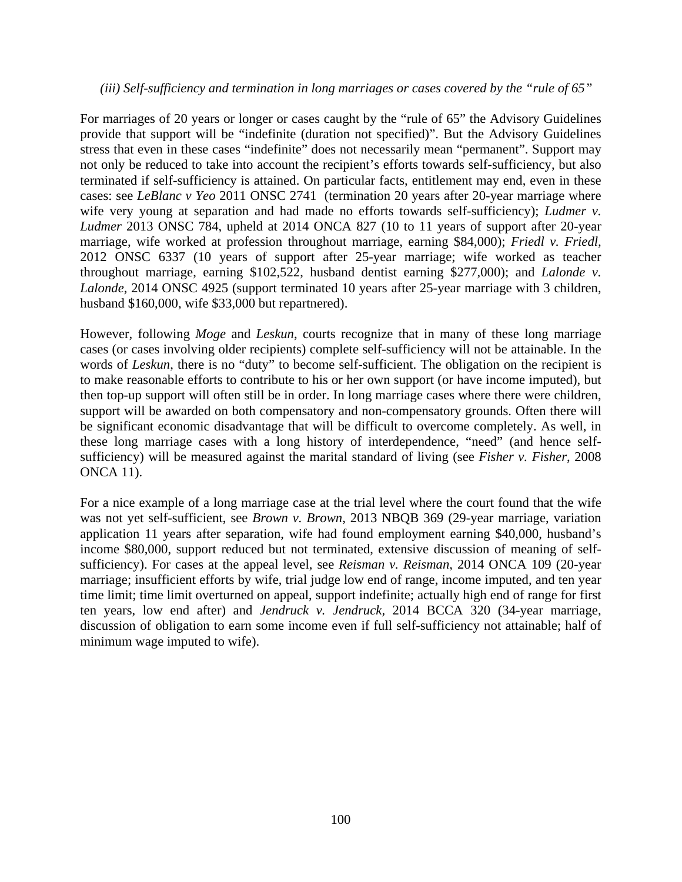*(iii) Self-sufficiency and termination in long marriages or cases covered by the "rule of 65"*

For marriages of 20 years or longer or cases caught by the "rule of 65" the Advisory Guidelines provide that support will be "indefinite (duration not specified)". But the Advisory Guidelines stress that even in these cases "indefinite" does not necessarily mean "permanent". Support may not only be reduced to take into account the recipient's efforts towards self-sufficiency, but also terminated if self-sufficiency is attained. On particular facts, entitlement may end, even in these cases: see *LeBlanc v Yeo* 2011 ONSC 2741 (termination 20 years after 20-year marriage where wife very young at separation and had made no efforts towards self-sufficiency); *Ludmer v. Ludmer* 2013 ONSC 784, upheld at 2014 ONCA 827 (10 to 11 years of support after 20-year marriage, wife worked at profession throughout marriage, earning $84,000); *Friedl v. Friedl*, 2012 ONSC 6337 (10 years of support after 25-year marriage; wife worked as teacher throughout marriage, earning $102,522, husband dentist earning $277,000); and *Lalonde v. Lalonde*, 2014 ONSC 4925 (support terminated 10 years after 25-year marriage with 3 children, husband $160,000, wife $33,000 but repartnered).

However, following *Moge* and *Leskun*, courts recognize that in many of these long marriage cases (or cases involving older recipients) complete self-sufficiency will not be attainable. In the words of *Leskun*, there is no "duty" to become self-sufficient. The obligation on the recipient is to make reasonable efforts to contribute to his or her own support (or have income imputed), but then top-up support will often still be in order. In long marriage cases where there were children, support will be awarded on both compensatory and non-compensatory grounds. Often there will be significant economic disadvantage that will be difficult to overcome completely. As well, in these long marriage cases with a long history of interdependence, "need" (and hence self-sufficiency) will be measured against the marital standard of living (see *Fisher v. Fisher*, 2008 ONCA 11).

For a nice example of a long marriage case at the trial level where the court found that the wife was not yet self-sufficient, see *Brown v. Brown*, 2013 NBQB 369 (29-year marriage, variation application 11 years after separation, wife had found employment earning $40,000, husband's income $80,000, support reduced but not terminated, extensive discussion of meaning of self-sufficiency). For cases at the appeal level, see *Reisman v. Reisman*, 2014 ONCA 109 (20-year marriage; insufficient efforts by wife, trial judge low end of range, income imputed, and ten year time limit; time limit overturned on appeal, support indefinite; actually high end of range for first ten years, low end after) and *Jendruck v. Jendruck*, 2014 BCCA 320 (34-year marriage, discussion of obligation to earn some income even if full self-sufficiency not attainable; half of minimum wage imputed to wife).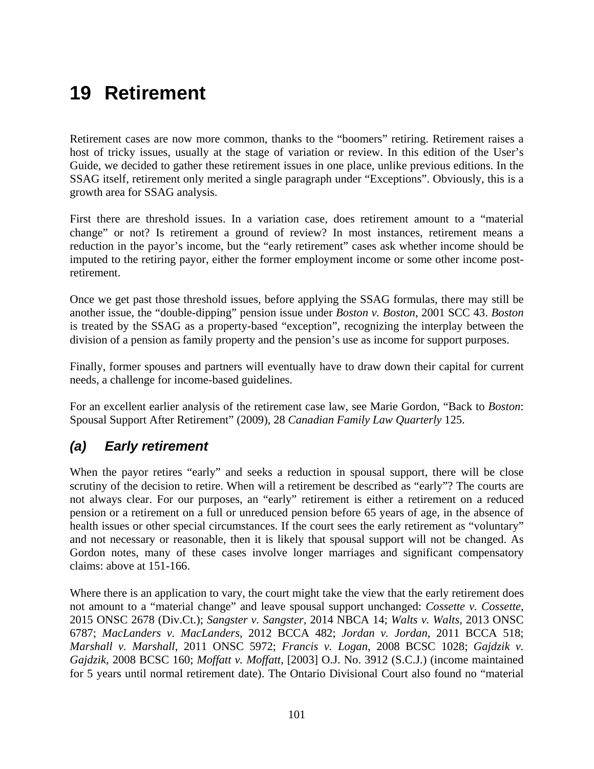# 19 Retirement

Retirement cases are now more common, thanks to the "boomers" retiring. Retirement raises a host of tricky issues, usually at the stage of variation or review. In this edition of the User's Guide, we decided to gather these retirement issues in one place, unlike previous editions. In the SSAG itself, retirement only merited a single paragraph under "Exceptions". Obviously, this is a growth area for SSAG analysis.

First there are threshold issues. In a variation case, does retirement amount to a "material change" or not? Is retirement a ground of review? In most instances, retirement means a reduction in the payor's income, but the "early retirement" cases ask whether income should be imputed to the retiring payor, either the former employment income or some other income post-retirement.

Once we get past those threshold issues, before applying the SSAG formulas, there may still be another issue, the "double-dipping" pension issue under *Boston v. Boston*, 2001 SCC 43. *Boston* is treated by the SSAG as a property-based "exception", recognizing the interplay between the division of a pension as family property and the pension's use as income for support purposes.

Finally, former spouses and partners will eventually have to draw down their capital for current needs, a challenge for income-based guidelines.

For an excellent earlier analysis of the retirement case law, see Marie Gordon, "Back to *Boston*: Spousal Support After Retirement" (2009), 28 *Canadian Family Law Quarterly* 125.

## *(a) Early retirement*

When the payor retires "early" and seeks a reduction in spousal support, there will be close scrutiny of the decision to retire. When will a retirement be described as "early"? The courts are not always clear. For our purposes, an "early" retirement is either a retirement on a reduced pension or a retirement on a full or unreduced pension before 65 years of age, in the absence of health issues or other special circumstances. If the court sees the early retirement as "voluntary" and not necessary or reasonable, then it is likely that spousal support will not be changed. As Gordon notes, many of these cases involve longer marriages and significant compensatory claims: above at 151-166.

Where there is an application to vary, the court might take the view that the early retirement does not amount to a "material change" and leave spousal support unchanged: *Cossette v. Cossette*, 2015 ONSC 2678 (Div.Ct.); *Sangster v. Sangster*, 2014 NBCA 14; *Walts v. Walts*, 2013 ONSC 6787; *MacLanders v. MacLanders*, 2012 BCCA 482; *Jordan v. Jordan*, 2011 BCCA 518; *Marshall v. Marshall*, 2011 ONSC 5972; *Francis v. Logan*, 2008 BCSC 1028; *Gajdzik v. Gajdzik*, 2008 BCSC 160; *Moffatt v. Moffatt*, [2003] O.J. No. 3912 (S.C.J.) (income maintained for 5 years until normal retirement date). The Ontario Divisional Court also found no "material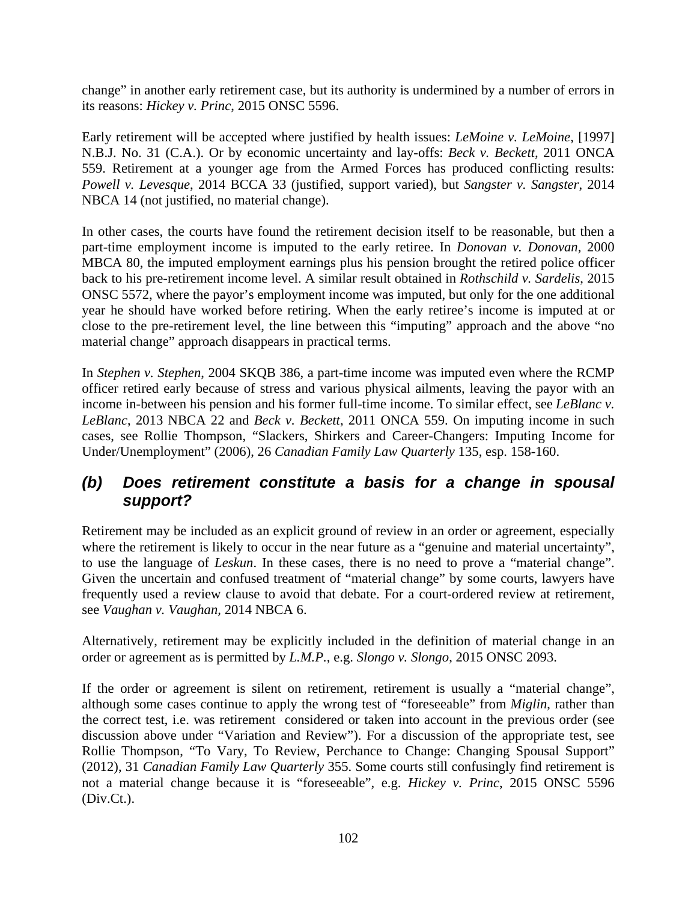change" in another early retirement case, but its authority is undermined by a number of errors in its reasons: *Hickey v. Princ*, 2015 ONSC 5596.

Early retirement will be accepted where justified by health issues: *LeMoine v. LeMoine*, [1997] N.B.J. No. 31 (C.A.). Or by economic uncertainty and lay-offs: *Beck v. Beckett*, 2011 ONCA 559. Retirement at a younger age from the Armed Forces has produced conflicting results: *Powell v. Levesque*, 2014 BCCA 33 (justified, support varied), but *Sangster v. Sangster*, 2014 NBCA 14 (not justified, no material change).

In other cases, the courts have found the retirement decision itself to be reasonable, but then a part-time employment income is imputed to the early retiree. In *Donovan v. Donovan*, 2000 MBCA 80, the imputed employment earnings plus his pension brought the retired police officer back to his pre-retirement income level. A similar result obtained in *Rothschild v. Sardelis*, 2015 ONSC 5572, where the payor's employment income was imputed, but only for the one additional year he should have worked before retiring. When the early retiree's income is imputed at or close to the pre-retirement level, the line between this "imputing" approach and the above "no material change" approach disappears in practical terms.

In *Stephen v. Stephen*, 2004 SKQB 386, a part-time income was imputed even where the RCMP officer retired early because of stress and various physical ailments, leaving the payor with an income in-between his pension and his former full-time income. To similar effect, see *LeBlanc v. LeBlanc*, 2013 NBCA 22 and *Beck v. Beckett*, 2011 ONCA 559. On imputing income in such cases, see Rollie Thompson, "Slackers, Shirkers and Career-Changers: Imputing Income for Under/Unemployment" (2006), 26 *Canadian Family Law Quarterly* 135, esp. 158-160.

## *(b) Does retirement constitute a basis for a change in spousal support?*

Retirement may be included as an explicit ground of review in an order or agreement, especially where the retirement is likely to occur in the near future as a "genuine and material uncertainty", to use the language of *Leskun*. In these cases, there is no need to prove a "material change". Given the uncertain and confused treatment of "material change" by some courts, lawyers have frequently used a review clause to avoid that debate. For a court-ordered review at retirement, see *Vaughan v. Vaughan*, 2014 NBCA 6.

Alternatively, retirement may be explicitly included in the definition of material change in an order or agreement as is permitted by *L.M.P.*, e.g. *Slongo v. Slongo*, 2015 ONSC 2093.

If the order or agreement is silent on retirement, retirement is usually a "material change", although some cases continue to apply the wrong test of "foreseeable" from *Miglin*, rather than the correct test, i.e. was retirement considered or taken into account in the previous order (see discussion above under "Variation and Review"). For a discussion of the appropriate test, see Rollie Thompson, "To Vary, To Review, Perchance to Change: Changing Spousal Support" (2012), 31 *Canadian Family Law Quarterly* 355. Some courts still confusingly find retirement is not a material change because it is "foreseeable", e.g. *Hickey v. Princ*, 2015 ONSC 5596 (Div.Ct.).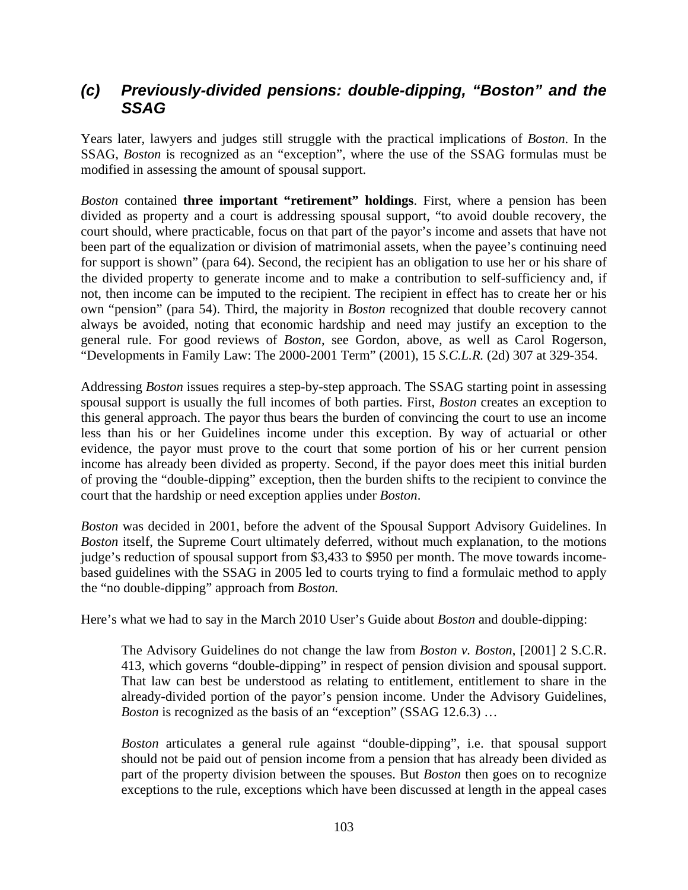### *(c) Previously-divided pensions: double-dipping, "Boston" and the SSAG*

Years later, lawyers and judges still struggle with the practical implications of *Boston*. In the SSAG, *Boston* is recognized as an "exception", where the use of the SSAG formulas must be modified in assessing the amount of spousal support.

*Boston* contained **three important "retirement" holdings**. First, where a pension has been divided as property and a court is addressing spousal support, "to avoid double recovery, the court should, where practicable, focus on that part of the payor's income and assets that have not been part of the equalization or division of matrimonial assets, when the payee's continuing need for support is shown" (para 64). Second, the recipient has an obligation to use her or his share of the divided property to generate income and to make a contribution to self-sufficiency and, if not, then income can be imputed to the recipient. The recipient in effect has to create her or his own "pension" (para 54). Third, the majority in *Boston* recognized that double recovery cannot always be avoided, noting that economic hardship and need may justify an exception to the general rule. For good reviews of *Boston*, see Gordon, above, as well as Carol Rogerson, "Developments in Family Law: The 2000-2001 Term" (2001), 15 *S.C.L.R.* (2d) 307 at 329-354.

Addressing *Boston* issues requires a step-by-step approach. The SSAG starting point in assessing spousal support is usually the full incomes of both parties. First, *Boston* creates an exception to this general approach. The payor thus bears the burden of convincing the court to use an income less than his or her Guidelines income under this exception. By way of actuarial or other evidence, the payor must prove to the court that some portion of his or her current pension income has already been divided as property. Second, if the payor does meet this initial burden of proving the "double-dipping" exception, then the burden shifts to the recipient to convince the court that the hardship or need exception applies under *Boston*.

*Boston* was decided in 2001, before the advent of the Spousal Support Advisory Guidelines. In *Boston* itself, the Supreme Court ultimately deferred, without much explanation, to the motions judge's reduction of spousal support from $3,433 to $950 per month. The move towards income-based guidelines with the SSAG in 2005 led to courts trying to find a formulaic method to apply the "no double-dipping" approach from *Boston.*

Here's what we had to say in the March 2010 User's Guide about *Boston* and double-dipping:

> The Advisory Guidelines do not change the law from *Boston v. Boston*, [2001] 2 S.C.R. 413, which governs "double-dipping" in respect of pension division and spousal support. That law can best be understood as relating to entitlement, entitlement to share in the already-divided portion of the payor's pension income. Under the Advisory Guidelines, *Boston* is recognized as the basis of an "exception" (SSAG 12.6.3) …
>
> *Boston* articulates a general rule against "double-dipping", i.e. that spousal support should not be paid out of pension income from a pension that has already been divided as part of the property division between the spouses. But *Boston* then goes on to recognize exceptions to the rule, exceptions which have been discussed at length in the appeal cases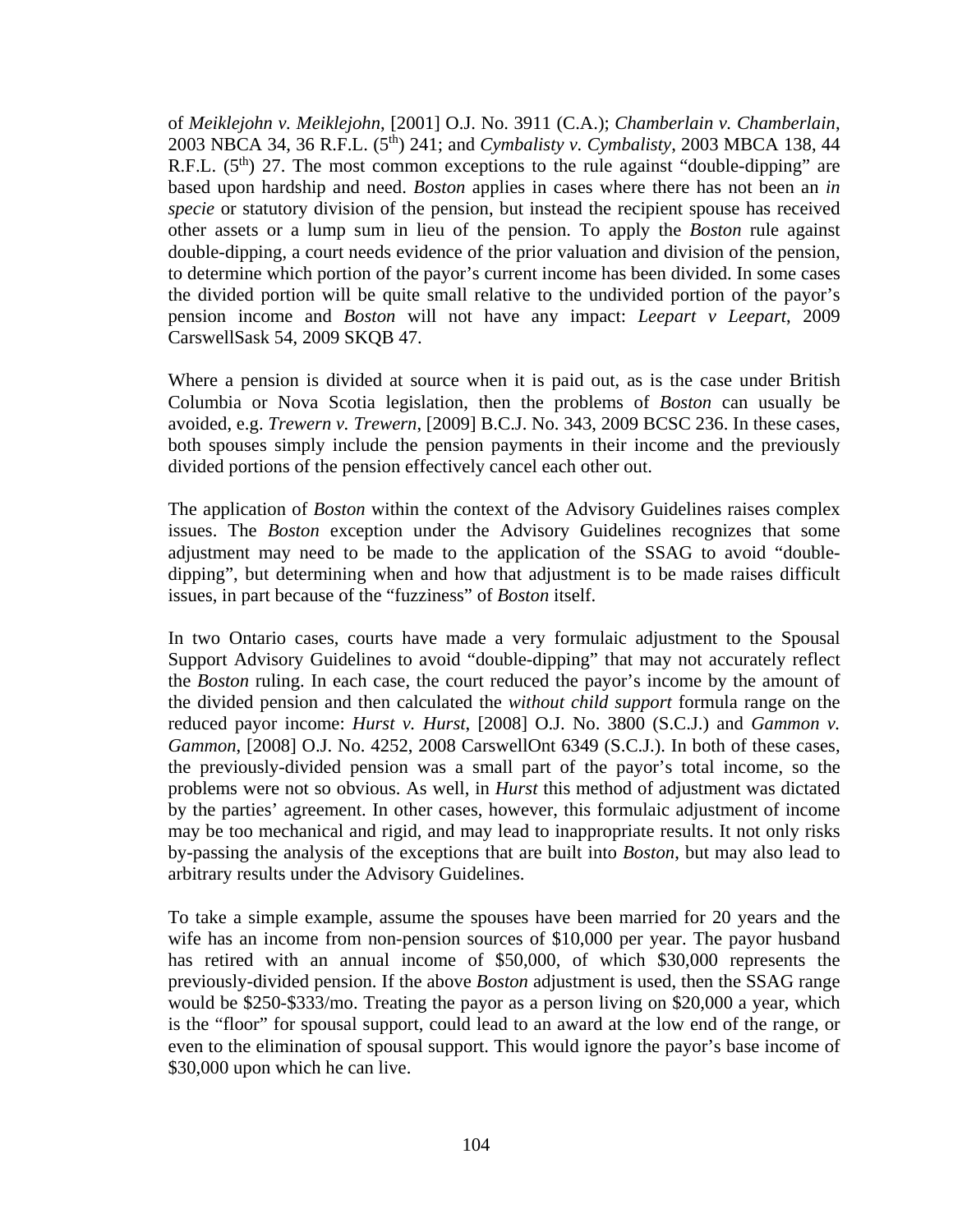of *Meiklejohn v. Meiklejohn*, [2001] O.J. No. 3911 (C.A.); *Chamberlain v. Chamberlain*, 2003 NBCA 34, 36 R.F.L. (5th) 241; and *Cymbalisty v. Cymbalisty*, 2003 MBCA 138, 44 R.F.L. (5th) 27. The most common exceptions to the rule against "double-dipping" are based upon hardship and need. *Boston* applies in cases where there has not been an *in specie* or statutory division of the pension, but instead the recipient spouse has received other assets or a lump sum in lieu of the pension. To apply the *Boston* rule against double-dipping, a court needs evidence of the prior valuation and division of the pension, to determine which portion of the payor's current income has been divided. In some cases the divided portion will be quite small relative to the undivided portion of the payor's pension income and *Boston* will not have any impact: *Leepart v Leepart*, 2009 CarswellSask 54, 2009 SKQB 47.

Where a pension is divided at source when it is paid out, as is the case under British Columbia or Nova Scotia legislation, then the problems of *Boston* can usually be avoided, e.g. *Trewern v. Trewern*, [2009] B.C.J. No. 343, 2009 BCSC 236. In these cases, both spouses simply include the pension payments in their income and the previously divided portions of the pension effectively cancel each other out.

The application of *Boston* within the context of the Advisory Guidelines raises complex issues. The *Boston* exception under the Advisory Guidelines recognizes that some adjustment may need to be made to the application of the SSAG to avoid "double-dipping", but determining when and how that adjustment is to be made raises difficult issues, in part because of the "fuzziness" of *Boston* itself.

In two Ontario cases, courts have made a very formulaic adjustment to the Spousal Support Advisory Guidelines to avoid "double-dipping" that may not accurately reflect the *Boston* ruling. In each case, the court reduced the payor's income by the amount of the divided pension and then calculated the *without child support* formula range on the reduced payor income: *Hurst v. Hurst*, [2008] O.J. No. 3800 (S.C.J.) and *Gammon v. Gammon*, [2008] O.J. No. 4252, 2008 CarswellOnt 6349 (S.C.J.). In both of these cases, the previously-divided pension was a small part of the payor's total income, so the problems were not so obvious. As well, in *Hurst* this method of adjustment was dictated by the parties' agreement. In other cases, however, this formulaic adjustment of income may be too mechanical and rigid, and may lead to inappropriate results. It not only risks by-passing the analysis of the exceptions that are built into *Boston*, but may also lead to arbitrary results under the Advisory Guidelines.

To take a simple example, assume the spouses have been married for 20 years and the wife has an income from non-pension sources of \$10,000 per year. The payor husband has retired with an annual income of \$50,000, of which \$30,000 represents the previously-divided pension. If the above *Boston* adjustment is used, then the SSAG range would be \$250-\$333/mo. Treating the payor as a person living on \$20,000 a year, which is the "floor" for spousal support, could lead to an award at the low end of the range, or even to the elimination of spousal support. This would ignore the payor's base income of \$30,000 upon which he can live.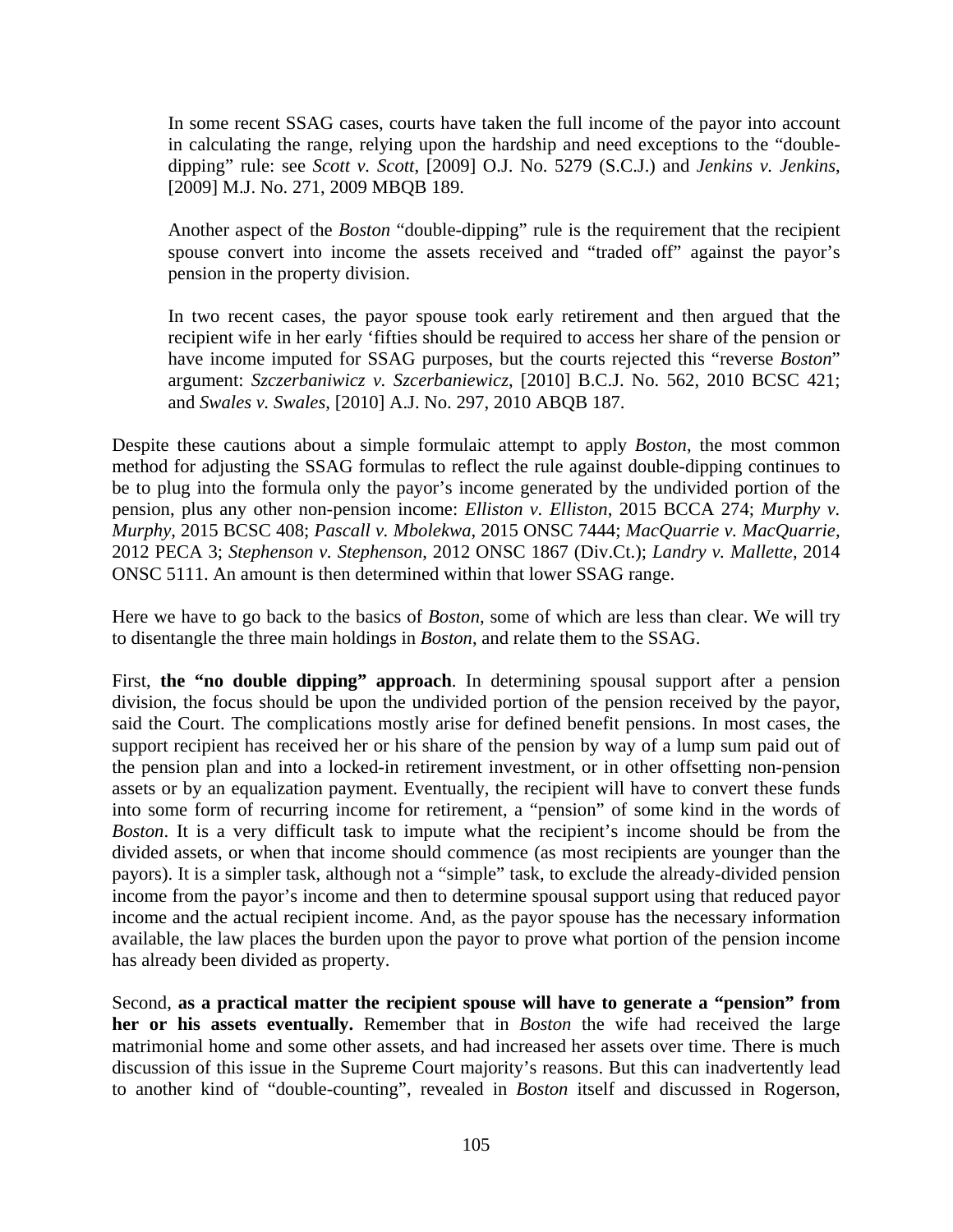> In some recent SSAG cases, courts have taken the full income of the payor into account in calculating the range, relying upon the hardship and need exceptions to the "double-dipping" rule: see *Scott v. Scott*, [2009] O.J. No. 5279 (S.C.J.) and *Jenkins v. Jenkins*, [2009] M.J. No. 271, 2009 MBQB 189.
>
> Another aspect of the *Boston* "double-dipping" rule is the requirement that the recipient spouse convert into income the assets received and "traded off" against the payor's pension in the property division.
>
> In two recent cases, the payor spouse took early retirement and then argued that the recipient wife in her early 'fifties should be required to access her share of the pension or have income imputed for SSAG purposes, but the courts rejected this "reverse *Boston*" argument: *Szczerbaniwicz v. Szcerbaniewicz*, [2010] B.C.J. No. 562, 2010 BCSC 421; and *Swales v. Swales*, [2010] A.J. No. 297, 2010 ABQB 187.

Despite these cautions about a simple formulaic attempt to apply *Boston*, the most common method for adjusting the SSAG formulas to reflect the rule against double-dipping continues to be to plug into the formula only the payor's income generated by the undivided portion of the pension, plus any other non-pension income: *Elliston v. Elliston*, 2015 BCCA 274; *Murphy v. Murphy*, 2015 BCSC 408; *Pascall v. Mbolekwa*, 2015 ONSC 7444; *MacQuarrie v. MacQuarrie*, 2012 PECA 3; *Stephenson v. Stephenson*, 2012 ONSC 1867 (Div.Ct.); *Landry v. Mallette*, 2014 ONSC 5111. An amount is then determined within that lower SSAG range.

Here we have to go back to the basics of *Boston*, some of which are less than clear. We will try to disentangle the three main holdings in *Boston*, and relate them to the SSAG.

First, **the "no double dipping" approach**. In determining spousal support after a pension division, the focus should be upon the undivided portion of the pension received by the payor, said the Court. The complications mostly arise for defined benefit pensions. In most cases, the support recipient has received her or his share of the pension by way of a lump sum paid out of the pension plan and into a locked-in retirement investment, or in other offsetting non-pension assets or by an equalization payment. Eventually, the recipient will have to convert these funds into some form of recurring income for retirement, a "pension" of some kind in the words of *Boston*. It is a very difficult task to impute what the recipient's income should be from the divided assets, or when that income should commence (as most recipients are younger than the payors). It is a simpler task, although not a "simple" task, to exclude the already-divided pension income from the payor's income and then to determine spousal support using that reduced payor income and the actual recipient income. And, as the payor spouse has the necessary information available, the law places the burden upon the payor to prove what portion of the pension income has already been divided as property.

Second, **as a practical matter the recipient spouse will have to generate a "pension" from her or his assets eventually.** Remember that in *Boston* the wife had received the large matrimonial home and some other assets, and had increased her assets over time. There is much discussion of this issue in the Supreme Court majority's reasons. But this can inadvertently lead to another kind of "double-counting", revealed in *Boston* itself and discussed in Rogerson,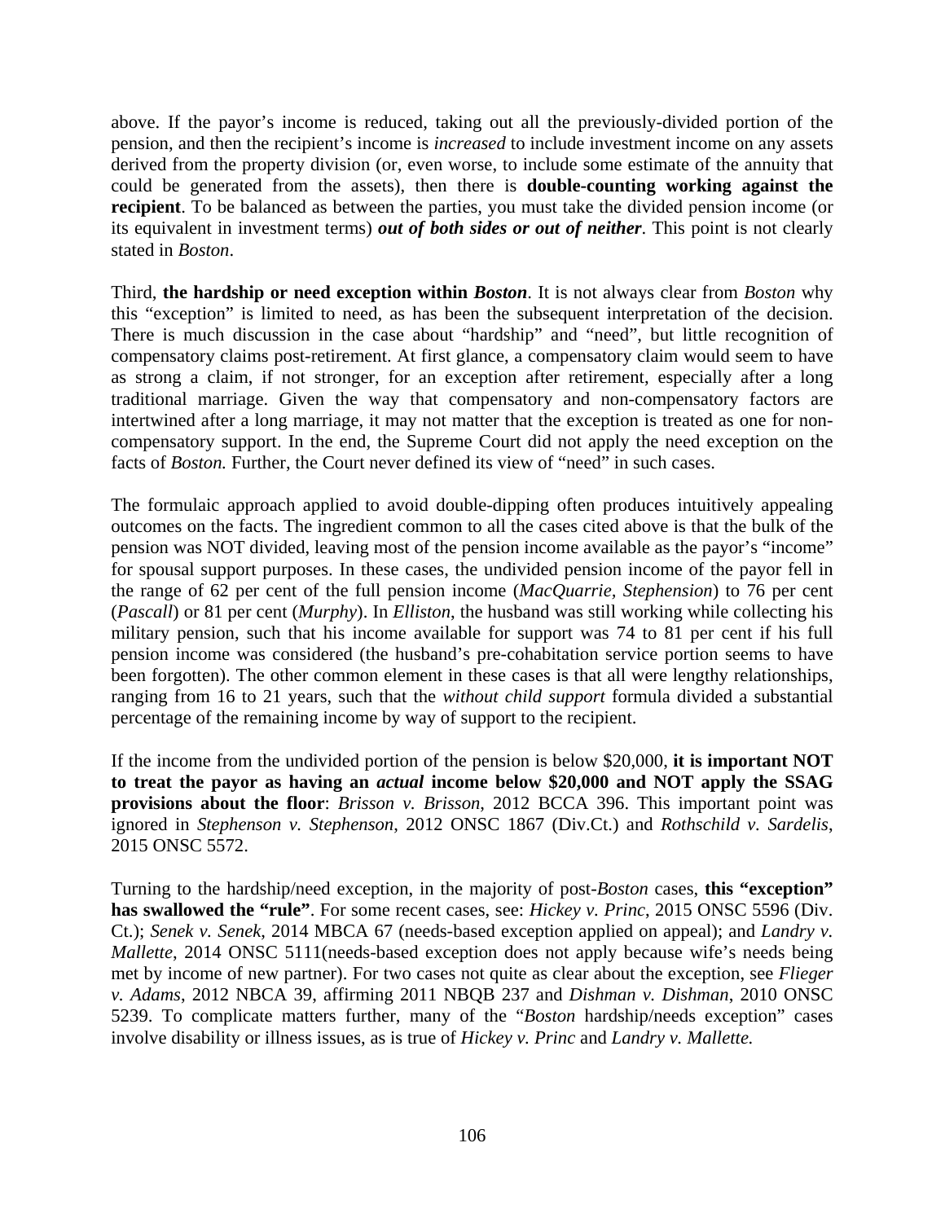above. If the payor's income is reduced, taking out all the previously-divided portion of the pension, and then the recipient's income is *increased* to include investment income on any assets derived from the property division (or, even worse, to include some estimate of the annuity that could be generated from the assets), then there is **double-counting working against the recipient**. To be balanced as between the parties, you must take the divided pension income (or its equivalent in investment terms) ***out of both sides or out of neither***. This point is not clearly stated in *Boston*.

Third, **the hardship or need exception within *Boston***. It is not always clear from *Boston* why this "exception" is limited to need, as has been the subsequent interpretation of the decision. There is much discussion in the case about "hardship" and "need", but little recognition of compensatory claims post-retirement. At first glance, a compensatory claim would seem to have as strong a claim, if not stronger, for an exception after retirement, especially after a long traditional marriage. Given the way that compensatory and non-compensatory factors are intertwined after a long marriage, it may not matter that the exception is treated as one for non-compensatory support. In the end, the Supreme Court did not apply the need exception on the facts of *Boston.* Further, the Court never defined its view of "need" in such cases.

The formulaic approach applied to avoid double-dipping often produces intuitively appealing outcomes on the facts. The ingredient common to all the cases cited above is that the bulk of the pension was NOT divided, leaving most of the pension income available as the payor's "income" for spousal support purposes. In these cases, the undivided pension income of the payor fell in the range of 62 per cent of the full pension income (*MacQuarrie*, *Stephenson*) to 76 per cent (*Pascall*) or 81 per cent (*Murphy*). In *Elliston*, the husband was still working while collecting his military pension, such that his income available for support was 74 to 81 per cent if his full pension income was considered (the husband's pre-cohabitation service portion seems to have been forgotten). The other common element in these cases is that all were lengthy relationships, ranging from 16 to 21 years, such that the *without child support* formula divided a substantial percentage of the remaining income by way of support to the recipient.

If the income from the undivided portion of the pension is below $20,000, **it is important NOT to treat the payor as having an *actual* income below $20,000 and NOT apply the SSAG provisions about the floor**: *Brisson v. Brisson*, 2012 BCCA 396. This important point was ignored in *Stephenson v. Stephenson*, 2012 ONSC 1867 (Div.Ct.) and *Rothschild v. Sardelis*, 2015 ONSC 5572.

Turning to the hardship/need exception, in the majority of post-*Boston* cases, **this "exception" has swallowed the "rule"**. For some recent cases, see: *Hickey v. Princ*, 2015 ONSC 5596 (Div. Ct.); *Senek v. Senek*, 2014 MBCA 67 (needs-based exception applied on appeal); and *Landry v. Mallette*, 2014 ONSC 5111(needs-based exception does not apply because wife's needs being met by income of new partner). For two cases not quite as clear about the exception, see *Flieger v. Adams*, 2012 NBCA 39, affirming 2011 NBQB 237 and *Dishman v. Dishman*, 2010 ONSC 5239. To complicate matters further, many of the "*Boston* hardship/needs exception" cases involve disability or illness issues, as is true of *Hickey v. Princ* and *Landry v. Mallette.*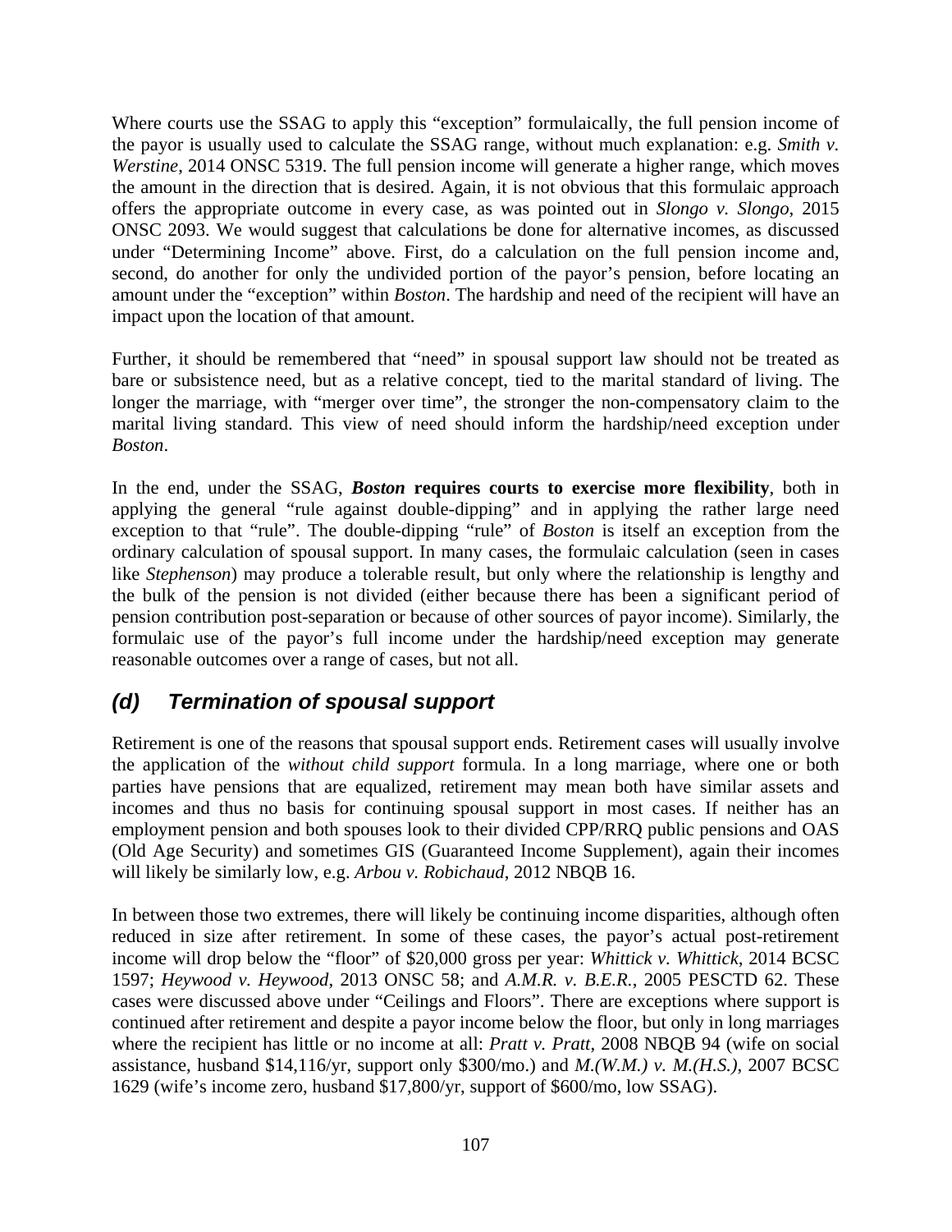Where courts use the SSAG to apply this "exception" formulaically, the full pension income of the payor is usually used to calculate the SSAG range, without much explanation: e.g. *Smith v. Werstine*, 2014 ONSC 5319. The full pension income will generate a higher range, which moves the amount in the direction that is desired. Again, it is not obvious that this formulaic approach offers the appropriate outcome in every case, as was pointed out in *Slongo v. Slongo*, 2015 ONSC 2093. We would suggest that calculations be done for alternative incomes, as discussed under "Determining Income" above. First, do a calculation on the full pension income and, second, do another for only the undivided portion of the payor's pension, before locating an amount under the "exception" within *Boston*. The hardship and need of the recipient will have an impact upon the location of that amount.

Further, it should be remembered that "need" in spousal support law should not be treated as bare or subsistence need, but as a relative concept, tied to the marital standard of living. The longer the marriage, with "merger over time", the stronger the non-compensatory claim to the marital living standard. This view of need should inform the hardship/need exception under *Boston*.

In the end, under the SSAG, ***Boston* requires courts to exercise more flexibility**, both in applying the general "rule against double-dipping" and in applying the rather large need exception to that "rule". The double-dipping "rule" of *Boston* is itself an exception from the ordinary calculation of spousal support. In many cases, the formulaic calculation (seen in cases like *Stephenson*) may produce a tolerable result, but only where the relationship is lengthy and the bulk of the pension is not divided (either because there has been a significant period of pension contribution post-separation or because of other sources of payor income). Similarly, the formulaic use of the payor's full income under the hardship/need exception may generate reasonable outcomes over a range of cases, but not all.

## *(d) Termination of spousal support*

Retirement is one of the reasons that spousal support ends. Retirement cases will usually involve the application of the *without child support* formula. In a long marriage, where one or both parties have pensions that are equalized, retirement may mean both have similar assets and incomes and thus no basis for continuing spousal support in most cases. If neither has an employment pension and both spouses look to their divided CPP/RRQ public pensions and OAS (Old Age Security) and sometimes GIS (Guaranteed Income Supplement), again their incomes will likely be similarly low, e.g. *Arbou v. Robichaud*, 2012 NBQB 16.

In between those two extremes, there will likely be continuing income disparities, although often reduced in size after retirement. In some of these cases, the payor's actual post-retirement income will drop below the "floor" of $20,000 gross per year: *Whittick v. Whittick*, 2014 BCSC 1597; *Heywood v. Heywood*, 2013 ONSC 58; and *A.M.R. v. B.E.R.*, 2005 PESCTD 62. These cases were discussed above under "Ceilings and Floors". There are exceptions where support is continued after retirement and despite a payor income below the floor, but only in long marriages where the recipient has little or no income at all: *Pratt v. Pratt*, 2008 NBQB 94 (wife on social assistance, husband $14,116/yr, support only $300/mo.) and *M.(W.M.) v. M.(H.S.)*, 2007 BCSC 1629 (wife's income zero, husband $17,800/yr, support of $600/mo, low SSAG).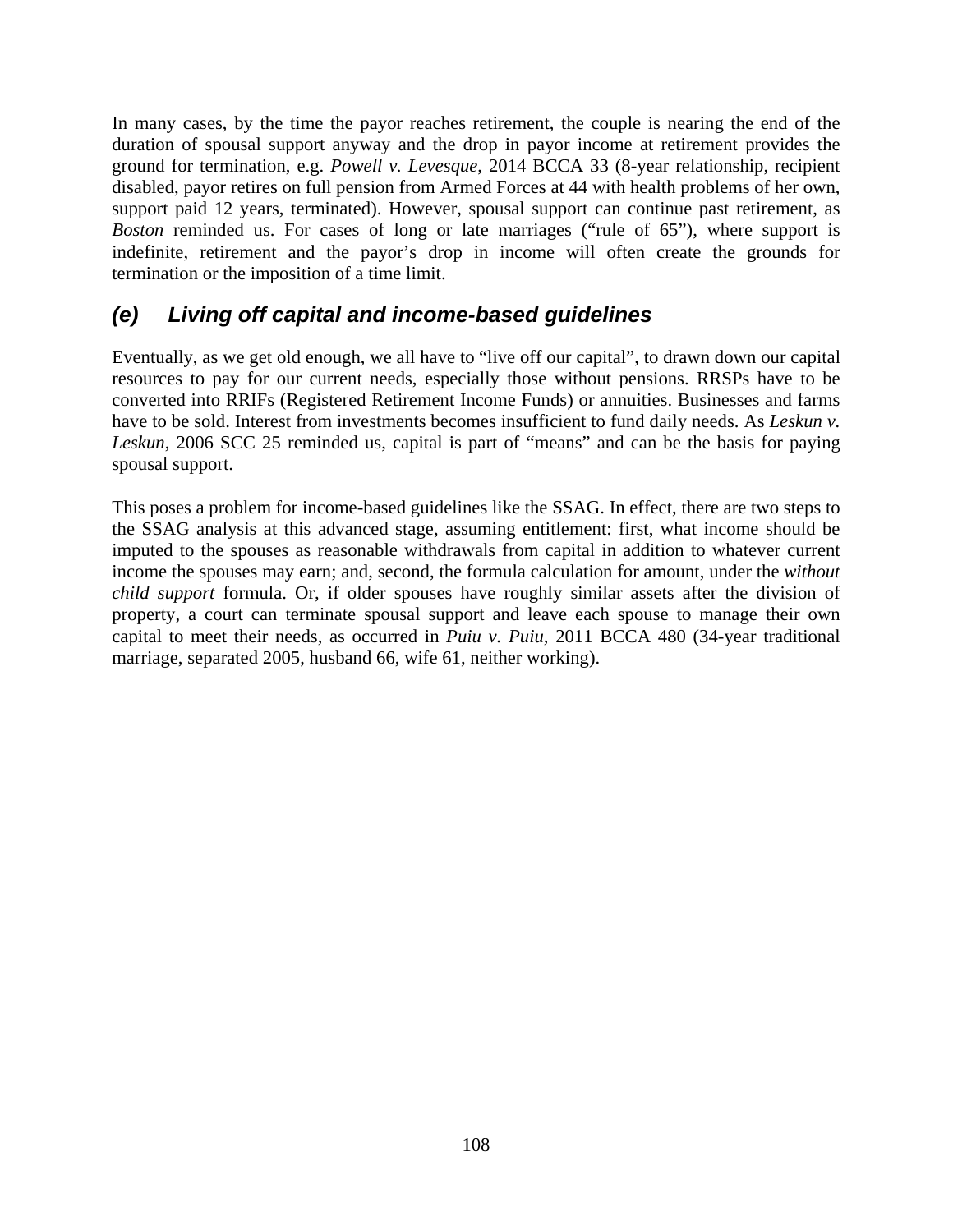In many cases, by the time the payor reaches retirement, the couple is nearing the end of the duration of spousal support anyway and the drop in payor income at retirement provides the ground for termination, e.g. *Powell v. Levesque*, 2014 BCCA 33 (8-year relationship, recipient disabled, payor retires on full pension from Armed Forces at 44 with health problems of her own, support paid 12 years, terminated). However, spousal support can continue past retirement, as *Boston* reminded us. For cases of long or late marriages ("rule of 65"), where support is indefinite, retirement and the payor's drop in income will often create the grounds for termination or the imposition of a time limit.

### *(e) Living off capital and income-based guidelines*

Eventually, as we get old enough, we all have to "live off our capital", to drawn down our capital resources to pay for our current needs, especially those without pensions. RRSPs have to be converted into RRIFs (Registered Retirement Income Funds) or annuities. Businesses and farms have to be sold. Interest from investments becomes insufficient to fund daily needs. As *Leskun v. Leskun*, 2006 SCC 25 reminded us, capital is part of "means" and can be the basis for paying spousal support.

This poses a problem for income-based guidelines like the SSAG. In effect, there are two steps to the SSAG analysis at this advanced stage, assuming entitlement: first, what income should be imputed to the spouses as reasonable withdrawals from capital in addition to whatever current income the spouses may earn; and, second, the formula calculation for amount, under the *without child support* formula. Or, if older spouses have roughly similar assets after the division of property, a court can terminate spousal support and leave each spouse to manage their own capital to meet their needs, as occurred in *Puiu v. Puiu*, 2011 BCCA 480 (34-year traditional marriage, separated 2005, husband 66, wife 61, neither working).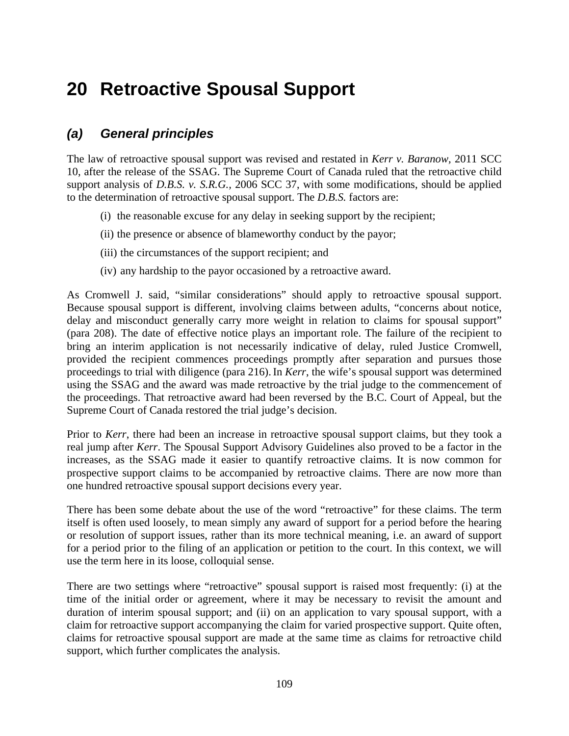# 20 Retroactive Spousal Support

## (a) General principles

The law of retroactive spousal support was revised and restated in *Kerr v. Baranow*, 2011 SCC 10, after the release of the SSAG. The Supreme Court of Canada ruled that the retroactive child support analysis of *D.B.S. v. S.R.G.*, 2006 SCC 37, with some modifications, should be applied to the determination of retroactive spousal support. The *D.B.S.* factors are:

(i) the reasonable excuse for any delay in seeking support by the recipient;

(ii) the presence or absence of blameworthy conduct by the payor;

(iii) the circumstances of the support recipient; and

(iv) any hardship to the payor occasioned by a retroactive award.

As Cromwell J. said, "similar considerations" should apply to retroactive spousal support. Because spousal support is different, involving claims between adults, "concerns about notice, delay and misconduct generally carry more weight in relation to claims for spousal support" (para 208). The date of effective notice plays an important role. The failure of the recipient to bring an interim application is not necessarily indicative of delay, ruled Justice Cromwell, provided the recipient commences proceedings promptly after separation and pursues those proceedings to trial with diligence (para 216). In *Kerr*, the wife's spousal support was determined using the SSAG and the award was made retroactive by the trial judge to the commencement of the proceedings. That retroactive award had been reversed by the B.C. Court of Appeal, but the Supreme Court of Canada restored the trial judge's decision.

Prior to *Kerr*, there had been an increase in retroactive spousal support claims, but they took a real jump after *Kerr*. The Spousal Support Advisory Guidelines also proved to be a factor in the increases, as the SSAG made it easier to quantify retroactive claims. It is now common for prospective support claims to be accompanied by retroactive claims. There are now more than one hundred retroactive spousal support decisions every year.

There has been some debate about the use of the word "retroactive" for these claims. The term itself is often used loosely, to mean simply any award of support for a period before the hearing or resolution of support issues, rather than its more technical meaning, i.e. an award of support for a period prior to the filing of an application or petition to the court. In this context, we will use the term here in its loose, colloquial sense.

There are two settings where "retroactive" spousal support is raised most frequently: (i) at the time of the initial order or agreement, where it may be necessary to revisit the amount and duration of interim spousal support; and (ii) on an application to vary spousal support, with a claim for retroactive support accompanying the claim for varied prospective support. Quite often, claims for retroactive spousal support are made at the same time as claims for retroactive child support, which further complicates the analysis.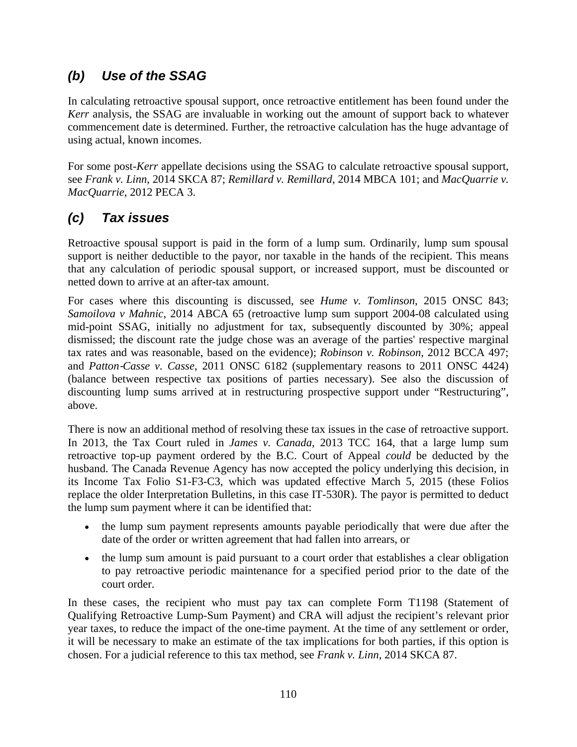### *(b) Use of the SSAG*

In calculating retroactive spousal support, once retroactive entitlement has been found under the *Kerr* analysis, the SSAG are invaluable in working out the amount of support back to whatever commencement date is determined. Further, the retroactive calculation has the huge advantage of using actual, known incomes.

For some post-*Kerr* appellate decisions using the SSAG to calculate retroactive spousal support, see *Frank v. Linn*, 2014 SKCA 87; *Remillard v. Remillard*, 2014 MBCA 101; and *MacQuarrie v. MacQuarrie*, 2012 PECA 3.

### *(c) Tax issues*

Retroactive spousal support is paid in the form of a lump sum. Ordinarily, lump sum spousal support is neither deductible to the payor, nor taxable in the hands of the recipient. This means that any calculation of periodic spousal support, or increased support, must be discounted or netted down to arrive at an after-tax amount.

For cases where this discounting is discussed, see *Hume v. Tomlinson*, 2015 ONSC 843; *Samoilova v Mahnic*, 2014 ABCA 65 (retroactive lump sum support 2004-08 calculated using mid-point SSAG, initially no adjustment for tax, subsequently discounted by 30%; appeal dismissed; the discount rate the judge chose was an average of the parties' respective marginal tax rates and was reasonable, based on the evidence); *Robinson v. Robinson*, 2012 BCCA 497; and *Patton-Casse v. Casse*, 2011 ONSC 6182 (supplementary reasons to 2011 ONSC 4424) (balance between respective tax positions of parties necessary). See also the discussion of discounting lump sums arrived at in restructuring prospective support under "Restructuring", above.

There is now an additional method of resolving these tax issues in the case of retroactive support. In 2013, the Tax Court ruled in *James v. Canada*, 2013 TCC 164, that a large lump sum retroactive top-up payment ordered by the B.C. Court of Appeal *could* be deducted by the husband. The Canada Revenue Agency has now accepted the policy underlying this decision, in its Income Tax Folio S1-F3-C3, which was updated effective March 5, 2015 (these Folios replace the older Interpretation Bulletins, in this case IT-530R). The payor is permitted to deduct the lump sum payment where it can be identified that:

- the lump sum payment represents amounts payable periodically that were due after the date of the order or written agreement that had fallen into arrears, or
- the lump sum amount is paid pursuant to a court order that establishes a clear obligation to pay retroactive periodic maintenance for a specified period prior to the date of the court order.

In these cases, the recipient who must pay tax can complete Form T1198 (Statement of Qualifying Retroactive Lump-Sum Payment) and CRA will adjust the recipient's relevant prior year taxes, to reduce the impact of the one-time payment. At the time of any settlement or order, it will be necessary to make an estimate of the tax implications for both parties, if this option is chosen. For a judicial reference to this tax method, see *Frank v. Linn*, 2014 SKCA 87.